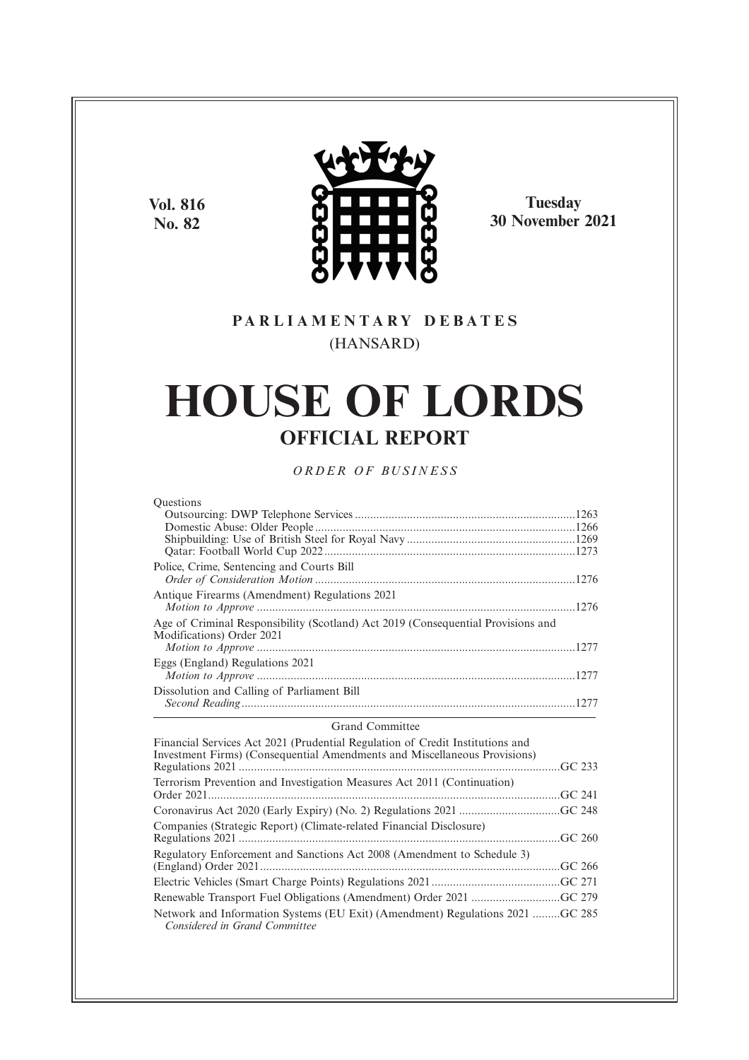**Vol. 816**
**No. 82**

**Tuesday**
**30 November 2021**

**PARLIAMENTARY DEBATES**

(HANSARD)

# HOUSE OF LORDS

## OFFICIAL REPORT

*ORDER OF BUSINESS*

Questions
- Outsourcing: DWP Telephone Services ....................1263
- Domestic Abuse: Older People ....................1266
- Shipbuilding: Use of British Steel for Royal Navy ....................1269
- Qatar: Football World Cup 2022 ....................1273

Police, Crime, Sentencing and Courts Bill
*Order of Consideration Motion* ....................1276

Antique Firearms (Amendment) Regulations 2021
*Motion to Approve* ....................1276

Age of Criminal Responsibility (Scotland) Act 2019 (Consequential Provisions and Modifications) Order 2021
*Motion to Approve* ....................1277

Eggs (England) Regulations 2021
*Motion to Approve* ....................1277

Dissolution and Calling of Parliament Bill
*Second Reading* ....................1277

---

Grand Committee

Financial Services Act 2021 (Prudential Regulation of Credit Institutions and Investment Firms) (Consequential Amendments and Miscellaneous Provisions) Regulations 2021 ....................GC 233

Terrorism Prevention and Investigation Measures Act 2011 (Continuation) Order 2021 ....................GC 241

Coronavirus Act 2020 (Early Expiry) (No. 2) Regulations 2021 ....................GC 248

Companies (Strategic Report) (Climate-related Financial Disclosure) Regulations 2021 ....................GC 260

Regulatory Enforcement and Sanctions Act 2008 (Amendment to Schedule 3) (England) Order 2021 ....................GC 266

Electric Vehicles (Smart Charge Points) Regulations 2021 ....................GC 271

Renewable Transport Fuel Obligations (Amendment) Order 2021 ....................GC 279

Network and Information Systems (EU Exit) (Amendment) Regulations 2021 ....................GC 285
*Considered in Grand Committee*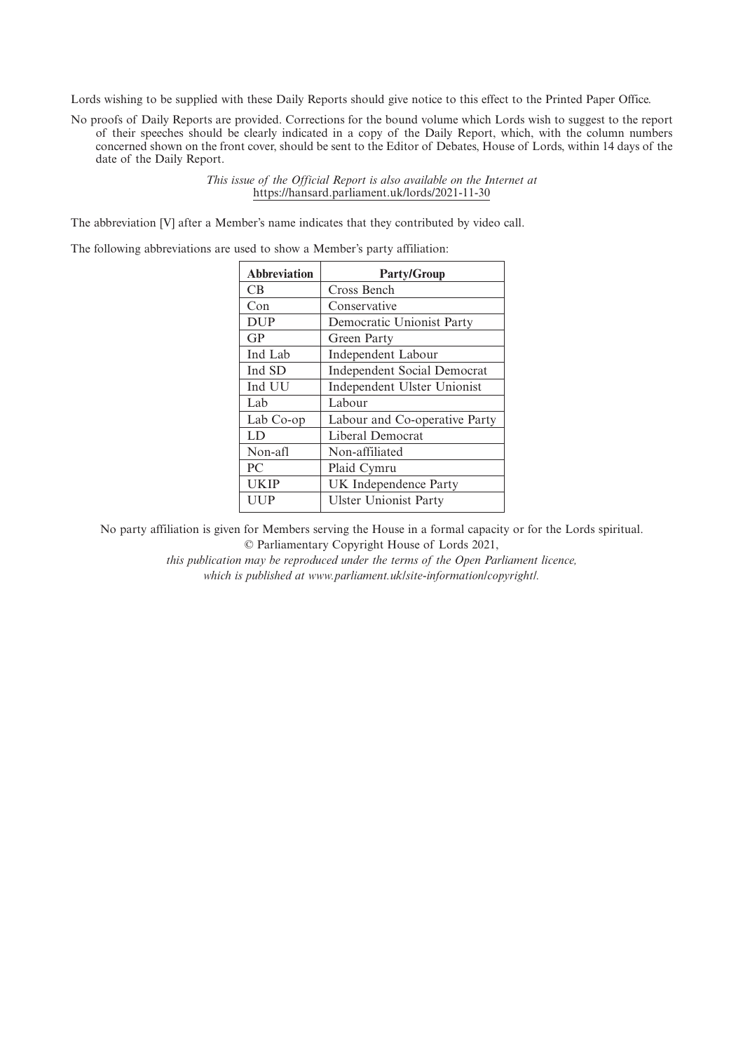Lords wishing to be supplied with these Daily Reports should give notice to this effect to the Printed Paper Office.

No proofs of Daily Reports are provided. Corrections for the bound volume which Lords wish to suggest to the report of their speeches should be clearly indicated in a copy of the Daily Report, which, with the column numbers concerned shown on the front cover, should be sent to the Editor of Debates, House of Lords, within 14 days of the date of the Daily Report.

*This issue of the Official Report is also available on the Internet at*
https://hansard.parliament.uk/lords/2021-11-30

The abbreviation [V] after a Member's name indicates that they contributed by video call.

The following abbreviations are used to show a Member's party affiliation:

| Abbreviation | Party/Group |
|---|---|
| CB | Cross Bench |
| Con | Conservative |
| DUP | Democratic Unionist Party |
| GP | Green Party |
| Ind Lab | Independent Labour |
| Ind SD | Independent Social Democrat |
| Ind UU | Independent Ulster Unionist |
| Lab | Labour |
| Lab Co-op | Labour and Co-operative Party |
| LD | Liberal Democrat |
| Non-afl | Non-affiliated |
| PC | Plaid Cymru |
| UKIP | UK Independence Party |
| UUP | Ulster Unionist Party |

No party affiliation is given for Members serving the House in a formal capacity or for the Lords spiritual.

© Parliamentary Copyright House of Lords 2021,

*this publication may be reproduced under the terms of the Open Parliament licence, which is published at www.parliament.uk/site-information/copyright/.*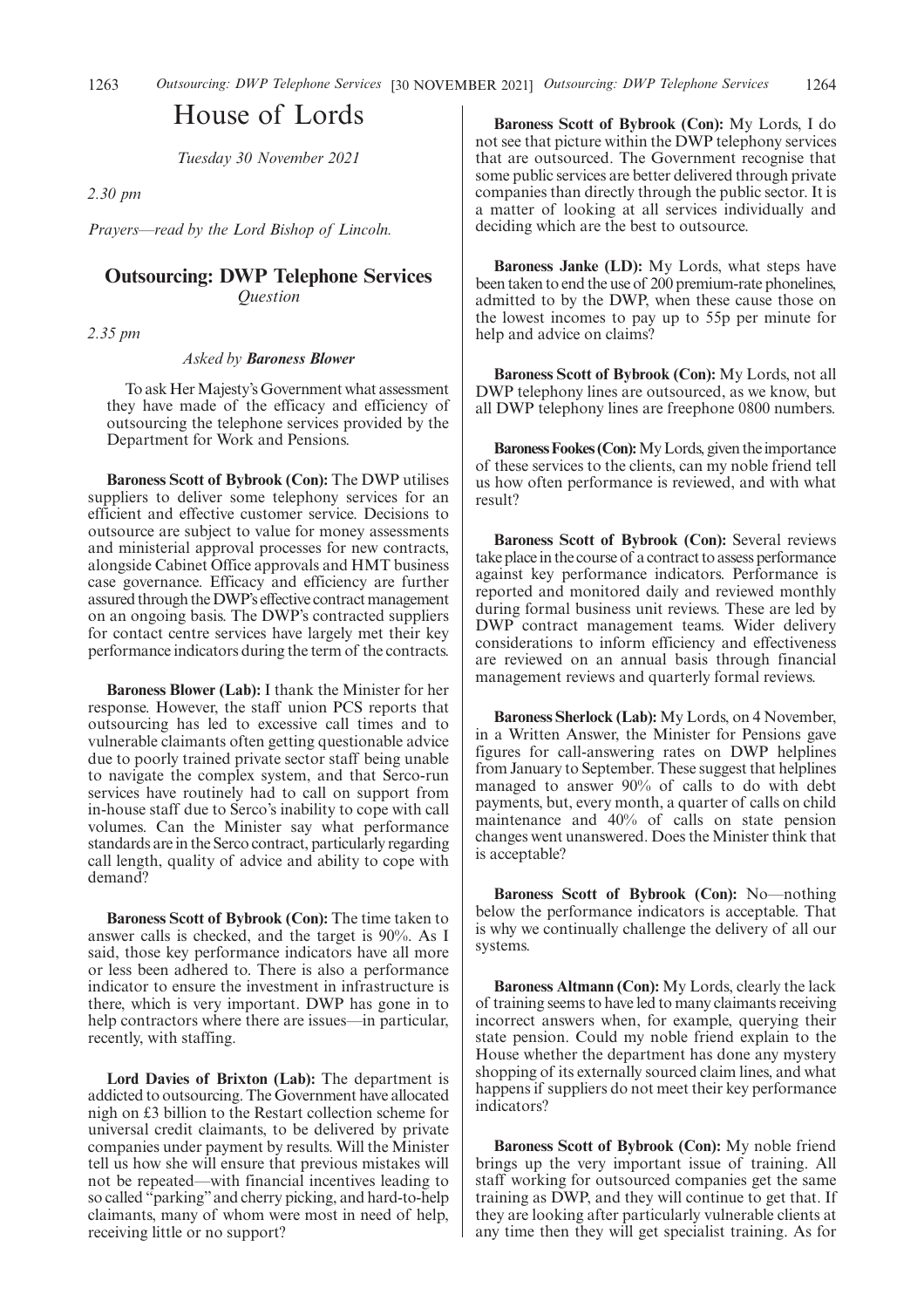# House of Lords

*Tuesday 30 November 2021*

*2.30 pm*

*Prayers—read by the Lord Bishop of Lincoln.*

## Outsourcing: DWP Telephone Services

*Question*

*2.35 pm*

*Asked by* ***Baroness Blower***

To ask Her Majesty's Government what assessment they have made of the efficacy and efficiency of outsourcing the telephone services provided by the Department for Work and Pensions.

**Baroness Scott of Bybrook (Con):** The DWP utilises suppliers to deliver some telephony services for an efficient and effective customer service. Decisions to outsource are subject to value for money assessments and ministerial approval processes for new contracts, alongside Cabinet Office approvals and HMT business case governance. Efficacy and efficiency are further assured through the DWP's effective contract management on an ongoing basis. The DWP's contracted suppliers for contact centre services have largely met their key performance indicators during the term of the contracts.

**Baroness Blower (Lab):** I thank the Minister for her response. However, the staff union PCS reports that outsourcing has led to excessive call times and to vulnerable claimants often getting questionable advice due to poorly trained private sector staff being unable to navigate the complex system, and that Serco-run services have routinely had to call on support from in-house staff due to Serco's inability to cope with call volumes. Can the Minister say what performance standards are in the Serco contract, particularly regarding call length, quality of advice and ability to cope with demand?

**Baroness Scott of Bybrook (Con):** The time taken to answer calls is checked, and the target is 90%. As I said, those key performance indicators have all more or less been adhered to. There is also a performance indicator to ensure the investment in infrastructure is there, which is very important. DWP has gone in to help contractors where there are issues—in particular, recently, with staffing.

**Lord Davies of Brixton (Lab):** The department is addicted to outsourcing. The Government have allocated nigh on £3 billion to the Restart collection scheme for universal credit claimants, to be delivered by private companies under payment by results. Will the Minister tell us how she will ensure that previous mistakes will not be repeated—with financial incentives leading to so called "parking" and cherry picking, and hard-to-help claimants, many of whom were most in need of help, receiving little or no support?

**Baroness Scott of Bybrook (Con):** My Lords, I do not see that picture within the DWP telephony services that are outsourced. The Government recognise that some public services are better delivered through private companies than directly through the public sector. It is a matter of looking at all services individually and deciding which are the best to outsource.

**Baroness Janke (LD):** My Lords, what steps have been taken to end the use of 200 premium-rate phonelines, admitted to by the DWP, when these cause those on the lowest incomes to pay up to 55p per minute for help and advice on claims?

**Baroness Scott of Bybrook (Con):** My Lords, not all DWP telephony lines are outsourced, as we know, but all DWP telephony lines are freephone 0800 numbers.

**Baroness Fookes (Con):** My Lords, given the importance of these services to the clients, can my noble friend tell us how often performance is reviewed, and with what result?

**Baroness Scott of Bybrook (Con):** Several reviews take place in the course of a contract to assess performance against key performance indicators. Performance is reported and monitored daily and reviewed monthly during formal business unit reviews. These are led by DWP contract management teams. Wider delivery considerations to inform efficiency and effectiveness are reviewed on an annual basis through financial management reviews and quarterly formal reviews.

**Baroness Sherlock (Lab):** My Lords, on 4 November, in a Written Answer, the Minister for Pensions gave figures for call-answering rates on DWP helplines from January to September. These suggest that helplines managed to answer 90% of calls to do with debt payments, but, every month, a quarter of calls on child maintenance and 40% of calls on state pension changes went unanswered. Does the Minister think that is acceptable?

**Baroness Scott of Bybrook (Con):** No—nothing below the performance indicators is acceptable. That is why we continually challenge the delivery of all our systems.

**Baroness Altmann (Con):** My Lords, clearly the lack of training seems to have led to many claimants receiving incorrect answers when, for example, querying their state pension. Could my noble friend explain to the House whether the department has done any mystery shopping of its externally sourced claim lines, and what happens if suppliers do not meet their key performance indicators?

**Baroness Scott of Bybrook (Con):** My noble friend brings up the very important issue of training. All staff working for outsourced companies get the same training as DWP, and they will continue to get that. If they are looking after particularly vulnerable clients at any time then they will get specialist training. As for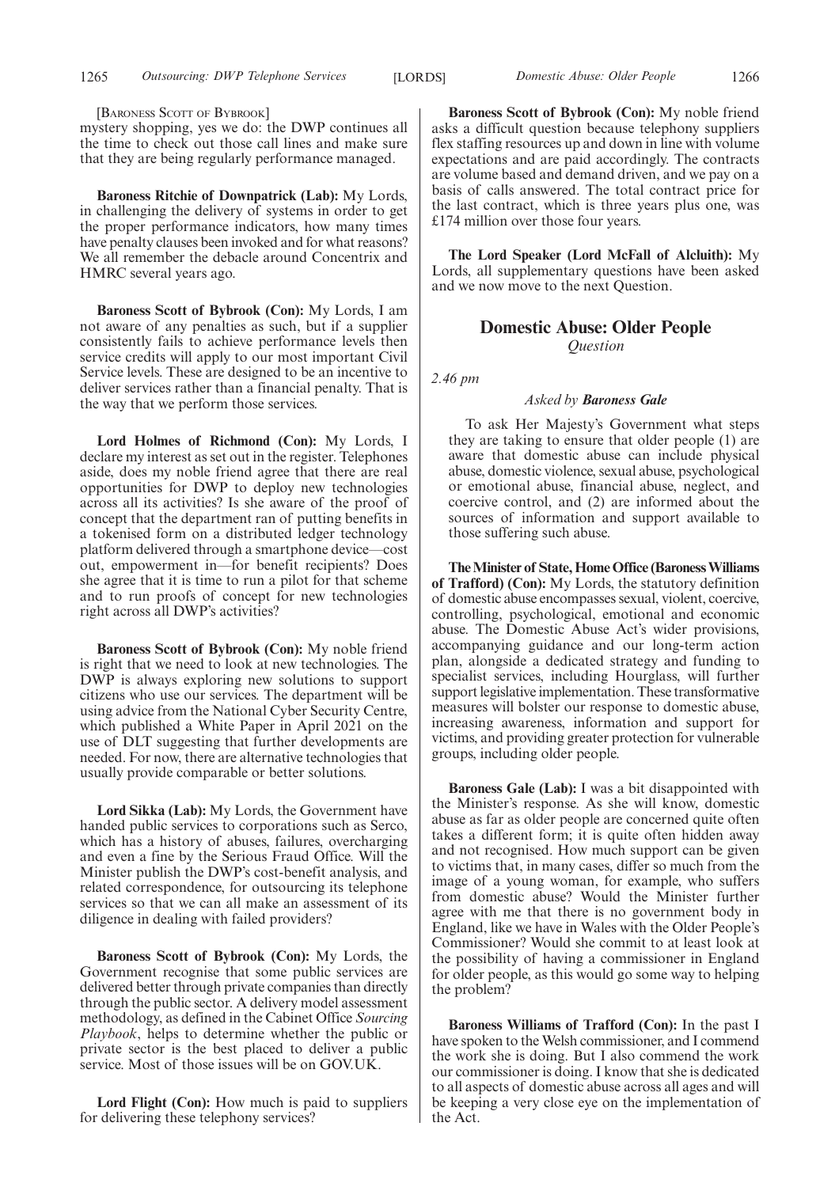[Baroness Scott of Bybrook]

mystery shopping, yes we do: the DWP continues all the time to check out those call lines and make sure that they are being regularly performance managed.

**Baroness Ritchie of Downpatrick (Lab):** My Lords, in challenging the delivery of systems in order to get the proper performance indicators, how many times have penalty clauses been invoked and for what reasons? We all remember the debacle around Concentrix and HMRC several years ago.

**Baroness Scott of Bybrook (Con):** My Lords, I am not aware of any penalties as such, but if a supplier consistently fails to achieve performance levels then service credits will apply to our most important Civil Service levels. These are designed to be an incentive to deliver services rather than a financial penalty. That is the way that we perform those services.

**Lord Holmes of Richmond (Con):** My Lords, I declare my interest as set out in the register. Telephones aside, does my noble friend agree that there are real opportunities for DWP to deploy new technologies across all its activities? Is she aware of the proof of concept that the department ran of putting benefits in a tokenised form on a distributed ledger technology platform delivered through a smartphone device—cost out, empowerment in—for benefit recipients? Does she agree that it is time to run a pilot for that scheme and to run proofs of concept for new technologies right across all DWP's activities?

**Baroness Scott of Bybrook (Con):** My noble friend is right that we need to look at new technologies. The DWP is always exploring new solutions to support citizens who use our services. The department will be using advice from the National Cyber Security Centre, which published a White Paper in April 2021 on the use of DLT suggesting that further developments are needed. For now, there are alternative technologies that usually provide comparable or better solutions.

**Lord Sikka (Lab):** My Lords, the Government have handed public services to corporations such as Serco, which has a history of abuses, failures, overcharging and even a fine by the Serious Fraud Office. Will the Minister publish the DWP's cost-benefit analysis, and related correspondence, for outsourcing its telephone services so that we can all make an assessment of its diligence in dealing with failed providers?

**Baroness Scott of Bybrook (Con):** My Lords, the Government recognise that some public services are delivered better through private companies than directly through the public sector. A delivery model assessment methodology, as defined in the Cabinet Office *Sourcing Playbook*, helps to determine whether the public or private sector is the best placed to deliver a public service. Most of those issues will be on GOV.UK.

**Lord Flight (Con):** How much is paid to suppliers for delivering these telephony services?

**Baroness Scott of Bybrook (Con):** My noble friend asks a difficult question because telephony suppliers flex staffing resources up and down in line with volume expectations and are paid accordingly. The contracts are volume based and demand driven, and we pay on a basis of calls answered. The total contract price for the last contract, which is three years plus one, was £174 million over those four years.

**The Lord Speaker (Lord McFall of Alcluith):** My Lords, all supplementary questions have been asked and we now move to the next Question.

## Domestic Abuse: Older People

*Question*

*2.46 pm*

*Asked by* ***Baroness Gale***

To ask Her Majesty's Government what steps they are taking to ensure that older people (1) are aware that domestic abuse can include physical abuse, domestic violence, sexual abuse, psychological or emotional abuse, financial abuse, neglect, and coercive control, and (2) are informed about the sources of information and support available to those suffering such abuse.

**The Minister of State, Home Office (Baroness Williams of Trafford) (Con):** My Lords, the statutory definition of domestic abuse encompasses sexual, violent, coercive, controlling, psychological, emotional and economic abuse. The Domestic Abuse Act's wider provisions, accompanying guidance and our long-term action plan, alongside a dedicated strategy and funding to specialist services, including Hourglass, will further support legislative implementation. These transformative measures will bolster our response to domestic abuse, increasing awareness, information and support for victims, and providing greater protection for vulnerable groups, including older people.

**Baroness Gale (Lab):** I was a bit disappointed with the Minister's response. As she will know, domestic abuse as far as older people are concerned quite often takes a different form; it is quite often hidden away and not recognised. How much support can be given to victims that, in many cases, differ so much from the image of a young woman, for example, who suffers from domestic abuse? Would the Minister further agree with me that there is no government body in England, like we have in Wales with the Older People's Commissioner? Would she commit to at least look at the possibility of having a commissioner in England for older people, as this would go some way to helping the problem?

**Baroness Williams of Trafford (Con):** In the past I have spoken to the Welsh commissioner, and I commend the work she is doing. But I also commend the work our commissioner is doing. I know that she is dedicated to all aspects of domestic abuse across all ages and will be keeping a very close eye on the implementation of the Act.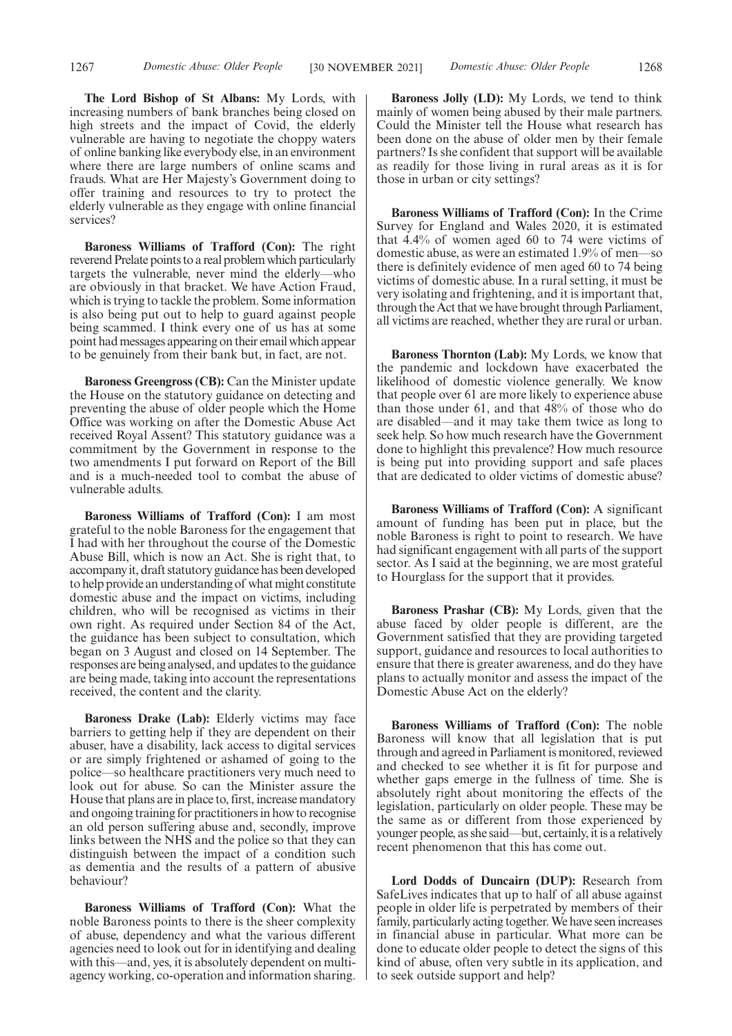**The Lord Bishop of St Albans:** My Lords, with increasing numbers of bank branches being closed on high streets and the impact of Covid, the elderly vulnerable are having to negotiate the choppy waters of online banking like everybody else, in an environment where there are large numbers of online scams and frauds. What are Her Majesty's Government doing to offer training and resources to try to protect the elderly vulnerable as they engage with online financial services?

**Baroness Williams of Trafford (Con):** The right reverend Prelate points to a real problem which particularly targets the vulnerable, never mind the elderly—who are obviously in that bracket. We have Action Fraud, which is trying to tackle the problem. Some information is also being put out to help to guard against people being scammed. I think every one of us has at some point had messages appearing on their email which appear to be genuinely from their bank but, in fact, are not.

**Baroness Greengross (CB):** Can the Minister update the House on the statutory guidance on detecting and preventing the abuse of older people which the Home Office was working on after the Domestic Abuse Act received Royal Assent? This statutory guidance was a commitment by the Government in response to the two amendments I put forward on Report of the Bill and is a much-needed tool to combat the abuse of vulnerable adults.

**Baroness Williams of Trafford (Con):** I am most grateful to the noble Baroness for the engagement that I had with her throughout the course of the Domestic Abuse Bill, which is now an Act. She is right that, to accompany it, draft statutory guidance has been developed to help provide an understanding of what might constitute domestic abuse and the impact on victims, including children, who will be recognised as victims in their own right. As required under Section 84 of the Act, the guidance has been subject to consultation, which began on 3 August and closed on 14 September. The responses are being analysed, and updates to the guidance are being made, taking into account the representations received, the content and the clarity.

**Baroness Drake (Lab):** Elderly victims may face barriers to getting help if they are dependent on their abuser, have a disability, lack access to digital services or are simply frightened or ashamed of going to the police—so healthcare practitioners very much need to look out for abuse. So can the Minister assure the House that plans are in place to, first, increase mandatory and ongoing training for practitioners in how to recognise an old person suffering abuse and, secondly, improve links between the NHS and the police so that they can distinguish between the impact of a condition such as dementia and the results of a pattern of abusive behaviour?

**Baroness Williams of Trafford (Con):** What the noble Baroness points to there is the sheer complexity of abuse, dependency and what the various different agencies need to look out for in identifying and dealing with this—and, yes, it is absolutely dependent on multi-agency working, co-operation and information sharing.

**Baroness Jolly (LD):** My Lords, we tend to think mainly of women being abused by their male partners. Could the Minister tell the House what research has been done on the abuse of older men by their female partners? Is she confident that support will be available as readily for those living in rural areas as it is for those in urban or city settings?

**Baroness Williams of Trafford (Con):** In the Crime Survey for England and Wales 2020, it is estimated that 4.4% of women aged 60 to 74 were victims of domestic abuse, as were an estimated 1.9% of men—so there is definitely evidence of men aged 60 to 74 being victims of domestic abuse. In a rural setting, it must be very isolating and frightening, and it is important that, through the Act that we have brought through Parliament, all victims are reached, whether they are rural or urban.

**Baroness Thornton (Lab):** My Lords, we know that the pandemic and lockdown have exacerbated the likelihood of domestic violence generally. We know that people over 61 are more likely to experience abuse than those under 61, and that 48% of those who do are disabled—and it may take them twice as long to seek help. So how much research have the Government done to highlight this prevalence? How much resource is being put into providing support and safe places that are dedicated to older victims of domestic abuse?

**Baroness Williams of Trafford (Con):** A significant amount of funding has been put in place, but the noble Baroness is right to point to research. We have had significant engagement with all parts of the support sector. As I said at the beginning, we are most grateful to Hourglass for the support that it provides.

**Baroness Prashar (CB):** My Lords, given that the abuse faced by older people is different, are the Government satisfied that they are providing targeted support, guidance and resources to local authorities to ensure that there is greater awareness, and do they have plans to actually monitor and assess the impact of the Domestic Abuse Act on the elderly?

**Baroness Williams of Trafford (Con):** The noble Baroness will know that all legislation that is put through and agreed in Parliament is monitored, reviewed and checked to see whether it is fit for purpose and whether gaps emerge in the fullness of time. She is absolutely right about monitoring the effects of the legislation, particularly on older people. These may be the same as or different from those experienced by younger people, as she said—but, certainly, it is a relatively recent phenomenon that this has come out.

**Lord Dodds of Duncairn (DUP):** Research from SafeLives indicates that up to half of all abuse against people in older life is perpetrated by members of their family, particularly acting together. We have seen increases in financial abuse in particular. What more can be done to educate older people to detect the signs of this kind of abuse, often very subtle in its application, and to seek outside support and help?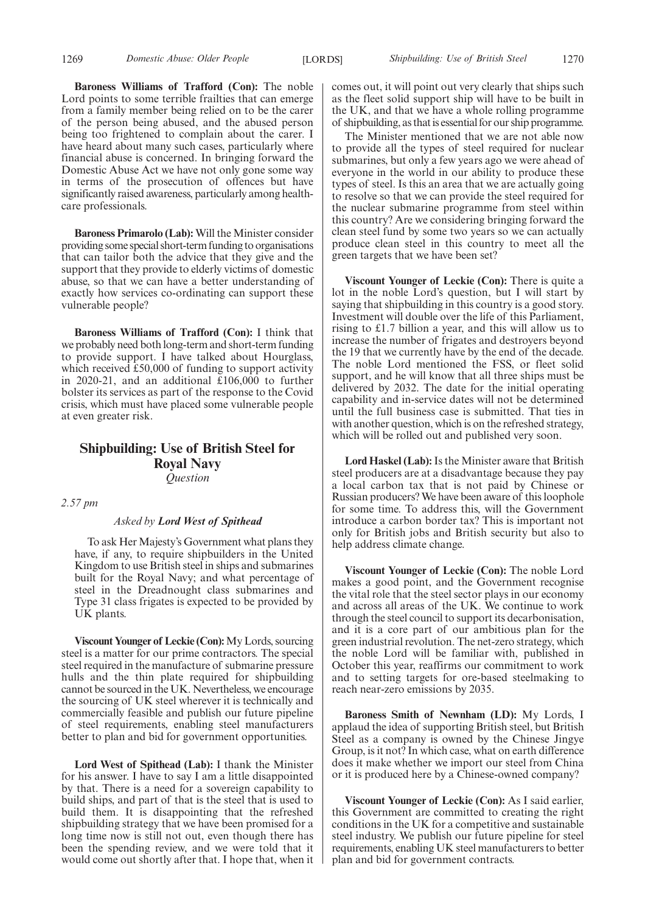**Baroness Williams of Trafford (Con):** The noble Lord points to some terrible frailties that can emerge from a family member being relied on to be the carer of the person being abused, and the abused person being too frightened to complain about the carer. I have heard about many such cases, particularly where financial abuse is concerned. In bringing forward the Domestic Abuse Act we have not only gone some way in terms of the prosecution of offences but have significantly raised awareness, particularly among healthcare professionals.

**Baroness Primarolo (Lab):** Will the Minister consider providing some special short-term funding to organisations that can tailor both the advice that they give and the support that they provide to elderly victims of domestic abuse, so that we can have a better understanding of exactly how services co-ordinating can support these vulnerable people?

**Baroness Williams of Trafford (Con):** I think that we probably need both long-term and short-term funding to provide support. I have talked about Hourglass, which received £50,000 of funding to support activity in 2020-21, and an additional £106,000 to further bolster its services as part of the response to the Covid crisis, which must have placed some vulnerable people at even greater risk.

## Shipbuilding: Use of British Steel for Royal Navy

*Question*

*2.57 pm*

*Asked by* ***Lord West of Spithead***

To ask Her Majesty's Government what plans they have, if any, to require shipbuilders in the United Kingdom to use British steel in ships and submarines built for the Royal Navy; and what percentage of steel in the Dreadnought class submarines and Type 31 class frigates is expected to be provided by UK plants.

**Viscount Younger of Leckie (Con):** My Lords, sourcing steel is a matter for our prime contractors. The special steel required in the manufacture of submarine pressure hulls and the thin plate required for shipbuilding cannot be sourced in the UK. Nevertheless, we encourage the sourcing of UK steel wherever it is technically and commercially feasible and publish our future pipeline of steel requirements, enabling steel manufacturers better to plan and bid for government opportunities.

**Lord West of Spithead (Lab):** I thank the Minister for his answer. I have to say I am a little disappointed by that. There is a need for a sovereign capability to build ships, and part of that is the steel that is used to build them. It is disappointing that the refreshed shipbuilding strategy that we have been promised for a long time now is still not out, even though there has been the spending review, and we were told that it would come out shortly after that. I hope that, when it comes out, it will point out very clearly that ships such as the fleet solid support ship will have to be built in the UK, and that we have a whole rolling programme of shipbuilding, as that is essential for our ship programme.

The Minister mentioned that we are not able now to provide all the types of steel required for nuclear submarines, but only a few years ago we were ahead of everyone in the world in our ability to produce these types of steel. Is this an area that we are actually going to resolve so that we can provide the steel required for the nuclear submarine programme from steel within this country? Are we considering bringing forward the clean steel fund by some two years so we can actually produce clean steel in this country to meet all the green targets that we have been set?

**Viscount Younger of Leckie (Con):** There is quite a lot in the noble Lord's question, but I will start by saying that shipbuilding in this country is a good story. Investment will double over the life of this Parliament, rising to £1.7 billion a year, and this will allow us to increase the number of frigates and destroyers beyond the 19 that we currently have by the end of the decade. The noble Lord mentioned the FSS, or fleet solid support, and he will know that all three ships must be delivered by 2032. The date for the initial operating capability and in-service dates will not be determined until the full business case is submitted. That ties in with another question, which is on the refreshed strategy, which will be rolled out and published very soon.

**Lord Haskel (Lab):** Is the Minister aware that British steel producers are at a disadvantage because they pay a local carbon tax that is not paid by Chinese or Russian producers? We have been aware of this loophole for some time. To address this, will the Government introduce a carbon border tax? This is important not only for British jobs and British security but also to help address climate change.

**Viscount Younger of Leckie (Con):** The noble Lord makes a good point, and the Government recognise the vital role that the steel sector plays in our economy and across all areas of the UK. We continue to work through the steel council to support its decarbonisation, and it is a core part of our ambitious plan for the green industrial revolution. The net-zero strategy, which the noble Lord will be familiar with, published in October this year, reaffirms our commitment to work and to setting targets for ore-based steelmaking to reach near-zero emissions by 2035.

**Baroness Smith of Newnham (LD):** My Lords, I applaud the idea of supporting British steel, but British Steel as a company is owned by the Chinese Jingye Group, is it not? In which case, what on earth difference does it make whether we import our steel from China or it is produced here by a Chinese-owned company?

**Viscount Younger of Leckie (Con):** As I said earlier, this Government are committed to creating the right conditions in the UK for a competitive and sustainable steel industry. We publish our future pipeline for steel requirements, enabling UK steel manufacturers to better plan and bid for government contracts.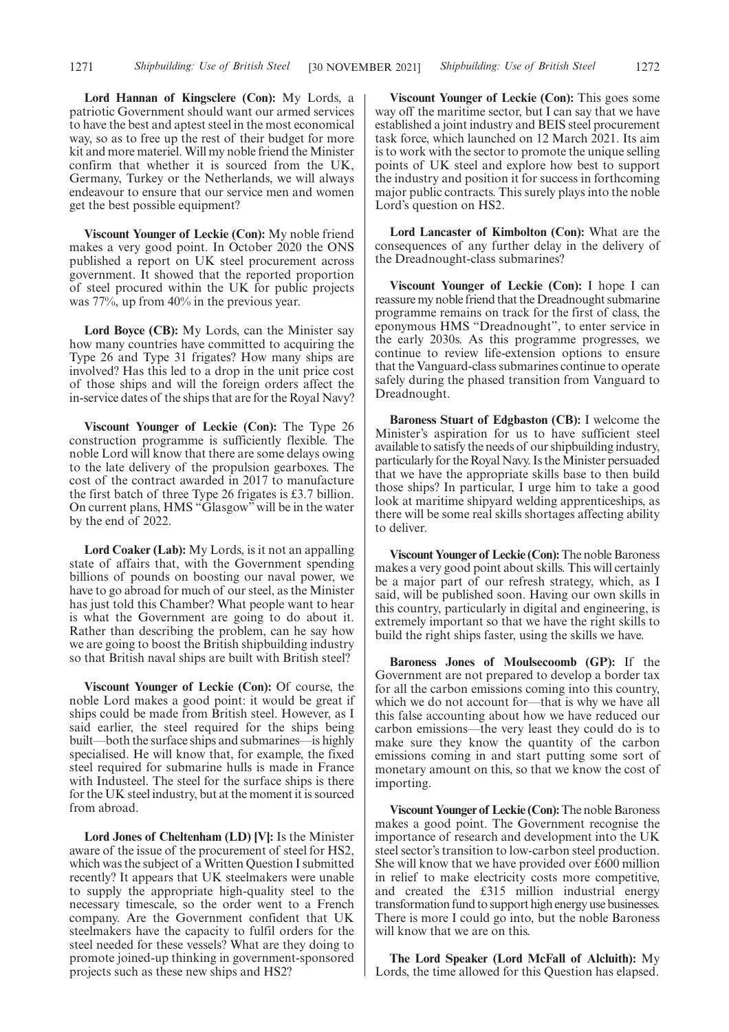**Lord Hannan of Kingsclere (Con):** My Lords, a patriotic Government should want our armed services to have the best and aptest steel in the most economical way, so as to free up the rest of their budget for more kit and more materiel. Will my noble friend the Minister confirm that whether it is sourced from the UK, Germany, Turkey or the Netherlands, we will always endeavour to ensure that our service men and women get the best possible equipment?

**Viscount Younger of Leckie (Con):** My noble friend makes a very good point. In October 2020 the ONS published a report on UK steel procurement across government. It showed that the reported proportion of steel procured within the UK for public projects was 77%, up from 40% in the previous year.

**Lord Boyce (CB):** My Lords, can the Minister say how many countries have committed to acquiring the Type 26 and Type 31 frigates? How many ships are involved? Has this led to a drop in the unit price cost of those ships and will the foreign orders affect the in-service dates of the ships that are for the Royal Navy?

**Viscount Younger of Leckie (Con):** The Type 26 construction programme is sufficiently flexible. The noble Lord will know that there are some delays owing to the late delivery of the propulsion gearboxes. The cost of the contract awarded in 2017 to manufacture the first batch of three Type 26 frigates is £3.7 billion. On current plans, HMS "Glasgow" will be in the water by the end of 2022.

**Lord Coaker (Lab):** My Lords, is it not an appalling state of affairs that, with the Government spending billions of pounds on boosting our naval power, we have to go abroad for much of our steel, as the Minister has just told this Chamber? What people want to hear is what the Government are going to do about it. Rather than describing the problem, can he say how we are going to boost the British shipbuilding industry so that British naval ships are built with British steel?

**Viscount Younger of Leckie (Con):** Of course, the noble Lord makes a good point: it would be great if ships could be made from British steel. However, as I said earlier, the steel required for the ships being built—both the surface ships and submarines—is highly specialised. He will know that, for example, the fixed steel required for submarine hulls is made in France with Industeel. The steel for the surface ships is there for the UK steel industry, but at the moment it is sourced from abroad.

**Lord Jones of Cheltenham (LD) [V]:** Is the Minister aware of the issue of the procurement of steel for HS2, which was the subject of a Written Question I submitted recently? It appears that UK steelmakers were unable to supply the appropriate high-quality steel to the necessary timescale, so the order went to a French company. Are the Government confident that UK steelmakers have the capacity to fulfil orders for the steel needed for these vessels? What are they doing to promote joined-up thinking in government-sponsored projects such as these new ships and HS2?

**Viscount Younger of Leckie (Con):** This goes some way off the maritime sector, but I can say that we have established a joint industry and BEIS steel procurement task force, which launched on 12 March 2021. Its aim is to work with the sector to promote the unique selling points of UK steel and explore how best to support the industry and position it for success in forthcoming major public contracts. This surely plays into the noble Lord's question on HS2.

**Lord Lancaster of Kimbolton (Con):** What are the consequences of any further delay in the delivery of the Dreadnought-class submarines?

**Viscount Younger of Leckie (Con):** I hope I can reassure my noble friend that the Dreadnought submarine programme remains on track for the first of class, the eponymous HMS "Dreadnought", to enter service in the early 2030s. As this programme progresses, we continue to review life-extension options to ensure that the Vanguard-class submarines continue to operate safely during the phased transition from Vanguard to Dreadnought.

**Baroness Stuart of Edgbaston (CB):** I welcome the Minister's aspiration for us to have sufficient steel available to satisfy the needs of our shipbuilding industry, particularly for the Royal Navy. Is the Minister persuaded that we have the appropriate skills base to then build those ships? In particular, I urge him to take a good look at maritime shipyard welding apprenticeships, as there will be some real skills shortages affecting ability to deliver.

**Viscount Younger of Leckie (Con):** The noble Baroness makes a very good point about skills. This will certainly be a major part of our refresh strategy, which, as I said, will be published soon. Having our own skills in this country, particularly in digital and engineering, is extremely important so that we have the right skills to build the right ships faster, using the skills we have.

**Baroness Jones of Moulsecoomb (GP):** If the Government are not prepared to develop a border tax for all the carbon emissions coming into this country, which we do not account for—that is why we have all this false accounting about how we have reduced our carbon emissions—the very least they could do is to make sure they know the quantity of the carbon emissions coming in and start putting some sort of monetary amount on this, so that we know the cost of importing.

**Viscount Younger of Leckie (Con):** The noble Baroness makes a good point. The Government recognise the importance of research and development into the UK steel sector's transition to low-carbon steel production. She will know that we have provided over £600 million in relief to make electricity costs more competitive, and created the £315 million industrial energy transformation fund to support high energy use businesses. There is more I could go into, but the noble Baroness will know that we are on this.

**The Lord Speaker (Lord McFall of Alcluith):** My Lords, the time allowed for this Question has elapsed.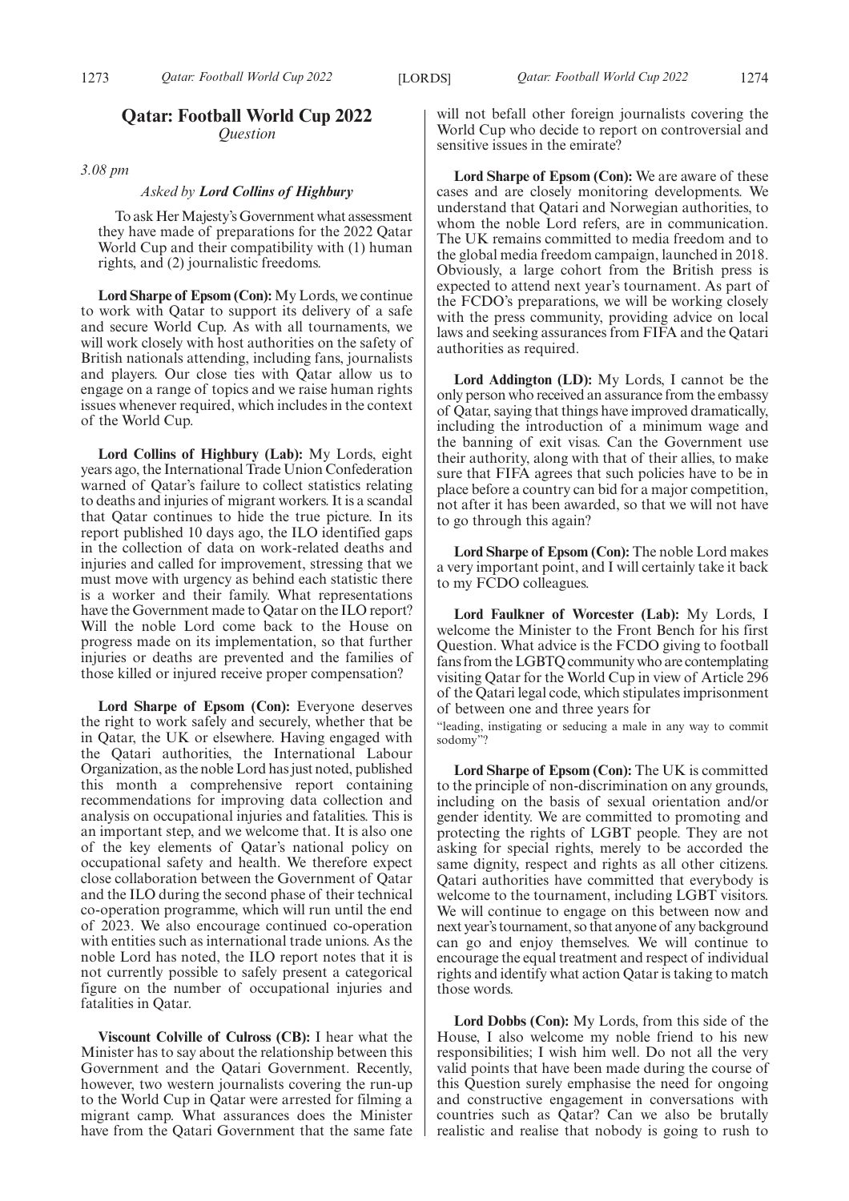## Qatar: Football World Cup 2022

*Question*

*3.08 pm*

*Asked by **Lord Collins of Highbury***

To ask Her Majesty's Government what assessment they have made of preparations for the 2022 Qatar World Cup and their compatibility with (1) human rights, and (2) journalistic freedoms.

**Lord Sharpe of Epsom (Con):** My Lords, we continue to work with Qatar to support its delivery of a safe and secure World Cup. As with all tournaments, we will work closely with host authorities on the safety of British nationals attending, including fans, journalists and players. Our close ties with Qatar allow us to engage on a range of topics and we raise human rights issues whenever required, which includes in the context of the World Cup.

**Lord Collins of Highbury (Lab):** My Lords, eight years ago, the International Trade Union Confederation warned of Qatar's failure to collect statistics relating to deaths and injuries of migrant workers. It is a scandal that Qatar continues to hide the true picture. In its report published 10 days ago, the ILO identified gaps in the collection of data on work-related deaths and injuries and called for improvement, stressing that we must move with urgency as behind each statistic there is a worker and their family. What representations have the Government made to Qatar on the ILO report? Will the noble Lord come back to the House on progress made on its implementation, so that further injuries or deaths are prevented and the families of those killed or injured receive proper compensation?

**Lord Sharpe of Epsom (Con):** Everyone deserves the right to work safely and securely, whether that be in Qatar, the UK or elsewhere. Having engaged with the Qatari authorities, the International Labour Organization, as the noble Lord has just noted, published this month a comprehensive report containing recommendations for improving data collection and analysis on occupational injuries and fatalities. This is an important step, and we welcome that. It is also one of the key elements of Qatar's national policy on occupational safety and health. We therefore expect close collaboration between the Government of Qatar and the ILO during the second phase of their technical co-operation programme, which will run until the end of 2023. We also encourage continued co-operation with entities such as international trade unions. As the noble Lord has noted, the ILO report notes that it is not currently possible to safely present a categorical figure on the number of occupational injuries and fatalities in Qatar.

**Viscount Colville of Culross (CB):** I hear what the Minister has to say about the relationship between this Government and the Qatari Government. Recently, however, two western journalists covering the run-up to the World Cup in Qatar were arrested for filming a migrant camp. What assurances does the Minister have from the Qatari Government that the same fate will not befall other foreign journalists covering the World Cup who decide to report on controversial and sensitive issues in the emirate?

**Lord Sharpe of Epsom (Con):** We are aware of these cases and are closely monitoring developments. We understand that Qatari and Norwegian authorities, to whom the noble Lord refers, are in communication. The UK remains committed to media freedom and to the global media freedom campaign, launched in 2018. Obviously, a large cohort from the British press is expected to attend next year's tournament. As part of the FCDO's preparations, we will be working closely with the press community, providing advice on local laws and seeking assurances from FIFA and the Qatari authorities as required.

**Lord Addington (LD):** My Lords, I cannot be the only person who received an assurance from the embassy of Qatar, saying that things have improved dramatically, including the introduction of a minimum wage and the banning of exit visas. Can the Government use their authority, along with that of their allies, to make sure that FIFA agrees that such policies have to be in place before a country can bid for a major competition, not after it has been awarded, so that we will not have to go through this again?

**Lord Sharpe of Epsom (Con):** The noble Lord makes a very important point, and I will certainly take it back to my FCDO colleagues.

**Lord Faulkner of Worcester (Lab):** My Lords, I welcome the Minister to the Front Bench for his first Question. What advice is the FCDO giving to football fans from the LGBTQ community who are contemplating visiting Qatar for the World Cup in view of Article 296 of the Qatari legal code, which stipulates imprisonment of between one and three years for

"leading, instigating or seducing a male in any way to commit sodomy"?

**Lord Sharpe of Epsom (Con):** The UK is committed to the principle of non-discrimination on any grounds, including on the basis of sexual orientation and/or gender identity. We are committed to promoting and protecting the rights of LGBT people. They are not asking for special rights, merely to be accorded the same dignity, respect and rights as all other citizens. Qatari authorities have committed that everybody is welcome to the tournament, including LGBT visitors. We will continue to engage on this between now and next year's tournament, so that anyone of any background can go and enjoy themselves. We will continue to encourage the equal treatment and respect of individual rights and identify what action Qatar is taking to match those words.

**Lord Dobbs (Con):** My Lords, from this side of the House, I also welcome my noble friend to his new responsibilities; I wish him well. Do not all the very valid points that have been made during the course of this Question surely emphasise the need for ongoing and constructive engagement in conversations with countries such as Qatar? Can we also be brutally realistic and realise that nobody is going to rush to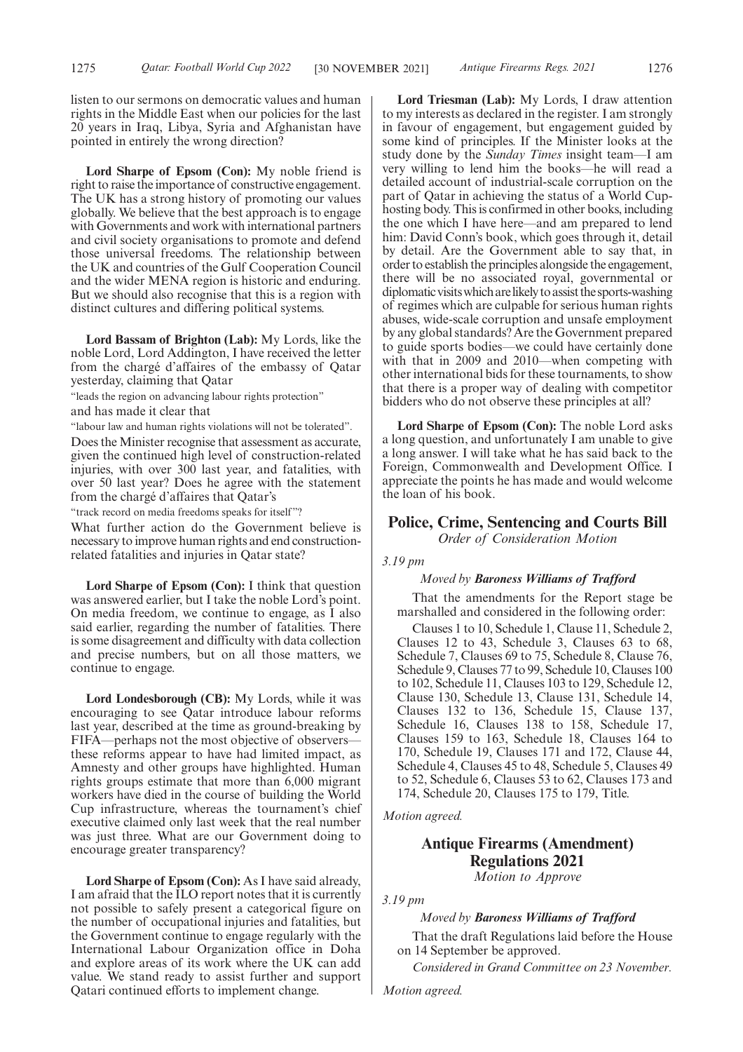listen to our sermons on democratic values and human rights in the Middle East when our policies for the last 20 years in Iraq, Libya, Syria and Afghanistan have pointed in entirely the wrong direction?

**Lord Sharpe of Epsom (Con):** My noble friend is right to raise the importance of constructive engagement. The UK has a strong history of promoting our values globally. We believe that the best approach is to engage with Governments and work with international partners and civil society organisations to promote and defend those universal freedoms. The relationship between the UK and countries of the Gulf Cooperation Council and the wider MENA region is historic and enduring. But we should also recognise that this is a region with distinct cultures and differing political systems.

**Lord Bassam of Brighton (Lab):** My Lords, like the noble Lord, Lord Addington, I have received the letter from the chargé d'affaires of the embassy of Qatar yesterday, claiming that Qatar

"leads the region on advancing labour rights protection"

and has made it clear that

"labour law and human rights violations will not be tolerated".

Does the Minister recognise that assessment as accurate, given the continued high level of construction-related injuries, with over 300 last year, and fatalities, with over 50 last year? Does he agree with the statement from the chargé d'affaires that Qatar's

"track record on media freedoms speaks for itself"?

What further action do the Government believe is necessary to improve human rights and end construction-related fatalities and injuries in Qatar state?

**Lord Sharpe of Epsom (Con):** I think that question was answered earlier, but I take the noble Lord's point. On media freedom, we continue to engage, as I also said earlier, regarding the number of fatalities. There is some disagreement and difficulty with data collection and precise numbers, but on all those matters, we continue to engage.

**Lord Londesborough (CB):** My Lords, while it was encouraging to see Qatar introduce labour reforms last year, described at the time as ground-breaking by FIFA—perhaps not the most objective of observers—these reforms appear to have had limited impact, as Amnesty and other groups have highlighted. Human rights groups estimate that more than 6,000 migrant workers have died in the course of building the World Cup infrastructure, whereas the tournament's chief executive claimed only last week that the real number was just three. What are our Government doing to encourage greater transparency?

**Lord Sharpe of Epsom (Con):** As I have said already, I am afraid that the ILO report notes that it is currently not possible to safely present a categorical figure on the number of occupational injuries and fatalities, but the Government continue to engage regularly with the International Labour Organization office in Doha and explore areas of its work where the UK can add value. We stand ready to assist further and support Qatari continued efforts to implement change.

**Lord Triesman (Lab):** My Lords, I draw attention to my interests as declared in the register. I am strongly in favour of engagement, but engagement guided by some kind of principles. If the Minister looks at the study done by the *Sunday Times* insight team—I am very willing to lend him the books—he will read a detailed account of industrial-scale corruption on the part of Qatar in achieving the status of a World Cup-hosting body. This is confirmed in other books, including the one which I have here—and am prepared to lend him: David Conn's book, which goes through it, detail by detail. Are the Government able to say that, in order to establish the principles alongside the engagement, there will be no associated royal, governmental or diplomatic visits which are likely to assist the sports-washing of regimes which are culpable for serious human rights abuses, wide-scale corruption and unsafe employment by any global standards? Are the Government prepared to guide sports bodies—we could have certainly done with that in 2009 and 2010—when competing with other international bids for these tournaments, to show that there is a proper way of dealing with competitor bidders who do not observe these principles at all?

**Lord Sharpe of Epsom (Con):** The noble Lord asks a long question, and unfortunately I am unable to give a long answer. I will take what he has said back to the Foreign, Commonwealth and Development Office. I appreciate the points he has made and would welcome the loan of his book.

## Police, Crime, Sentencing and Courts Bill

*Order of Consideration Motion*

*3.19 pm*

*Moved by* ***Baroness Williams of Trafford***

That the amendments for the Report stage be marshalled and considered in the following order:

Clauses 1 to 10, Schedule 1, Clause 11, Schedule 2, Clauses 12 to 43, Schedule 3, Clauses 63 to 68, Schedule 7, Clauses 69 to 75, Schedule 8, Clause 76, Schedule 9, Clauses 77 to 99, Schedule 10, Clauses 100 to 102, Schedule 11, Clauses 103 to 129, Schedule 12, Clause 130, Schedule 13, Clause 131, Schedule 14, Clauses 132 to 136, Schedule 15, Clause 137, Schedule 16, Clauses 138 to 158, Schedule 17, Clauses 159 to 163, Schedule 18, Clauses 164 to 170, Schedule 19, Clauses 171 and 172, Clause 44, Schedule 4, Clauses 45 to 48, Schedule 5, Clauses 49 to 52, Schedule 6, Clauses 53 to 62, Clauses 173 and 174, Schedule 20, Clauses 175 to 179, Title.

*Motion agreed.*

## Antique Firearms (Amendment) Regulations 2021

*Motion to Approve*

*3.19 pm*

*Moved by* ***Baroness Williams of Trafford***

That the draft Regulations laid before the House on 14 September be approved.

*Considered in Grand Committee on 23 November.*

*Motion agreed.*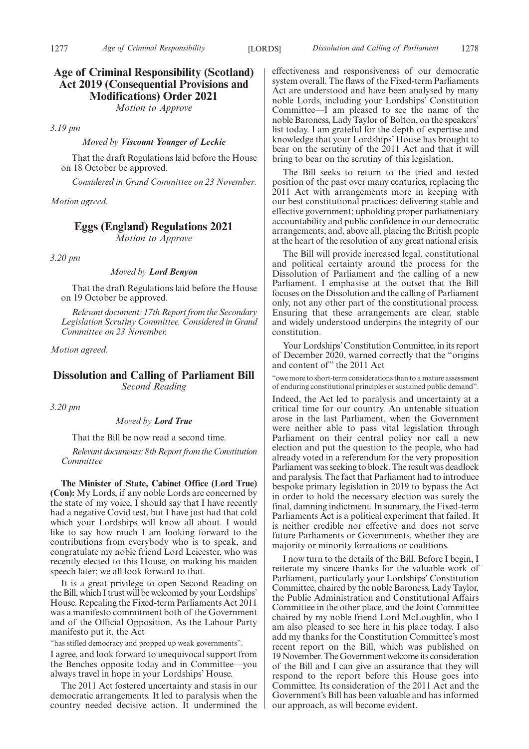## Age of Criminal Responsibility (Scotland) Act 2019 (Consequential Provisions and Modifications) Order 2021

*Motion to Approve*

*3.19 pm*

*Moved by* ***Viscount Younger of Leckie***

That the draft Regulations laid before the House on 18 October be approved.

*Considered in Grand Committee on 23 November.*

*Motion agreed.*

## Eggs (England) Regulations 2021

*Motion to Approve*

*3.20 pm*

*Moved by* ***Lord Benyon***

That the draft Regulations laid before the House on 19 October be approved.

*Relevant document: 17th Report from the Secondary Legislation Scrutiny Committee. Considered in Grand Committee on 23 November.*

*Motion agreed.*

## Dissolution and Calling of Parliament Bill

*Second Reading*

*3.20 pm*

*Moved by* ***Lord True***

That the Bill be now read a second time.

*Relevant documents: 8th Report from the Constitution Committee*

**The Minister of State, Cabinet Office (Lord True) (Con):** My Lords, if any noble Lords are concerned by the state of my voice, I should say that I have recently had a negative Covid test, but I have just had that cold which your Lordships will know all about. I would like to say how much I am looking forward to the contributions from everybody who is to speak, and congratulate my noble friend Lord Leicester, who was recently elected to this House, on making his maiden speech later; we all look forward to that.

It is a great privilege to open Second Reading on the Bill, which I trust will be welcomed by your Lordships' House. Repealing the Fixed-term Parliaments Act 2011 was a manifesto commitment both of the Government and of the Official Opposition. As the Labour Party manifesto put it, the Act

"has stifled democracy and propped up weak governments".

I agree, and look forward to unequivocal support from the Benches opposite today and in Committee—you always travel in hope in your Lordships' House.

The 2011 Act fostered uncertainty and stasis in our democratic arrangements. It led to paralysis when the country needed decisive action. It undermined the effectiveness and responsiveness of our democratic system overall. The flaws of the Fixed-term Parliaments Act are understood and have been analysed by many noble Lords, including your Lordships' Constitution Committee—I am pleased to see the name of the noble Baroness, Lady Taylor of Bolton, on the speakers' list today. I am grateful for the depth of expertise and knowledge that your Lordships' House has brought to bear on the scrutiny of the 2011 Act and that it will bring to bear on the scrutiny of this legislation.

The Bill seeks to return to the tried and tested position of the past over many centuries, replacing the 2011 Act with arrangements more in keeping with our best constitutional practices: delivering stable and effective government; upholding proper parliamentary accountability and public confidence in our democratic arrangements; and, above all, placing the British people at the heart of the resolution of any great national crisis.

The Bill will provide increased legal, constitutional and political certainty around the process for the Dissolution of Parliament and the calling of a new Parliament. I emphasise at the outset that the Bill focuses on the Dissolution and the calling of Parliament only, not any other part of the constitutional process. Ensuring that these arrangements are clear, stable and widely understood underpins the integrity of our constitution.

Your Lordships' Constitution Committee, in its report of December 2020, warned correctly that the "origins and content of" the 2011 Act

"owe more to short-term considerations than to a mature assessment of enduring constitutional principles or sustained public demand".

Indeed, the Act led to paralysis and uncertainty at a critical time for our country. An untenable situation arose in the last Parliament, when the Government were neither able to pass vital legislation through Parliament on their central policy nor call a new election and put the question to the people, who had already voted in a referendum for the very proposition Parliament was seeking to block. The result was deadlock and paralysis. The fact that Parliament had to introduce bespoke primary legislation in 2019 to bypass the Act in order to hold the necessary election was surely the final, damning indictment. In summary, the Fixed-term Parliaments Act is a political experiment that failed. It is neither credible nor effective and does not serve future Parliaments or Governments, whether they are majority or minority formations or coalitions.

I now turn to the details of the Bill. Before I begin, I reiterate my sincere thanks for the valuable work of Parliament, particularly your Lordships' Constitution Committee, chaired by the noble Baroness, Lady Taylor, the Public Administration and Constitutional Affairs Committee in the other place, and the Joint Committee chaired by my noble friend Lord McLoughlin, who I am also pleased to see here in his place today. I also add my thanks for the Constitution Committee's most recent report on the Bill, which was published on 19 November. The Government welcome its consideration of the Bill and I can give an assurance that they will respond to the report before this House goes into Committee. Its consideration of the 2011 Act and the Government's Bill has been valuable and has informed our approach, as will become evident.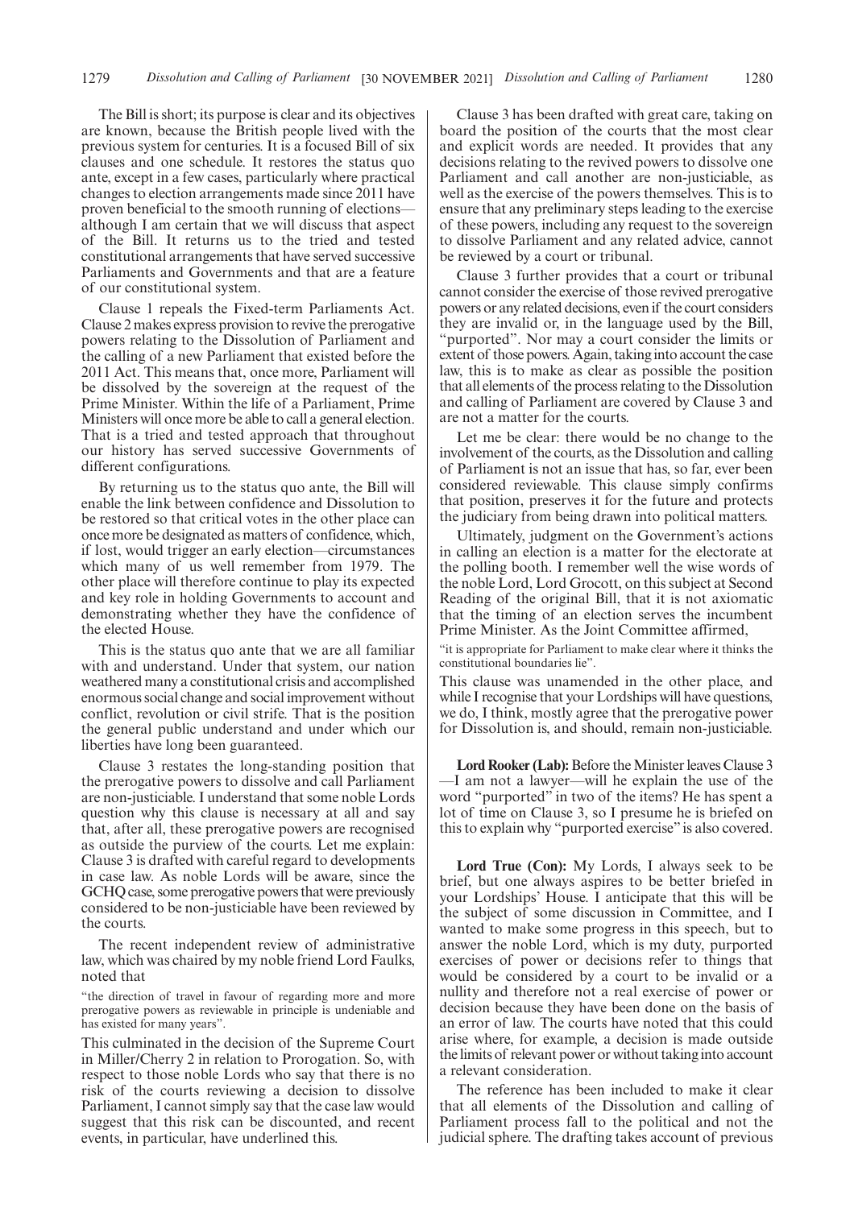The Bill is short; its purpose is clear and its objectives are known, because the British people lived with the previous system for centuries. It is a focused Bill of six clauses and one schedule. It restores the status quo ante, except in a few cases, particularly where practical changes to election arrangements made since 2011 have proven beneficial to the smooth running of elections—although I am certain that we will discuss that aspect of the Bill. It returns us to the tried and tested constitutional arrangements that have served successive Parliaments and Governments and that are a feature of our constitutional system.

Clause 1 repeals the Fixed-term Parliaments Act. Clause 2 makes express provision to revive the prerogative powers relating to the Dissolution of Parliament and the calling of a new Parliament that existed before the 2011 Act. This means that, once more, Parliament will be dissolved by the sovereign at the request of the Prime Minister. Within the life of a Parliament, Prime Ministers will once more be able to call a general election. That is a tried and tested approach that throughout our history has served successive Governments of different configurations.

By returning us to the status quo ante, the Bill will enable the link between confidence and Dissolution to be restored so that critical votes in the other place can once more be designated as matters of confidence, which, if lost, would trigger an early election—circumstances which many of us well remember from 1979. The other place will therefore continue to play its expected and key role in holding Governments to account and demonstrating whether they have the confidence of the elected House.

This is the status quo ante that we are all familiar with and understand. Under that system, our nation weathered many a constitutional crisis and accomplished enormous social change and social improvement without conflict, revolution or civil strife. That is the position the general public understand and under which our liberties have long been guaranteed.

Clause 3 restates the long-standing position that the prerogative powers to dissolve and call Parliament are non-justiciable. I understand that some noble Lords question why this clause is necessary at all and say that, after all, these prerogative powers are recognised as outside the purview of the courts. Let me explain: Clause 3 is drafted with careful regard to developments in case law. As noble Lords will be aware, since the GCHQ case, some prerogative powers that were previously considered to be non-justiciable have been reviewed by the courts.

The recent independent review of administrative law, which was chaired by my noble friend Lord Faulks, noted that

"the direction of travel in favour of regarding more and more prerogative powers as reviewable in principle is undeniable and has existed for many years".

This culminated in the decision of the Supreme Court in Miller/Cherry 2 in relation to Prorogation. So, with respect to those noble Lords who say that there is no risk of the courts reviewing a decision to dissolve Parliament, I cannot simply say that the case law would suggest that this risk can be discounted, and recent events, in particular, have underlined this.

Clause 3 has been drafted with great care, taking on board the position of the courts that the most clear and explicit words are needed. It provides that any decisions relating to the revived powers to dissolve one Parliament and call another are non-justiciable, as well as the exercise of the powers themselves. This is to ensure that any preliminary steps leading to the exercise of these powers, including any request to the sovereign to dissolve Parliament and any related advice, cannot be reviewed by a court or tribunal.

Clause 3 further provides that a court or tribunal cannot consider the exercise of those revived prerogative powers or any related decisions, even if the court considers they are invalid or, in the language used by the Bill, "purported". Nor may a court consider the limits or extent of those powers. Again, taking into account the case law, this is to make as clear as possible the position that all elements of the process relating to the Dissolution and calling of Parliament are covered by Clause 3 and are not a matter for the courts.

Let me be clear: there would be no change to the involvement of the courts, as the Dissolution and calling of Parliament is not an issue that has, so far, ever been considered reviewable. This clause simply confirms that position, preserves it for the future and protects the judiciary from being drawn into political matters.

Ultimately, judgment on the Government's actions in calling an election is a matter for the electorate at the polling booth. I remember well the wise words of the noble Lord, Lord Grocott, on this subject at Second Reading of the original Bill, that it is not axiomatic that the timing of an election serves the incumbent Prime Minister. As the Joint Committee affirmed,

"it is appropriate for Parliament to make clear where it thinks the constitutional boundaries lie".

This clause was unamended in the other place, and while I recognise that your Lordships will have questions, we do, I think, mostly agree that the prerogative power for Dissolution is, and should, remain non-justiciable.

**Lord Rooker (Lab):** Before the Minister leaves Clause 3—I am not a lawyer—will he explain the use of the word "purported" in two of the items? He has spent a lot of time on Clause 3, so I presume he is briefed on this to explain why "purported exercise" is also covered.

**Lord True (Con):** My Lords, I always seek to be brief, but one always aspires to be better briefed in your Lordships' House. I anticipate that this will be the subject of some discussion in Committee, and I wanted to make some progress in this speech, but to answer the noble Lord, which is my duty, purported exercises of power or decisions refer to things that would be considered by a court to be invalid or a nullity and therefore not a real exercise of power or decision because they have been done on the basis of an error of law. The courts have noted that this could arise where, for example, a decision is made outside the limits of relevant power or without taking into account a relevant consideration.

The reference has been included to make it clear that all elements of the Dissolution and calling of Parliament process fall to the political and not the judicial sphere. The drafting takes account of previous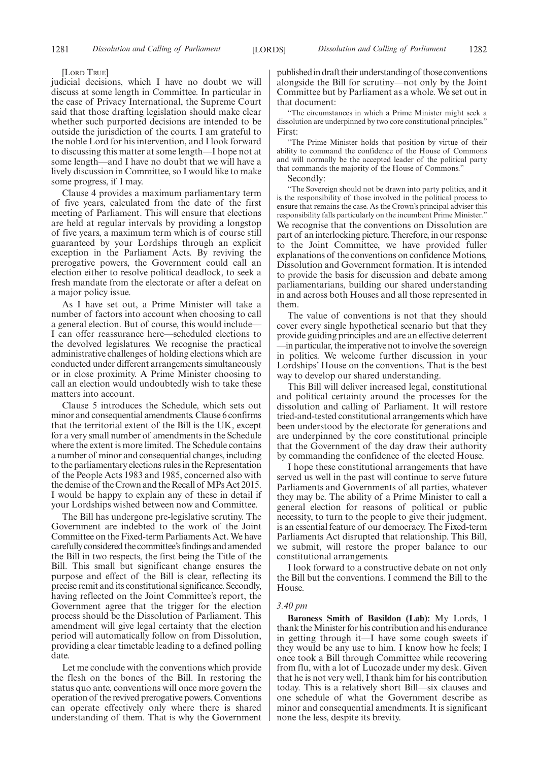[LORD TRUE]

judicial decisions, which I have no doubt we will discuss at some length in Committee. In particular in the case of Privacy International, the Supreme Court said that those drafting legislation should make clear whether such purported decisions are intended to be outside the jurisdiction of the courts. I am grateful to the noble Lord for his intervention, and I look forward to discussing this matter at some length—I hope not at some length—and I have no doubt that we will have a lively discussion in Committee, so I would like to make some progress, if I may.

Clause 4 provides a maximum parliamentary term of five years, calculated from the date of the first meeting of Parliament. This will ensure that elections are held at regular intervals by providing a longstop of five years, a maximum term which is of course still guaranteed by your Lordships through an explicit exception in the Parliament Acts. By reviving the prerogative powers, the Government could call an election either to resolve political deadlock, to seek a fresh mandate from the electorate or after a defeat on a major policy issue.

As I have set out, a Prime Minister will take a number of factors into account when choosing to call a general election. But of course, this would include—I can offer reassurance here—scheduled elections to the devolved legislatures. We recognise the practical administrative challenges of holding elections which are conducted under different arrangements simultaneously or in close proximity. A Prime Minister choosing to call an election would undoubtedly wish to take these matters into account.

Clause 5 introduces the Schedule, which sets out minor and consequential amendments. Clause 6 confirms that the territorial extent of the Bill is the UK, except for a very small number of amendments in the Schedule where the extent is more limited. The Schedule contains a number of minor and consequential changes, including to the parliamentary elections rules in the Representation of the People Acts 1983 and 1985, concerned also with the demise of the Crown and the Recall of MPs Act 2015. I would be happy to explain any of these in detail if your Lordships wished between now and Committee.

The Bill has undergone pre-legislative scrutiny. The Government are indebted to the work of the Joint Committee on the Fixed-term Parliaments Act. We have carefully considered the committee's findings and amended the Bill in two respects, the first being the Title of the Bill. This small but significant change ensures the purpose and effect of the Bill is clear, reflecting its precise remit and its constitutional significance. Secondly, having reflected on the Joint Committee's report, the Government agree that the trigger for the election process should be the Dissolution of Parliament. This amendment will give legal certainty that the election period will automatically follow on from Dissolution, providing a clear timetable leading to a defined polling date.

Let me conclude with the conventions which provide the flesh on the bones of the Bill. In restoring the status quo ante, conventions will once more govern the operation of the revived prerogative powers. Conventions can operate effectively only where there is shared understanding of them. That is why the Government published in draft their understanding of those conventions alongside the Bill for scrutiny—not only by the Joint Committee but by Parliament as a whole. We set out in that document:

"The circumstances in which a Prime Minister might seek a dissolution are underpinned by two core constitutional principles."

First:

"The Prime Minister holds that position by virtue of their ability to command the confidence of the House of Commons and will normally be the accepted leader of the political party that commands the majority of the House of Commons."

Secondly:

"The Sovereign should not be drawn into party politics, and it is the responsibility of those involved in the political process to ensure that remains the case. As the Crown's principal adviser this responsibility falls particularly on the incumbent Prime Minister."

We recognise that the conventions on Dissolution are part of an interlocking picture. Therefore, in our response to the Joint Committee, we have provided fuller explanations of the conventions on confidence Motions, Dissolution and Government formation. It is intended to provide the basis for discussion and debate among parliamentarians, building our shared understanding in and across both Houses and all those represented in them.

The value of conventions is not that they should cover every single hypothetical scenario but that they provide guiding principles and are an effective deterrent—in particular, the imperative not to involve the sovereign in politics. We welcome further discussion in your Lordships' House on the conventions. That is the best way to develop our shared understanding.

This Bill will deliver increased legal, constitutional and political certainty around the processes for the dissolution and calling of Parliament. It will restore tried-and-tested constitutional arrangements which have been understood by the electorate for generations and are underpinned by the core constitutional principle that the Government of the day draw their authority by commanding the confidence of the elected House.

I hope these constitutional arrangements that have served us well in the past will continue to serve future Parliaments and Governments of all parties, whatever they may be. The ability of a Prime Minister to call a general election for reasons of political or public necessity, to turn to the people to give their judgment, is an essential feature of our democracy. The Fixed-term Parliaments Act disrupted that relationship. This Bill, we submit, will restore the proper balance to our constitutional arrangements.

I look forward to a constructive debate on not only the Bill but the conventions. I commend the Bill to the House.

*3.40 pm*

**Baroness Smith of Basildon (Lab):** My Lords, I thank the Minister for his contribution and his endurance in getting through it—I have some cough sweets if they would be any use to him. I know how he feels; I once took a Bill through Committee while recovering from flu, with a lot of Lucozade under my desk. Given that he is not very well, I thank him for his contribution today. This is a relatively short Bill—six clauses and one schedule of what the Government describe as minor and consequential amendments. It is significant none the less, despite its brevity.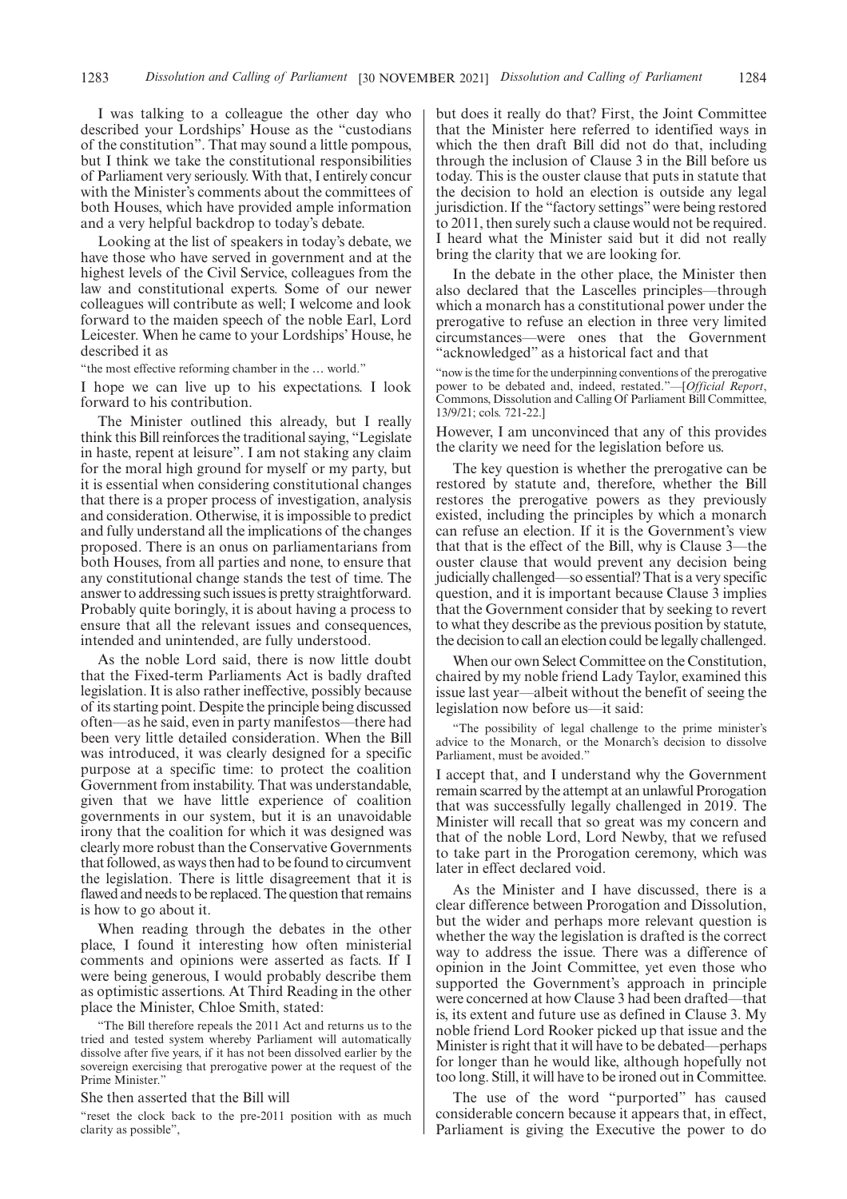I was talking to a colleague the other day who described your Lordships' House as the "custodians of the constitution". That may sound a little pompous, but I think we take the constitutional responsibilities of Parliament very seriously. With that, I entirely concur with the Minister's comments about the committees of both Houses, which have provided ample information and a very helpful backdrop to today's debate.

Looking at the list of speakers in today's debate, we have those who have served in government and at the highest levels of the Civil Service, colleagues from the law and constitutional experts. Some of our newer colleagues will contribute as well; I welcome and look forward to the maiden speech of the noble Earl, Lord Leicester. When he came to your Lordships' House, he described it as

"the most effective reforming chamber in the … world."

I hope we can live up to his expectations. I look forward to his contribution.

The Minister outlined this already, but I really think this Bill reinforces the traditional saying, "Legislate in haste, repent at leisure". I am not staking any claim for the moral high ground for myself or my party, but it is essential when considering constitutional changes that there is a proper process of investigation, analysis and consideration. Otherwise, it is impossible to predict and fully understand all the implications of the changes proposed. There is an onus on parliamentarians from both Houses, from all parties and none, to ensure that any constitutional change stands the test of time. The answer to addressing such issues is pretty straightforward. Probably quite boringly, it is about having a process to ensure that all the relevant issues and consequences, intended and unintended, are fully understood.

As the noble Lord said, there is now little doubt that the Fixed-term Parliaments Act is badly drafted legislation. It is also rather ineffective, possibly because of its starting point. Despite the principle being discussed often—as he said, even in party manifestos—there had been very little detailed consideration. When the Bill was introduced, it was clearly designed for a specific purpose at a specific time: to protect the coalition Government from instability. That was understandable, given that we have little experience of coalition governments in our system, but it is an unavoidable irony that the coalition for which it was designed was clearly more robust than the Conservative Governments that followed, as ways then had to be found to circumvent the legislation. There is little disagreement that it is flawed and needs to be replaced. The question that remains is how to go about it.

When reading through the debates in the other place, I found it interesting how often ministerial comments and opinions were asserted as facts. If I were being generous, I would probably describe them as optimistic assertions. At Third Reading in the other place the Minister, Chloe Smith, stated:

"The Bill therefore repeals the 2011 Act and returns us to the tried and tested system whereby Parliament will automatically dissolve after five years, if it has not been dissolved earlier by the sovereign exercising that prerogative power at the request of the Prime Minister."

She then asserted that the Bill will

"reset the clock back to the pre-2011 position with as much clarity as possible",

but does it really do that? First, the Joint Committee that the Minister here referred to identified ways in which the then draft Bill did not do that, including through the inclusion of Clause 3 in the Bill before us today. This is the ouster clause that puts in statute that the decision to hold an election is outside any legal jurisdiction. If the "factory settings" were being restored to 2011, then surely such a clause would not be required. I heard what the Minister said but it did not really bring the clarity that we are looking for.

In the debate in the other place, the Minister then also declared that the Lascelles principles—through which a monarch has a constitutional power under the prerogative to refuse an election in three very limited circumstances—were ones that the Government "acknowledged" as a historical fact and that

"now is the time for the underpinning conventions of the prerogative power to be debated and, indeed, restated."—[*Official Report*, Commons, Dissolution and Calling Of Parliament Bill Committee, 13/9/21; cols. 721-22.]

However, I am unconvinced that any of this provides the clarity we need for the legislation before us.

The key question is whether the prerogative can be restored by statute and, therefore, whether the Bill restores the prerogative powers as they previously existed, including the principles by which a monarch can refuse an election. If it is the Government's view that that is the effect of the Bill, why is Clause 3—the ouster clause that would prevent any decision being judicially challenged—so essential? That is a very specific question, and it is important because Clause 3 implies that the Government consider that by seeking to revert to what they describe as the previous position by statute, the decision to call an election could be legally challenged.

When our own Select Committee on the Constitution, chaired by my noble friend Lady Taylor, examined this issue last year—albeit without the benefit of seeing the legislation now before us—it said:

"The possibility of legal challenge to the prime minister's advice to the Monarch, or the Monarch's decision to dissolve Parliament, must be avoided."

I accept that, and I understand why the Government remain scarred by the attempt at an unlawful Prorogation that was successfully legally challenged in 2019. The Minister will recall that so great was my concern and that of the noble Lord, Lord Newby, that we refused to take part in the Prorogation ceremony, which was later in effect declared void.

As the Minister and I have discussed, there is a clear difference between Prorogation and Dissolution, but the wider and perhaps more relevant question is whether the way the legislation is drafted is the correct way to address the issue. There was a difference of opinion in the Joint Committee, yet even those who supported the Government's approach in principle were concerned at how Clause 3 had been drafted—that is, its extent and future use as defined in Clause 3. My noble friend Lord Rooker picked up that issue and the Minister is right that it will have to be debated—perhaps for longer than he would like, although hopefully not too long. Still, it will have to be ironed out in Committee.

The use of the word "purported" has caused considerable concern because it appears that, in effect, Parliament is giving the Executive the power to do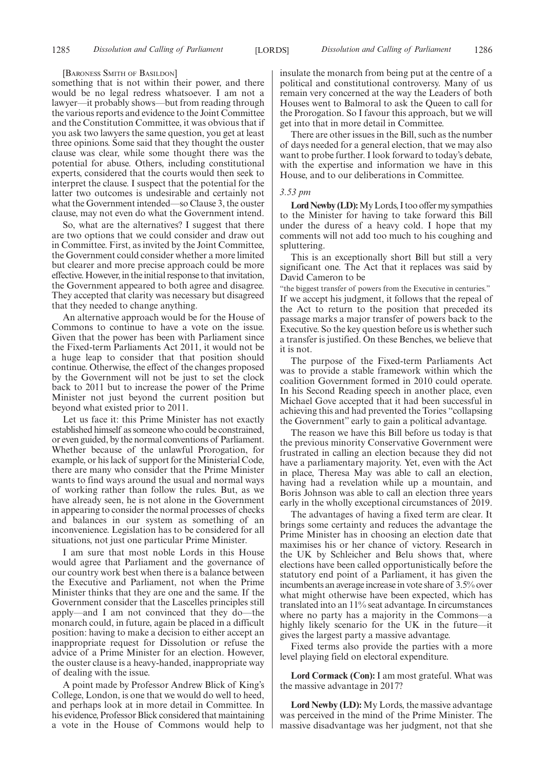[Baroness Smith of Basildon]

something that is not within their power, and there would be no legal redress whatsoever. I am not a lawyer—it probably shows—but from reading through the various reports and evidence to the Joint Committee and the Constitution Committee, it was obvious that if you ask two lawyers the same question, you get at least three opinions. Some said that they thought the ouster clause was clear, while some thought there was the potential for abuse. Others, including constitutional experts, considered that the courts would then seek to interpret the clause. I suspect that the potential for the latter two outcomes is undesirable and certainly not what the Government intended—so Clause 3, the ouster clause, may not even do what the Government intend.

So, what are the alternatives? I suggest that there are two options that we could consider and draw out in Committee. First, as invited by the Joint Committee, the Government could consider whether a more limited but clearer and more precise approach could be more effective. However, in the initial response to that invitation, the Government appeared to both agree and disagree. They accepted that clarity was necessary but disagreed that they needed to change anything.

An alternative approach would be for the House of Commons to continue to have a vote on the issue. Given that the power has been with Parliament since the Fixed-term Parliaments Act 2011, it would not be a huge leap to consider that that position should continue. Otherwise, the effect of the changes proposed by the Government will not be just to set the clock back to 2011 but to increase the power of the Prime Minister not just beyond the current position but beyond what existed prior to 2011.

Let us face it: this Prime Minister has not exactly established himself as someone who could be constrained, or even guided, by the normal conventions of Parliament. Whether because of the unlawful Prorogation, for example, or his lack of support for the Ministerial Code, there are many who consider that the Prime Minister wants to find ways around the usual and normal ways of working rather than follow the rules. But, as we have already seen, he is not alone in the Government in appearing to consider the normal processes of checks and balances in our system as something of an inconvenience. Legislation has to be considered for all situations, not just one particular Prime Minister.

I am sure that most noble Lords in this House would agree that Parliament and the governance of our country work best when there is a balance between the Executive and Parliament, not when the Prime Minister thinks that they are one and the same. If the Government consider that the Lascelles principles still apply—and I am not convinced that they do—the monarch could, in future, again be placed in a difficult position: having to make a decision to either accept an inappropriate request for Dissolution or refuse the advice of a Prime Minister for an election. However, the ouster clause is a heavy-handed, inappropriate way of dealing with the issue.

A point made by Professor Andrew Blick of King's College, London, is one that we would do well to heed, and perhaps look at in more detail in Committee. In his evidence, Professor Blick considered that maintaining a vote in the House of Commons would help to insulate the monarch from being put at the centre of a political and constitutional controversy. Many of us remain very concerned at the way the Leaders of both Houses went to Balmoral to ask the Queen to call for the Prorogation. So I favour this approach, but we will get into that in more detail in Committee.

There are other issues in the Bill, such as the number of days needed for a general election, that we may also want to probe further. I look forward to today's debate, with the expertise and information we have in this House, and to our deliberations in Committee.

*3.53 pm*

**Lord Newby (LD):** My Lords, I too offer my sympathies to the Minister for having to take forward this Bill under the duress of a heavy cold. I hope that my comments will not add too much to his coughing and spluttering.

This is an exceptionally short Bill but still a very significant one. The Act that it replaces was said by David Cameron to be

"the biggest transfer of powers from the Executive in centuries."

If we accept his judgment, it follows that the repeal of the Act to return to the position that preceded its passage marks a major transfer of powers back to the Executive. So the key question before us is whether such a transfer is justified. On these Benches, we believe that it is not.

The purpose of the Fixed-term Parliaments Act was to provide a stable framework within which the coalition Government formed in 2010 could operate. In his Second Reading speech in another place, even Michael Gove accepted that it had been successful in achieving this and had prevented the Tories "collapsing the Government" early to gain a political advantage.

The reason we have this Bill before us today is that the previous minority Conservative Government were frustrated in calling an election because they did not have a parliamentary majority. Yet, even with the Act in place, Theresa May was able to call an election, having had a revelation while up a mountain, and Boris Johnson was able to call an election three years early in the wholly exceptional circumstances of 2019.

The advantages of having a fixed term are clear. It brings some certainty and reduces the advantage the Prime Minister has in choosing an election date that maximises his or her chance of victory. Research in the UK by Schleicher and Belu shows that, where elections have been called opportunistically before the statutory end point of a Parliament, it has given the incumbents an average increase in vote share of 3.5% over what might otherwise have been expected, which has translated into an 11% seat advantage. In circumstances where no party has a majority in the Commons—a highly likely scenario for the UK in the future—it gives the largest party a massive advantage.

Fixed terms also provide the parties with a more level playing field on electoral expenditure.

**Lord Cormack (Con):** I am most grateful. What was the massive advantage in 2017?

**Lord Newby (LD):** My Lords, the massive advantage was perceived in the mind of the Prime Minister. The massive disadvantage was her judgment, not that she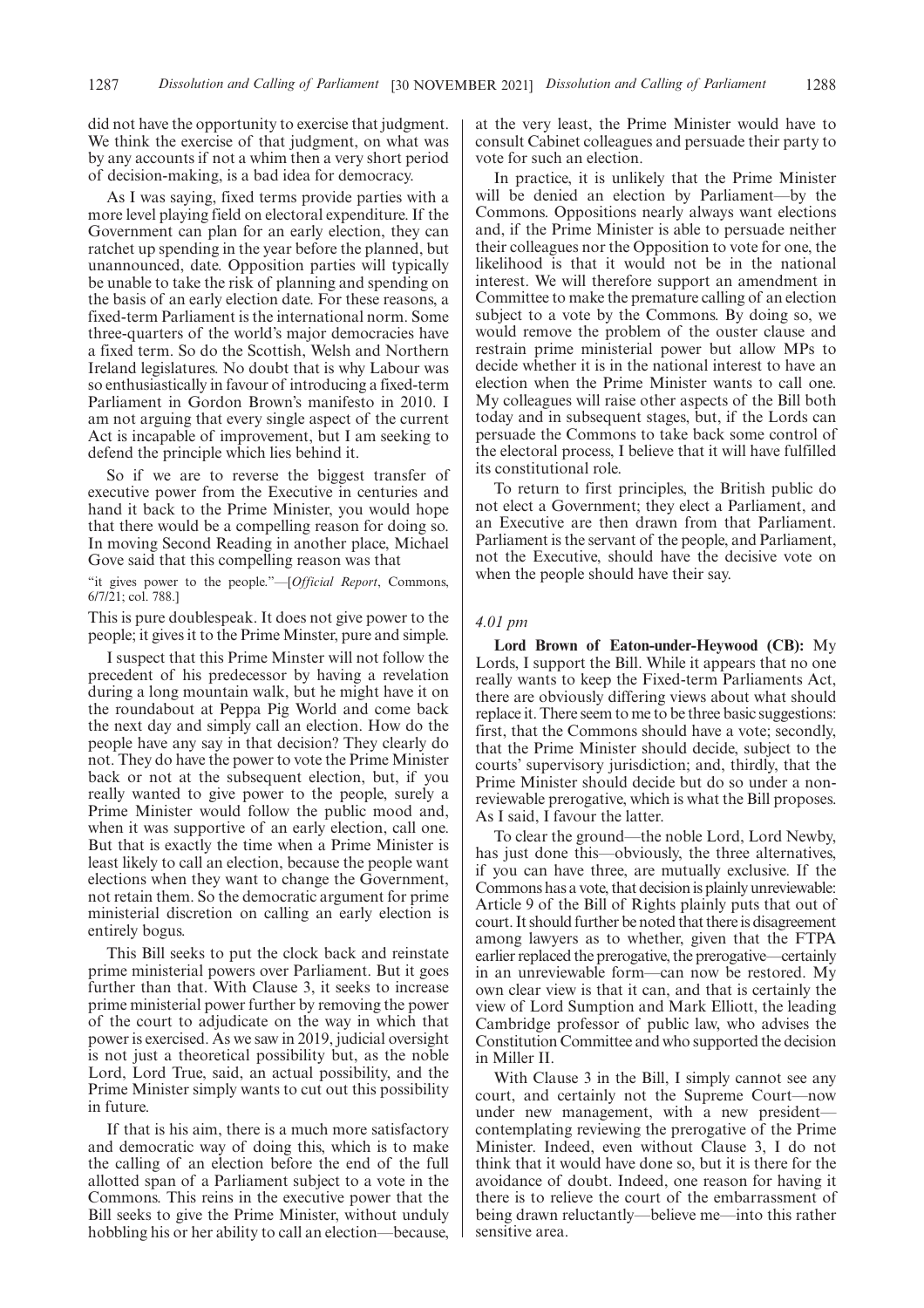did not have the opportunity to exercise that judgment. We think the exercise of that judgment, on what was by any accounts if not a whim then a very short period of decision-making, is a bad idea for democracy.

As I was saying, fixed terms provide parties with a more level playing field on electoral expenditure. If the Government can plan for an early election, they can ratchet up spending in the year before the planned, but unannounced, date. Opposition parties will typically be unable to take the risk of planning and spending on the basis of an early election date. For these reasons, a fixed-term Parliament is the international norm. Some three-quarters of the world's major democracies have a fixed term. So do the Scottish, Welsh and Northern Ireland legislatures. No doubt that is why Labour was so enthusiastically in favour of introducing a fixed-term Parliament in Gordon Brown's manifesto in 2010. I am not arguing that every single aspect of the current Act is incapable of improvement, but I am seeking to defend the principle which lies behind it.

So if we are to reverse the biggest transfer of executive power from the Executive in centuries and hand it back to the Prime Minister, you would hope that there would be a compelling reason for doing so. In moving Second Reading in another place, Michael Gove said that this compelling reason was that

"it gives power to the people."—[*Official Report*, Commons, 6/7/21; col. 788.]

This is pure doublespeak. It does not give power to the people; it gives it to the Prime Minster, pure and simple.

I suspect that this Prime Minster will not follow the precedent of his predecessor by having a revelation during a long mountain walk, but he might have it on the roundabout at Peppa Pig World and come back the next day and simply call an election. How do the people have any say in that decision? They clearly do not. They do have the power to vote the Prime Minister back or not at the subsequent election, but, if you really wanted to give power to the people, surely a Prime Minister would follow the public mood and, when it was supportive of an early election, call one. But that is exactly the time when a Prime Minister is least likely to call an election, because the people want elections when they want to change the Government, not retain them. So the democratic argument for prime ministerial discretion on calling an early election is entirely bogus.

This Bill seeks to put the clock back and reinstate prime ministerial powers over Parliament. But it goes further than that. With Clause 3, it seeks to increase prime ministerial power further by removing the power of the court to adjudicate on the way in which that power is exercised. As we saw in 2019, judicial oversight is not just a theoretical possibility but, as the noble Lord, Lord True, said, an actual possibility, and the Prime Minister simply wants to cut out this possibility in future.

If that is his aim, there is a much more satisfactory and democratic way of doing this, which is to make the calling of an election before the end of the full allotted span of a Parliament subject to a vote in the Commons. This reins in the executive power that the Bill seeks to give the Prime Minister, without unduly hobbling his or her ability to call an election—because, at the very least, the Prime Minister would have to consult Cabinet colleagues and persuade their party to vote for such an election.

In practice, it is unlikely that the Prime Minister will be denied an election by Parliament—by the Commons. Oppositions nearly always want elections and, if the Prime Minister is able to persuade neither their colleagues nor the Opposition to vote for one, the likelihood is that it would not be in the national interest. We will therefore support an amendment in Committee to make the premature calling of an election subject to a vote by the Commons. By doing so, we would remove the problem of the ouster clause and restrain prime ministerial power but allow MPs to decide whether it is in the national interest to have an election when the Prime Minister wants to call one. My colleagues will raise other aspects of the Bill both today and in subsequent stages, but, if the Lords can persuade the Commons to take back some control of the electoral process, I believe that it will have fulfilled its constitutional role.

To return to first principles, the British public do not elect a Government; they elect a Parliament, and an Executive are then drawn from that Parliament. Parliament is the servant of the people, and Parliament, not the Executive, should have the decisive vote on when the people should have their say.

*4.01 pm*

**Lord Brown of Eaton-under-Heywood (CB):** My Lords, I support the Bill. While it appears that no one really wants to keep the Fixed-term Parliaments Act, there are obviously differing views about what should replace it. There seem to me to be three basic suggestions: first, that the Commons should have a vote; secondly, that the Prime Minister should decide, subject to the courts' supervisory jurisdiction; and, thirdly, that the Prime Minister should decide but do so under a non-reviewable prerogative, which is what the Bill proposes. As I said, I favour the latter.

To clear the ground—the noble Lord, Lord Newby, has just done this—obviously, the three alternatives, if you can have three, are mutually exclusive. If the Commons has a vote, that decision is plainly unreviewable: Article 9 of the Bill of Rights plainly puts that out of court. It should further be noted that there is disagreement among lawyers as to whether, given that the FTPA earlier replaced the prerogative, the prerogative—certainly in an unreviewable form—can now be restored. My own clear view is that it can, and that is certainly the view of Lord Sumption and Mark Elliott, the leading Cambridge professor of public law, who advises the Constitution Committee and who supported the decision in Miller II.

With Clause 3 in the Bill, I simply cannot see any court, and certainly not the Supreme Court—now under new management, with a new president—contemplating reviewing the prerogative of the Prime Minister. Indeed, even without Clause 3, I do not think that it would have done so, but it is there for the avoidance of doubt. Indeed, one reason for having it there is to relieve the court of the embarrassment of being drawn reluctantly—believe me—into this rather sensitive area.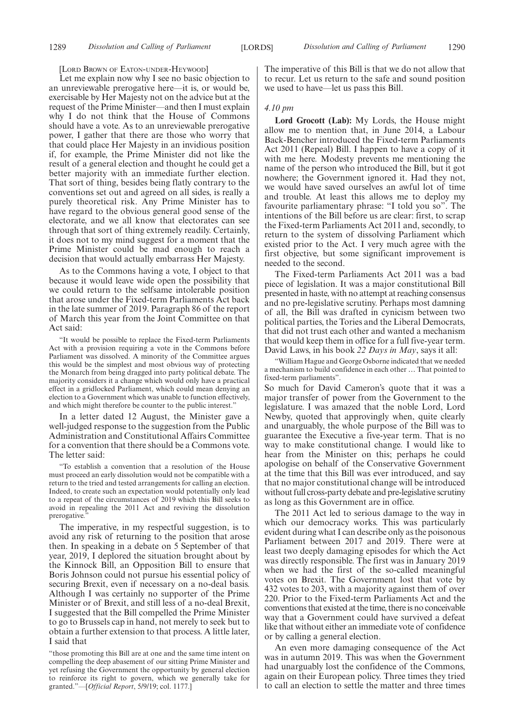[Lord Brown of Eaton-under-Heywood]

Let me explain now why I see no basic objection to an unreviewable prerogative here—it is, or would be, exercisable by Her Majesty not on the advice but at the request of the Prime Minister—and then I must explain why I do not think that the House of Commons should have a vote. As to an unreviewable prerogative power, I gather that there are those who worry that that could place Her Majesty in an invidious position if, for example, the Prime Minister did not like the result of a general election and thought he could get a better majority with an immediate further election. That sort of thing, besides being flatly contrary to the conventions set out and agreed on all sides, is really a purely theoretical risk. Any Prime Minister has to have regard to the obvious general good sense of the electorate, and we all know that electorates can see through that sort of thing extremely readily. Certainly, it does not to my mind suggest for a moment that the Prime Minister could be mad enough to reach a decision that would actually embarrass Her Majesty.

As to the Commons having a vote, I object to that because it would leave wide open the possibility that we could return to the selfsame intolerable position that arose under the Fixed-term Parliaments Act back in the late summer of 2019. Paragraph 86 of the report of March this year from the Joint Committee on that Act said:

> "It would be possible to replace the Fixed-term Parliaments Act with a provision requiring a vote in the Commons before Parliament was dissolved. A minority of the Committee argues this would be the simplest and most obvious way of protecting the Monarch from being dragged into party political debate. The majority considers it a change which would only have a practical effect in a gridlocked Parliament, which could mean denying an election to a Government which was unable to function effectively, and which might therefore be counter to the public interest."

In a letter dated 12 August, the Minister gave a well-judged response to the suggestion from the Public Administration and Constitutional Affairs Committee for a convention that there should be a Commons vote. The letter said:

> "To establish a convention that a resolution of the House must proceed an early dissolution would not be compatible with a return to the tried and tested arrangements for calling an election. Indeed, to create such an expectation would potentially only lead to a repeat of the circumstances of 2019 which this Bill seeks to avoid in repealing the 2011 Act and reviving the dissolution prerogative."

The imperative, in my respectful suggestion, is to avoid any risk of returning to the position that arose then. In speaking in a debate on 5 September of that year, 2019, I deplored the situation brought about by the Kinnock Bill, an Opposition Bill to ensure that Boris Johnson could not pursue his essential policy of securing Brexit, even if necessary on a no-deal basis. Although I was certainly no supporter of the Prime Minister or of Brexit, and still less of a no-deal Brexit, I suggested that the Bill compelled the Prime Minister to go to Brussels cap in hand, not merely to seek but to obtain a further extension to that process. A little later, I said that

> "those promoting this Bill are at one and the same time intent on compelling the deep abasement of our sitting Prime Minister and yet refusing the Government the opportunity by general election to reinforce its right to govern, which we generally take for granted."—[*Official Report*, 5/9/19; col. 1177.]

The imperative of this Bill is that we do not allow that to recur. Let us return to the safe and sound position we used to have—let us pass this Bill.

*4.10 pm*

**Lord Grocott (Lab):** My Lords, the House might allow me to mention that, in June 2014, a Labour Back-Bencher introduced the Fixed-term Parliaments Act 2011 (Repeal) Bill. I happen to have a copy of it with me here. Modesty prevents me mentioning the name of the person who introduced the Bill, but it got nowhere; the Government ignored it. Had they not, we would have saved ourselves an awful lot of time and trouble. At least this allows me to deploy my favourite parliamentary phrase: "I told you so". The intentions of the Bill before us are clear: first, to scrap the Fixed-term Parliaments Act 2011 and, secondly, to return to the system of dissolving Parliament which existed prior to the Act. I very much agree with the first objective, but some significant improvement is needed to the second.

The Fixed-term Parliaments Act 2011 was a bad piece of legislation. It was a major constitutional Bill presented in haste, with no attempt at reaching consensus and no pre-legislative scrutiny. Perhaps most damning of all, the Bill was drafted in cynicism between two political parties, the Tories and the Liberal Democrats, that did not trust each other and wanted a mechanism that would keep them in office for a full five-year term. David Laws, in his book *22 Days in May*, says it all:

> "William Hague and George Osborne indicated that we needed a mechanism to build confidence in each other … That pointed to fixed-term parliaments".

So much for David Cameron's quote that it was a major transfer of power from the Government to the legislature. I was amazed that the noble Lord, Lord Newby, quoted that approvingly when, quite clearly and unarguably, the whole purpose of the Bill was to guarantee the Executive a five-year term. That is no way to make constitutional change. I would like to hear from the Minister on this; perhaps he could apologise on behalf of the Conservative Government at the time that this Bill was ever introduced, and say that no major constitutional change will be introduced without full cross-party debate and pre-legislative scrutiny as long as this Government are in office.

The 2011 Act led to serious damage to the way in which our democracy works. This was particularly evident during what I can describe only as the poisonous Parliament between 2017 and 2019. There were at least two deeply damaging episodes for which the Act was directly responsible. The first was in January 2019 when we had the first of the so-called meaningful votes on Brexit. The Government lost that vote by 432 votes to 203, with a majority against them of over 220. Prior to the Fixed-term Parliaments Act and the conventions that existed at the time, there is no conceivable way that a Government could have survived a defeat like that without either an immediate vote of confidence or by calling a general election.

An even more damaging consequence of the Act was in autumn 2019. This was when the Government had unarguably lost the confidence of the Commons, again on their European policy. Three times they tried to call an election to settle the matter and three times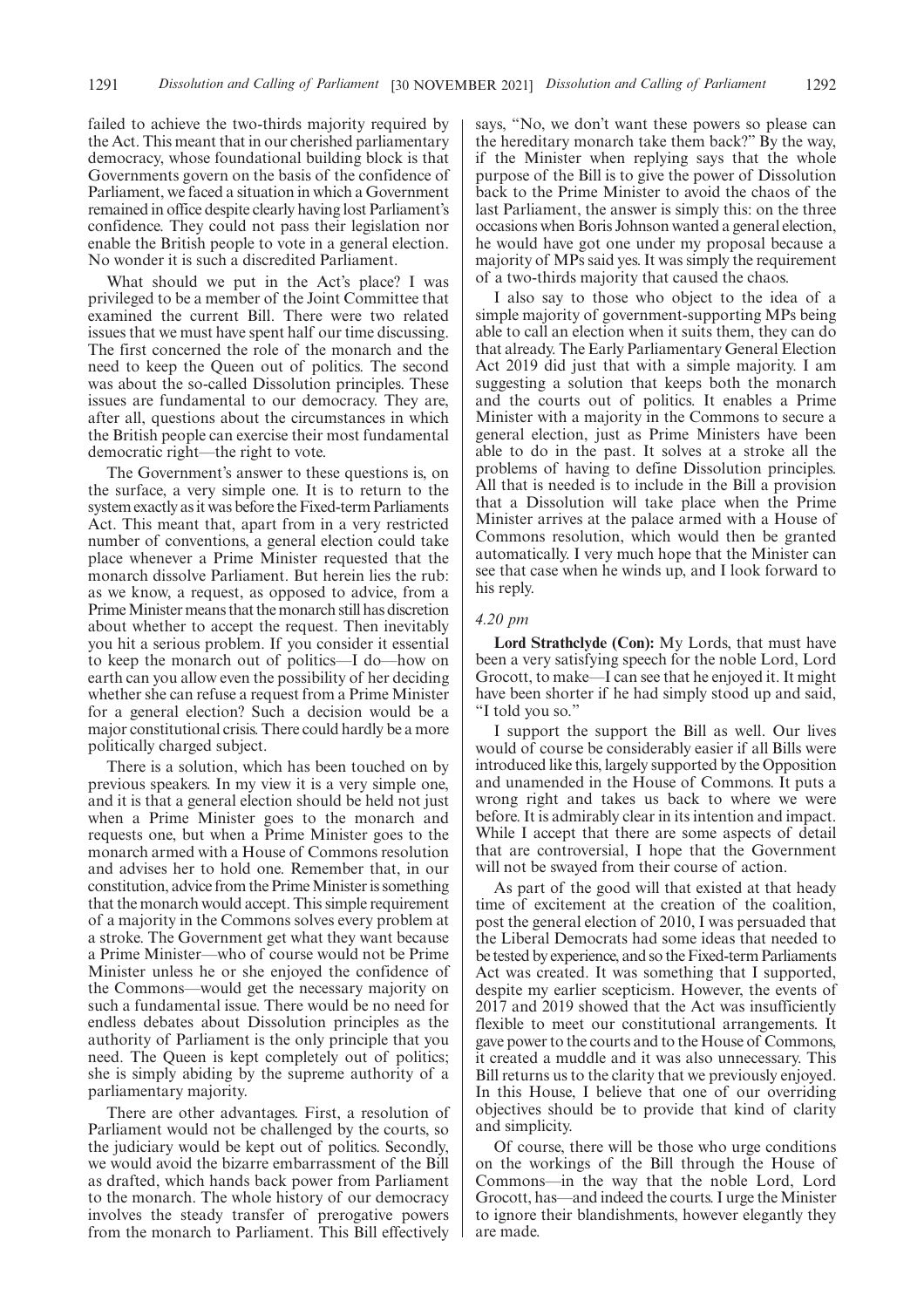failed to achieve the two-thirds majority required by the Act. This meant that in our cherished parliamentary democracy, whose foundational building block is that Governments govern on the basis of the confidence of Parliament, we faced a situation in which a Government remained in office despite clearly having lost Parliament's confidence. They could not pass their legislation nor enable the British people to vote in a general election. No wonder it is such a discredited Parliament.

What should we put in the Act's place? I was privileged to be a member of the Joint Committee that examined the current Bill. There were two related issues that we must have spent half our time discussing. The first concerned the role of the monarch and the need to keep the Queen out of politics. The second was about the so-called Dissolution principles. These issues are fundamental to our democracy. They are, after all, questions about the circumstances in which the British people can exercise their most fundamental democratic right—the right to vote.

The Government's answer to these questions is, on the surface, a very simple one. It is to return to the system exactly as it was before the Fixed-term Parliaments Act. This meant that, apart from in a very restricted number of conventions, a general election could take place whenever a Prime Minister requested that the monarch dissolve Parliament. But herein lies the rub: as we know, a request, as opposed to advice, from a Prime Minister means that the monarch still has discretion about whether to accept the request. Then inevitably you hit a serious problem. If you consider it essential to keep the monarch out of politics—I do—how on earth can you allow even the possibility of her deciding whether she can refuse a request from a Prime Minister for a general election? Such a decision would be a major constitutional crisis. There could hardly be a more politically charged subject.

There is a solution, which has been touched on by previous speakers. In my view it is a very simple one, and it is that a general election should be held not just when a Prime Minister goes to the monarch and requests one, but when a Prime Minister goes to the monarch armed with a House of Commons resolution and advises her to hold one. Remember that, in our constitution, advice from the Prime Minister is something that the monarch would accept. This simple requirement of a majority in the Commons solves every problem at a stroke. The Government get what they want because a Prime Minister—who of course would not be Prime Minister unless he or she enjoyed the confidence of the Commons—would get the necessary majority on such a fundamental issue. There would be no need for endless debates about Dissolution principles as the authority of Parliament is the only principle that you need. The Queen is kept completely out of politics; she is simply abiding by the supreme authority of a parliamentary majority.

There are other advantages. First, a resolution of Parliament would not be challenged by the courts, so the judiciary would be kept out of politics. Secondly, we would avoid the bizarre embarrassment of the Bill as drafted, which hands back power from Parliament to the monarch. The whole history of our democracy involves the steady transfer of prerogative powers from the monarch to Parliament. This Bill effectively says, "No, we don't want these powers so please can the hereditary monarch take them back?" By the way, if the Minister when replying says that the whole purpose of the Bill is to give the power of Dissolution back to the Prime Minister to avoid the chaos of the last Parliament, the answer is simply this: on the three occasions when Boris Johnson wanted a general election, he would have got one under my proposal because a majority of MPs said yes. It was simply the requirement of a two-thirds majority that caused the chaos.

I also say to those who object to the idea of a simple majority of government-supporting MPs being able to call an election when it suits them, they can do that already. The Early Parliamentary General Election Act 2019 did just that with a simple majority. I am suggesting a solution that keeps both the monarch and the courts out of politics. It enables a Prime Minister with a majority in the Commons to secure a general election, just as Prime Ministers have been able to do in the past. It solves at a stroke all the problems of having to define Dissolution principles. All that is needed is to include in the Bill a provision that a Dissolution will take place when the Prime Minister arrives at the palace armed with a House of Commons resolution, which would then be granted automatically. I very much hope that the Minister can see that case when he winds up, and I look forward to his reply.

*4.20 pm*

**Lord Strathclyde (Con):** My Lords, that must have been a very satisfying speech for the noble Lord, Lord Grocott, to make—I can see that he enjoyed it. It might have been shorter if he had simply stood up and said, "I told you so."

I support the support the Bill as well. Our lives would of course be considerably easier if all Bills were introduced like this, largely supported by the Opposition and unamended in the House of Commons. It puts a wrong right and takes us back to where we were before. It is admirably clear in its intention and impact. While I accept that there are some aspects of detail that are controversial, I hope that the Government will not be swayed from their course of action.

As part of the good will that existed at that heady time of excitement at the creation of the coalition, post the general election of 2010, I was persuaded that the Liberal Democrats had some ideas that needed to be tested by experience, and so the Fixed-term Parliaments Act was created. It was something that I supported, despite my earlier scepticism. However, the events of 2017 and 2019 showed that the Act was insufficiently flexible to meet our constitutional arrangements. It gave power to the courts and to the House of Commons, it created a muddle and it was also unnecessary. This Bill returns us to the clarity that we previously enjoyed. In this House, I believe that one of our overriding objectives should be to provide that kind of clarity and simplicity.

Of course, there will be those who urge conditions on the workings of the Bill through the House of Commons—in the way that the noble Lord, Lord Grocott, has—and indeed the courts. I urge the Minister to ignore their blandishments, however elegantly they are made.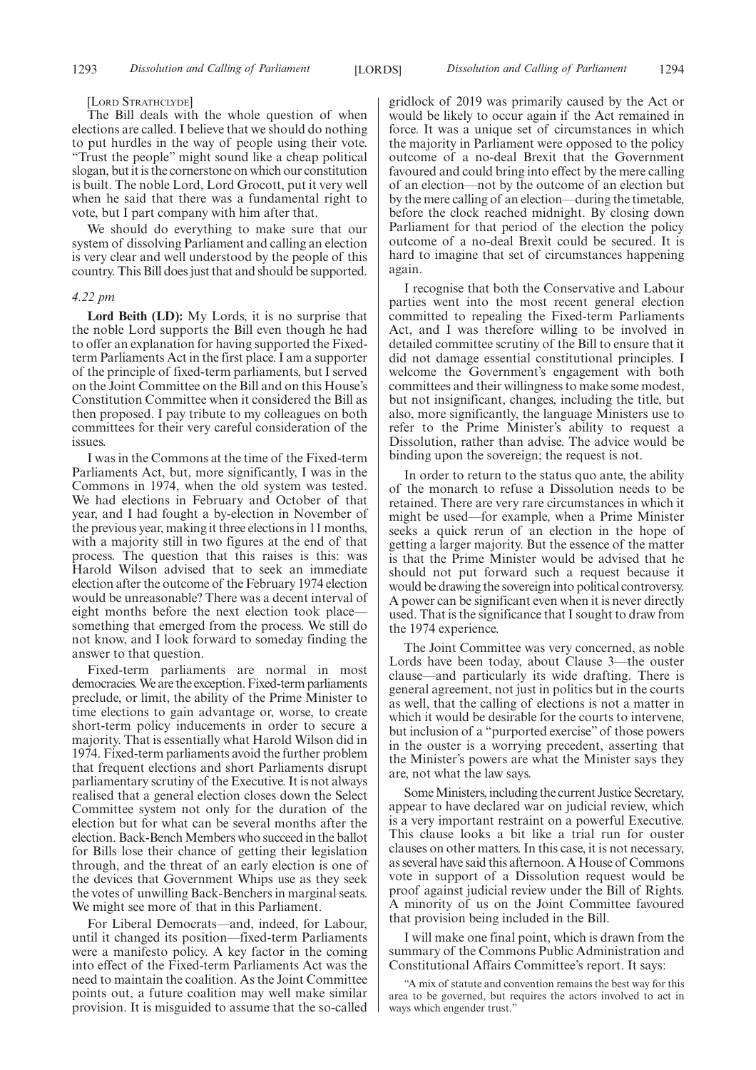[LORD STRATHCLYDE]

The Bill deals with the whole question of when elections are called. I believe that we should do nothing to put hurdles in the way of people using their vote. "Trust the people" might sound like a cheap political slogan, but it is the cornerstone on which our constitution is built. The noble Lord, Lord Grocott, put it very well when he said that there was a fundamental right to vote, but I part company with him after that.

We should do everything to make sure that our system of dissolving Parliament and calling an election is very clear and well understood by the people of this country. This Bill does just that and should be supported.

*4.22 pm*

**Lord Beith (LD):** My Lords, it is no surprise that the noble Lord supports the Bill even though he had to offer an explanation for having supported the Fixed-term Parliaments Act in the first place. I am a supporter of the principle of fixed-term parliaments, but I served on the Joint Committee on the Bill and on this House's Constitution Committee when it considered the Bill as then proposed. I pay tribute to my colleagues on both committees for their very careful consideration of the issues.

I was in the Commons at the time of the Fixed-term Parliaments Act, but, more significantly, I was in the Commons in 1974, when the old system was tested. We had elections in February and October of that year, and I had fought a by-election in November of the previous year, making it three elections in 11 months, with a majority still in two figures at the end of that process. The question that this raises is this: was Harold Wilson advised that to seek an immediate election after the outcome of the February 1974 election would be unreasonable? There was a decent interval of eight months before the next election took place—something that emerged from the process. We still do not know, and I look forward to someday finding the answer to that question.

Fixed-term parliaments are normal in most democracies. We are the exception. Fixed-term parliaments preclude, or limit, the ability of the Prime Minister to time elections to gain advantage or, worse, to create short-term policy inducements in order to secure a majority. That is essentially what Harold Wilson did in 1974. Fixed-term parliaments avoid the further problem that frequent elections and short Parliaments disrupt parliamentary scrutiny of the Executive. It is not always realised that a general election closes down the Select Committee system not only for the duration of the election but for what can be several months after the election. Back-Bench Members who succeed in the ballot for Bills lose their chance of getting their legislation through, and the threat of an early election is one of the devices that Government Whips use as they seek the votes of unwilling Back-Benchers in marginal seats. We might see more of that in this Parliament.

For Liberal Democrats—and, indeed, for Labour, until it changed its position—fixed-term Parliaments were a manifesto policy. A key factor in the coming into effect of the Fixed-term Parliaments Act was the need to maintain the coalition. As the Joint Committee points out, a future coalition may well make similar provision. It is misguided to assume that the so-called gridlock of 2019 was primarily caused by the Act or would be likely to occur again if the Act remained in force. It was a unique set of circumstances in which the majority in Parliament were opposed to the policy outcome of a no-deal Brexit that the Government favoured and could bring into effect by the mere calling of an election—not by the outcome of an election but by the mere calling of an election—during the timetable, before the clock reached midnight. By closing down Parliament for that period of the election the policy outcome of a no-deal Brexit could be secured. It is hard to imagine that set of circumstances happening again.

I recognise that both the Conservative and Labour parties went into the most recent general election committed to repealing the Fixed-term Parliaments Act, and I was therefore willing to be involved in detailed committee scrutiny of the Bill to ensure that it did not damage essential constitutional principles. I welcome the Government's engagement with both committees and their willingness to make some modest, but not insignificant, changes, including the title, but also, more significantly, the language Ministers use to refer to the Prime Minister's ability to request a Dissolution, rather than advise. The advice would be binding upon the sovereign; the request is not.

In order to return to the status quo ante, the ability of the monarch to refuse a Dissolution needs to be retained. There are very rare circumstances in which it might be used—for example, when a Prime Minister seeks a quick rerun of an election in the hope of getting a larger majority. But the essence of the matter is that the Prime Minister would be advised that he should not put forward such a request because it would be drawing the sovereign into political controversy. A power can be significant even when it is never directly used. That is the significance that I sought to draw from the 1974 experience.

The Joint Committee was very concerned, as noble Lords have been today, about Clause 3—the ouster clause—and particularly its wide drafting. There is general agreement, not just in politics but in the courts as well, that the calling of elections is not a matter in which it would be desirable for the courts to intervene, but inclusion of a "purported exercise" of those powers in the ouster is a worrying precedent, asserting that the Minister's powers are what the Minister says they are, not what the law says.

Some Ministers, including the current Justice Secretary, appear to have declared war on judicial review, which is a very important restraint on a powerful Executive. This clause looks a bit like a trial run for ouster clauses on other matters. In this case, it is not necessary, as several have said this afternoon. A House of Commons vote in support of a Dissolution request would be proof against judicial review under the Bill of Rights. A minority of us on the Joint Committee favoured that provision being included in the Bill.

I will make one final point, which is drawn from the summary of the Commons Public Administration and Constitutional Affairs Committee's report. It says:

> "A mix of statute and convention remains the best way for this area to be governed, but requires the actors involved to act in ways which engender trust."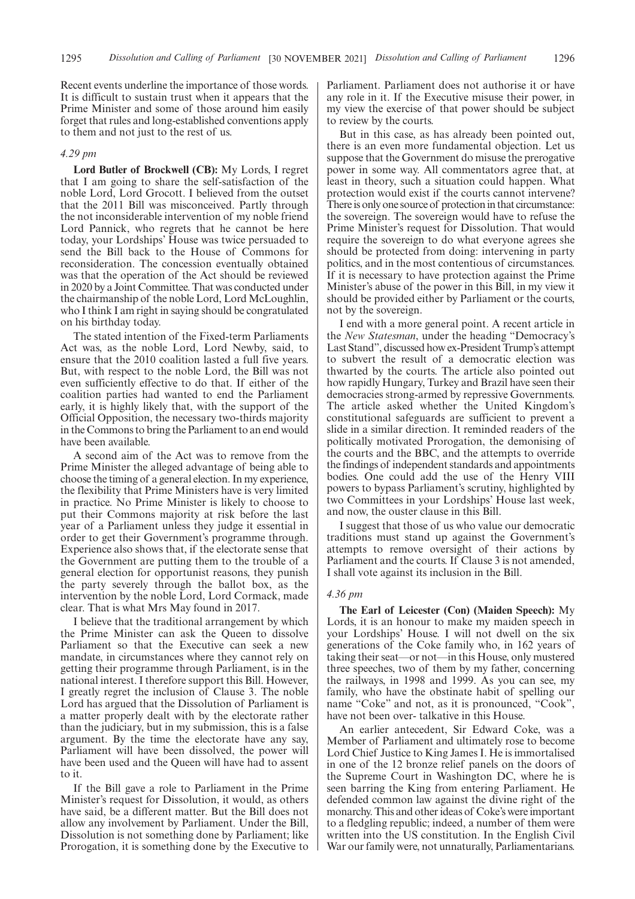Recent events underline the importance of those words. It is difficult to sustain trust when it appears that the Prime Minister and some of those around him easily forget that rules and long-established conventions apply to them and not just to the rest of us.

*4.29 pm*

**Lord Butler of Brockwell (CB):** My Lords, I regret that I am going to share the self-satisfaction of the noble Lord, Lord Grocott. I believed from the outset that the 2011 Bill was misconceived. Partly through the not inconsiderable intervention of my noble friend Lord Pannick, who regrets that he cannot be here today, your Lordships' House was twice persuaded to send the Bill back to the House of Commons for reconsideration. The concession eventually obtained was that the operation of the Act should be reviewed in 2020 by a Joint Committee. That was conducted under the chairmanship of the noble Lord, Lord McLoughlin, who I think I am right in saying should be congratulated on his birthday today.

The stated intention of the Fixed-term Parliaments Act was, as the noble Lord, Lord Newby, said, to ensure that the 2010 coalition lasted a full five years. But, with respect to the noble Lord, the Bill was not even sufficiently effective to do that. If either of the coalition parties had wanted to end the Parliament early, it is highly likely that, with the support of the Official Opposition, the necessary two-thirds majority in the Commons to bring the Parliament to an end would have been available.

A second aim of the Act was to remove from the Prime Minister the alleged advantage of being able to choose the timing of a general election. In my experience, the flexibility that Prime Ministers have is very limited in practice. No Prime Minister is likely to choose to put their Commons majority at risk before the last year of a Parliament unless they judge it essential in order to get their Government's programme through. Experience also shows that, if the electorate sense that the Government are putting them to the trouble of a general election for opportunist reasons, they punish the party severely through the ballot box, as the intervention by the noble Lord, Lord Cormack, made clear. That is what Mrs May found in 2017.

I believe that the traditional arrangement by which the Prime Minister can ask the Queen to dissolve Parliament so that the Executive can seek a new mandate, in circumstances where they cannot rely on getting their programme through Parliament, is in the national interest. I therefore support this Bill. However, I greatly regret the inclusion of Clause 3. The noble Lord has argued that the Dissolution of Parliament is a matter properly dealt with by the electorate rather than the judiciary, but in my submission, this is a false argument. By the time the electorate have any say, Parliament will have been dissolved, the power will have been used and the Queen will have had to assent to it.

If the Bill gave a role to Parliament in the Prime Minister's request for Dissolution, it would, as others have said, be a different matter. But the Bill does not allow any involvement by Parliament. Under the Bill, Dissolution is not something done by Parliament; like Prorogation, it is something done by the Executive to Parliament. Parliament does not authorise it or have any role in it. If the Executive misuse their power, in my view the exercise of that power should be subject to review by the courts.

But in this case, as has already been pointed out, there is an even more fundamental objection. Let us suppose that the Government do misuse the prerogative power in some way. All commentators agree that, at least in theory, such a situation could happen. What protection would exist if the courts cannot intervene? There is only one source of protection in that circumstance: the sovereign. The sovereign would have to refuse the Prime Minister's request for Dissolution. That would require the sovereign to do what everyone agrees she should be protected from doing: intervening in party politics, and in the most contentious of circumstances. If it is necessary to have protection against the Prime Minister's abuse of the power in this Bill, in my view it should be provided either by Parliament or the courts, not by the sovereign.

I end with a more general point. A recent article in the *New Statesman*, under the heading "Democracy's Last Stand", discussed how ex-President Trump's attempt to subvert the result of a democratic election was thwarted by the courts. The article also pointed out how rapidly Hungary, Turkey and Brazil have seen their democracies strong-armed by repressive Governments. The article asked whether the United Kingdom's constitutional safeguards are sufficient to prevent a slide in a similar direction. It reminded readers of the politically motivated Prorogation, the demonising of the courts and the BBC, and the attempts to override the findings of independent standards and appointments bodies. One could add the use of the Henry VIII powers to bypass Parliament's scrutiny, highlighted by two Committees in your Lordships' House last week, and now, the ouster clause in this Bill.

I suggest that those of us who value our democratic traditions must stand up against the Government's attempts to remove oversight of their actions by Parliament and the courts. If Clause 3 is not amended, I shall vote against its inclusion in the Bill.

*4.36 pm*

**The Earl of Leicester (Con) (Maiden Speech):** My Lords, it is an honour to make my maiden speech in your Lordships' House. I will not dwell on the six generations of the Coke family who, in 162 years of taking their seat—or not—in this House, only mustered three speeches, two of them by my father, concerning the railways, in 1998 and 1999. As you can see, my family, who have the obstinate habit of spelling our name "Coke" and not, as it is pronounced, "Cook", have not been over- talkative in this House.

An earlier antecedent, Sir Edward Coke, was a Member of Parliament and ultimately rose to become Lord Chief Justice to King James I. He is immortalised in one of the 12 bronze relief panels on the doors of the Supreme Court in Washington DC, where he is seen barring the King from entering Parliament. He defended common law against the divine right of the monarchy. This and other ideas of Coke's were important to a fledgling republic; indeed, a number of them were written into the US constitution. In the English Civil War our family were, not unnaturally, Parliamentarians.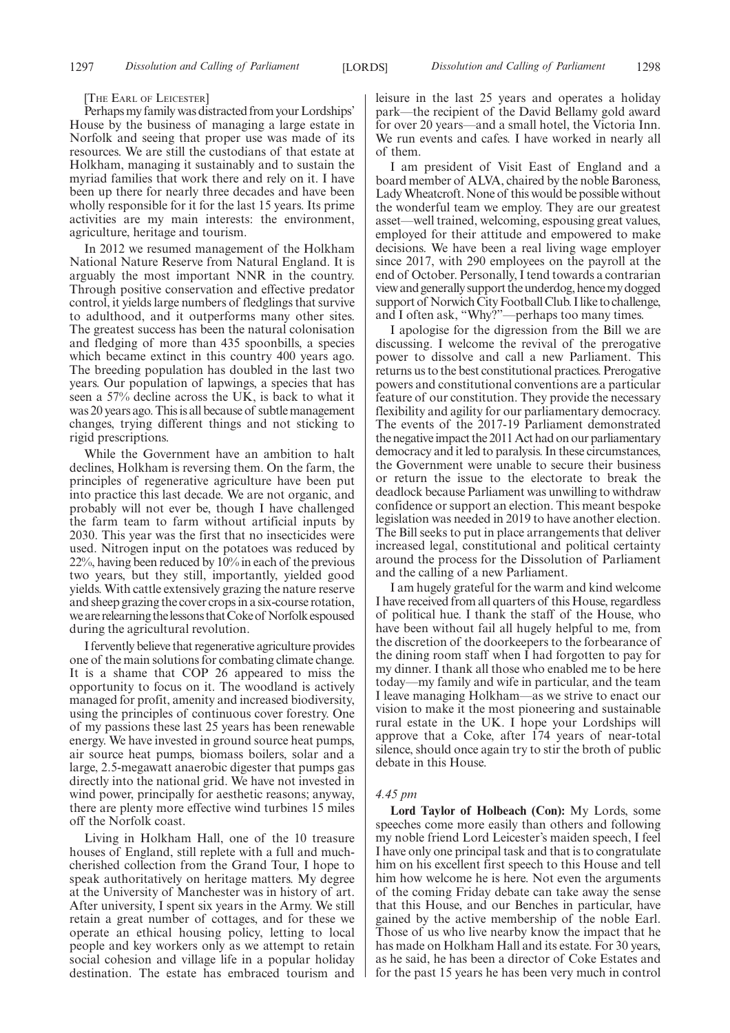[The Earl of Leicester]

Perhaps my family was distracted from your Lordships' House by the business of managing a large estate in Norfolk and seeing that proper use was made of its resources. We are still the custodians of that estate at Holkham, managing it sustainably and to sustain the myriad families that work there and rely on it. I have been up there for nearly three decades and have been wholly responsible for it for the last 15 years. Its prime activities are my main interests: the environment, agriculture, heritage and tourism.

In 2012 we resumed management of the Holkham National Nature Reserve from Natural England. It is arguably the most important NNR in the country. Through positive conservation and effective predator control, it yields large numbers of fledglings that survive to adulthood, and it outperforms many other sites. The greatest success has been the natural colonisation and fledging of more than 435 spoonbills, a species which became extinct in this country 400 years ago. The breeding population has doubled in the last two years. Our population of lapwings, a species that has seen a 57% decline across the UK, is back to what it was 20 years ago. This is all because of subtle management changes, trying different things and not sticking to rigid prescriptions.

While the Government have an ambition to halt declines, Holkham is reversing them. On the farm, the principles of regenerative agriculture have been put into practice this last decade. We are not organic, and probably will not ever be, though I have challenged the farm team to farm without artificial inputs by 2030. This year was the first that no insecticides were used. Nitrogen input on the potatoes was reduced by 22%, having been reduced by 10% in each of the previous two years, but they still, importantly, yielded good yields. With cattle extensively grazing the nature reserve and sheep grazing the cover crops in a six-course rotation, we are relearning the lessons that Coke of Norfolk espoused during the agricultural revolution.

I fervently believe that regenerative agriculture provides one of the main solutions for combating climate change. It is a shame that COP 26 appeared to miss the opportunity to focus on it. The woodland is actively managed for profit, amenity and increased biodiversity, using the principles of continuous cover forestry. One of my passions these last 25 years has been renewable energy. We have invested in ground source heat pumps, air source heat pumps, biomass boilers, solar and a large, 2.5-megawatt anaerobic digester that pumps gas directly into the national grid. We have not invested in wind power, principally for aesthetic reasons; anyway, there are plenty more effective wind turbines 15 miles off the Norfolk coast.

Living in Holkham Hall, one of the 10 treasure houses of England, still replete with a full and much-cherished collection from the Grand Tour, I hope to speak authoritatively on heritage matters. My degree at the University of Manchester was in history of art. After university, I spent six years in the Army. We still retain a great number of cottages, and for these we operate an ethical housing policy, letting to local people and key workers only as we attempt to retain social cohesion and village life in a popular holiday destination. The estate has embraced tourism and leisure in the last 25 years and operates a holiday park—the recipient of the David Bellamy gold award for over 20 years—and a small hotel, the Victoria Inn. We run events and cafes. I have worked in nearly all of them.

I am president of Visit East of England and a board member of ALVA, chaired by the noble Baroness, Lady Wheatcroft. None of this would be possible without the wonderful team we employ. They are our greatest asset—well trained, welcoming, espousing great values, employed for their attitude and empowered to make decisions. We have been a real living wage employer since 2017, with 290 employees on the payroll at the end of October. Personally, I tend towards a contrarian view and generally support the underdog, hence my dogged support of Norwich City Football Club. I like to challenge, and I often ask, "Why?"—perhaps too many times.

I apologise for the digression from the Bill we are discussing. I welcome the revival of the prerogative power to dissolve and call a new Parliament. This returns us to the best constitutional practices. Prerogative powers and constitutional conventions are a particular feature of our constitution. They provide the necessary flexibility and agility for our parliamentary democracy. The events of the 2017-19 Parliament demonstrated the negative impact the 2011 Act had on our parliamentary democracy and it led to paralysis. In these circumstances, the Government were unable to secure their business or return the issue to the electorate to break the deadlock because Parliament was unwilling to withdraw confidence or support an election. This meant bespoke legislation was needed in 2019 to have another election. The Bill seeks to put in place arrangements that deliver increased legal, constitutional and political certainty around the process for the Dissolution of Parliament and the calling of a new Parliament.

I am hugely grateful for the warm and kind welcome I have received from all quarters of this House, regardless of political hue. I thank the staff of the House, who have been without fail all hugely helpful to me, from the discretion of the doorkeepers to the forbearance of the dining room staff when I had forgotten to pay for my dinner. I thank all those who enabled me to be here today—my family and wife in particular, and the team I leave managing Holkham—as we strive to enact our vision to make it the most pioneering and sustainable rural estate in the UK. I hope your Lordships will approve that a Coke, after 174 years of near-total silence, should once again try to stir the broth of public debate in this House.

*4.45 pm*

**Lord Taylor of Holbeach (Con):** My Lords, some speeches come more easily than others and following my noble friend Lord Leicester's maiden speech, I feel I have only one principal task and that is to congratulate him on his excellent first speech to this House and tell him how welcome he is here. Not even the arguments of the coming Friday debate can take away the sense that this House, and our Benches in particular, have gained by the active membership of the noble Earl. Those of us who live nearby know the impact that he has made on Holkham Hall and its estate. For 30 years, as he said, he has been a director of Coke Estates and for the past 15 years he has been very much in control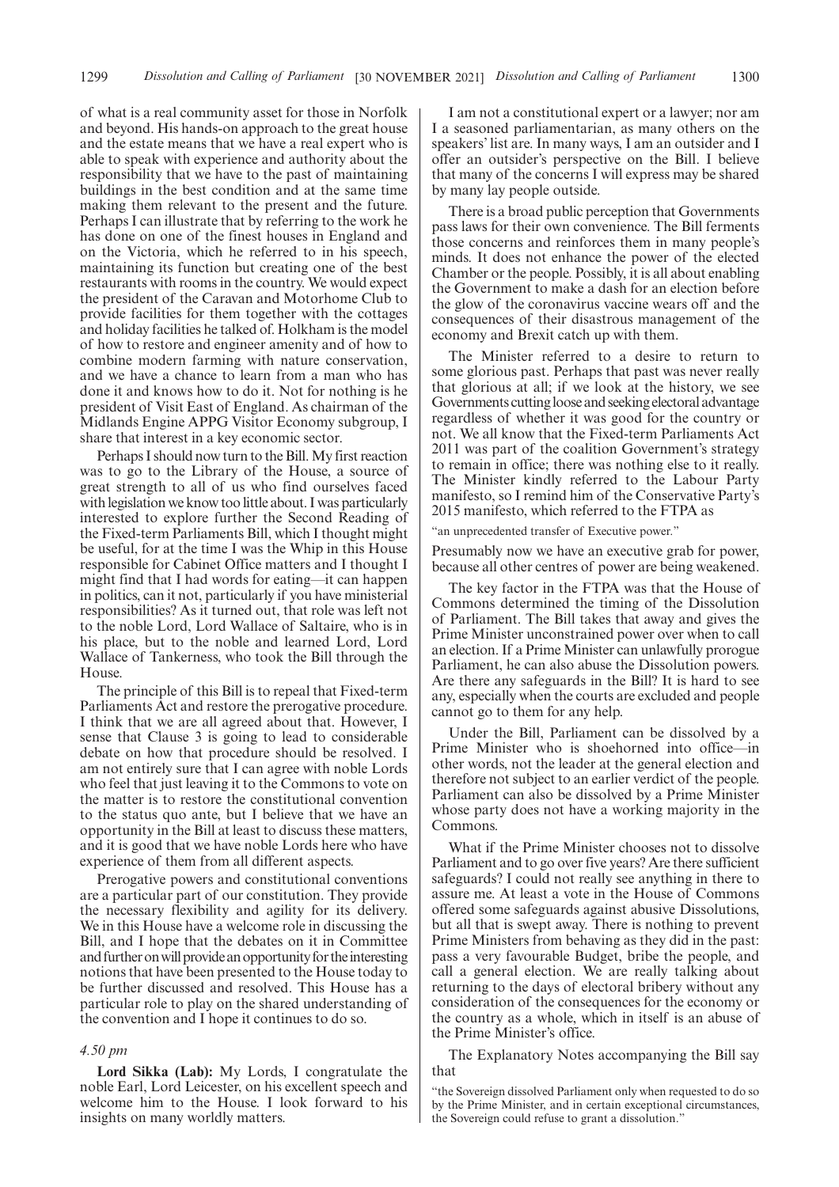of what is a real community asset for those in Norfolk and beyond. His hands-on approach to the great house and the estate means that we have a real expert who is able to speak with experience and authority about the responsibility that we have to the past of maintaining buildings in the best condition and at the same time making them relevant to the present and the future. Perhaps I can illustrate that by referring to the work he has done on one of the finest houses in England and on the Victoria, which he referred to in his speech, maintaining its function but creating one of the best restaurants with rooms in the country. We would expect the president of the Caravan and Motorhome Club to provide facilities for them together with the cottages and holiday facilities he talked of. Holkham is the model of how to restore and engineer amenity and of how to combine modern farming with nature conservation, and we have a chance to learn from a man who has done it and knows how to do it. Not for nothing is he president of Visit East of England. As chairman of the Midlands Engine APPG Visitor Economy subgroup, I share that interest in a key economic sector.

Perhaps I should now turn to the Bill. My first reaction was to go to the Library of the House, a source of great strength to all of us who find ourselves faced with legislation we know too little about. I was particularly interested to explore further the Second Reading of the Fixed-term Parliaments Bill, which I thought might be useful, for at the time I was the Whip in this House responsible for Cabinet Office matters and I thought I might find that I had words for eating—it can happen in politics, can it not, particularly if you have ministerial responsibilities? As it turned out, that role was left not to the noble Lord, Lord Wallace of Saltaire, who is in his place, but to the noble and learned Lord, Lord Wallace of Tankerness, who took the Bill through the House.

The principle of this Bill is to repeal that Fixed-term Parliaments Act and restore the prerogative procedure. I think that we are all agreed about that. However, I sense that Clause 3 is going to lead to considerable debate on how that procedure should be resolved. I am not entirely sure that I can agree with noble Lords who feel that just leaving it to the Commons to vote on the matter is to restore the constitutional convention to the status quo ante, but I believe that we have an opportunity in the Bill at least to discuss these matters, and it is good that we have noble Lords here who have experience of them from all different aspects.

Prerogative powers and constitutional conventions are a particular part of our constitution. They provide the necessary flexibility and agility for its delivery. We in this House have a welcome role in discussing the Bill, and I hope that the debates on it in Committee and further on will provide an opportunity for the interesting notions that have been presented to the House today to be further discussed and resolved. This House has a particular role to play on the shared understanding of the convention and I hope it continues to do so.

*4.50 pm*

**Lord Sikka (Lab):** My Lords, I congratulate the noble Earl, Lord Leicester, on his excellent speech and welcome him to the House. I look forward to his insights on many worldly matters.

I am not a constitutional expert or a lawyer; nor am I a seasoned parliamentarian, as many others on the speakers' list are. In many ways, I am an outsider and I offer an outsider's perspective on the Bill. I believe that many of the concerns I will express may be shared by many lay people outside.

There is a broad public perception that Governments pass laws for their own convenience. The Bill ferments those concerns and reinforces them in many people's minds. It does not enhance the power of the elected Chamber or the people. Possibly, it is all about enabling the Government to make a dash for an election before the glow of the coronavirus vaccine wears off and the consequences of their disastrous management of the economy and Brexit catch up with them.

The Minister referred to a desire to return to some glorious past. Perhaps that past was never really that glorious at all; if we look at the history, we see Governments cutting loose and seeking electoral advantage regardless of whether it was good for the country or not. We all know that the Fixed-term Parliaments Act 2011 was part of the coalition Government's strategy to remain in office; there was nothing else to it really. The Minister kindly referred to the Labour Party manifesto, so I remind him of the Conservative Party's 2015 manifesto, which referred to the FTPA as

"an unprecedented transfer of Executive power."

Presumably now we have an executive grab for power, because all other centres of power are being weakened.

The key factor in the FTPA was that the House of Commons determined the timing of the Dissolution of Parliament. The Bill takes that away and gives the Prime Minister unconstrained power over when to call an election. If a Prime Minister can unlawfully prorogue Parliament, he can also abuse the Dissolution powers. Are there any safeguards in the Bill? It is hard to see any, especially when the courts are excluded and people cannot go to them for any help.

Under the Bill, Parliament can be dissolved by a Prime Minister who is shoehorned into office—in other words, not the leader at the general election and therefore not subject to an earlier verdict of the people. Parliament can also be dissolved by a Prime Minister whose party does not have a working majority in the Commons.

What if the Prime Minister chooses not to dissolve Parliament and to go over five years? Are there sufficient safeguards? I could not really see anything in there to assure me. At least a vote in the House of Commons offered some safeguards against abusive Dissolutions, but all that is swept away. There is nothing to prevent Prime Ministers from behaving as they did in the past: pass a very favourable Budget, bribe the people, and call a general election. We are really talking about returning to the days of electoral bribery without any consideration of the consequences for the economy or the country as a whole, which in itself is an abuse of the Prime Minister's office.

The Explanatory Notes accompanying the Bill say that

"the Sovereign dissolved Parliament only when requested to do so by the Prime Minister, and in certain exceptional circumstances, the Sovereign could refuse to grant a dissolution."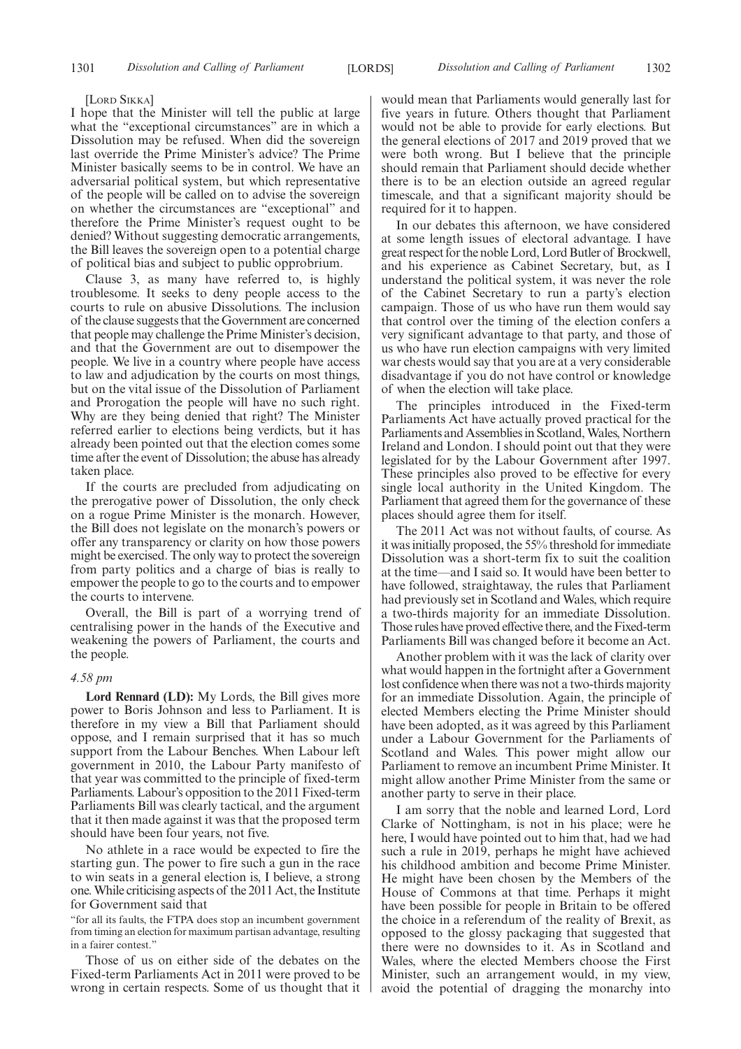[Lord Sikka]

I hope that the Minister will tell the public at large what the "exceptional circumstances" are in which a Dissolution may be refused. When did the sovereign last override the Prime Minister's advice? The Prime Minister basically seems to be in control. We have an adversarial political system, but which representative of the people will be called on to advise the sovereign on whether the circumstances are "exceptional" and therefore the Prime Minister's request ought to be denied? Without suggesting democratic arrangements, the Bill leaves the sovereign open to a potential charge of political bias and subject to public opprobrium.

Clause 3, as many have referred to, is highly troublesome. It seeks to deny people access to the courts to rule on abusive Dissolutions. The inclusion of the clause suggests that the Government are concerned that people may challenge the Prime Minister's decision, and that the Government are out to disempower the people. We live in a country where people have access to law and adjudication by the courts on most things, but on the vital issue of the Dissolution of Parliament and Prorogation the people will have no such right. Why are they being denied that right? The Minister referred earlier to elections being verdicts, but it has already been pointed out that the election comes some time after the event of Dissolution; the abuse has already taken place.

If the courts are precluded from adjudicating on the prerogative power of Dissolution, the only check on a rogue Prime Minister is the monarch. However, the Bill does not legislate on the monarch's powers or offer any transparency or clarity on how those powers might be exercised. The only way to protect the sovereign from party politics and a charge of bias is really to empower the people to go to the courts and to empower the courts to intervene.

Overall, the Bill is part of a worrying trend of centralising power in the hands of the Executive and weakening the powers of Parliament, the courts and the people.

*4.58 pm*

**Lord Rennard (LD):** My Lords, the Bill gives more power to Boris Johnson and less to Parliament. It is therefore in my view a Bill that Parliament should oppose, and I remain surprised that it has so much support from the Labour Benches. When Labour left government in 2010, the Labour Party manifesto of that year was committed to the principle of fixed-term Parliaments. Labour's opposition to the 2011 Fixed-term Parliaments Bill was clearly tactical, and the argument that it then made against it was that the proposed term should have been four years, not five.

No athlete in a race would be expected to fire the starting gun. The power to fire such a gun in the race to win seats in a general election is, I believe, a strong one. While criticising aspects of the 2011 Act, the Institute for Government said that

"for all its faults, the FTPA does stop an incumbent government from timing an election for maximum partisan advantage, resulting in a fairer contest."

Those of us on either side of the debates on the Fixed-term Parliaments Act in 2011 were proved to be wrong in certain respects. Some of us thought that it would mean that Parliaments would generally last for five years in future. Others thought that Parliament would not be able to provide for early elections. But the general elections of 2017 and 2019 proved that we were both wrong. But I believe that the principle should remain that Parliament should decide whether there is to be an election outside an agreed regular timescale, and that a significant majority should be required for it to happen.

In our debates this afternoon, we have considered at some length issues of electoral advantage. I have great respect for the noble Lord, Lord Butler of Brockwell, and his experience as Cabinet Secretary, but, as I understand the political system, it was never the role of the Cabinet Secretary to run a party's election campaign. Those of us who have run them would say that control over the timing of the election confers a very significant advantage to that party, and those of us who have run election campaigns with very limited war chests would say that you are at a very considerable disadvantage if you do not have control or knowledge of when the election will take place.

The principles introduced in the Fixed-term Parliaments Act have actually proved practical for the Parliaments and Assemblies in Scotland, Wales, Northern Ireland and London. I should point out that they were legislated for by the Labour Government after 1997. These principles also proved to be effective for every single local authority in the United Kingdom. The Parliament that agreed them for the governance of these places should agree them for itself.

The 2011 Act was not without faults, of course. As it was initially proposed, the 55% threshold for immediate Dissolution was a short-term fix to suit the coalition at the time—and I said so. It would have been better to have followed, straightaway, the rules that Parliament had previously set in Scotland and Wales, which require a two-thirds majority for an immediate Dissolution. Those rules have proved effective there, and the Fixed-term Parliaments Bill was changed before it become an Act.

Another problem with it was the lack of clarity over what would happen in the fortnight after a Government lost confidence when there was not a two-thirds majority for an immediate Dissolution. Again, the principle of elected Members electing the Prime Minister should have been adopted, as it was agreed by this Parliament under a Labour Government for the Parliaments of Scotland and Wales. This power might allow our Parliament to remove an incumbent Prime Minister. It might allow another Prime Minister from the same or another party to serve in their place.

I am sorry that the noble and learned Lord, Lord Clarke of Nottingham, is not in his place; were he here, I would have pointed out to him that, had we had such a rule in 2019, perhaps he might have achieved his childhood ambition and become Prime Minister. He might have been chosen by the Members of the House of Commons at that time. Perhaps it might have been possible for people in Britain to be offered the choice in a referendum of the reality of Brexit, as opposed to the glossy packaging that suggested that there were no downsides to it. As in Scotland and Wales, where the elected Members choose the First Minister, such an arrangement would, in my view, avoid the potential of dragging the monarchy into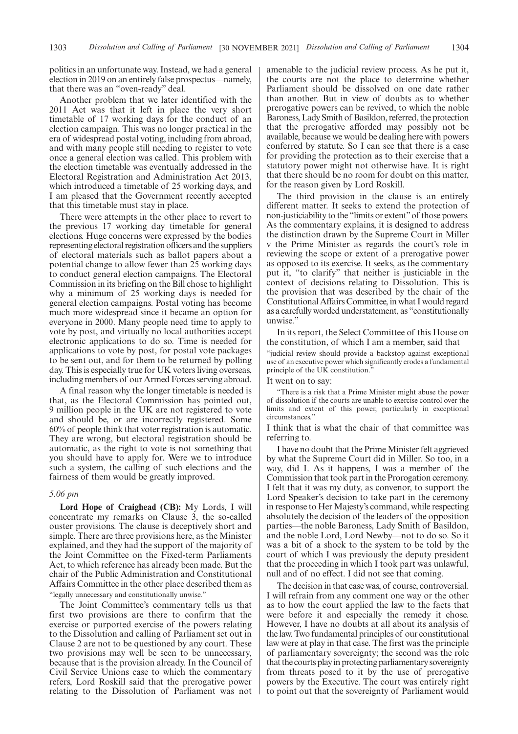politics in an unfortunate way. Instead, we had a general election in 2019 on an entirely false prospectus—namely, that there was an "oven-ready" deal.

Another problem that we later identified with the 2011 Act was that it left in place the very short timetable of 17 working days for the conduct of an election campaign. This was no longer practical in the era of widespread postal voting, including from abroad, and with many people still needing to register to vote once a general election was called. This problem with the election timetable was eventually addressed in the Electoral Registration and Administration Act 2013, which introduced a timetable of 25 working days, and I am pleased that the Government recently accepted that this timetable must stay in place.

There were attempts in the other place to revert to the previous 17 working day timetable for general elections. Huge concerns were expressed by the bodies representing electoral registration officers and the suppliers of electoral materials such as ballot papers about a potential change to allow fewer than 25 working days to conduct general election campaigns. The Electoral Commission in its briefing on the Bill chose to highlight why a minimum of 25 working days is needed for general election campaigns. Postal voting has become much more widespread since it became an option for everyone in 2000. Many people need time to apply to vote by post, and virtually no local authorities accept electronic applications to do so. Time is needed for applications to vote by post, for postal vote packages to be sent out, and for them to be returned by polling day. This is especially true for UK voters living overseas, including members of our Armed Forces serving abroad.

A final reason why the longer timetable is needed is that, as the Electoral Commission has pointed out, 9 million people in the UK are not registered to vote and should be, or are incorrectly registered. Some 60% of people think that voter registration is automatic. They are wrong, but electoral registration should be automatic, as the right to vote is not something that you should have to apply for. Were we to introduce such a system, the calling of such elections and the fairness of them would be greatly improved.

*5.06 pm*

**Lord Hope of Craighead (CB):** My Lords, I will concentrate my remarks on Clause 3, the so-called ouster provisions. The clause is deceptively short and simple. There are three provisions here, as the Minister explained, and they had the support of the majority of the Joint Committee on the Fixed-term Parliaments Act, to which reference has already been made. But the chair of the Public Administration and Constitutional Affairs Committee in the other place described them as "legally unnecessary and constitutionally unwise."

The Joint Committee's commentary tells us that first two provisions are there to confirm that the exercise or purported exercise of the powers relating to the Dissolution and calling of Parliament set out in Clause 2 are not to be questioned by any court. These two provisions may well be seen to be unnecessary, because that is the provision already. In the Council of Civil Service Unions case to which the commentary refers, Lord Roskill said that the prerogative power relating to the Dissolution of Parliament was not amenable to the judicial review process. As he put it, the courts are not the place to determine whether Parliament should be dissolved on one date rather than another. But in view of doubts as to whether prerogative powers can be revived, to which the noble Baroness, Lady Smith of Basildon, referred, the protection that the prerogative afforded may possibly not be available, because we would be dealing here with powers conferred by statute. So I can see that there is a case for providing the protection as to their exercise that a statutory power might not otherwise have. It is right that there should be no room for doubt on this matter, for the reason given by Lord Roskill.

The third provision in the clause is an entirely different matter. It seeks to extend the protection of non-justiciability to the "limits or extent" of those powers. As the commentary explains, it is designed to address the distinction drawn by the Supreme Court in Miller v the Prime Minister as regards the court's role in reviewing the scope or extent of a prerogative power as opposed to its exercise. It seeks, as the commentary put it, "to clarify" that neither is justiciable in the context of decisions relating to Dissolution. This is the provision that was described by the chair of the Constitutional Affairs Committee, in what I would regard as a carefully worded understatement, as "constitutionally unwise."

In its report, the Select Committee of this House on the constitution, of which I am a member, said that

> "judicial review should provide a backstop against exceptional use of an executive power which significantly erodes a fundamental principle of the UK constitution."

It went on to say:

> "There is a risk that a Prime Minister might abuse the power of dissolution if the courts are unable to exercise control over the limits and extent of this power, particularly in exceptional circumstances."

I think that is what the chair of that committee was referring to.

I have no doubt that the Prime Minister felt aggrieved by what the Supreme Court did in Miller. So too, in a way, did I. As it happens, I was a member of the Commission that took part in the Prorogation ceremony. I felt that it was my duty, as convenor, to support the Lord Speaker's decision to take part in the ceremony in response to Her Majesty's command, while respecting absolutely the decision of the leaders of the opposition parties—the noble Baroness, Lady Smith of Basildon, and the noble Lord, Lord Newby—not to do so. So it was a bit of a shock to the system to be told by the court of which I was previously the deputy president that the proceeding in which I took part was unlawful, null and of no effect. I did not see that coming.

The decision in that case was, of course, controversial. I will refrain from any comment one way or the other as to how the court applied the law to the facts that were before it and especially the remedy it chose. However, I have no doubts at all about its analysis of the law. Two fundamental principles of our constitutional law were at play in that case. The first was the principle of parliamentary sovereignty; the second was the role that the courts play in protecting parliamentary sovereignty from threats posed to it by the use of prerogative powers by the Executive. The court was entirely right to point out that the sovereignty of Parliament would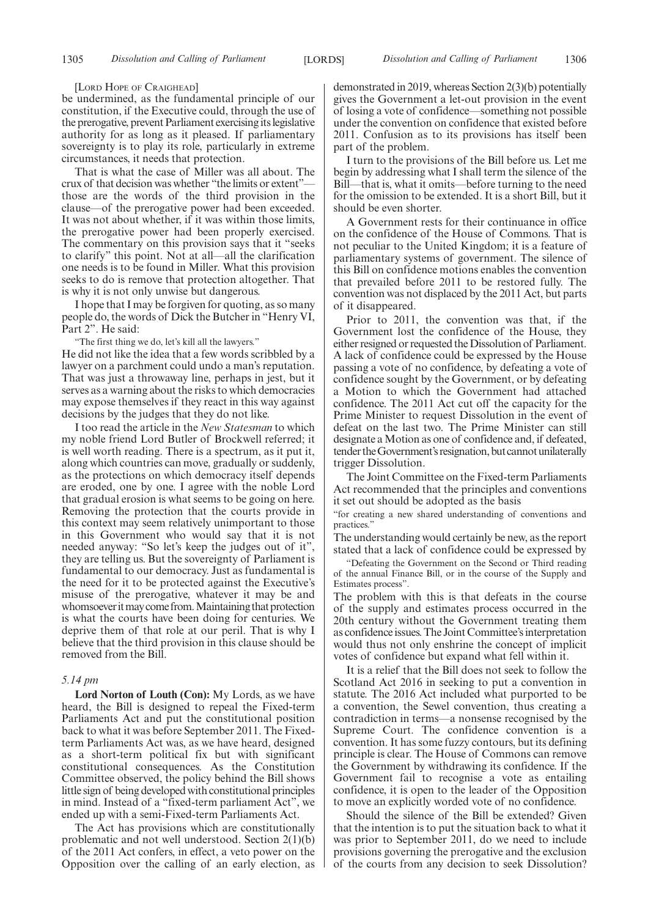[Lord Hope of Craighead]

be undermined, as the fundamental principle of our constitution, if the Executive could, through the use of the prerogative, prevent Parliament exercising its legislative authority for as long as it pleased. If parliamentary sovereignty is to play its role, particularly in extreme circumstances, it needs that protection.

That is what the case of Miller was all about. The crux of that decision was whether "the limits or extent"—those are the words of the third provision in the clause—of the prerogative power had been exceeded. It was not about whether, if it was within those limits, the prerogative power had been properly exercised. The commentary on this provision says that it "seeks to clarify" this point. Not at all—all the clarification one needs is to be found in Miller. What this provision seeks to do is remove that protection altogether. That is why it is not only unwise but dangerous.

I hope that I may be forgiven for quoting, as so many people do, the words of Dick the Butcher in "Henry VI, Part 2". He said:

"The first thing we do, let's kill all the lawyers."

He did not like the idea that a few words scribbled by a lawyer on a parchment could undo a man's reputation. That was just a throwaway line, perhaps in jest, but it serves as a warning about the risks to which democracies may expose themselves if they react in this way against decisions by the judges that they do not like.

I too read the article in the *New Statesman* to which my noble friend Lord Butler of Brockwell referred; it is well worth reading. There is a spectrum, as it put it, along which countries can move, gradually or suddenly, as the protections on which democracy itself depends are eroded, one by one. I agree with the noble Lord that gradual erosion is what seems to be going on here. Removing the protection that the courts provide in this context may seem relatively unimportant to those in this Government who would say that it is not needed anyway: "So let's keep the judges out of it", they are telling us. But the sovereignty of Parliament is fundamental to our democracy. Just as fundamental is the need for it to be protected against the Executive's misuse of the prerogative, whatever it may be and whomsoever it may come from. Maintaining that protection is what the courts have been doing for centuries. We deprive them of that role at our peril. That is why I believe that the third provision in this clause should be removed from the Bill.

*5.14 pm*

**Lord Norton of Louth (Con):** My Lords, as we have heard, the Bill is designed to repeal the Fixed-term Parliaments Act and put the constitutional position back to what it was before September 2011. The Fixed-term Parliaments Act was, as we have heard, designed as a short-term political fix but with significant constitutional consequences. As the Constitution Committee observed, the policy behind the Bill shows little sign of being developed with constitutional principles in mind. Instead of a "fixed-term parliament Act", we ended up with a semi-Fixed-term Parliaments Act.

The Act has provisions which are constitutionally problematic and not well understood. Section 2(1)(b) of the 2011 Act confers, in effect, a veto power on the Opposition over the calling of an early election, as demonstrated in 2019, whereas Section 2(3)(b) potentially gives the Government a let-out provision in the event of losing a vote of confidence—something not possible under the convention on confidence that existed before 2011. Confusion as to its provisions has itself been part of the problem.

I turn to the provisions of the Bill before us. Let me begin by addressing what I shall term the silence of the Bill—that is, what it omits—before turning to the need for the omission to be extended. It is a short Bill, but it should be even shorter.

A Government rests for their continuance in office on the confidence of the House of Commons. That is not peculiar to the United Kingdom; it is a feature of parliamentary systems of government. The silence of this Bill on confidence motions enables the convention that prevailed before 2011 to be restored fully. The convention was not displaced by the 2011 Act, but parts of it disappeared.

Prior to 2011, the convention was that, if the Government lost the confidence of the House, they either resigned or requested the Dissolution of Parliament. A lack of confidence could be expressed by the House passing a vote of no confidence, by defeating a vote of confidence sought by the Government, or by defeating a Motion to which the Government had attached confidence. The 2011 Act cut off the capacity for the Prime Minister to request Dissolution in the event of defeat on the last two. The Prime Minister can still designate a Motion as one of confidence and, if defeated, tender the Government's resignation, but cannot unilaterally trigger Dissolution.

The Joint Committee on the Fixed-term Parliaments Act recommended that the principles and conventions it set out should be adopted as the basis

"for creating a new shared understanding of conventions and practices."

The understanding would certainly be new, as the report stated that a lack of confidence could be expressed by

"Defeating the Government on the Second or Third reading of the annual Finance Bill, or in the course of the Supply and Estimates process".

The problem with this is that defeats in the course of the supply and estimates process occurred in the 20th century without the Government treating them as confidence issues. The Joint Committee's interpretation would thus not only enshrine the concept of implicit votes of confidence but expand what fell within it.

It is a relief that the Bill does not seek to follow the Scotland Act 2016 in seeking to put a convention in statute. The 2016 Act included what purported to be a convention, the Sewel convention, thus creating a contradiction in terms—a nonsense recognised by the Supreme Court. The confidence convention is a convention. It has some fuzzy contours, but its defining principle is clear. The House of Commons can remove the Government by withdrawing its confidence. If the Government fail to recognise a vote as entailing confidence, it is open to the leader of the Opposition to move an explicitly worded vote of no confidence.

Should the silence of the Bill be extended? Given that the intention is to put the situation back to what it was prior to September 2011, do we need to include provisions governing the prerogative and the exclusion of the courts from any decision to seek Dissolution?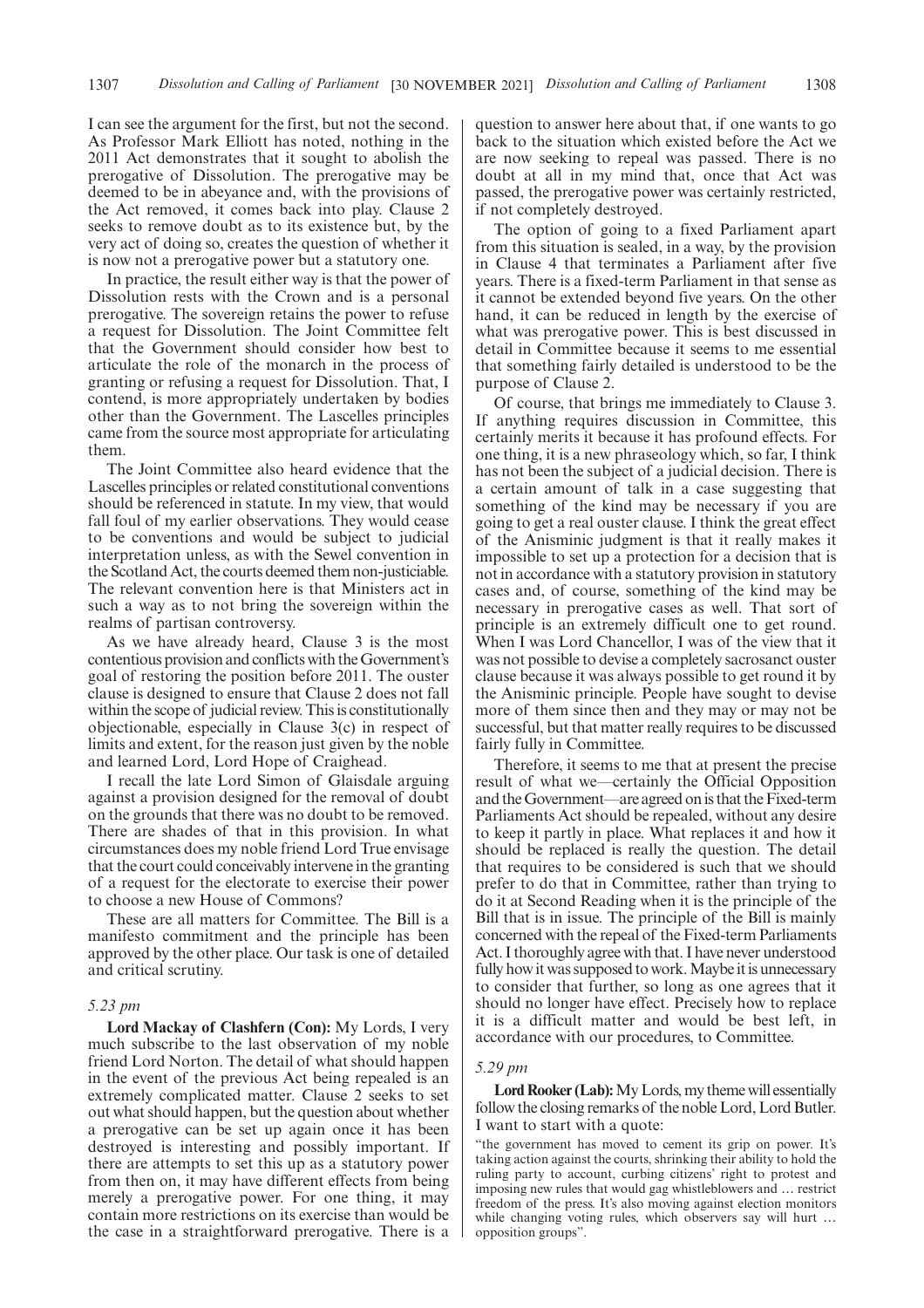I can see the argument for the first, but not the second. As Professor Mark Elliott has noted, nothing in the 2011 Act demonstrates that it sought to abolish the prerogative of Dissolution. The prerogative may be deemed to be in abeyance and, with the provisions of the Act removed, it comes back into play. Clause 2 seeks to remove doubt as to its existence but, by the very act of doing so, creates the question of whether it is now not a prerogative power but a statutory one.

In practice, the result either way is that the power of Dissolution rests with the Crown and is a personal prerogative. The sovereign retains the power to refuse a request for Dissolution. The Joint Committee felt that the Government should consider how best to articulate the role of the monarch in the process of granting or refusing a request for Dissolution. That, I contend, is more appropriately undertaken by bodies other than the Government. The Lascelles principles came from the source most appropriate for articulating them.

The Joint Committee also heard evidence that the Lascelles principles or related constitutional conventions should be referenced in statute. In my view, that would fall foul of my earlier observations. They would cease to be conventions and would be subject to judicial interpretation unless, as with the Sewel convention in the Scotland Act, the courts deemed them non-justiciable. The relevant convention here is that Ministers act in such a way as to not bring the sovereign within the realms of partisan controversy.

As we have already heard, Clause 3 is the most contentious provision and conflicts with the Government's goal of restoring the position before 2011. The ouster clause is designed to ensure that Clause 2 does not fall within the scope of judicial review. This is constitutionally objectionable, especially in Clause 3(c) in respect of limits and extent, for the reason just given by the noble and learned Lord, Lord Hope of Craighead.

I recall the late Lord Simon of Glaisdale arguing against a provision designed for the removal of doubt on the grounds that there was no doubt to be removed. There are shades of that in this provision. In what circumstances does my noble friend Lord True envisage that the court could conceivably intervene in the granting of a request for the electorate to exercise their power to choose a new House of Commons?

These are all matters for Committee. The Bill is a manifesto commitment and the principle has been approved by the other place. Our task is one of detailed and critical scrutiny.

*5.23 pm*

**Lord Mackay of Clashfern (Con):** My Lords, I very much subscribe to the last observation of my noble friend Lord Norton. The detail of what should happen in the event of the previous Act being repealed is an extremely complicated matter. Clause 2 seeks to set out what should happen, but the question about whether a prerogative can be set up again once it has been destroyed is interesting and possibly important. If there are attempts to set this up as a statutory power from then on, it may have different effects from being merely a prerogative power. For one thing, it may contain more restrictions on its exercise than would be the case in a straightforward prerogative. There is a question to answer here about that, if one wants to go back to the situation which existed before the Act we are now seeking to repeal was passed. There is no doubt at all in my mind that, once that Act was passed, the prerogative power was certainly restricted, if not completely destroyed.

The option of going to a fixed Parliament apart from this situation is sealed, in a way, by the provision in Clause 4 that terminates a Parliament after five years. There is a fixed-term Parliament in that sense as it cannot be extended beyond five years. On the other hand, it can be reduced in length by the exercise of what was prerogative power. This is best discussed in detail in Committee because it seems to me essential that something fairly detailed is understood to be the purpose of Clause 2.

Of course, that brings me immediately to Clause 3. If anything requires discussion in Committee, this certainly merits it because it has profound effects. For one thing, it is a new phraseology which, so far, I think has not been the subject of a judicial decision. There is a certain amount of talk in a case suggesting that something of the kind may be necessary if you are going to get a real ouster clause. I think the great effect of the Anisminic judgment is that it really makes it impossible to set up a protection for a decision that is not in accordance with a statutory provision in statutory cases and, of course, something of the kind may be necessary in prerogative cases as well. That sort of principle is an extremely difficult one to get round. When I was Lord Chancellor, I was of the view that it was not possible to devise a completely sacrosanct ouster clause because it was always possible to get round it by the Anisminic principle. People have sought to devise more of them since then and they may or may not be successful, but that matter really requires to be discussed fairly fully in Committee.

Therefore, it seems to me that at present the precise result of what we—certainly the Official Opposition and the Government—are agreed on is that the Fixed-term Parliaments Act should be repealed, without any desire to keep it partly in place. What replaces it and how it should be replaced is really the question. The detail that requires to be considered is such that we should prefer to do that in Committee, rather than trying to do it at Second Reading when it is the principle of the Bill that is in issue. The principle of the Bill is mainly concerned with the repeal of the Fixed-term Parliaments Act. I thoroughly agree with that. I have never understood fully how it was supposed to work. Maybe it is unnecessary to consider that further, so long as one agrees that it should no longer have effect. Precisely how to replace it is a difficult matter and would be best left, in accordance with our procedures, to Committee.

*5.29 pm*

**Lord Rooker (Lab):** My Lords, my theme will essentially follow the closing remarks of the noble Lord, Lord Butler. I want to start with a quote:

"the government has moved to cement its grip on power. It's taking action against the courts, shrinking their ability to hold the ruling party to account, curbing citizens' right to protest and imposing new rules that would gag whistleblowers and … restrict freedom of the press. It's also moving against election monitors while changing voting rules, which observers say will hurt … opposition groups".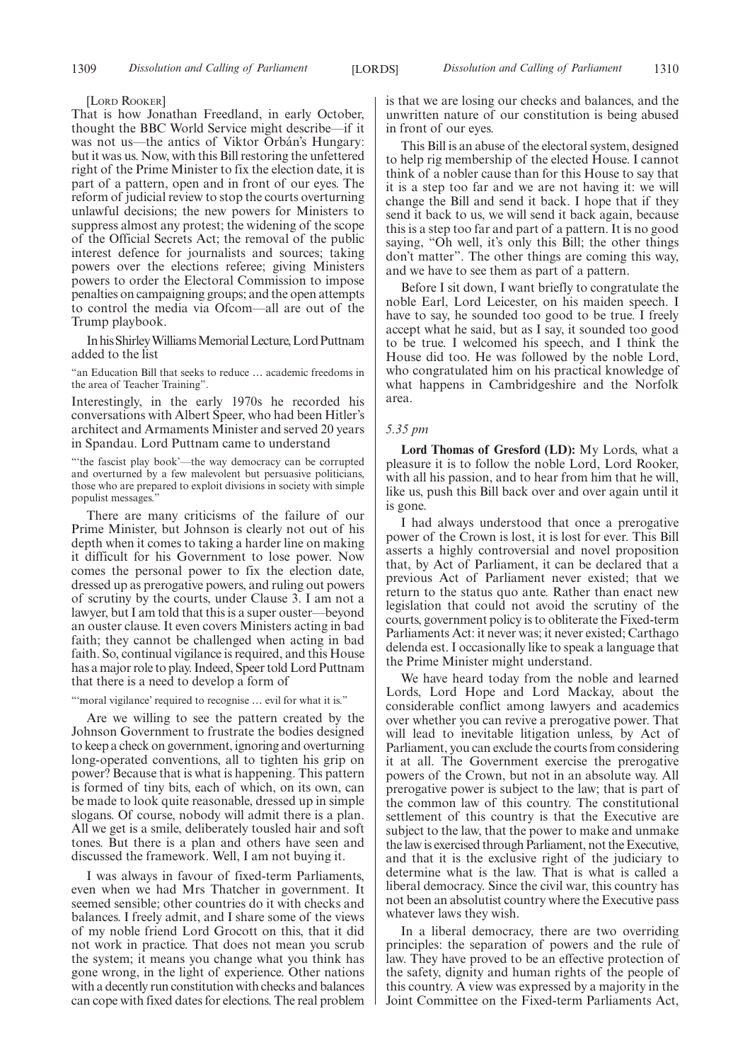[Lord Rooker]

That is how Jonathan Freedland, in early October, thought the BBC World Service might describe—if it was not us—the antics of Viktor Orbán's Hungary: but it was us. Now, with this Bill restoring the unfettered right of the Prime Minister to fix the election date, it is part of a pattern, open and in front of our eyes. The reform of judicial review to stop the courts overturning unlawful decisions; the new powers for Ministers to suppress almost any protest; the widening of the scope of the Official Secrets Act; the removal of the public interest defence for journalists and sources; taking powers over the elections referee; giving Ministers powers to order the Electoral Commission to impose penalties on campaigning groups; and the open attempts to control the media via Ofcom—all are out of the Trump playbook.

In his Shirley Williams Memorial Lecture, Lord Puttnam added to the list

> "an Education Bill that seeks to reduce … academic freedoms in the area of Teacher Training".

Interestingly, in the early 1970s he recorded his conversations with Albert Speer, who had been Hitler's architect and Armaments Minister and served 20 years in Spandau. Lord Puttnam came to understand

> "'the fascist play book'—the way democracy can be corrupted and overturned by a few malevolent but persuasive politicians, those who are prepared to exploit divisions in society with simple populist messages."

There are many criticisms of the failure of our Prime Minister, but Johnson is clearly not out of his depth when it comes to taking a harder line on making it difficult for his Government to lose power. Now comes the personal power to fix the election date, dressed up as prerogative powers, and ruling out powers of scrutiny by the courts, under Clause 3. I am not a lawyer, but I am told that this is a super ouster—beyond an ouster clause. It even covers Ministers acting in bad faith; they cannot be challenged when acting in bad faith. So, continual vigilance is required, and this House has a major role to play. Indeed, Speer told Lord Puttnam that there is a need to develop a form of

> "'moral vigilance' required to recognise … evil for what it is."

Are we willing to see the pattern created by the Johnson Government to frustrate the bodies designed to keep a check on government, ignoring and overturning long-operated conventions, all to tighten his grip on power? Because that is what is happening. This pattern is formed of tiny bits, each of which, on its own, can be made to look quite reasonable, dressed up in simple slogans. Of course, nobody will admit there is a plan. All we get is a smile, deliberately tousled hair and soft tones. But there is a plan and others have seen and discussed the framework. Well, I am not buying it.

I was always in favour of fixed-term Parliaments, even when we had Mrs Thatcher in government. It seemed sensible; other countries do it with checks and balances. I freely admit, and I share some of the views of my noble friend Lord Grocott on this, that it did not work in practice. That does not mean you scrub the system; it means you change what you think has gone wrong, in the light of experience. Other nations with a decently run constitution with checks and balances can cope with fixed dates for elections. The real problem is that we are losing our checks and balances, and the unwritten nature of our constitution is being abused in front of our eyes.

This Bill is an abuse of the electoral system, designed to help rig membership of the elected House. I cannot think of a nobler cause than for this House to say that it is a step too far and we are not having it: we will change the Bill and send it back. I hope that if they send it back to us, we will send it back again, because this is a step too far and part of a pattern. It is no good saying, "Oh well, it's only this Bill; the other things don't matter". The other things are coming this way, and we have to see them as part of a pattern.

Before I sit down, I want briefly to congratulate the noble Earl, Lord Leicester, on his maiden speech. I have to say, he sounded too good to be true. I freely accept what he said, but as I say, it sounded too good to be true. I welcomed his speech, and I think the House did too. He was followed by the noble Lord, who congratulated him on his practical knowledge of what happens in Cambridgeshire and the Norfolk area.

*5.35 pm*

**Lord Thomas of Gresford (LD):** My Lords, what a pleasure it is to follow the noble Lord, Lord Rooker, with all his passion, and to hear from him that he will, like us, push this Bill back over and over again until it is gone.

I had always understood that once a prerogative power of the Crown is lost, it is lost for ever. This Bill asserts a highly controversial and novel proposition that, by Act of Parliament, it can be declared that a previous Act of Parliament never existed; that we return to the status quo ante. Rather than enact new legislation that could not avoid the scrutiny of the courts, government policy is to obliterate the Fixed-term Parliaments Act: it never was; it never existed; Carthago delenda est. I occasionally like to speak a language that the Prime Minister might understand.

We have heard today from the noble and learned Lords, Lord Hope and Lord Mackay, about the considerable conflict among lawyers and academics over whether you can revive a prerogative power. That will lead to inevitable litigation unless, by Act of Parliament, you can exclude the courts from considering it at all. The Government exercise the prerogative powers of the Crown, but not in an absolute way. All prerogative power is subject to the law; that is part of the common law of this country. The constitutional settlement of this country is that the Executive are subject to the law, that the power to make and unmake the law is exercised through Parliament, not the Executive, and that it is the exclusive right of the judiciary to determine what is the law. That is what is called a liberal democracy. Since the civil war, this country has not been an absolutist country where the Executive pass whatever laws they wish.

In a liberal democracy, there are two overriding principles: the separation of powers and the rule of law. They have proved to be an effective protection of the safety, dignity and human rights of the people of this country. A view was expressed by a majority in the Joint Committee on the Fixed-term Parliaments Act,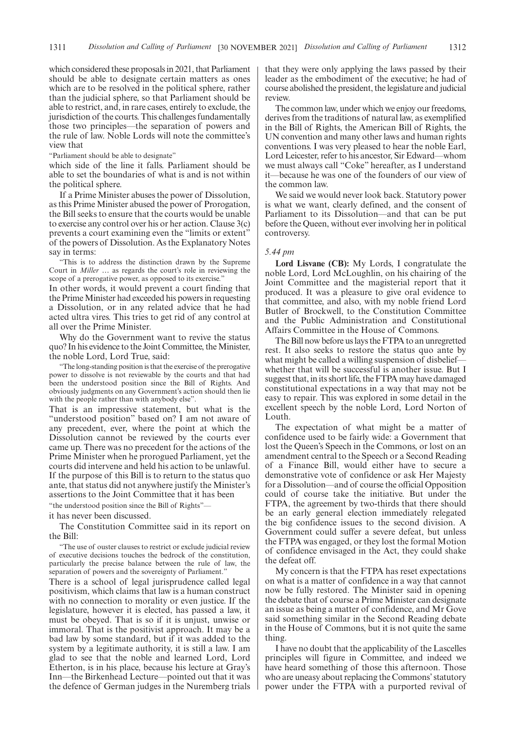which considered these proposals in 2021, that Parliament should be able to designate certain matters as ones which are to be resolved in the political sphere, rather than the judicial sphere, so that Parliament should be able to restrict, and, in rare cases, entirely to exclude, the jurisdiction of the courts. This challenges fundamentally those two principles—the separation of powers and the rule of law. Noble Lords will note the committee's view that

"Parliament should be able to designate"

which side of the line it falls. Parliament should be able to set the boundaries of what is and is not within the political sphere.

If a Prime Minister abuses the power of Dissolution, as this Prime Minister abused the power of Prorogation, the Bill seeks to ensure that the courts would be unable to exercise any control over his or her action. Clause 3(c) prevents a court examining even the "limits or extent" of the powers of Dissolution. As the Explanatory Notes say in terms:

"This is to address the distinction drawn by the Supreme Court in *Miller* … as regards the court's role in reviewing the scope of a prerogative power, as opposed to its exercise."

In other words, it would prevent a court finding that the Prime Minister had exceeded his powers in requesting a Dissolution, or in any related advice that he had acted ultra vires. This tries to get rid of any control at all over the Prime Minister.

Why do the Government want to revive the status quo? In his evidence to the Joint Committee, the Minister, the noble Lord, Lord True, said:

"The long-standing position is that the exercise of the prerogative power to dissolve is not reviewable by the courts and that had been the understood position since the Bill of Rights. And obviously judgments on any Government's action should then lie with the people rather than with anybody else".

That is an impressive statement, but what is the "understood position" based on? I am not aware of any precedent, ever, where the point at which the Dissolution cannot be reviewed by the courts ever came up. There was no precedent for the actions of the Prime Minister when he prorogued Parliament, yet the courts did intervene and held his action to be unlawful. If the purpose of this Bill is to return to the status quo ante, that status did not anywhere justify the Minister's assertions to the Joint Committee that it has been

"the understood position since the Bill of Rights"—

it has never been discussed.

The Constitution Committee said in its report on the Bill:

"The use of ouster clauses to restrict or exclude judicial review of executive decisions touches the bedrock of the constitution, particularly the precise balance between the rule of law, the separation of powers and the sovereignty of Parliament."

There is a school of legal jurisprudence called legal positivism, which claims that law is a human construct with no connection to morality or even justice. If the legislature, however it is elected, has passed a law, it must be obeyed. That is so if it is unjust, unwise or immoral. That is the positivist approach. It may be a bad law by some standard, but if it was added to the system by a legitimate authority, it is still a law. I am glad to see that the noble and learned Lord, Lord Etherton, is in his place, because his lecture at Gray's Inn—the Birkenhead Lecture—pointed out that it was the defence of German judges in the Nuremberg trials that they were only applying the laws passed by their leader as the embodiment of the executive; he had of course abolished the president, the legislature and judicial review.

The common law, under which we enjoy our freedoms, derives from the traditions of natural law, as exemplified in the Bill of Rights, the American Bill of Rights, the UN convention and many other laws and human rights conventions. I was very pleased to hear the noble Earl, Lord Leicester, refer to his ancestor, Sir Edward—whom we must always call "Coke" hereafter, as I understand it—because he was one of the founders of our view of the common law.

We said we would never look back. Statutory power is what we want, clearly defined, and the consent of Parliament to its Dissolution—and that can be put before the Queen, without ever involving her in political controversy.

*5.44 pm*

**Lord Lisvane (CB):** My Lords, I congratulate the noble Lord, Lord McLoughlin, on his chairing of the Joint Committee and the magisterial report that it produced. It was a pleasure to give oral evidence to that committee, and also, with my noble friend Lord Butler of Brockwell, to the Constitution Committee and the Public Administration and Constitutional Affairs Committee in the House of Commons.

The Bill now before us lays the FTPA to an unregretted rest. It also seeks to restore the status quo ante by what might be called a willing suspension of disbelief—whether that will be successful is another issue. But I suggest that, in its short life, the FTPA may have damaged constitutional expectations in a way that may not be easy to repair. This was explored in some detail in the excellent speech by the noble Lord, Lord Norton of Louth.

The expectation of what might be a matter of confidence used to be fairly wide: a Government that lost the Queen's Speech in the Commons, or lost on an amendment central to the Speech or a Second Reading of a Finance Bill, would either have to secure a demonstrative vote of confidence or ask Her Majesty for a Dissolution—and of course the official Opposition could of course take the initiative. But under the FTPA, the agreement by two-thirds that there should be an early general election immediately relegated the big confidence issues to the second division. A Government could suffer a severe defeat, but unless the FTPA was engaged, or they lost the formal Motion of confidence envisaged in the Act, they could shake the defeat off.

My concern is that the FTPA has reset expectations on what is a matter of confidence in a way that cannot now be fully restored. The Minister said in opening the debate that of course a Prime Minister can designate an issue as being a matter of confidence, and Mr Gove said something similar in the Second Reading debate in the House of Commons, but it is not quite the same thing.

I have no doubt that the applicability of the Lascelles principles will figure in Committee, and indeed we have heard something of those this afternoon. Those who are uneasy about replacing the Commons' statutory power under the FTPA with a purported revival of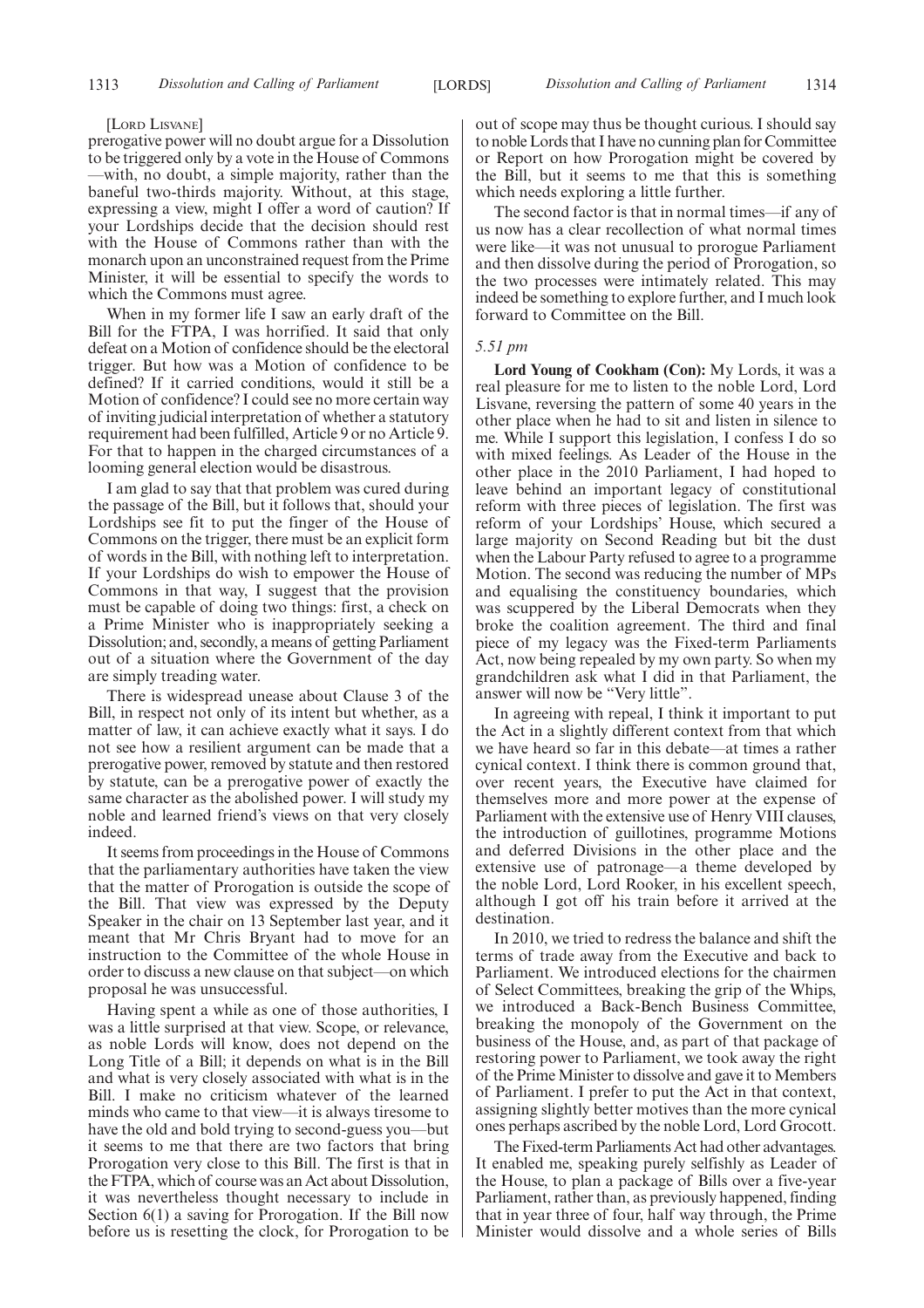[Lord Lisvane]

prerogative power will no doubt argue for a Dissolution to be triggered only by a vote in the House of Commons—with, no doubt, a simple majority, rather than the baneful two-thirds majority. Without, at this stage, expressing a view, might I offer a word of caution? If your Lordships decide that the decision should rest with the House of Commons rather than with the monarch upon an unconstrained request from the Prime Minister, it will be essential to specify the words to which the Commons must agree.

When in my former life I saw an early draft of the Bill for the FTPA, I was horrified. It said that only defeat on a Motion of confidence should be the electoral trigger. But how was a Motion of confidence to be defined? If it carried conditions, would it still be a Motion of confidence? I could see no more certain way of inviting judicial interpretation of whether a statutory requirement had been fulfilled, Article 9 or no Article 9. For that to happen in the charged circumstances of a looming general election would be disastrous.

I am glad to say that that problem was cured during the passage of the Bill, but it follows that, should your Lordships see fit to put the finger of the House of Commons on the trigger, there must be an explicit form of words in the Bill, with nothing left to interpretation. If your Lordships do wish to empower the House of Commons in that way, I suggest that the provision must be capable of doing two things: first, a check on a Prime Minister who is inappropriately seeking a Dissolution; and, secondly, a means of getting Parliament out of a situation where the Government of the day are simply treading water.

There is widespread unease about Clause 3 of the Bill, in respect not only of its intent but whether, as a matter of law, it can achieve exactly what it says. I do not see how a resilient argument can be made that a prerogative power, removed by statute and then restored by statute, can be a prerogative power of exactly the same character as the abolished power. I will study my noble and learned friend's views on that very closely indeed.

It seems from proceedings in the House of Commons that the parliamentary authorities have taken the view that the matter of Prorogation is outside the scope of the Bill. That view was expressed by the Deputy Speaker in the chair on 13 September last year, and it meant that Mr Chris Bryant had to move for an instruction to the Committee of the whole House in order to discuss a new clause on that subject—on which proposal he was unsuccessful.

Having spent a while as one of those authorities, I was a little surprised at that view. Scope, or relevance, as noble Lords will know, does not depend on the Long Title of a Bill; it depends on what is in the Bill and what is very closely associated with what is in the Bill. I make no criticism whatever of the learned minds who came to that view—it is always tiresome to have the old and bold trying to second-guess you—but it seems to me that there are two factors that bring Prorogation very close to this Bill. The first is that in the FTPA, which of course was an Act about Dissolution, it was nevertheless thought necessary to include in Section 6(1) a saving for Prorogation. If the Bill now before us is resetting the clock, for Prorogation to be out of scope may thus be thought curious. I should say to noble Lords that I have no cunning plan for Committee or Report on how Prorogation might be covered by the Bill, but it seems to me that this is something which needs exploring a little further.

The second factor is that in normal times—if any of us now has a clear recollection of what normal times were like—it was not unusual to prorogue Parliament and then dissolve during the period of Prorogation, so the two processes were intimately related. This may indeed be something to explore further, and I much look forward to Committee on the Bill.

*5.51 pm*

**Lord Young of Cookham (Con):** My Lords, it was a real pleasure for me to listen to the noble Lord, Lord Lisvane, reversing the pattern of some 40 years in the other place when he had to sit and listen in silence to me. While I support this legislation, I confess I do so with mixed feelings. As Leader of the House in the other place in the 2010 Parliament, I had hoped to leave behind an important legacy of constitutional reform with three pieces of legislation. The first was reform of your Lordships' House, which secured a large majority on Second Reading but bit the dust when the Labour Party refused to agree to a programme Motion. The second was reducing the number of MPs and equalising the constituency boundaries, which was scuppered by the Liberal Democrats when they broke the coalition agreement. The third and final piece of my legacy was the Fixed-term Parliaments Act, now being repealed by my own party. So when my grandchildren ask what I did in that Parliament, the answer will now be "Very little".

In agreeing with repeal, I think it important to put the Act in a slightly different context from that which we have heard so far in this debate—at times a rather cynical context. I think there is common ground that, over recent years, the Executive have claimed for themselves more and more power at the expense of Parliament with the extensive use of Henry VIII clauses, the introduction of guillotines, programme Motions and deferred Divisions in the other place and the extensive use of patronage—a theme developed by the noble Lord, Lord Rooker, in his excellent speech, although I got off his train before it arrived at the destination.

In 2010, we tried to redress the balance and shift the terms of trade away from the Executive and back to Parliament. We introduced elections for the chairmen of Select Committees, breaking the grip of the Whips, we introduced a Back-Bench Business Committee, breaking the monopoly of the Government on the business of the House, and, as part of that package of restoring power to Parliament, we took away the right of the Prime Minister to dissolve and gave it to Members of Parliament. I prefer to put the Act in that context, assigning slightly better motives than the more cynical ones perhaps ascribed by the noble Lord, Lord Grocott.

The Fixed-term Parliaments Act had other advantages. It enabled me, speaking purely selfishly as Leader of the House, to plan a package of Bills over a five-year Parliament, rather than, as previously happened, finding that in year three of four, half way through, the Prime Minister would dissolve and a whole series of Bills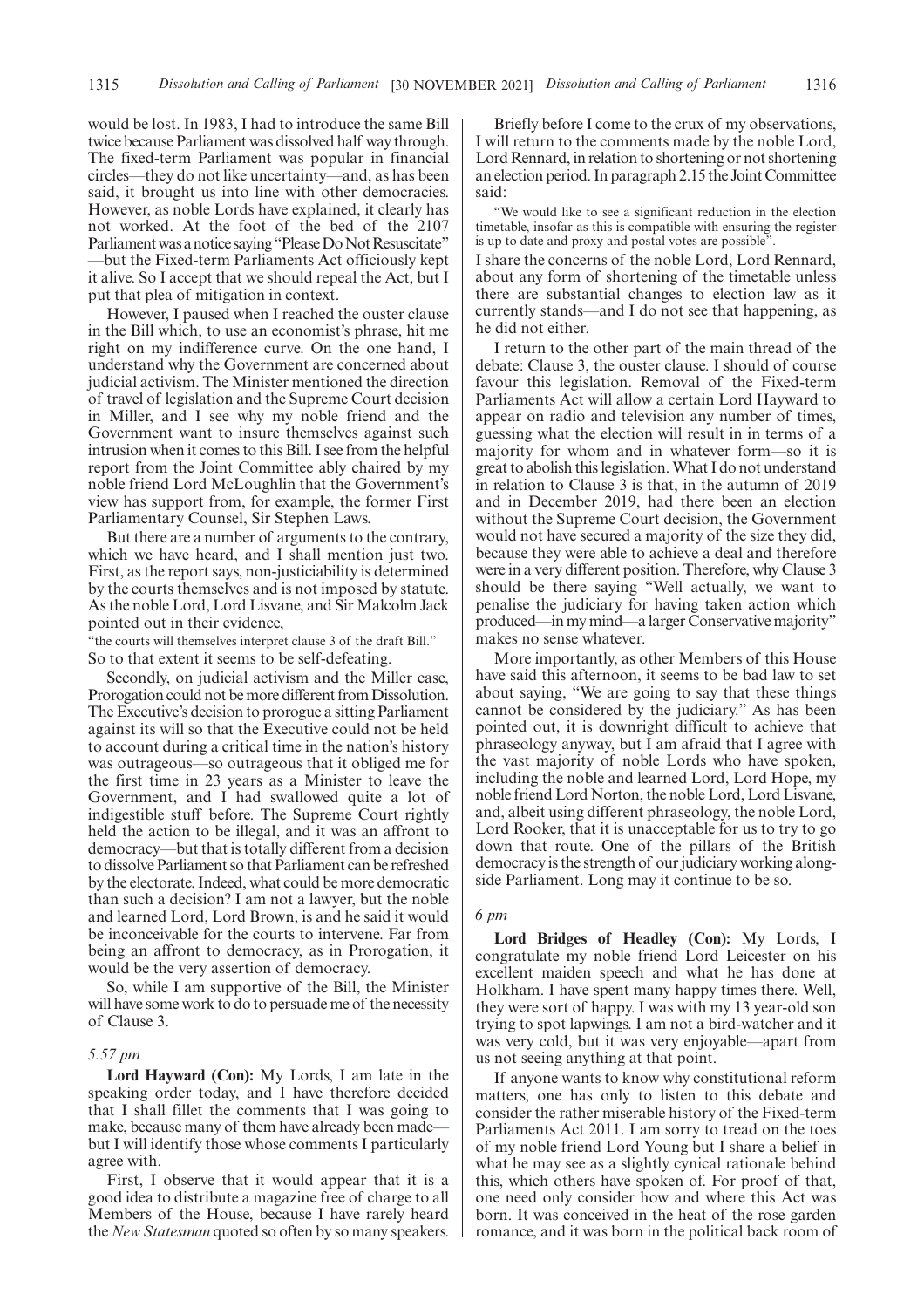would be lost. In 1983, I had to introduce the same Bill twice because Parliament was dissolved half way through. The fixed-term Parliament was popular in financial circles—they do not like uncertainty—and, as has been said, it brought us into line with other democracies. However, as noble Lords have explained, it clearly has not worked. At the foot of the bed of the 2107 Parliament was a notice saying "Please Do Not Resuscitate"—but the Fixed-term Parliaments Act officiously kept it alive. So I accept that we should repeal the Act, but I put that plea of mitigation in context.

However, I paused when I reached the ouster clause in the Bill which, to use an economist's phrase, hit me right on my indifference curve. On the one hand, I understand why the Government are concerned about judicial activism. The Minister mentioned the direction of travel of legislation and the Supreme Court decision in Miller, and I see why my noble friend and the Government want to insure themselves against such intrusion when it comes to this Bill. I see from the helpful report from the Joint Committee ably chaired by my noble friend Lord McLoughlin that the Government's view has support from, for example, the former First Parliamentary Counsel, Sir Stephen Laws.

But there are a number of arguments to the contrary, which we have heard, and I shall mention just two. First, as the report says, non-justiciability is determined by the courts themselves and is not imposed by statute. As the noble Lord, Lord Lisvane, and Sir Malcolm Jack pointed out in their evidence,

"the courts will themselves interpret clause 3 of the draft Bill."

So to that extent it seems to be self-defeating.

Secondly, on judicial activism and the Miller case, Prorogation could not be more different from Dissolution. The Executive's decision to prorogue a sitting Parliament against its will so that the Executive could not be held to account during a critical time in the nation's history was outrageous—so outrageous that it obliged me for the first time in 23 years as a Minister to leave the Government, and I had swallowed quite a lot of indigestible stuff before. The Supreme Court rightly held the action to be illegal, and it was an affront to democracy—but that is totally different from a decision to dissolve Parliament so that Parliament can be refreshed by the electorate. Indeed, what could be more democratic than such a decision? I am not a lawyer, but the noble and learned Lord, Lord Brown, is and he said it would be inconceivable for the courts to intervene. Far from being an affront to democracy, as in Prorogation, it would be the very assertion of democracy.

So, while I am supportive of the Bill, the Minister will have some work to do to persuade me of the necessity of Clause 3.

*5.57 pm*

**Lord Hayward (Con):** My Lords, I am late in the speaking order today, and I have therefore decided that I shall fillet the comments that I was going to make, because many of them have already been made—but I will identify those whose comments I particularly agree with.

First, I observe that it would appear that it is a good idea to distribute a magazine free of charge to all Members of the House, because I have rarely heard the *New Statesman* quoted so often by so many speakers.

Briefly before I come to the crux of my observations, I will return to the comments made by the noble Lord, Lord Rennard, in relation to shortening or not shortening an election period. In paragraph 2.15 the Joint Committee said:

"We would like to see a significant reduction in the election timetable, insofar as this is compatible with ensuring the register is up to date and proxy and postal votes are possible".

I share the concerns of the noble Lord, Lord Rennard, about any form of shortening of the timetable unless there are substantial changes to election law as it currently stands—and I do not see that happening, as he did not either.

I return to the other part of the main thread of the debate: Clause 3, the ouster clause. I should of course favour this legislation. Removal of the Fixed-term Parliaments Act will allow a certain Lord Hayward to appear on radio and television any number of times, guessing what the election will result in in terms of a majority for whom and in whatever form—so it is great to abolish this legislation. What I do not understand in relation to Clause 3 is that, in the autumn of 2019 and in December 2019, had there been an election without the Supreme Court decision, the Government would not have secured a majority of the size they did, because they were able to achieve a deal and therefore were in a very different position. Therefore, why Clause 3 should be there saying "Well actually, we want to penalise the judiciary for having taken action which produced—in my mind—a larger Conservative majority" makes no sense whatever.

More importantly, as other Members of this House have said this afternoon, it seems to be bad law to set about saying, "We are going to say that these things cannot be considered by the judiciary." As has been pointed out, it is downright difficult to achieve that phraseology anyway, but I am afraid that I agree with the vast majority of noble Lords who have spoken, including the noble and learned Lord, Lord Hope, my noble friend Lord Norton, the noble Lord, Lord Lisvane, and, albeit using different phraseology, the noble Lord, Lord Rooker, that it is unacceptable for us to try to go down that route. One of the pillars of the British democracy is the strength of our judiciary working alongside Parliament. Long may it continue to be so.

*6 pm*

**Lord Bridges of Headley (Con):** My Lords, I congratulate my noble friend Lord Leicester on his excellent maiden speech and what he has done at Holkham. I have spent many happy times there. Well, they were sort of happy. I was with my 13 year-old son trying to spot lapwings. I am not a bird-watcher and it was very cold, but it was very enjoyable—apart from us not seeing anything at that point.

If anyone wants to know why constitutional reform matters, one has only to listen to this debate and consider the rather miserable history of the Fixed-term Parliaments Act 2011. I am sorry to tread on the toes of my noble friend Lord Young but I share a belief in what he may see as a slightly cynical rationale behind this, which others have spoken of. For proof of that, one need only consider how and where this Act was born. It was conceived in the heat of the rose garden romance, and it was born in the political back room of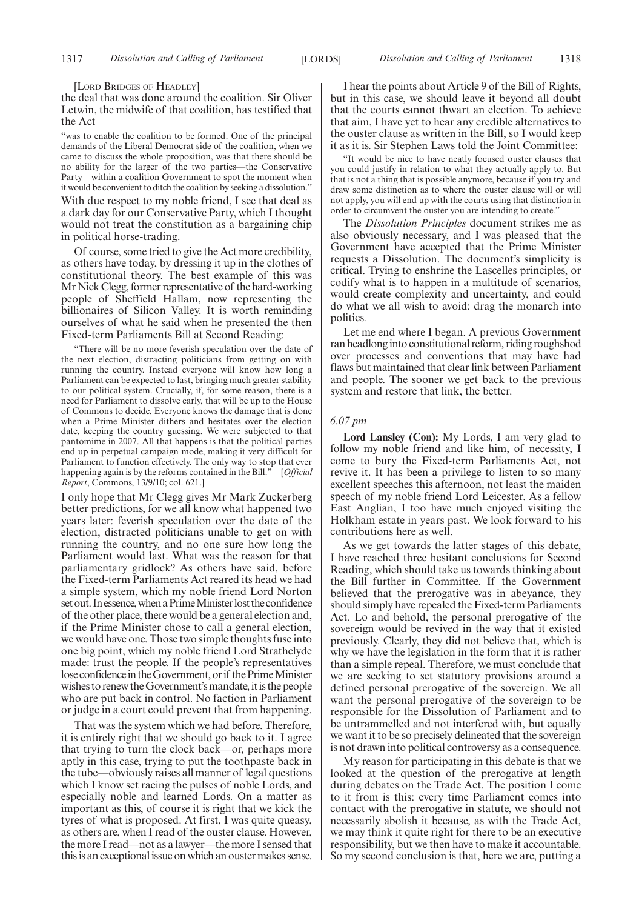[Lord Bridges of Headley]

the deal that was done around the coalition. Sir Oliver Letwin, the midwife of that coalition, has testified that the Act

"was to enable the coalition to be formed. One of the principal demands of the Liberal Democrat side of the coalition, when we came to discuss the whole proposition, was that there should be no ability for the larger of the two parties—the Conservative Party—within a coalition Government to spot the moment when it would be convenient to ditch the coalition by seeking a dissolution."

With due respect to my noble friend, I see that deal as a dark day for our Conservative Party, which I thought would not treat the constitution as a bargaining chip in political horse-trading.

Of course, some tried to give the Act more credibility, as others have today, by dressing it up in the clothes of constitutional theory. The best example of this was Mr Nick Clegg, former representative of the hard-working people of Sheffield Hallam, now representing the billionaires of Silicon Valley. It is worth reminding ourselves of what he said when he presented the then Fixed-term Parliaments Bill at Second Reading:

"There will be no more feverish speculation over the date of the next election, distracting politicians from getting on with running the country. Instead everyone will know how long a Parliament can be expected to last, bringing much greater stability to our political system. Crucially, if, for some reason, there is a need for Parliament to dissolve early, that will be up to the House of Commons to decide. Everyone knows the damage that is done when a Prime Minister dithers and hesitates over the election date, keeping the country guessing. We were subjected to that pantomime in 2007. All that happens is that the political parties end up in perpetual campaign mode, making it very difficult for Parliament to function effectively. The only way to stop that ever happening again is by the reforms contained in the Bill."—[*Official Report*, Commons, 13/9/10; col. 621.]

I only hope that Mr Clegg gives Mr Mark Zuckerberg better predictions, for we all know what happened two years later: feverish speculation over the date of the election, distracted politicians unable to get on with running the country, and no one sure how long the Parliament would last. What was the reason for that parliamentary gridlock? As others have said, before the Fixed-term Parliaments Act reared its head we had a simple system, which my noble friend Lord Norton set out. In essence, when a Prime Minister lost the confidence of the other place, there would be a general election and, if the Prime Minister chose to call a general election, we would have one. Those two simple thoughts fuse into one big point, which my noble friend Lord Strathclyde made: trust the people. If the people's representatives lose confidence in the Government, or if the Prime Minister wishes to renew the Government's mandate, it is the people who are put back in control. No faction in Parliament or judge in a court could prevent that from happening.

That was the system which we had before. Therefore, it is entirely right that we should go back to it. I agree that trying to turn the clock back—or, perhaps more aptly in this case, trying to put the toothpaste back in the tube—obviously raises all manner of legal questions which I know set racing the pulses of noble Lords, and especially noble and learned Lords. On a matter as important as this, of course it is right that we kick the tyres of what is proposed. At first, I was quite queasy, as others are, when I read of the ouster clause. However, the more I read—not as a lawyer—the more I sensed that this is an exceptional issue on which an ouster makes sense.

I hear the points about Article 9 of the Bill of Rights, but in this case, we should leave it beyond all doubt that the courts cannot thwart an election. To achieve that aim, I have yet to hear any credible alternatives to the ouster clause as written in the Bill, so I would keep it as it is. Sir Stephen Laws told the Joint Committee:

"It would be nice to have neatly focused ouster clauses that you could justify in relation to what they actually apply to. But that is not a thing that is possible anymore, because if you try and draw some distinction as to where the ouster clause will or will not apply, you will end up with the courts using that distinction in order to circumvent the ouster you are intending to create."

The *Dissolution Principles* document strikes me as also obviously necessary, and I was pleased that the Government have accepted that the Prime Minister requests a Dissolution. The document's simplicity is critical. Trying to enshrine the Lascelles principles, or codify what is to happen in a multitude of scenarios, would create complexity and uncertainty, and could do what we all wish to avoid: drag the monarch into politics.

Let me end where I began. A previous Government ran headlong into constitutional reform, riding roughshod over processes and conventions that may have had flaws but maintained that clear link between Parliament and people. The sooner we get back to the previous system and restore that link, the better.

*6.07 pm*

**Lord Lansley (Con):** My Lords, I am very glad to follow my noble friend and like him, of necessity, I come to bury the Fixed-term Parliaments Act, not revive it. It has been a privilege to listen to so many excellent speeches this afternoon, not least the maiden speech of my noble friend Lord Leicester. As a fellow East Anglian, I too have much enjoyed visiting the Holkham estate in years past. We look forward to his contributions here as well.

As we get towards the latter stages of this debate, I have reached three hesitant conclusions for Second Reading, which should take us towards thinking about the Bill further in Committee. If the Government believed that the prerogative was in abeyance, they should simply have repealed the Fixed-term Parliaments Act. Lo and behold, the personal prerogative of the sovereign would be revived in the way that it existed previously. Clearly, they did not believe that, which is why we have the legislation in the form that it is rather than a simple repeal. Therefore, we must conclude that we are seeking to set statutory provisions around a defined personal prerogative of the sovereign. We all want the personal prerogative of the sovereign to be responsible for the Dissolution of Parliament and to be untrammelled and not interfered with, but equally we want it to be so precisely delineated that the sovereign is not drawn into political controversy as a consequence.

My reason for participating in this debate is that we looked at the question of the prerogative at length during debates on the Trade Act. The position I come to it from is this: every time Parliament comes into contact with the prerogative in statute, we should not necessarily abolish it because, as with the Trade Act, we may think it quite right for there to be an executive responsibility, but we then have to make it accountable. So my second conclusion is that, here we are, putting a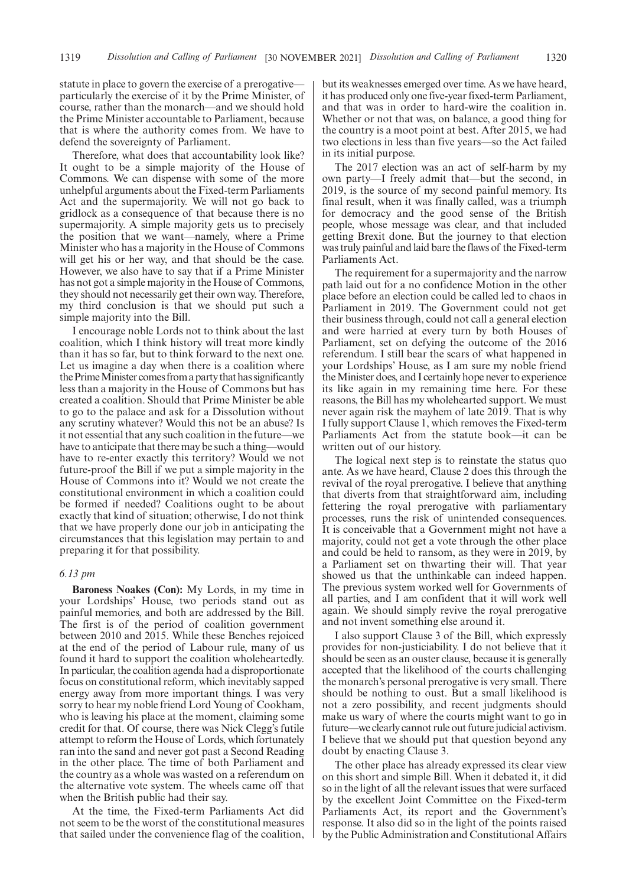statute in place to govern the exercise of a prerogative—particularly the exercise of it by the Prime Minister, of course, rather than the monarch—and we should hold the Prime Minister accountable to Parliament, because that is where the authority comes from. We have to defend the sovereignty of Parliament.

Therefore, what does that accountability look like? It ought to be a simple majority of the House of Commons. We can dispense with some of the more unhelpful arguments about the Fixed-term Parliaments Act and the supermajority. We will not go back to gridlock as a consequence of that because there is no supermajority. A simple majority gets us to precisely the position that we want—namely, where a Prime Minister who has a majority in the House of Commons will get his or her way, and that should be the case. However, we also have to say that if a Prime Minister has not got a simple majority in the House of Commons, they should not necessarily get their own way. Therefore, my third conclusion is that we should put such a simple majority into the Bill.

I encourage noble Lords not to think about the last coalition, which I think history will treat more kindly than it has so far, but to think forward to the next one. Let us imagine a day when there is a coalition where the Prime Minister comes from a party that has significantly less than a majority in the House of Commons but has created a coalition. Should that Prime Minister be able to go to the palace and ask for a Dissolution without any scrutiny whatever? Would this not be an abuse? Is it not essential that any such coalition in the future—we have to anticipate that there may be such a thing—would have to re-enter exactly this territory? Would we not future-proof the Bill if we put a simple majority in the House of Commons into it? Would we not create the constitutional environment in which a coalition could be formed if needed? Coalitions ought to be about exactly that kind of situation; otherwise, I do not think that we have properly done our job in anticipating the circumstances that this legislation may pertain to and preparing it for that possibility.

*6.13 pm*

**Baroness Noakes (Con):** My Lords, in my time in your Lordships' House, two periods stand out as painful memories, and both are addressed by the Bill. The first is of the period of coalition government between 2010 and 2015. While these Benches rejoiced at the end of the period of Labour rule, many of us found it hard to support the coalition wholeheartedly. In particular, the coalition agenda had a disproportionate focus on constitutional reform, which inevitably sapped energy away from more important things. I was very sorry to hear my noble friend Lord Young of Cookham, who is leaving his place at the moment, claiming some credit for that. Of course, there was Nick Clegg's futile attempt to reform the House of Lords, which fortunately ran into the sand and never got past a Second Reading in the other place. The time of both Parliament and the country as a whole was wasted on a referendum on the alternative vote system. The wheels came off that when the British public had their say.

At the time, the Fixed-term Parliaments Act did not seem to be the worst of the constitutional measures that sailed under the convenience flag of the coalition, but its weaknesses emerged over time. As we have heard, it has produced only one five-year fixed-term Parliament, and that was in order to hard-wire the coalition in. Whether or not that was, on balance, a good thing for the country is a moot point at best. After 2015, we had two elections in less than five years—so the Act failed in its initial purpose.

The 2017 election was an act of self-harm by my own party—I freely admit that—but the second, in 2019, is the source of my second painful memory. Its final result, when it was finally called, was a triumph for democracy and the good sense of the British people, whose message was clear, and that included getting Brexit done. But the journey to that election was truly painful and laid bare the flaws of the Fixed-term Parliaments Act.

The requirement for a supermajority and the narrow path laid out for a no confidence Motion in the other place before an election could be called led to chaos in Parliament in 2019. The Government could not get their business through, could not call a general election and were harried at every turn by both Houses of Parliament, set on defying the outcome of the 2016 referendum. I still bear the scars of what happened in your Lordships' House, as I am sure my noble friend the Minister does, and I certainly hope never to experience its like again in my remaining time here. For these reasons, the Bill has my wholehearted support. We must never again risk the mayhem of late 2019. That is why I fully support Clause 1, which removes the Fixed-term Parliaments Act from the statute book—it can be written out of our history.

The logical next step is to reinstate the status quo ante. As we have heard, Clause 2 does this through the revival of the royal prerogative. I believe that anything that diverts from that straightforward aim, including fettering the royal prerogative with parliamentary processes, runs the risk of unintended consequences. It is conceivable that a Government might not have a majority, could not get a vote through the other place and could be held to ransom, as they were in 2019, by a Parliament set on thwarting their will. That year showed us that the unthinkable can indeed happen. The previous system worked well for Governments of all parties, and I am confident that it will work well again. We should simply revive the royal prerogative and not invent something else around it.

I also support Clause 3 of the Bill, which expressly provides for non-justiciability. I do not believe that it should be seen as an ouster clause, because it is generally accepted that the likelihood of the courts challenging the monarch's personal prerogative is very small. There should be nothing to oust. But a small likelihood is not a zero possibility, and recent judgments should make us wary of where the courts might want to go in future—we clearly cannot rule out future judicial activism. I believe that we should put that question beyond any doubt by enacting Clause 3.

The other place has already expressed its clear view on this short and simple Bill. When it debated it, it did so in the light of all the relevant issues that were surfaced by the excellent Joint Committee on the Fixed-term Parliaments Act, its report and the Government's response. It also did so in the light of the points raised by the Public Administration and Constitutional Affairs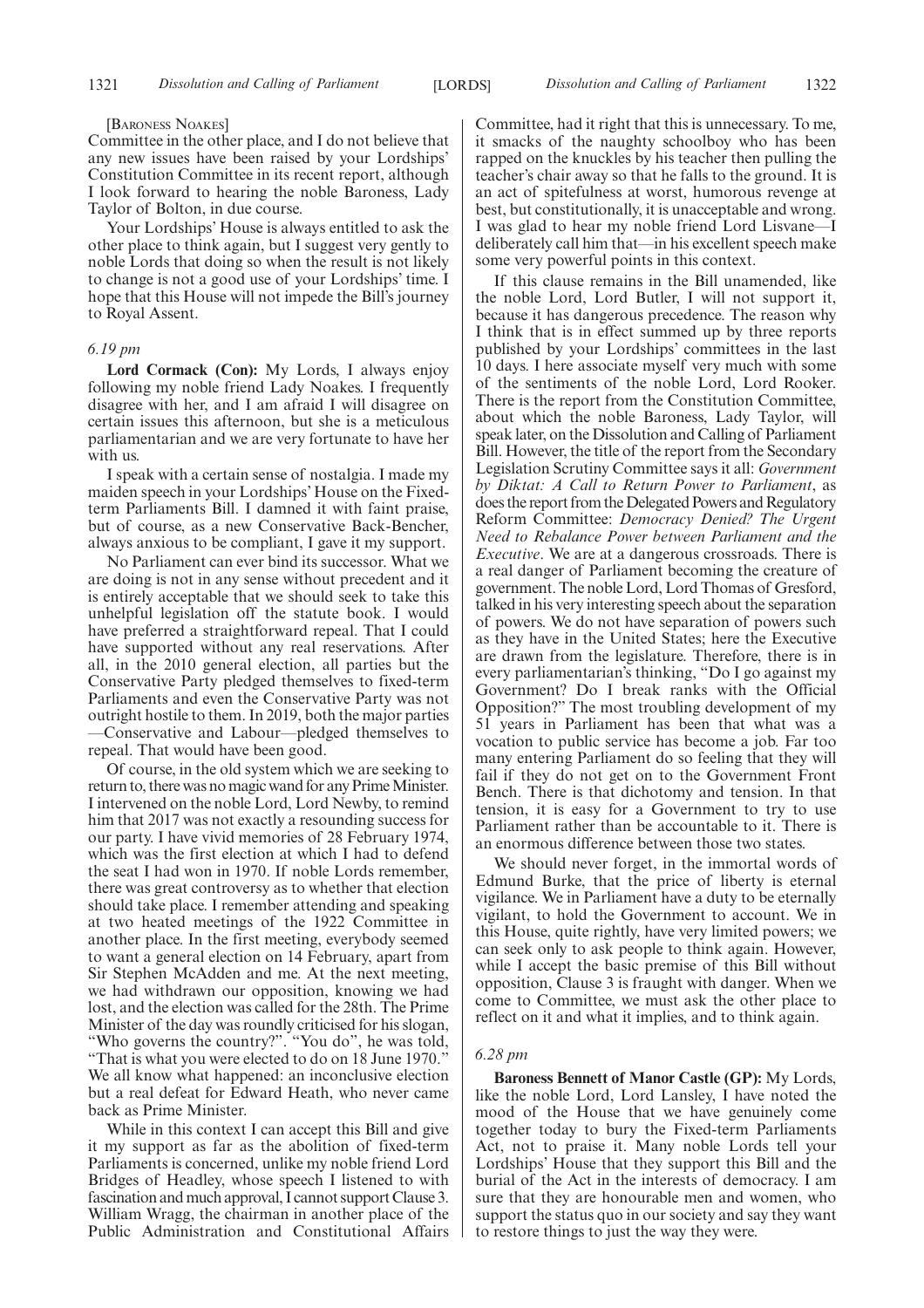[Baroness Noakes]

Committee in the other place, and I do not believe that any new issues have been raised by your Lordships' Constitution Committee in its recent report, although I look forward to hearing the noble Baroness, Lady Taylor of Bolton, in due course.

Your Lordships' House is always entitled to ask the other place to think again, but I suggest very gently to noble Lords that doing so when the result is not likely to change is not a good use of your Lordships' time. I hope that this House will not impede the Bill's journey to Royal Assent.

*6.19 pm*

**Lord Cormack (Con):** My Lords, I always enjoy following my noble friend Lady Noakes. I frequently disagree with her, and I am afraid I will disagree on certain issues this afternoon, but she is a meticulous parliamentarian and we are very fortunate to have her with us.

I speak with a certain sense of nostalgia. I made my maiden speech in your Lordships' House on the Fixed-term Parliaments Bill. I damned it with faint praise, but of course, as a new Conservative Back-Bencher, always anxious to be compliant, I gave it my support.

No Parliament can ever bind its successor. What we are doing is not in any sense without precedent and it is entirely acceptable that we should seek to take this unhelpful legislation off the statute book. I would have preferred a straightforward repeal. That I could have supported without any real reservations. After all, in the 2010 general election, all parties but the Conservative Party pledged themselves to fixed-term Parliaments and even the Conservative Party was not outright hostile to them. In 2019, both the major parties—Conservative and Labour—pledged themselves to repeal. That would have been good.

Of course, in the old system which we are seeking to return to, there was no magic wand for any Prime Minister. I intervened on the noble Lord, Lord Newby, to remind him that 2017 was not exactly a resounding success for our party. I have vivid memories of 28 February 1974, which was the first election at which I had to defend the seat I had won in 1970. If noble Lords remember, there was great controversy as to whether that election should take place. I remember attending and speaking at two heated meetings of the 1922 Committee in another place. In the first meeting, everybody seemed to want a general election on 14 February, apart from Sir Stephen McAdden and me. At the next meeting, we had withdrawn our opposition, knowing we had lost, and the election was called for the 28th. The Prime Minister of the day was roundly criticised for his slogan, "Who governs the country?". "You do", he was told, "That is what you were elected to do on 18 June 1970." We all know what happened: an inconclusive election but a real defeat for Edward Heath, who never came back as Prime Minister.

While in this context I can accept this Bill and give it my support as far as the abolition of fixed-term Parliaments is concerned, unlike my noble friend Lord Bridges of Headley, whose speech I listened to with fascination and much approval, I cannot support Clause 3. William Wragg, the chairman in another place of the Public Administration and Constitutional Affairs Committee, had it right that this is unnecessary. To me, it smacks of the naughty schoolboy who has been rapped on the knuckles by his teacher then pulling the teacher's chair away so that he falls to the ground. It is an act of spitefulness at worst, humorous revenge at best, but constitutionally, it is unacceptable and wrong. I was glad to hear my noble friend Lord Lisvane—I deliberately call him that—in his excellent speech make some very powerful points in this context.

If this clause remains in the Bill unamended, like the noble Lord, Lord Butler, I will not support it, because it has dangerous precedence. The reason why I think that is in effect summed up by three reports published by your Lordships' committees in the last 10 days. I here associate myself very much with some of the sentiments of the noble Lord, Lord Rooker. There is the report from the Constitution Committee, about which the noble Baroness, Lady Taylor, will speak later, on the Dissolution and Calling of Parliament Bill. However, the title of the report from the Secondary Legislation Scrutiny Committee says it all: *Government by Diktat: A Call to Return Power to Parliament*, as does the report from the Delegated Powers and Regulatory Reform Committee: *Democracy Denied? The Urgent Need to Rebalance Power between Parliament and the Executive*. We are at a dangerous crossroads. There is a real danger of Parliament becoming the creature of government. The noble Lord, Lord Thomas of Gresford, talked in his very interesting speech about the separation of powers. We do not have separation of powers such as they have in the United States; here the Executive are drawn from the legislature. Therefore, there is in every parliamentarian's thinking, "Do I go against my Government? Do I break ranks with the Official Opposition?" The most troubling development of my 51 years in Parliament has been that what was a vocation to public service has become a job. Far too many entering Parliament do so feeling that they will fail if they do not get on to the Government Front Bench. There is that dichotomy and tension. In that tension, it is easy for a Government to try to use Parliament rather than be accountable to it. There is an enormous difference between those two states.

We should never forget, in the immortal words of Edmund Burke, that the price of liberty is eternal vigilance. We in Parliament have a duty to be eternally vigilant, to hold the Government to account. We in this House, quite rightly, have very limited powers; we can seek only to ask people to think again. However, while I accept the basic premise of this Bill without opposition, Clause 3 is fraught with danger. When we come to Committee, we must ask the other place to reflect on it and what it implies, and to think again.

*6.28 pm*

**Baroness Bennett of Manor Castle (GP):** My Lords, like the noble Lord, Lord Lansley, I have noted the mood of the House that we have genuinely come together today to bury the Fixed-term Parliaments Act, not to praise it. Many noble Lords tell your Lordships' House that they support this Bill and the burial of the Act in the interests of democracy. I am sure that they are honourable men and women, who support the status quo in our society and say they want to restore things to just the way they were.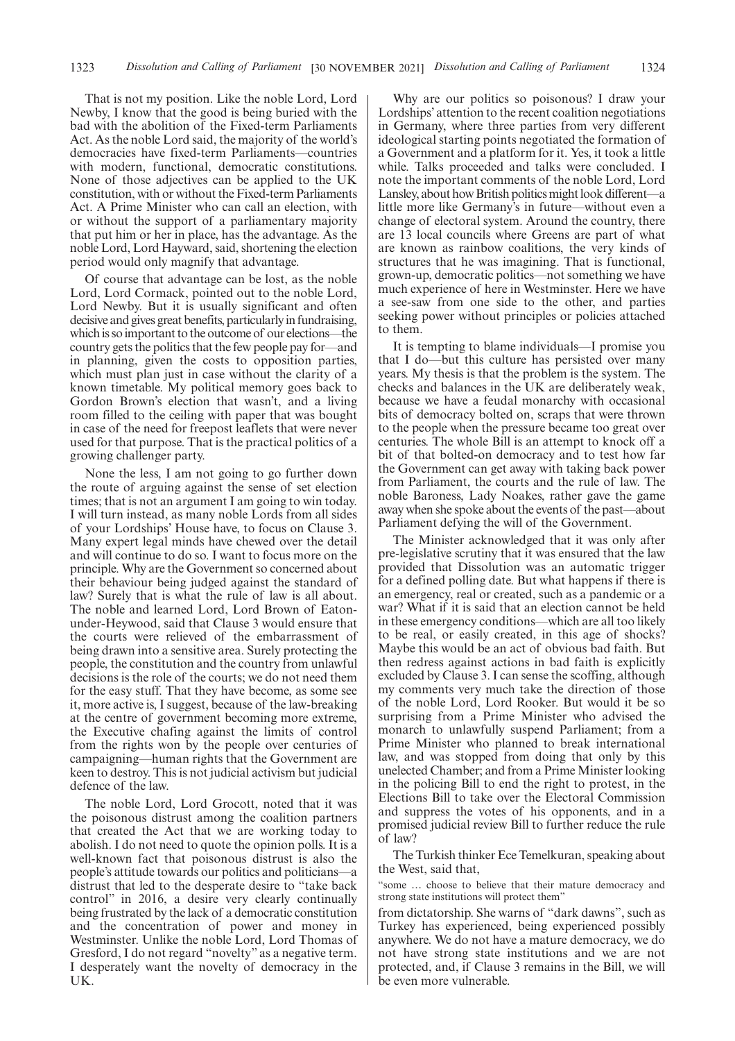That is not my position. Like the noble Lord, Lord Newby, I know that the good is being buried with the bad with the abolition of the Fixed-term Parliaments Act. As the noble Lord said, the majority of the world's democracies have fixed-term Parliaments—countries with modern, functional, democratic constitutions. None of those adjectives can be applied to the UK constitution, with or without the Fixed-term Parliaments Act. A Prime Minister who can call an election, with or without the support of a parliamentary majority that put him or her in place, has the advantage. As the noble Lord, Lord Hayward, said, shortening the election period would only magnify that advantage.

Of course that advantage can be lost, as the noble Lord, Lord Cormack, pointed out to the noble Lord, Lord Newby. But it is usually significant and often decisive and gives great benefits, particularly in fundraising, which is so important to the outcome of our elections—the country gets the politics that the few people pay for—and in planning, given the costs to opposition parties, which must plan just in case without the clarity of a known timetable. My political memory goes back to Gordon Brown's election that wasn't, and a living room filled to the ceiling with paper that was bought in case of the need for freepost leaflets that were never used for that purpose. That is the practical politics of a growing challenger party.

None the less, I am not going to go further down the route of arguing against the sense of set election times; that is not an argument I am going to win today. I will turn instead, as many noble Lords from all sides of your Lordships' House have, to focus on Clause 3. Many expert legal minds have chewed over the detail and will continue to do so. I want to focus more on the principle. Why are the Government so concerned about their behaviour being judged against the standard of law? Surely that is what the rule of law is all about. The noble and learned Lord, Lord Brown of Eaton-under-Heywood, said that Clause 3 would ensure that the courts were relieved of the embarrassment of being drawn into a sensitive area. Surely protecting the people, the constitution and the country from unlawful decisions is the role of the courts; we do not need them for the easy stuff. That they have become, as some see it, more active is, I suggest, because of the law-breaking at the centre of government becoming more extreme, the Executive chafing against the limits of control from the rights won by the people over centuries of campaigning—human rights that the Government are keen to destroy. This is not judicial activism but judicial defence of the law.

The noble Lord, Lord Grocott, noted that it was the poisonous distrust among the coalition partners that created the Act that we are working today to abolish. I do not need to quote the opinion polls. It is a well-known fact that poisonous distrust is also the people's attitude towards our politics and politicians—a distrust that led to the desperate desire to "take back control" in 2016, a desire very clearly continually being frustrated by the lack of a democratic constitution and the concentration of power and money in Westminster. Unlike the noble Lord, Lord Thomas of Gresford, I do not regard "novelty" as a negative term. I desperately want the novelty of democracy in the UK.

Why are our politics so poisonous? I draw your Lordships' attention to the recent coalition negotiations in Germany, where three parties from very different ideological starting points negotiated the formation of a Government and a platform for it. Yes, it took a little while. Talks proceeded and talks were concluded. I note the important comments of the noble Lord, Lord Lansley, about how British politics might look different—a little more like Germany's in future—without even a change of electoral system. Around the country, there are 13 local councils where Greens are part of what are known as rainbow coalitions, the very kinds of structures that he was imagining. That is functional, grown-up, democratic politics—not something we have much experience of here in Westminster. Here we have a see-saw from one side to the other, and parties seeking power without principles or policies attached to them.

It is tempting to blame individuals—I promise you that I do—but this culture has persisted over many years. My thesis is that the problem is the system. The checks and balances in the UK are deliberately weak, because we have a feudal monarchy with occasional bits of democracy bolted on, scraps that were thrown to the people when the pressure became too great over centuries. The whole Bill is an attempt to knock off a bit of that bolted-on democracy and to test how far the Government can get away with taking back power from Parliament, the courts and the rule of law. The noble Baroness, Lady Noakes, rather gave the game away when she spoke about the events of the past—about Parliament defying the will of the Government.

The Minister acknowledged that it was only after pre-legislative scrutiny that it was ensured that the law provided that Dissolution was an automatic trigger for a defined polling date. But what happens if there is an emergency, real or created, such as a pandemic or a war? What if it is said that an election cannot be held in these emergency conditions—which are all too likely to be real, or easily created, in this age of shocks? Maybe this would be an act of obvious bad faith. But then redress against actions in bad faith is explicitly excluded by Clause 3. I can sense the scoffing, although my comments very much take the direction of those of the noble Lord, Lord Rooker. But would it be so surprising from a Prime Minister who advised the monarch to unlawfully suspend Parliament; from a Prime Minister who planned to break international law, and was stopped from doing that only by this unelected Chamber; and from a Prime Minister looking in the policing Bill to end the right to protest, in the Elections Bill to take over the Electoral Commission and suppress the votes of his opponents, and in a promised judicial review Bill to further reduce the rule of law?

The Turkish thinker Ece Temelkuran, speaking about the West, said that,

"some … choose to believe that their mature democracy and strong state institutions will protect them"

from dictatorship. She warns of "dark dawns", such as Turkey has experienced, being experienced possibly anywhere. We do not have a mature democracy, we do not have strong state institutions and we are not protected, and, if Clause 3 remains in the Bill, we will be even more vulnerable.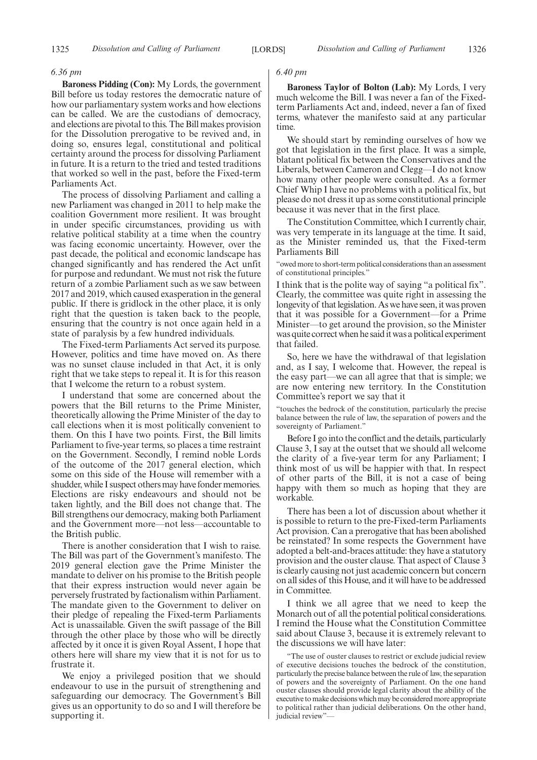*6.36 pm*

**Baroness Pidding (Con):** My Lords, the government Bill before us today restores the democratic nature of how our parliamentary system works and how elections can be called. We are the custodians of democracy, and elections are pivotal to this. The Bill makes provision for the Dissolution prerogative to be revived and, in doing so, ensures legal, constitutional and political certainty around the process for dissolving Parliament in future. It is a return to the tried and tested traditions that worked so well in the past, before the Fixed-term Parliaments Act.

The process of dissolving Parliament and calling a new Parliament was changed in 2011 to help make the coalition Government more resilient. It was brought in under specific circumstances, providing us with relative political stability at a time when the country was facing economic uncertainty. However, over the past decade, the political and economic landscape has changed significantly and has rendered the Act unfit for purpose and redundant. We must not risk the future return of a zombie Parliament such as we saw between 2017 and 2019, which caused exasperation in the general public. If there is gridlock in the other place, it is only right that the question is taken back to the people, ensuring that the country is not once again held in a state of paralysis by a few hundred individuals.

The Fixed-term Parliaments Act served its purpose. However, politics and time have moved on. As there was no sunset clause included in that Act, it is only right that we take steps to repeal it. It is for this reason that I welcome the return to a robust system.

I understand that some are concerned about the powers that the Bill returns to the Prime Minister, theoretically allowing the Prime Minister of the day to call elections when it is most politically convenient to them. On this I have two points. First, the Bill limits Parliament to five-year terms, so places a time restraint on the Government. Secondly, I remind noble Lords of the outcome of the 2017 general election, which some on this side of the House will remember with a shudder, while I suspect others may have fonder memories. Elections are risky endeavours and should not be taken lightly, and the Bill does not change that. The Bill strengthens our democracy, making both Parliament and the Government more—not less—accountable to the British public.

There is another consideration that I wish to raise. The Bill was part of the Government's manifesto. The 2019 general election gave the Prime Minister the mandate to deliver on his promise to the British people that their express instruction would never again be perversely frustrated by factionalism within Parliament. The mandate given to the Government to deliver on their pledge of repealing the Fixed-term Parliaments Act is unassailable. Given the swift passage of the Bill through the other place by those who will be directly affected by it once it is given Royal Assent, I hope that others here will share my view that it is not for us to frustrate it.

We enjoy a privileged position that we should endeavour to use in the pursuit of strengthening and safeguarding our democracy. The Government's Bill gives us an opportunity to do so and I will therefore be supporting it.

*6.40 pm*

**Baroness Taylor of Bolton (Lab):** My Lords, I very much welcome the Bill. I was never a fan of the Fixed-term Parliaments Act and, indeed, never a fan of fixed terms, whatever the manifesto said at any particular time.

We should start by reminding ourselves of how we got that legislation in the first place. It was a simple, blatant political fix between the Conservatives and the Liberals, between Cameron and Clegg—I do not know how many other people were consulted. As a former Chief Whip I have no problems with a political fix, but please do not dress it up as some constitutional principle because it was never that in the first place.

The Constitution Committee, which I currently chair, was very temperate in its language at the time. It said, as the Minister reminded us, that the Fixed-term Parliaments Bill

"owed more to short-term political considerations than an assessment of constitutional principles."

I think that is the polite way of saying "a political fix". Clearly, the committee was quite right in assessing the longevity of that legislation. As we have seen, it was proven that it was possible for a Government—for a Prime Minister—to get around the provision, so the Minister was quite correct when he said it was a political experiment that failed.

So, here we have the withdrawal of that legislation and, as I say, I welcome that. However, the repeal is the easy part—we can all agree that that is simple; we are now entering new territory. In the Constitution Committee's report we say that it

"touches the bedrock of the constitution, particularly the precise balance between the rule of law, the separation of powers and the sovereignty of Parliament."

Before I go into the conflict and the details, particularly Clause 3, I say at the outset that we should all welcome the clarity of a five-year term for any Parliament; I think most of us will be happier with that. In respect of other parts of the Bill, it is not a case of being happy with them so much as hoping that they are workable.

There has been a lot of discussion about whether it is possible to return to the pre-Fixed-term Parliaments Act provision. Can a prerogative that has been abolished be reinstated? In some respects the Government have adopted a belt-and-braces attitude: they have a statutory provision and the ouster clause. That aspect of Clause 3 is clearly causing not just academic concern but concern on all sides of this House, and it will have to be addressed in Committee.

I think we all agree that we need to keep the Monarch out of all the potential political considerations. I remind the House what the Constitution Committee said about Clause 3, because it is extremely relevant to the discussions we will have later:

"The use of ouster clauses to restrict or exclude judicial review of executive decisions touches the bedrock of the constitution, particularly the precise balance between the rule of law, the separation of powers and the sovereignty of Parliament. On the one hand ouster clauses should provide legal clarity about the ability of the executive to make decisions which may be considered more appropriate to political rather than judicial deliberations. On the other hand, judicial review"—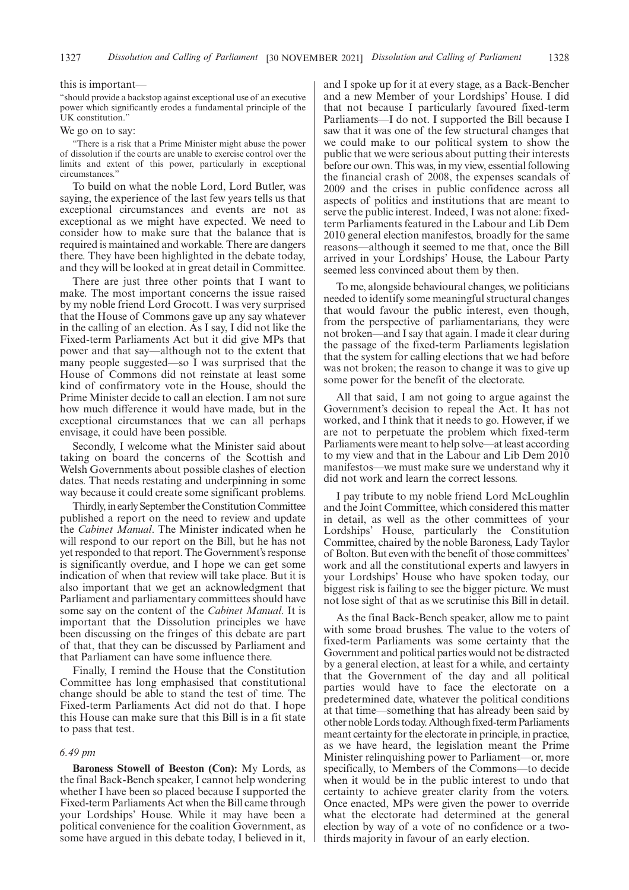this is important—

"should provide a backstop against exceptional use of an executive power which significantly erodes a fundamental principle of the UK constitution."

We go on to say:

"There is a risk that a Prime Minister might abuse the power of dissolution if the courts are unable to exercise control over the limits and extent of this power, particularly in exceptional circumstances."

To build on what the noble Lord, Lord Butler, was saying, the experience of the last few years tells us that exceptional circumstances and events are not as exceptional as we might have expected. We need to consider how to make sure that the balance that is required is maintained and workable. There are dangers there. They have been highlighted in the debate today, and they will be looked at in great detail in Committee.

There are just three other points that I want to make. The most important concerns the issue raised by my noble friend Lord Grocott. I was very surprised that the House of Commons gave up any say whatever in the calling of an election. As I say, I did not like the Fixed-term Parliaments Act but it did give MPs that power and that say—although not to the extent that many people suggested—so I was surprised that the House of Commons did not reinstate at least some kind of confirmatory vote in the House, should the Prime Minister decide to call an election. I am not sure how much difference it would have made, but in the exceptional circumstances that we can all perhaps envisage, it could have been possible.

Secondly, I welcome what the Minister said about taking on board the concerns of the Scottish and Welsh Governments about possible clashes of election dates. That needs restating and underpinning in some way because it could create some significant problems.

Thirdly, in early September the Constitution Committee published a report on the need to review and update the *Cabinet Manual*. The Minister indicated when he will respond to our report on the Bill, but he has not yet responded to that report. The Government's response is significantly overdue, and I hope we can get some indication of when that review will take place. But it is also important that we get an acknowledgment that Parliament and parliamentary committees should have some say on the content of the *Cabinet Manual*. It is important that the Dissolution principles we have been discussing on the fringes of this debate are part of that, that they can be discussed by Parliament and that Parliament can have some influence there.

Finally, I remind the House that the Constitution Committee has long emphasised that constitutional change should be able to stand the test of time. The Fixed-term Parliaments Act did not do that. I hope this House can make sure that this Bill is in a fit state to pass that test.

*6.49 pm*

**Baroness Stowell of Beeston (Con):** My Lords, as the final Back-Bench speaker, I cannot help wondering whether I have been so placed because I supported the Fixed-term Parliaments Act when the Bill came through your Lordships' House. While it may have been a political convenience for the coalition Government, as some have argued in this debate today, I believed in it, and I spoke up for it at every stage, as a Back-Bencher and a new Member of your Lordships' House. I did that not because I particularly favoured fixed-term Parliaments—I do not. I supported the Bill because I saw that it was one of the few structural changes that we could make to our political system to show the public that we were serious about putting their interests before our own. This was, in my view, essential following the financial crash of 2008, the expenses scandals of 2009 and the crises in public confidence across all aspects of politics and institutions that are meant to serve the public interest. Indeed, I was not alone: fixed-term Parliaments featured in the Labour and Lib Dem 2010 general election manifestos, broadly for the same reasons—although it seemed to me that, once the Bill arrived in your Lordships' House, the Labour Party seemed less convinced about them by then.

To me, alongside behavioural changes, we politicians needed to identify some meaningful structural changes that would favour the public interest, even though, from the perspective of parliamentarians, they were not broken—and I say that again. I made it clear during the passage of the fixed-term Parliaments legislation that the system for calling elections that we had before was not broken; the reason to change it was to give up some power for the benefit of the electorate.

All that said, I am not going to argue against the Government's decision to repeal the Act. It has not worked, and I think that it needs to go. However, if we are not to perpetuate the problem which fixed-term Parliaments were meant to help solve—at least according to my view and that in the Labour and Lib Dem 2010 manifestos—we must make sure we understand why it did not work and learn the correct lessons.

I pay tribute to my noble friend Lord McLoughlin and the Joint Committee, which considered this matter in detail, as well as the other committees of your Lordships' House, particularly the Constitution Committee, chaired by the noble Baroness, Lady Taylor of Bolton. But even with the benefit of those committees' work and all the constitutional experts and lawyers in your Lordships' House who have spoken today, our biggest risk is failing to see the bigger picture. We must not lose sight of that as we scrutinise this Bill in detail.

As the final Back-Bench speaker, allow me to paint with some broad brushes. The value to the voters of fixed-term Parliaments was some certainty that the Government and political parties would not be distracted by a general election, at least for a while, and certainty that the Government of the day and all political parties would have to face the electorate on a predetermined date, whatever the political conditions at that time—something that has already been said by other noble Lords today. Although fixed-term Parliaments meant certainty for the electorate in principle, in practice, as we have heard, the legislation meant the Prime Minister relinquishing power to Parliament—or, more specifically, to Members of the Commons—to decide when it would be in the public interest to undo that certainty to achieve greater clarity from the voters. Once enacted, MPs were given the power to override what the electorate had determined at the general election by way of a vote of no confidence or a two-thirds majority in favour of an early election.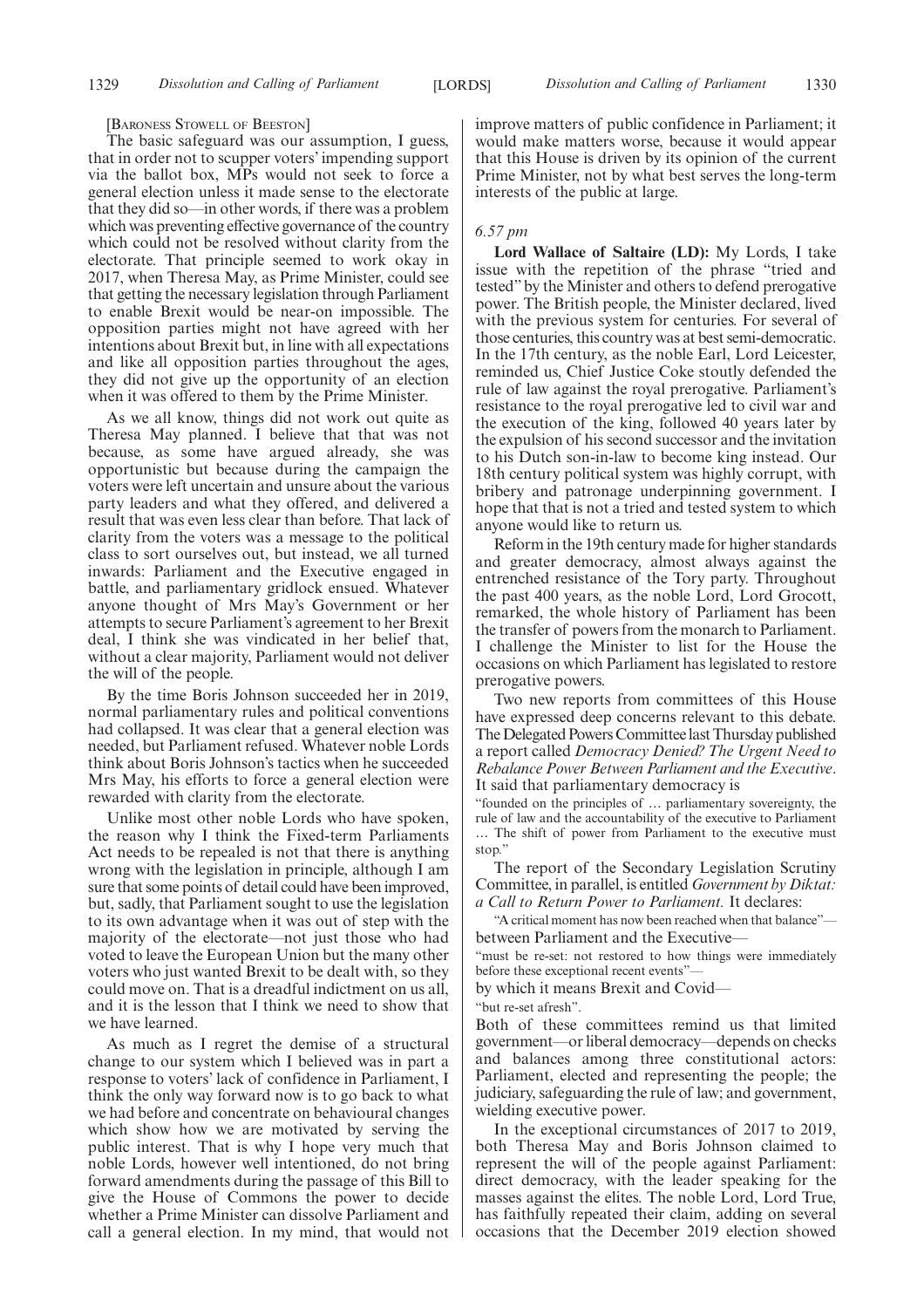[BARONESS STOWELL OF BEESTON]

The basic safeguard was our assumption, I guess, that in order not to scupper voters' impending support via the ballot box, MPs would not seek to force a general election unless it made sense to the electorate that they did so—in other words, if there was a problem which was preventing effective governance of the country which could not be resolved without clarity from the electorate. That principle seemed to work okay in 2017, when Theresa May, as Prime Minister, could see that getting the necessary legislation through Parliament to enable Brexit would be near-on impossible. The opposition parties might not have agreed with her intentions about Brexit but, in line with all expectations and like all opposition parties throughout the ages, they did not give up the opportunity of an election when it was offered to them by the Prime Minister.

As we all know, things did not work out quite as Theresa May planned. I believe that that was not because, as some have argued already, she was opportunistic but because during the campaign the voters were left uncertain and unsure about the various party leaders and what they offered, and delivered a result that was even less clear than before. That lack of clarity from the voters was a message to the political class to sort ourselves out, but instead, we all turned inwards: Parliament and the Executive engaged in battle, and parliamentary gridlock ensued. Whatever anyone thought of Mrs May's Government or her attempts to secure Parliament's agreement to her Brexit deal, I think she was vindicated in her belief that, without a clear majority, Parliament would not deliver the will of the people.

By the time Boris Johnson succeeded her in 2019, normal parliamentary rules and political conventions had collapsed. It was clear that a general election was needed, but Parliament refused. Whatever noble Lords think about Boris Johnson's tactics when he succeeded Mrs May, his efforts to force a general election were rewarded with clarity from the electorate.

Unlike most other noble Lords who have spoken, the reason why I think the Fixed-term Parliaments Act needs to be repealed is not that there is anything wrong with the legislation in principle, although I am sure that some points of detail could have been improved, but, sadly, that Parliament sought to use the legislation to its own advantage when it was out of step with the majority of the electorate—not just those who had voted to leave the European Union but the many other voters who just wanted Brexit to be dealt with, so they could move on. That is a dreadful indictment on us all, and it is the lesson that I think we need to show that we have learned.

As much as I regret the demise of a structural change to our system which I believed was in part a response to voters' lack of confidence in Parliament, I think the only way forward now is to go back to what we had before and concentrate on behavioural changes which show how we are motivated by serving the public interest. That is why I hope very much that noble Lords, however well intentioned, do not bring forward amendments during the passage of this Bill to give the House of Commons the power to decide whether a Prime Minister can dissolve Parliament and call a general election. In my mind, that would not improve matters of public confidence in Parliament; it would make matters worse, because it would appear that this House is driven by its opinion of the current Prime Minister, not by what best serves the long-term interests of the public at large.

*6.57 pm*

**Lord Wallace of Saltaire (LD):** My Lords, I take issue with the repetition of the phrase "tried and tested" by the Minister and others to defend prerogative power. The British people, the Minister declared, lived with the previous system for centuries. For several of those centuries, this country was at best semi-democratic. In the 17th century, as the noble Earl, Lord Leicester, reminded us, Chief Justice Coke stoutly defended the rule of law against the royal prerogative. Parliament's resistance to the royal prerogative led to civil war and the execution of the king, followed 40 years later by the expulsion of his second successor and the invitation to his Dutch son-in-law to become king instead. Our 18th century political system was highly corrupt, with bribery and patronage underpinning government. I hope that that is not a tried and tested system to which anyone would like to return us.

Reform in the 19th century made for higher standards and greater democracy, almost always against the entrenched resistance of the Tory party. Throughout the past 400 years, as the noble Lord, Lord Grocott, remarked, the whole history of Parliament has been the transfer of powers from the monarch to Parliament. I challenge the Minister to list for the House the occasions on which Parliament has legislated to restore prerogative powers.

Two new reports from committees of this House have expressed deep concerns relevant to this debate. The Delegated Powers Committee last Thursday published a report called *Democracy Denied? The Urgent Need to Rebalance Power Between Parliament and the Executive*. It said that parliamentary democracy is

"founded on the principles of … parliamentary sovereignty, the rule of law and the accountability of the executive to Parliament … The shift of power from Parliament to the executive must stop."

The report of the Secondary Legislation Scrutiny Committee, in parallel, is entitled *Government by Diktat: a Call to Return Power to Parliament.* It declares:

"A critical moment has now been reached when that balance"—

between Parliament and the Executive—

"must be re-set: not restored to how things were immediately before these exceptional recent events"—

by which it means Brexit and Covid—

"but re-set afresh".

Both of these committees remind us that limited government—or liberal democracy—depends on checks and balances among three constitutional actors: Parliament, elected and representing the people; the judiciary, safeguarding the rule of law; and government, wielding executive power.

In the exceptional circumstances of 2017 to 2019, both Theresa May and Boris Johnson claimed to represent the will of the people against Parliament: direct democracy, with the leader speaking for the masses against the elites. The noble Lord, Lord True, has faithfully repeated their claim, adding on several occasions that the December 2019 election showed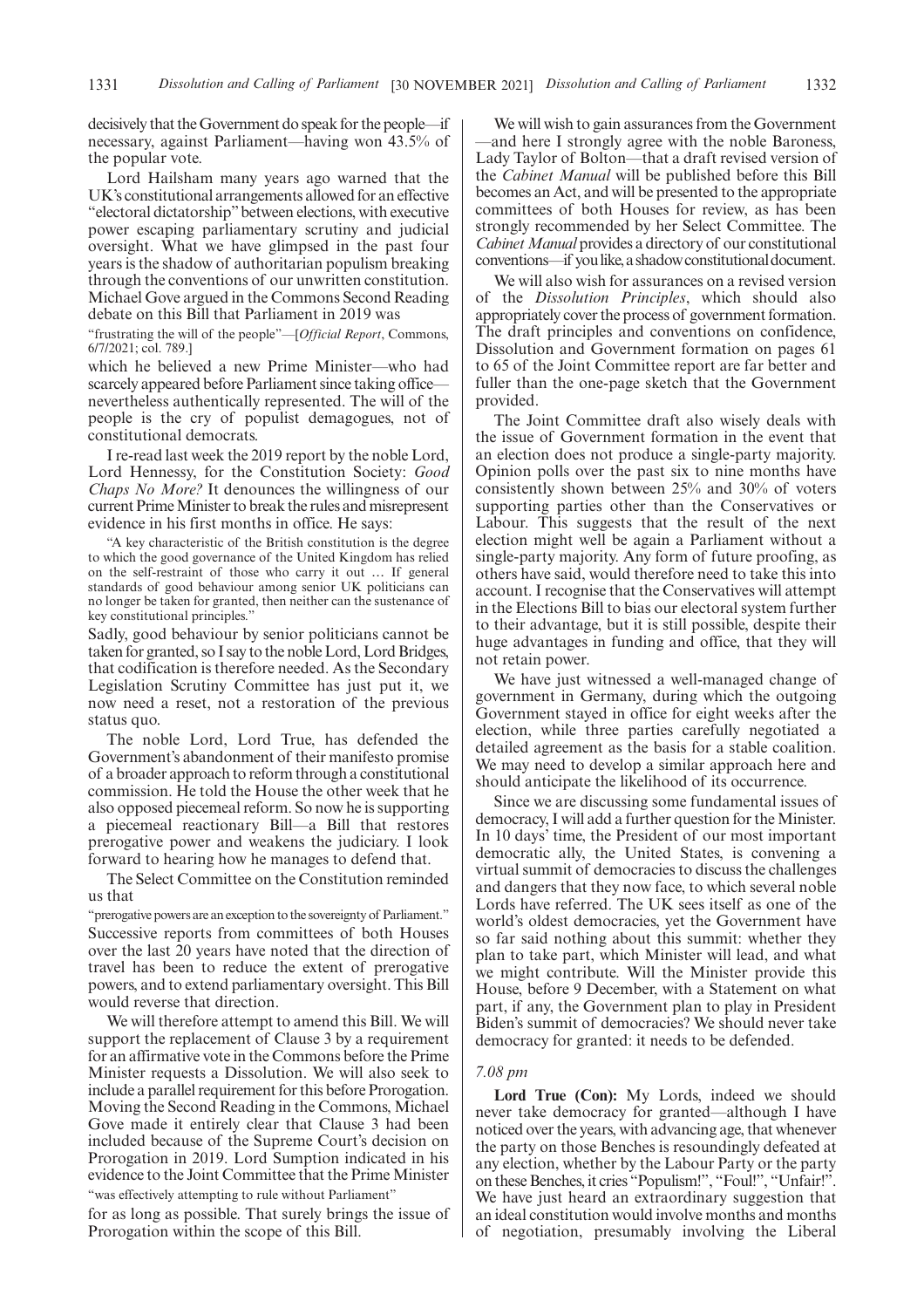decisively that the Government do speak for the people—if necessary, against Parliament—having won 43.5% of the popular vote.

Lord Hailsham many years ago warned that the UK's constitutional arrangements allowed for an effective "electoral dictatorship" between elections, with executive power escaping parliamentary scrutiny and judicial oversight. What we have glimpsed in the past four years is the shadow of authoritarian populism breaking through the conventions of our unwritten constitution. Michael Gove argued in the Commons Second Reading debate on this Bill that Parliament in 2019 was

"frustrating the will of the people"—[*Official Report*, Commons, 6/7/2021; col. 789.]

which he believed a new Prime Minister—who had scarcely appeared before Parliament since taking office—nevertheless authentically represented. The will of the people is the cry of populist demagogues, not of constitutional democrats.

I re-read last week the 2019 report by the noble Lord, Lord Hennessy, for the Constitution Society: *Good Chaps No More?* It denounces the willingness of our current Prime Minister to break the rules and misrepresent evidence in his first months in office. He says:

"A key characteristic of the British constitution is the degree to which the good governance of the United Kingdom has relied on the self-restraint of those who carry it out … If general standards of good behaviour among senior UK politicians can no longer be taken for granted, then neither can the sustenance of key constitutional principles."

Sadly, good behaviour by senior politicians cannot be taken for granted, so I say to the noble Lord, Lord Bridges, that codification is therefore needed. As the Secondary Legislation Scrutiny Committee has just put it, we now need a reset, not a restoration of the previous status quo.

The noble Lord, Lord True, has defended the Government's abandonment of their manifesto promise of a broader approach to reform through a constitutional commission. He told the House the other week that he also opposed piecemeal reform. So now he is supporting a piecemeal reactionary Bill—a Bill that restores prerogative power and weakens the judiciary. I look forward to hearing how he manages to defend that.

The Select Committee on the Constitution reminded us that

"prerogative powers are an exception to the sovereignty of Parliament."

Successive reports from committees of both Houses over the last 20 years have noted that the direction of travel has been to reduce the extent of prerogative powers, and to extend parliamentary oversight. This Bill would reverse that direction.

We will therefore attempt to amend this Bill. We will support the replacement of Clause 3 by a requirement for an affirmative vote in the Commons before the Prime Minister requests a Dissolution. We will also seek to include a parallel requirement for this before Prorogation. Moving the Second Reading in the Commons, Michael Gove made it entirely clear that Clause 3 had been included because of the Supreme Court's decision on Prorogation in 2019. Lord Sumption indicated in his evidence to the Joint Committee that the Prime Minister

"was effectively attempting to rule without Parliament"

for as long as possible. That surely brings the issue of Prorogation within the scope of this Bill.

We will wish to gain assurances from the Government—and here I strongly agree with the noble Baroness, Lady Taylor of Bolton—that a draft revised version of the *Cabinet Manual* will be published before this Bill becomes an Act, and will be presented to the appropriate committees of both Houses for review, as has been strongly recommended by her Select Committee. The *Cabinet Manual* provides a directory of our constitutional conventions—if you like, a shadow constitutional document.

We will also wish for assurances on a revised version of the *Dissolution Principles*, which should also appropriately cover the process of government formation. The draft principles and conventions on confidence, Dissolution and Government formation on pages 61 to 65 of the Joint Committee report are far better and fuller than the one-page sketch that the Government provided.

The Joint Committee draft also wisely deals with the issue of Government formation in the event that an election does not produce a single-party majority. Opinion polls over the past six to nine months have consistently shown between 25% and 30% of voters supporting parties other than the Conservatives or Labour. This suggests that the result of the next election might well be again a Parliament without a single-party majority. Any form of future proofing, as others have said, would therefore need to take this into account. I recognise that the Conservatives will attempt in the Elections Bill to bias our electoral system further to their advantage, but it is still possible, despite their huge advantages in funding and office, that they will not retain power.

We have just witnessed a well-managed change of government in Germany, during which the outgoing Government stayed in office for eight weeks after the election, while three parties carefully negotiated a detailed agreement as the basis for a stable coalition. We may need to develop a similar approach here and should anticipate the likelihood of its occurrence.

Since we are discussing some fundamental issues of democracy, I will add a further question for the Minister. In 10 days' time, the President of our most important democratic ally, the United States, is convening a virtual summit of democracies to discuss the challenges and dangers that they now face, to which several noble Lords have referred. The UK sees itself as one of the world's oldest democracies, yet the Government have so far said nothing about this summit: whether they plan to take part, which Minister will lead, and what we might contribute. Will the Minister provide this House, before 9 December, with a Statement on what part, if any, the Government plan to play in President Biden's summit of democracies? We should never take democracy for granted: it needs to be defended.

*7.08 pm*

**Lord True (Con):** My Lords, indeed we should never take democracy for granted—although I have noticed over the years, with advancing age, that whenever the party on those Benches is resoundingly defeated at any election, whether by the Labour Party or the party on these Benches, it cries "Populism!", "Foul!", "Unfair!". We have just heard an extraordinary suggestion that an ideal constitution would involve months and months of negotiation, presumably involving the Liberal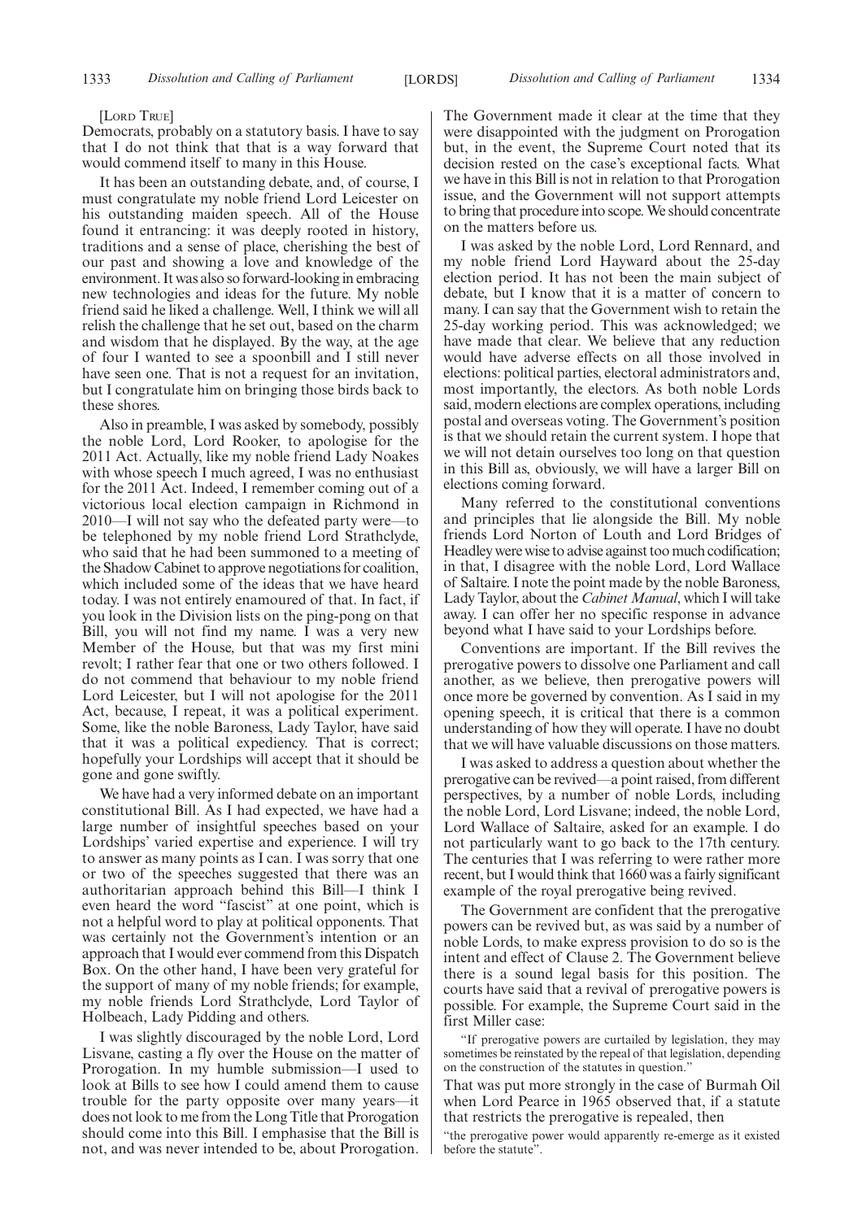[LORD TRUE]

Democrats, probably on a statutory basis. I have to say that I do not think that that is a way forward that would commend itself to many in this House.

It has been an outstanding debate, and, of course, I must congratulate my noble friend Lord Leicester on his outstanding maiden speech. All of the House found it entrancing: it was deeply rooted in history, traditions and a sense of place, cherishing the best of our past and showing a love and knowledge of the environment. It was also so forward-looking in embracing new technologies and ideas for the future. My noble friend said he liked a challenge. Well, I think we will all relish the challenge that he set out, based on the charm and wisdom that he displayed. By the way, at the age of four I wanted to see a spoonbill and I still never have seen one. That is not a request for an invitation, but I congratulate him on bringing those birds back to these shores.

Also in preamble, I was asked by somebody, possibly the noble Lord, Lord Rooker, to apologise for the 2011 Act. Actually, like my noble friend Lady Noakes with whose speech I much agreed, I was no enthusiast for the 2011 Act. Indeed, I remember coming out of a victorious local election campaign in Richmond in 2010—I will not say who the defeated party were—to be telephoned by my noble friend Lord Strathclyde, who said that he had been summoned to a meeting of the Shadow Cabinet to approve negotiations for coalition, which included some of the ideas that we have heard today. I was not entirely enamoured of that. In fact, if you look in the Division lists on the ping-pong on that Bill, you will not find my name. I was a very new Member of the House, but that was my first mini revolt; I rather fear that one or two others followed. I do not commend that behaviour to my noble friend Lord Leicester, but I will not apologise for the 2011 Act, because, I repeat, it was a political experiment. Some, like the noble Baroness, Lady Taylor, have said that it was a political expediency. That is correct; hopefully your Lordships will accept that it should be gone and gone swiftly.

We have had a very informed debate on an important constitutional Bill. As I had expected, we have had a large number of insightful speeches based on your Lordships' varied expertise and experience. I will try to answer as many points as I can. I was sorry that one or two of the speeches suggested that there was an authoritarian approach behind this Bill—I think I even heard the word "fascist" at one point, which is not a helpful word to play at political opponents. That was certainly not the Government's intention or an approach that I would ever commend from this Dispatch Box. On the other hand, I have been very grateful for the support of many of my noble friends; for example, my noble friends Lord Strathclyde, Lord Taylor of Holbeach, Lady Pidding and others.

I was slightly discouraged by the noble Lord, Lord Lisvane, casting a fly over the House on the matter of Prorogation. In my humble submission—I used to look at Bills to see how I could amend them to cause trouble for the party opposite over many years—it does not look to me from the Long Title that Prorogation should come into this Bill. I emphasise that the Bill is not, and was never intended to be, about Prorogation. The Government made it clear at the time that they were disappointed with the judgment on Prorogation but, in the event, the Supreme Court noted that its decision rested on the case's exceptional facts. What we have in this Bill is not in relation to that Prorogation issue, and the Government will not support attempts to bring that procedure into scope. We should concentrate on the matters before us.

I was asked by the noble Lord, Lord Rennard, and my noble friend Lord Hayward about the 25-day election period. It has not been the main subject of debate, but I know that it is a matter of concern to many. I can say that the Government wish to retain the 25-day working period. This was acknowledged; we have made that clear. We believe that any reduction would have adverse effects on all those involved in elections: political parties, electoral administrators and, most importantly, the electors. As both noble Lords said, modern elections are complex operations, including postal and overseas voting. The Government's position is that we should retain the current system. I hope that we will not detain ourselves too long on that question in this Bill as, obviously, we will have a larger Bill on elections coming forward.

Many referred to the constitutional conventions and principles that lie alongside the Bill. My noble friends Lord Norton of Louth and Lord Bridges of Headley were wise to advise against too much codification; in that, I disagree with the noble Lord, Lord Wallace of Saltaire. I note the point made by the noble Baroness, Lady Taylor, about the *Cabinet Manual*, which I will take away. I can offer her no specific response in advance beyond what I have said to your Lordships before.

Conventions are important. If the Bill revives the prerogative powers to dissolve one Parliament and call another, as we believe, then prerogative powers will once more be governed by convention. As I said in my opening speech, it is critical that there is a common understanding of how they will operate. I have no doubt that we will have valuable discussions on those matters.

I was asked to address a question about whether the prerogative can be revived—a point raised, from different perspectives, by a number of noble Lords, including the noble Lord, Lord Lisvane; indeed, the noble Lord, Lord Wallace of Saltaire, asked for an example. I do not particularly want to go back to the 17th century. The centuries that I was referring to were rather more recent, but I would think that 1660 was a fairly significant example of the royal prerogative being revived.

The Government are confident that the prerogative powers can be revived but, as was said by a number of noble Lords, to make express provision to do so is the intent and effect of Clause 2. The Government believe there is a sound legal basis for this position. The courts have said that a revival of prerogative powers is possible. For example, the Supreme Court said in the first Miller case:

"If prerogative powers are curtailed by legislation, they may sometimes be reinstated by the repeal of that legislation, depending on the construction of the statutes in question."

That was put more strongly in the case of Burmah Oil when Lord Pearce in 1965 observed that, if a statute that restricts the prerogative is repealed, then

"the prerogative power would apparently re-emerge as it existed before the statute".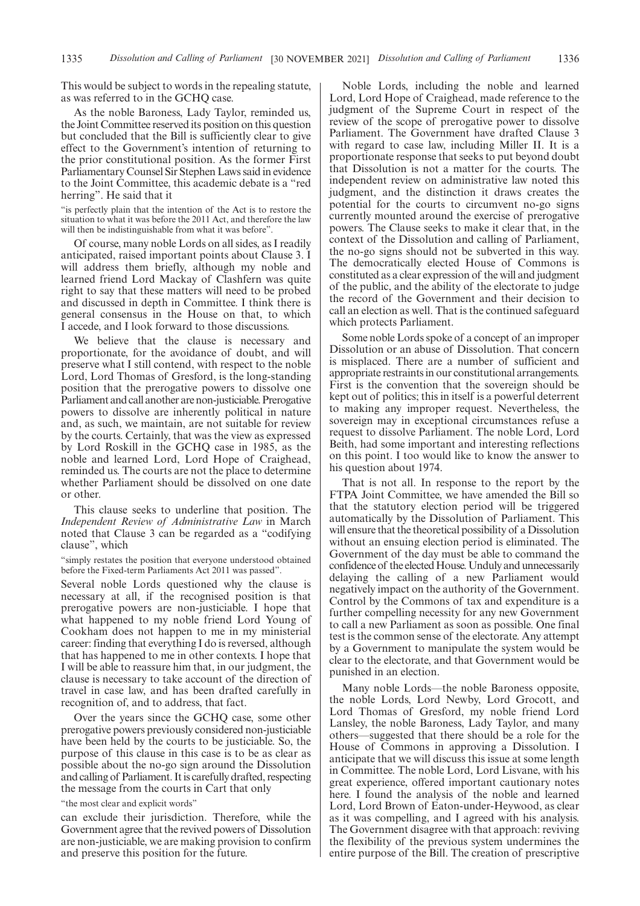This would be subject to words in the repealing statute, as was referred to in the GCHQ case.

As the noble Baroness, Lady Taylor, reminded us, the Joint Committee reserved its position on this question but concluded that the Bill is sufficiently clear to give effect to the Government's intention of returning to the prior constitutional position. As the former First Parliamentary Counsel Sir Stephen Laws said in evidence to the Joint Committee, this academic debate is a "red herring". He said that it

"is perfectly plain that the intention of the Act is to restore the situation to what it was before the 2011 Act, and therefore the law will then be indistinguishable from what it was before".

Of course, many noble Lords on all sides, as I readily anticipated, raised important points about Clause 3. I will address them briefly, although my noble and learned friend Lord Mackay of Clashfern was quite right to say that these matters will need to be probed and discussed in depth in Committee. I think there is general consensus in the House on that, to which I accede, and I look forward to those discussions.

We believe that the clause is necessary and proportionate, for the avoidance of doubt, and will preserve what I still contend, with respect to the noble Lord, Lord Thomas of Gresford, is the long-standing position that the prerogative powers to dissolve one Parliament and call another are non-justiciable. Prerogative powers to dissolve are inherently political in nature and, as such, we maintain, are not suitable for review by the courts. Certainly, that was the view as expressed by Lord Roskill in the GCHQ case in 1985, as the noble and learned Lord, Lord Hope of Craighead, reminded us. The courts are not the place to determine whether Parliament should be dissolved on one date or other.

This clause seeks to underline that position. The *Independent Review of Administrative Law* in March noted that Clause 3 can be regarded as a "codifying clause", which

"simply restates the position that everyone understood obtained before the Fixed-term Parliaments Act 2011 was passed".

Several noble Lords questioned why the clause is necessary at all, if the recognised position is that prerogative powers are non-justiciable. I hope that what happened to my noble friend Lord Young of Cookham does not happen to me in my ministerial career: finding that everything I do is reversed, although that has happened to me in other contexts. I hope that I will be able to reassure him that, in our judgment, the clause is necessary to take account of the direction of travel in case law, and has been drafted carefully in recognition of, and to address, that fact.

Over the years since the GCHQ case, some other prerogative powers previously considered non-justiciable have been held by the courts to be justiciable. So, the purpose of this clause in this case is to be as clear as possible about the no-go sign around the Dissolution and calling of Parliament. It is carefully drafted, respecting the message from the courts in Cart that only

"the most clear and explicit words"

can exclude their jurisdiction. Therefore, while the Government agree that the revived powers of Dissolution are non-justiciable, we are making provision to confirm and preserve this position for the future.

Noble Lords, including the noble and learned Lord, Lord Hope of Craighead, made reference to the judgment of the Supreme Court in respect of the review of the scope of prerogative power to dissolve Parliament. The Government have drafted Clause 3 with regard to case law, including Miller II. It is a proportionate response that seeks to put beyond doubt that Dissolution is not a matter for the courts. The independent review on administrative law noted this judgment, and the distinction it draws creates the potential for the courts to circumvent no-go signs currently mounted around the exercise of prerogative powers. The Clause seeks to make it clear that, in the context of the Dissolution and calling of Parliament, the no-go signs should not be subverted in this way. The democratically elected House of Commons is constituted as a clear expression of the will and judgment of the public, and the ability of the electorate to judge the record of the Government and their decision to call an election as well. That is the continued safeguard which protects Parliament.

Some noble Lords spoke of a concept of an improper Dissolution or an abuse of Dissolution. That concern is misplaced. There are a number of sufficient and appropriate restraints in our constitutional arrangements. First is the convention that the sovereign should be kept out of politics; this in itself is a powerful deterrent to making any improper request. Nevertheless, the sovereign may in exceptional circumstances refuse a request to dissolve Parliament. The noble Lord, Lord Beith, had some important and interesting reflections on this point. I too would like to know the answer to his question about 1974.

That is not all. In response to the report by the FTPA Joint Committee, we have amended the Bill so that the statutory election period will be triggered automatically by the Dissolution of Parliament. This will ensure that the theoretical possibility of a Dissolution without an ensuing election period is eliminated. The Government of the day must be able to command the confidence of the elected House. Unduly and unnecessarily delaying the calling of a new Parliament would negatively impact on the authority of the Government. Control by the Commons of tax and expenditure is a further compelling necessity for any new Government to call a new Parliament as soon as possible. One final test is the common sense of the electorate. Any attempt by a Government to manipulate the system would be clear to the electorate, and that Government would be punished in an election.

Many noble Lords—the noble Baroness opposite, the noble Lords, Lord Newby, Lord Grocott, and Lord Thomas of Gresford, my noble friend Lord Lansley, the noble Baroness, Lady Taylor, and many others—suggested that there should be a role for the House of Commons in approving a Dissolution. I anticipate that we will discuss this issue at some length in Committee. The noble Lord, Lord Lisvane, with his great experience, offered important cautionary notes here. I found the analysis of the noble and learned Lord, Lord Brown of Eaton-under-Heywood, as clear as it was compelling, and I agreed with his analysis. The Government disagree with that approach: reviving the flexibility of the previous system undermines the entire purpose of the Bill. The creation of prescriptive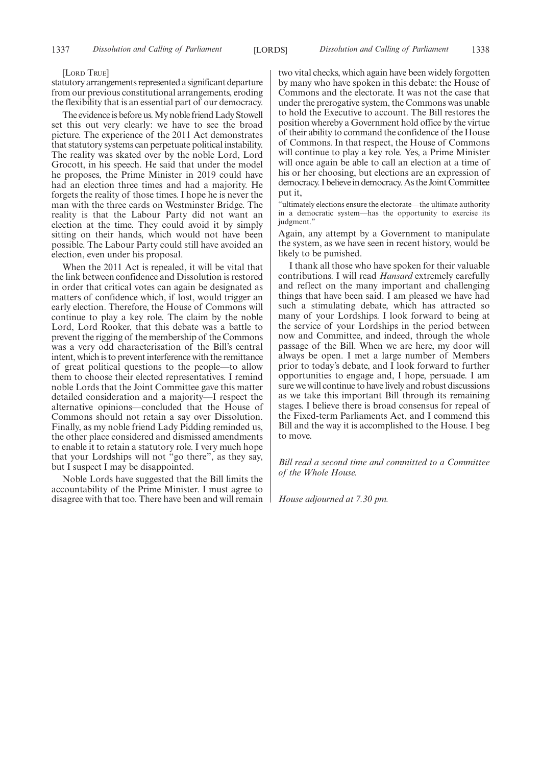[Lord True]

statutory arrangements represented a significant departure from our previous constitutional arrangements, eroding the flexibility that is an essential part of our democracy.

The evidence is before us. My noble friend Lady Stowell set this out very clearly: we have to see the broad picture. The experience of the 2011 Act demonstrates that statutory systems can perpetuate political instability. The reality was skated over by the noble Lord, Lord Grocott, in his speech. He said that under the model he proposes, the Prime Minister in 2019 could have had an election three times and had a majority. He forgets the reality of those times. I hope he is never the man with the three cards on Westminster Bridge. The reality is that the Labour Party did not want an election at the time. They could avoid it by simply sitting on their hands, which would not have been possible. The Labour Party could still have avoided an election, even under his proposal.

When the 2011 Act is repealed, it will be vital that the link between confidence and Dissolution is restored in order that critical votes can again be designated as matters of confidence which, if lost, would trigger an early election. Therefore, the House of Commons will continue to play a key role. The claim by the noble Lord, Lord Rooker, that this debate was a battle to prevent the rigging of the membership of the Commons was a very odd characterisation of the Bill's central intent, which is to prevent interference with the remittance of great political questions to the people—to allow them to choose their elected representatives. I remind noble Lords that the Joint Committee gave this matter detailed consideration and a majority—I respect the alternative opinions—concluded that the House of Commons should not retain a say over Dissolution. Finally, as my noble friend Lady Pidding reminded us, the other place considered and dismissed amendments to enable it to retain a statutory role. I very much hope that your Lordships will not "go there", as they say, but I suspect I may be disappointed.

Noble Lords have suggested that the Bill limits the accountability of the Prime Minister. I must agree to disagree with that too. There have been and will remain two vital checks, which again have been widely forgotten by many who have spoken in this debate: the House of Commons and the electorate. It was not the case that under the prerogative system, the Commons was unable to hold the Executive to account. The Bill restores the position whereby a Government hold office by the virtue of their ability to command the confidence of the House of Commons. In that respect, the House of Commons will continue to play a key role. Yes, a Prime Minister will once again be able to call an election at a time of his or her choosing, but elections are an expression of democracy. I believe in democracy. As the Joint Committee put it,

"ultimately elections ensure the electorate—the ultimate authority in a democratic system—has the opportunity to exercise its judgment."

Again, any attempt by a Government to manipulate the system, as we have seen in recent history, would be likely to be punished.

I thank all those who have spoken for their valuable contributions. I will read *Hansard* extremely carefully and reflect on the many important and challenging things that have been said. I am pleased we have had such a stimulating debate, which has attracted so many of your Lordships. I look forward to being at the service of your Lordships in the period between now and Committee, and indeed, through the whole passage of the Bill. When we are here, my door will always be open. I met a large number of Members prior to today's debate, and I look forward to further opportunities to engage and, I hope, persuade. I am sure we will continue to have lively and robust discussions as we take this important Bill through its remaining stages. I believe there is broad consensus for repeal of the Fixed-term Parliaments Act, and I commend this Bill and the way it is accomplished to the House. I beg to move.

*Bill read a second time and committed to a Committee of the Whole House.*

*House adjourned at 7.30 pm.*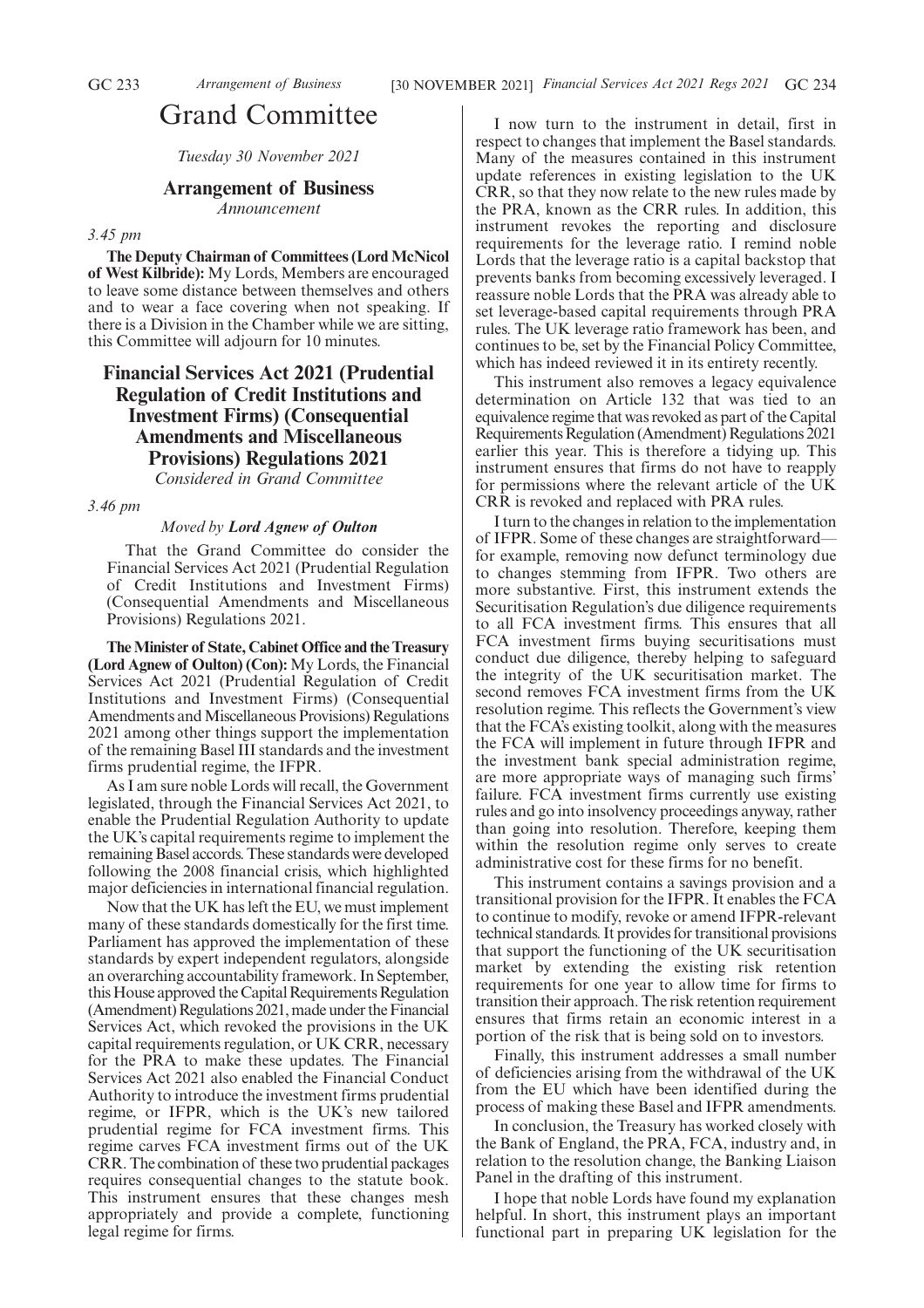# Grand Committee

*Tuesday 30 November 2021*

## Arrangement of Business

*Announcement*

*3.45 pm*

**The Deputy Chairman of Committees (Lord McNicol of West Kilbride):** My Lords, Members are encouraged to leave some distance between themselves and others and to wear a face covering when not speaking. If there is a Division in the Chamber while we are sitting, this Committee will adjourn for 10 minutes.

## Financial Services Act 2021 (Prudential Regulation of Credit Institutions and Investment Firms) (Consequential Amendments and Miscellaneous Provisions) Regulations 2021

*Considered in Grand Committee*

*3.46 pm*

*Moved by* ***Lord Agnew of Oulton***

That the Grand Committee do consider the Financial Services Act 2021 (Prudential Regulation of Credit Institutions and Investment Firms) (Consequential Amendments and Miscellaneous Provisions) Regulations 2021.

**The Minister of State, Cabinet Office and the Treasury (Lord Agnew of Oulton) (Con):** My Lords, the Financial Services Act 2021 (Prudential Regulation of Credit Institutions and Investment Firms) (Consequential Amendments and Miscellaneous Provisions) Regulations 2021 among other things support the implementation of the remaining Basel III standards and the investment firms prudential regime, the IFPR.

As I am sure noble Lords will recall, the Government legislated, through the Financial Services Act 2021, to enable the Prudential Regulation Authority to update the UK's capital requirements regime to implement the remaining Basel accords. These standards were developed following the 2008 financial crisis, which highlighted major deficiencies in international financial regulation.

Now that the UK has left the EU, we must implement many of these standards domestically for the first time. Parliament has approved the implementation of these standards by expert independent regulators, alongside an overarching accountability framework. In September, this House approved the Capital Requirements Regulation (Amendment) Regulations 2021, made under the Financial Services Act, which revoked the provisions in the UK capital requirements regulation, or UK CRR, necessary for the PRA to make these updates. The Financial Services Act 2021 also enabled the Financial Conduct Authority to introduce the investment firms prudential regime, or IFPR, which is the UK's new tailored prudential regime for FCA investment firms. This regime carves FCA investment firms out of the UK CRR. The combination of these two prudential packages requires consequential changes to the statute book. This instrument ensures that these changes mesh appropriately and provide a complete, functioning legal regime for firms.

I now turn to the instrument in detail, first in respect to changes that implement the Basel standards. Many of the measures contained in this instrument update references in existing legislation to the UK CRR, so that they now relate to the new rules made by the PRA, known as the CRR rules. In addition, this instrument revokes the reporting and disclosure requirements for the leverage ratio. I remind noble Lords that the leverage ratio is a capital backstop that prevents banks from becoming excessively leveraged. I reassure noble Lords that the PRA was already able to set leverage-based capital requirements through PRA rules. The UK leverage ratio framework has been, and continues to be, set by the Financial Policy Committee, which has indeed reviewed it in its entirety recently.

This instrument also removes a legacy equivalence determination on Article 132 that was tied to an equivalence regime that was revoked as part of the Capital Requirements Regulation (Amendment) Regulations 2021 earlier this year. This is therefore a tidying up. This instrument ensures that firms do not have to reapply for permissions where the relevant article of the UK CRR is revoked and replaced with PRA rules.

I turn to the changes in relation to the implementation of IFPR. Some of these changes are straightforward—for example, removing now defunct terminology due to changes stemming from IFPR. Two others are more substantive. First, this instrument extends the Securitisation Regulation's due diligence requirements to all FCA investment firms. This ensures that all FCA investment firms buying securitisations must conduct due diligence, thereby helping to safeguard the integrity of the UK securitisation market. The second removes FCA investment firms from the UK resolution regime. This reflects the Government's view that the FCA's existing toolkit, along with the measures the FCA will implement in future through IFPR and the investment bank special administration regime, are more appropriate ways of managing such firms' failure. FCA investment firms currently use existing rules and go into insolvency proceedings anyway, rather than going into resolution. Therefore, keeping them within the resolution regime only serves to create administrative cost for these firms for no benefit.

This instrument contains a savings provision and a transitional provision for the IFPR. It enables the FCA to continue to modify, revoke or amend IFPR-relevant technical standards. It provides for transitional provisions that support the functioning of the UK securitisation market by extending the existing risk retention requirements for one year to allow time for firms to transition their approach. The risk retention requirement ensures that firms retain an economic interest in a portion of the risk that is being sold on to investors.

Finally, this instrument addresses a small number of deficiencies arising from the withdrawal of the UK from the EU which have been identified during the process of making these Basel and IFPR amendments.

In conclusion, the Treasury has worked closely with the Bank of England, the PRA, FCA, industry and, in relation to the resolution change, the Banking Liaison Panel in the drafting of this instrument.

I hope that noble Lords have found my explanation helpful. In short, this instrument plays an important functional part in preparing UK legislation for the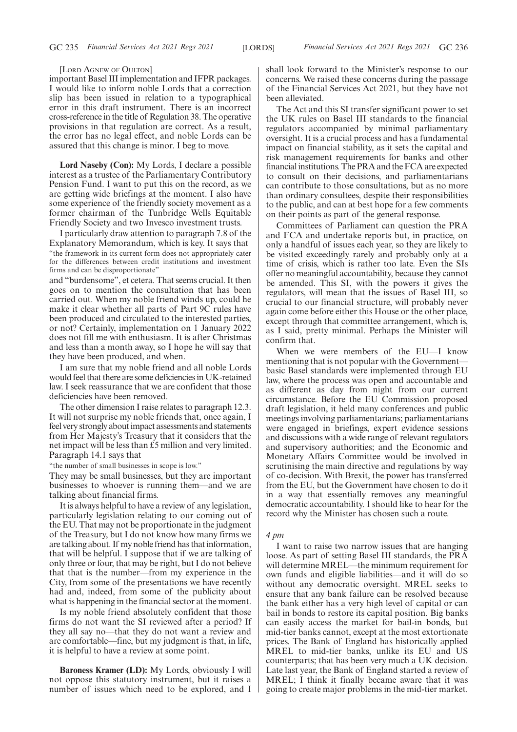[Lord Agnew of Oulton]

important Basel III implementation and IFPR packages. I would like to inform noble Lords that a correction slip has been issued in relation to a typographical error in this draft instrument. There is an incorrect cross-reference in the title of Regulation 38. The operative provisions in that regulation are correct. As a result, the error has no legal effect, and noble Lords can be assured that this change is minor. I beg to move.

**Lord Naseby (Con):** My Lords, I declare a possible interest as a trustee of the Parliamentary Contributory Pension Fund. I want to put this on the record, as we are getting wide briefings at the moment. I also have some experience of the friendly society movement as a former chairman of the Tunbridge Wells Equitable Friendly Society and two Invesco investment trusts.

I particularly draw attention to paragraph 7.8 of the Explanatory Memorandum, which is key. It says that

"the framework in its current form does not appropriately cater for the differences between credit institutions and investment firms and can be disproportionate"

and "burdensome", et cetera. That seems crucial. It then goes on to mention the consultation that has been carried out. When my noble friend winds up, could he make it clear whether all parts of Part 9C rules have been produced and circulated to the interested parties, or not? Certainly, implementation on 1 January 2022 does not fill me with enthusiasm. It is after Christmas and less than a month away, so I hope he will say that they have been produced, and when.

I am sure that my noble friend and all noble Lords would feel that there are some deficiencies in UK-retained law. I seek reassurance that we are confident that those deficiencies have been removed.

The other dimension I raise relates to paragraph 12.3. It will not surprise my noble friends that, once again, I feel very strongly about impact assessments and statements from Her Majesty's Treasury that it considers that the net impact will be less than £5 million and very limited. Paragraph 14.1 says that

"the number of small businesses in scope is low."

They may be small businesses, but they are important businesses to whoever is running them—and we are talking about financial firms.

It is always helpful to have a review of any legislation, particularly legislation relating to our coming out of the EU. That may not be proportionate in the judgment of the Treasury, but I do not know how many firms we are talking about. If my noble friend has that information, that will be helpful. I suppose that if we are talking of only three or four, that may be right, but I do not believe that that is the number—from my experience in the City, from some of the presentations we have recently had and, indeed, from some of the publicity about what is happening in the financial sector at the moment.

Is my noble friend absolutely confident that those firms do not want the SI reviewed after a period? If they all say no—that they do not want a review and are comfortable—fine, but my judgment is that, in life, it is helpful to have a review at some point.

**Baroness Kramer (LD):** My Lords, obviously I will not oppose this statutory instrument, but it raises a number of issues which need to be explored, and I shall look forward to the Minister's response to our concerns. We raised these concerns during the passage of the Financial Services Act 2021, but they have not been alleviated.

The Act and this SI transfer significant power to set the UK rules on Basel III standards to the financial regulators accompanied by minimal parliamentary oversight. It is a crucial process and has a fundamental impact on financial stability, as it sets the capital and risk management requirements for banks and other financial institutions. The PRA and the FCA are expected to consult on their decisions, and parliamentarians can contribute to those consultations, but as no more than ordinary consultees, despite their responsibilities to the public, and can at best hope for a few comments on their points as part of the general response.

Committees of Parliament can question the PRA and FCA and undertake reports but, in practice, on only a handful of issues each year, so they are likely to be visited exceedingly rarely and probably only at a time of crisis, which is rather too late. Even the SIs offer no meaningful accountability, because they cannot be amended. This SI, with the powers it gives the regulators, will mean that the issues of Basel III, so crucial to our financial structure, will probably never again come before either this House or the other place, except through that committee arrangement, which is, as I said, pretty minimal. Perhaps the Minister will confirm that.

When we were members of the EU—I know mentioning that is not popular with the Government—basic Basel standards were implemented through EU law, where the process was open and accountable and as different as day from night from our current circumstance. Before the EU Commission proposed draft legislation, it held many conferences and public meetings involving parliamentarians; parliamentarians were engaged in briefings, expert evidence sessions and discussions with a wide range of relevant regulators and supervisory authorities; and the Economic and Monetary Affairs Committee would be involved in scrutinising the main directive and regulations by way of co-decision. With Brexit, the power has transferred from the EU, but the Government have chosen to do it in a way that essentially removes any meaningful democratic accountability. I should like to hear for the record why the Minister has chosen such a route.

*4 pm*

I want to raise two narrow issues that are hanging loose. As part of setting Basel III standards, the PRA will determine MREL—the minimum requirement for own funds and eligible liabilities—and it will do so without any democratic oversight. MREL seeks to ensure that any bank failure can be resolved because the bank either has a very high level of capital or can bail in bonds to restore its capital position. Big banks can easily access the market for bail-in bonds, but mid-tier banks cannot, except at the most extortionate prices. The Bank of England has historically applied MREL to mid-tier banks, unlike its EU and US counterparts; that has been very much a UK decision. Late last year, the Bank of England started a review of MREL; I think it finally became aware that it was going to create major problems in the mid-tier market.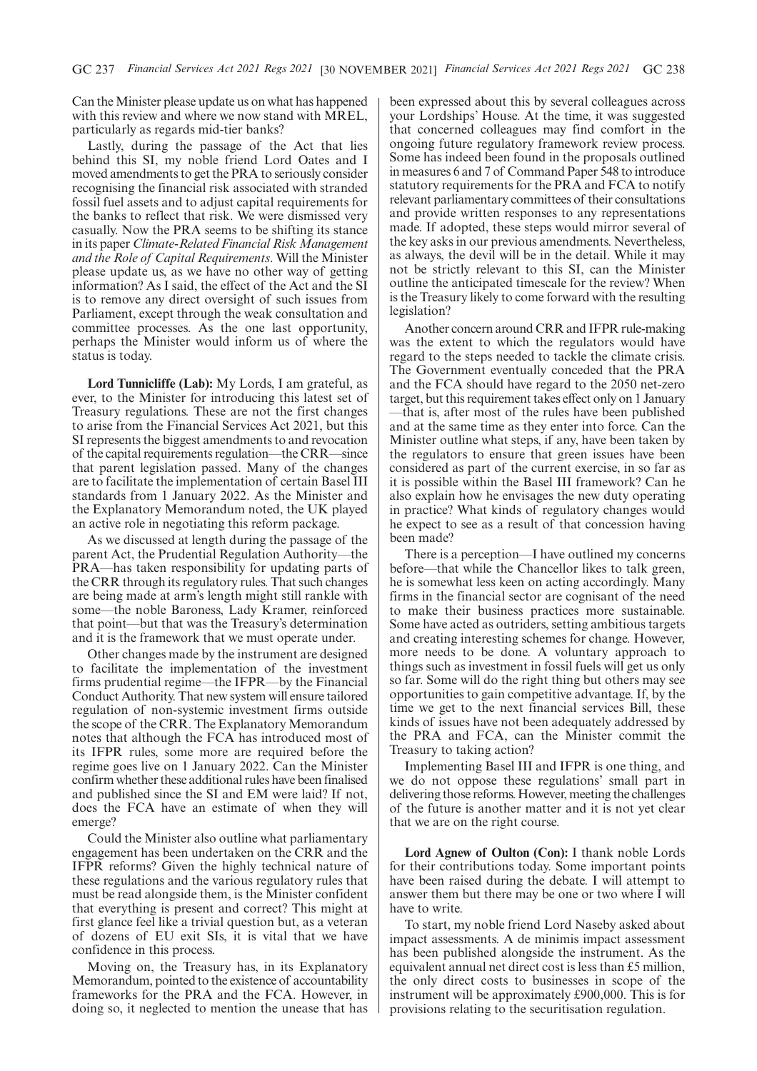Can the Minister please update us on what has happened with this review and where we now stand with MREL, particularly as regards mid-tier banks?

Lastly, during the passage of the Act that lies behind this SI, my noble friend Lord Oates and I moved amendments to get the PRA to seriously consider recognising the financial risk associated with stranded fossil fuel assets and to adjust capital requirements for the banks to reflect that risk. We were dismissed very casually. Now the PRA seems to be shifting its stance in its paper *Climate-Related Financial Risk Management and the Role of Capital Requirements*. Will the Minister please update us, as we have no other way of getting information? As I said, the effect of the Act and the SI is to remove any direct oversight of such issues from Parliament, except through the weak consultation and committee processes. As the one last opportunity, perhaps the Minister would inform us of where the status is today.

**Lord Tunnicliffe (Lab):** My Lords, I am grateful, as ever, to the Minister for introducing this latest set of Treasury regulations. These are not the first changes to arise from the Financial Services Act 2021, but this SI represents the biggest amendments to and revocation of the capital requirements regulation—the CRR—since that parent legislation passed. Many of the changes are to facilitate the implementation of certain Basel III standards from 1 January 2022. As the Minister and the Explanatory Memorandum noted, the UK played an active role in negotiating this reform package.

As we discussed at length during the passage of the parent Act, the Prudential Regulation Authority—the PRA—has taken responsibility for updating parts of the CRR through its regulatory rules. That such changes are being made at arm's length might still rankle with some—the noble Baroness, Lady Kramer, reinforced that point—but that was the Treasury's determination and it is the framework that we must operate under.

Other changes made by the instrument are designed to facilitate the implementation of the investment firms prudential regime—the IFPR—by the Financial Conduct Authority. That new system will ensure tailored regulation of non-systemic investment firms outside the scope of the CRR. The Explanatory Memorandum notes that although the FCA has introduced most of its IFPR rules, some more are required before the regime goes live on 1 January 2022. Can the Minister confirm whether these additional rules have been finalised and published since the SI and EM were laid? If not, does the FCA have an estimate of when they will emerge?

Could the Minister also outline what parliamentary engagement has been undertaken on the CRR and the IFPR reforms? Given the highly technical nature of these regulations and the various regulatory rules that must be read alongside them, is the Minister confident that everything is present and correct? This might at first glance feel like a trivial question but, as a veteran of dozens of EU exit SIs, it is vital that we have confidence in this process.

Moving on, the Treasury has, in its Explanatory Memorandum, pointed to the existence of accountability frameworks for the PRA and the FCA. However, in doing so, it neglected to mention the unease that has been expressed about this by several colleagues across your Lordships' House. At the time, it was suggested that concerned colleagues may find comfort in the ongoing future regulatory framework review process. Some has indeed been found in the proposals outlined in measures 6 and 7 of Command Paper 548 to introduce statutory requirements for the PRA and FCA to notify relevant parliamentary committees of their consultations and provide written responses to any representations made. If adopted, these steps would mirror several of the key asks in our previous amendments. Nevertheless, as always, the devil will be in the detail. While it may not be strictly relevant to this SI, can the Minister outline the anticipated timescale for the review? When is the Treasury likely to come forward with the resulting legislation?

Another concern around CRR and IFPR rule-making was the extent to which the regulators would have regard to the steps needed to tackle the climate crisis. The Government eventually conceded that the PRA and the FCA should have regard to the 2050 net-zero target, but this requirement takes effect only on 1 January—that is, after most of the rules have been published and at the same time as they enter into force. Can the Minister outline what steps, if any, have been taken by the regulators to ensure that green issues have been considered as part of the current exercise, in so far as it is possible within the Basel III framework? Can he also explain how he envisages the new duty operating in practice? What kinds of regulatory changes would he expect to see as a result of that concession having been made?

There is a perception—I have outlined my concerns before—that while the Chancellor likes to talk green, he is somewhat less keen on acting accordingly. Many firms in the financial sector are cognisant of the need to make their business practices more sustainable. Some have acted as outriders, setting ambitious targets and creating interesting schemes for change. However, more needs to be done. A voluntary approach to things such as investment in fossil fuels will get us only so far. Some will do the right thing but others may see opportunities to gain competitive advantage. If, by the time we get to the next financial services Bill, these kinds of issues have not been adequately addressed by the PRA and FCA, can the Minister commit the Treasury to taking action?

Implementing Basel III and IFPR is one thing, and we do not oppose these regulations' small part in delivering those reforms. However, meeting the challenges of the future is another matter and it is not yet clear that we are on the right course.

**Lord Agnew of Oulton (Con):** I thank noble Lords for their contributions today. Some important points have been raised during the debate. I will attempt to answer them but there may be one or two where I will have to write.

To start, my noble friend Lord Naseby asked about impact assessments. A de minimis impact assessment has been published alongside the instrument. As the equivalent annual net direct cost is less than £5 million, the only direct costs to businesses in scope of the instrument will be approximately £900,000. This is for provisions relating to the securitisation regulation.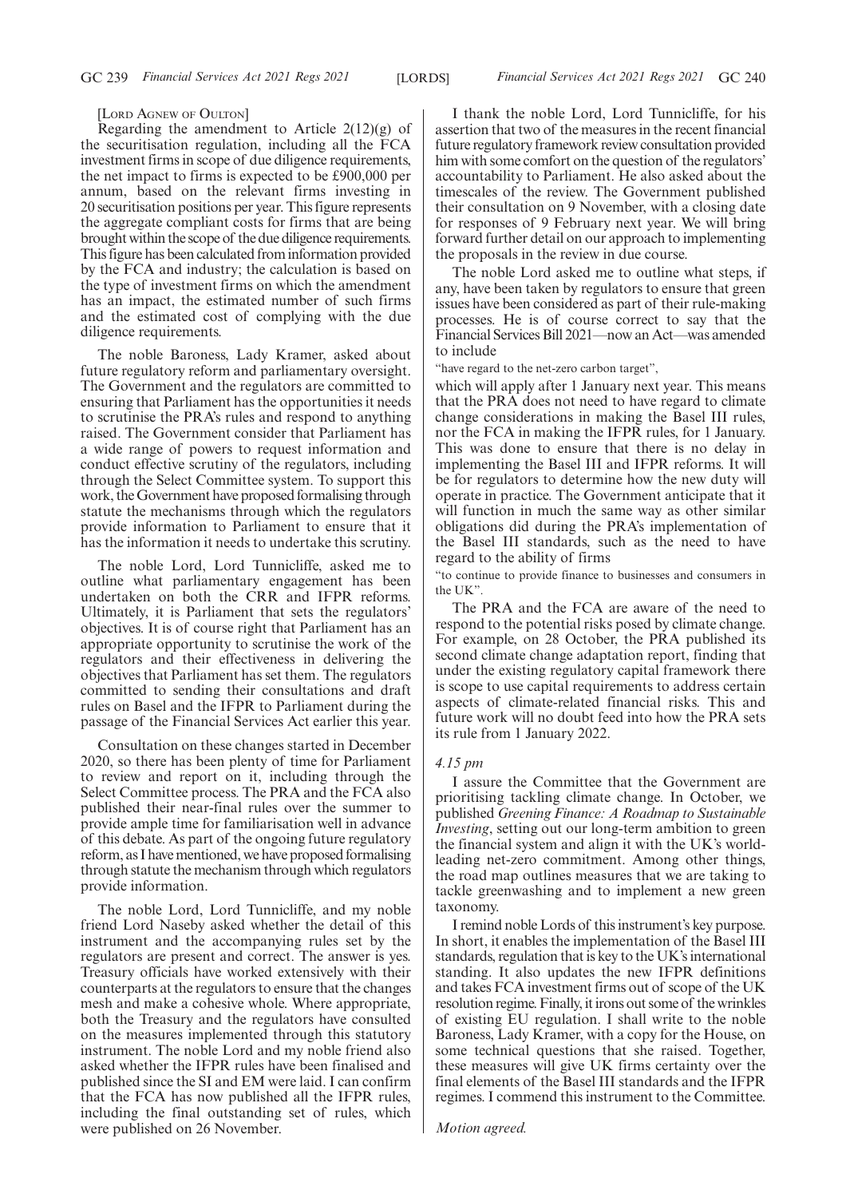[Lord Agnew of Oulton]

Regarding the amendment to Article 2(12)(g) of the securitisation regulation, including all the FCA investment firms in scope of due diligence requirements, the net impact to firms is expected to be £900,000 per annum, based on the relevant firms investing in 20 securitisation positions per year. This figure represents the aggregate compliant costs for firms that are being brought within the scope of the due diligence requirements. This figure has been calculated from information provided by the FCA and industry; the calculation is based on the type of investment firms on which the amendment has an impact, the estimated number of such firms and the estimated cost of complying with the due diligence requirements.

The noble Baroness, Lady Kramer, asked about future regulatory reform and parliamentary oversight. The Government and the regulators are committed to ensuring that Parliament has the opportunities it needs to scrutinise the PRA's rules and respond to anything raised. The Government consider that Parliament has a wide range of powers to request information and conduct effective scrutiny of the regulators, including through the Select Committee system. To support this work, the Government have proposed formalising through statute the mechanisms through which the regulators provide information to Parliament to ensure that it has the information it needs to undertake this scrutiny.

The noble Lord, Lord Tunnicliffe, asked me to outline what parliamentary engagement has been undertaken on both the CRR and IFPR reforms. Ultimately, it is Parliament that sets the regulators' objectives. It is of course right that Parliament has an appropriate opportunity to scrutinise the work of the regulators and their effectiveness in delivering the objectives that Parliament has set them. The regulators committed to sending their consultations and draft rules on Basel and the IFPR to Parliament during the passage of the Financial Services Act earlier this year.

Consultation on these changes started in December 2020, so there has been plenty of time for Parliament to review and report on it, including through the Select Committee process. The PRA and the FCA also published their near-final rules over the summer to provide ample time for familiarisation well in advance of this debate. As part of the ongoing future regulatory reform, as I have mentioned, we have proposed formalising through statute the mechanism through which regulators provide information.

The noble Lord, Lord Tunnicliffe, and my noble friend Lord Naseby asked whether the detail of this instrument and the accompanying rules set by the regulators are present and correct. The answer is yes. Treasury officials have worked extensively with their counterparts at the regulators to ensure that the changes mesh and make a cohesive whole. Where appropriate, both the Treasury and the regulators have consulted on the measures implemented through this statutory instrument. The noble Lord and my noble friend also asked whether the IFPR rules have been finalised and published since the SI and EM were laid. I can confirm that the FCA has now published all the IFPR rules, including the final outstanding set of rules, which were published on 26 November.

I thank the noble Lord, Lord Tunnicliffe, for his assertion that two of the measures in the recent financial future regulatory framework review consultation provided him with some comfort on the question of the regulators' accountability to Parliament. He also asked about the timescales of the review. The Government published their consultation on 9 November, with a closing date for responses of 9 February next year. We will bring forward further detail on our approach to implementing the proposals in the review in due course.

The noble Lord asked me to outline what steps, if any, have been taken by regulators to ensure that green issues have been considered as part of their rule-making processes. He is of course correct to say that the Financial Services Bill 2021—now an Act—was amended to include

"have regard to the net-zero carbon target",

which will apply after 1 January next year. This means that the PRA does not need to have regard to climate change considerations in making the Basel III rules, nor the FCA in making the IFPR rules, for 1 January. This was done to ensure that there is no delay in implementing the Basel III and IFPR reforms. It will be for regulators to determine how the new duty will operate in practice. The Government anticipate that it will function in much the same way as other similar obligations did during the PRA's implementation of the Basel III standards, such as the need to have regard to the ability of firms

"to continue to provide finance to businesses and consumers in the UK".

The PRA and the FCA are aware of the need to respond to the potential risks posed by climate change. For example, on 28 October, the PRA published its second climate change adaptation report, finding that under the existing regulatory capital framework there is scope to use capital requirements to address certain aspects of climate-related financial risks. This and future work will no doubt feed into how the PRA sets its rule from 1 January 2022.

*4.15 pm*

I assure the Committee that the Government are prioritising tackling climate change. In October, we published *Greening Finance: A Roadmap to Sustainable Investing*, setting out our long-term ambition to green the financial system and align it with the UK's world-leading net-zero commitment. Among other things, the road map outlines measures that we are taking to tackle greenwashing and to implement a new green taxonomy.

I remind noble Lords of this instrument's key purpose. In short, it enables the implementation of the Basel III standards, regulation that is key to the UK's international standing. It also updates the new IFPR definitions and takes FCA investment firms out of scope of the UK resolution regime. Finally, it irons out some of the wrinkles of existing EU regulation. I shall write to the noble Baroness, Lady Kramer, with a copy for the House, on some technical questions that she raised. Together, these measures will give UK firms certainty over the final elements of the Basel III standards and the IFPR regimes. I commend this instrument to the Committee.

*Motion agreed.*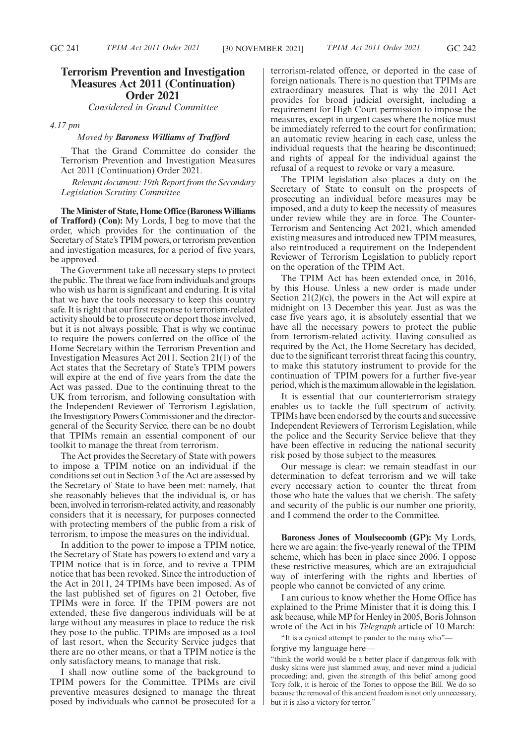## Terrorism Prevention and Investigation Measures Act 2011 (Continuation) Order 2021

*Considered in Grand Committee*

*4.17 pm*

*Moved by* ***Baroness Williams of Trafford***

That the Grand Committee do consider the Terrorism Prevention and Investigation Measures Act 2011 (Continuation) Order 2021.

*Relevant document: 19th Report from the Secondary Legislation Scrutiny Committee*

**The Minister of State, Home Office (Baroness Williams of Trafford) (Con):** My Lords, I beg to move that the order, which provides for the continuation of the Secretary of State's TPIM powers, or terrorism prevention and investigation measures, for a period of five years, be approved.

The Government take all necessary steps to protect the public. The threat we face from individuals and groups who wish us harm is significant and enduring. It is vital that we have the tools necessary to keep this country safe. It is right that our first response to terrorism-related activity should be to prosecute or deport those involved, but it is not always possible. That is why we continue to require the powers conferred on the office of the Home Secretary within the Terrorism Prevention and Investigation Measures Act 2011. Section 21(1) of the Act states that the Secretary of State's TPIM powers will expire at the end of five years from the date the Act was passed. Due to the continuing threat to the UK from terrorism, and following consultation with the Independent Reviewer of Terrorism Legislation, the Investigatory Powers Commissioner and the director-general of the Security Service, there can be no doubt that TPIMs remain an essential component of our toolkit to manage the threat from terrorism.

The Act provides the Secretary of State with powers to impose a TPIM notice on an individual if the conditions set out in Section 3 of the Act are assessed by the Secretary of State to have been met: namely, that she reasonably believes that the individual is, or has been, involved in terrorism-related activity, and reasonably considers that it is necessary, for purposes connected with protecting members of the public from a risk of terrorism, to impose the measures on the individual.

In addition to the power to impose a TPIM notice, the Secretary of State has powers to extend and vary a TPIM notice that is in force, and to revive a TPIM notice that has been revoked. Since the introduction of the Act in 2011, 24 TPIMs have been imposed. As of the last published set of figures on 21 October, five TPIMs were in force. If the TPIM powers are not extended, these five dangerous individuals will be at large without any measures in place to reduce the risk they pose to the public. TPIMs are imposed as a tool of last resort, when the Security Service judges that there are no other means, or that a TPIM notice is the only satisfactory means, to manage that risk.

I shall now outline some of the background to TPIM powers for the Committee. TPIMs are civil preventive measures designed to manage the threat posed by individuals who cannot be prosecuted for a terrorism-related offence, or deported in the case of foreign nationals. There is no question that TPIMs are extraordinary measures. That is why the 2011 Act provides for broad judicial oversight, including a requirement for High Court permission to impose the measures, except in urgent cases where the notice must be immediately referred to the court for confirmation; an automatic review hearing in each case, unless the individual requests that the hearing be discontinued; and rights of appeal for the individual against the refusal of a request to revoke or vary a measure.

The TPIM legislation also places a duty on the Secretary of State to consult on the prospects of prosecuting an individual before measures may be imposed, and a duty to keep the necessity of measures under review while they are in force. The Counter-Terrorism and Sentencing Act 2021, which amended existing measures and introduced new TPIM measures, also reintroduced a requirement on the Independent Reviewer of Terrorism Legislation to publicly report on the operation of the TPIM Act.

The TPIM Act has been extended once, in 2016, by this House. Unless a new order is made under Section 21(2)(c), the powers in the Act will expire at midnight on 13 December this year. Just as was the case five years ago, it is absolutely essential that we have all the necessary powers to protect the public from terrorism-related activity. Having consulted as required by the Act, the Home Secretary has decided, due to the significant terrorist threat facing this country, to make this statutory instrument to provide for the continuation of TPIM powers for a further five-year period, which is the maximum allowable in the legislation.

It is essential that our counterterrorism strategy enables us to tackle the full spectrum of activity. TPIMs have been endorsed by the courts and successive Independent Reviewers of Terrorism Legislation, while the police and the Security Service believe that they have been effective in reducing the national security risk posed by those subject to the measures.

Our message is clear: we remain steadfast in our determination to defeat terrorism and we will take every necessary action to counter the threat from those who hate the values that we cherish. The safety and security of the public is our number one priority, and I commend the order to the Committee.

**Baroness Jones of Moulsecoomb (GP):** My Lords, here we are again: the five-yearly renewal of the TPIM scheme, which has been in place since 2006. I oppose these restrictive measures, which are an extrajudicial way of interfering with the rights and liberties of people who cannot be convicted of any crime.

I am curious to know whether the Home Office has explained to the Prime Minister that it is doing this. I ask because, while MP for Henley in 2005, Boris Johnson wrote of the Act in his *Telegraph* article of 10 March:

"It is a cynical attempt to pander to the many who"—

forgive my language here—

"think the world would be a better place if dangerous folk with dusky skins were just slammed away, and never mind a judicial proceeding; and, given the strength of this belief among good Tory folk, it is heroic of the Tories to oppose the Bill. We do so because the removal of this ancient freedom is not only unnecessary, but it is also a victory for terror."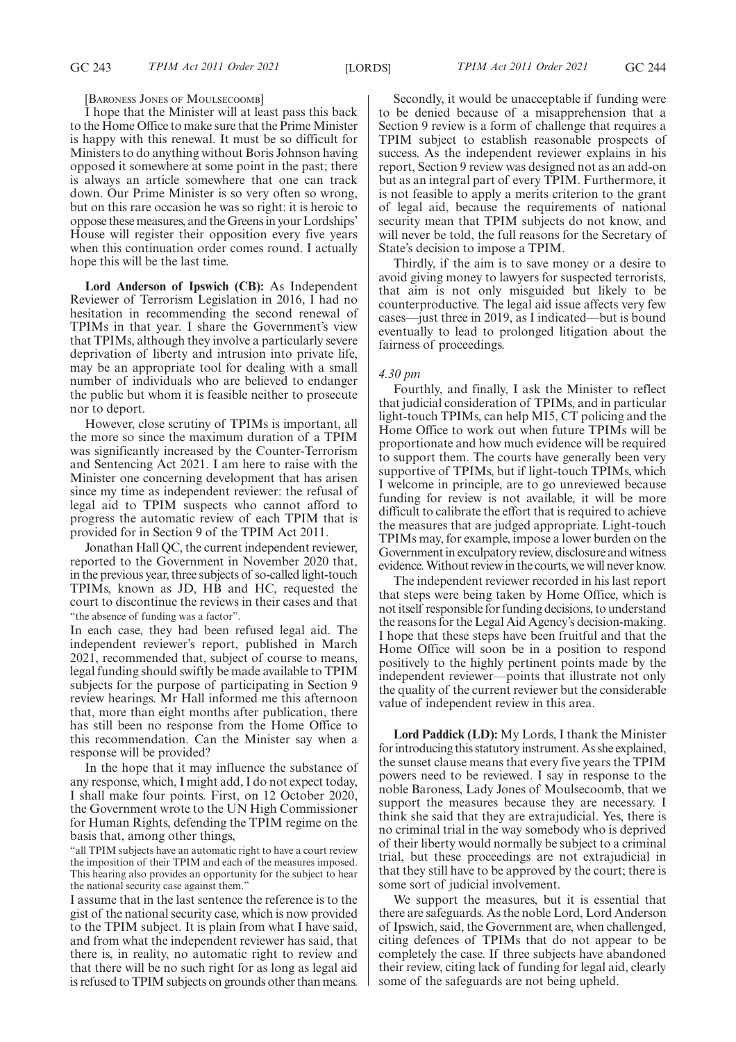[Baroness Jones of Moulsecoomb]

I hope that the Minister will at least pass this back to the Home Office to make sure that the Prime Minister is happy with this renewal. It must be so difficult for Ministers to do anything without Boris Johnson having opposed it somewhere at some point in the past; there is always an article somewhere that one can track down. Our Prime Minister is so very often so wrong, but on this rare occasion he was so right: it is heroic to oppose these measures, and the Greens in your Lordships' House will register their opposition every five years when this continuation order comes round. I actually hope this will be the last time.

**Lord Anderson of Ipswich (CB):** As Independent Reviewer of Terrorism Legislation in 2016, I had no hesitation in recommending the second renewal of TPIMs in that year. I share the Government's view that TPIMs, although they involve a particularly severe deprivation of liberty and intrusion into private life, may be an appropriate tool for dealing with a small number of individuals who are believed to endanger the public but whom it is feasible neither to prosecute nor to deport.

However, close scrutiny of TPIMs is important, all the more so since the maximum duration of a TPIM was significantly increased by the Counter-Terrorism and Sentencing Act 2021. I am here to raise with the Minister one concerning development that has arisen since my time as independent reviewer: the refusal of legal aid to TPIM suspects who cannot afford to progress the automatic review of each TPIM that is provided for in Section 9 of the TPIM Act 2011.

Jonathan Hall QC, the current independent reviewer, reported to the Government in November 2020 that, in the previous year, three subjects of so-called light-touch TPIMs, known as JD, HB and HC, requested the court to discontinue the reviews in their cases and that

"the absence of funding was a factor".

In each case, they had been refused legal aid. The independent reviewer's report, published in March 2021, recommended that, subject of course to means, legal funding should swiftly be made available to TPIM subjects for the purpose of participating in Section 9 review hearings. Mr Hall informed me this afternoon that, more than eight months after publication, there has still been no response from the Home Office to this recommendation. Can the Minister say when a response will be provided?

In the hope that it may influence the substance of any response, which, I might add, I do not expect today, I shall make four points. First, on 12 October 2020, the Government wrote to the UN High Commissioner for Human Rights, defending the TPIM regime on the basis that, among other things,

"all TPIM subjects have an automatic right to have a court review the imposition of their TPIM and each of the measures imposed. This hearing also provides an opportunity for the subject to hear the national security case against them."

I assume that in the last sentence the reference is to the gist of the national security case, which is now provided to the TPIM subject. It is plain from what I have said, and from what the independent reviewer has said, that there is, in reality, no automatic right to review and that there will be no such right for as long as legal aid is refused to TPIM subjects on grounds other than means.

Secondly, it would be unacceptable if funding were to be denied because of a misapprehension that a Section 9 review is a form of challenge that requires a TPIM subject to establish reasonable prospects of success. As the independent reviewer explains in his report, Section 9 review was designed not as an add-on but as an integral part of every TPIM. Furthermore, it is not feasible to apply a merits criterion to the grant of legal aid, because the requirements of national security mean that TPIM subjects do not know, and will never be told, the full reasons for the Secretary of State's decision to impose a TPIM.

Thirdly, if the aim is to save money or a desire to avoid giving money to lawyers for suspected terrorists, that aim is not only misguided but likely to be counterproductive. The legal aid issue affects very few cases—just three in 2019, as I indicated—but is bound eventually to lead to prolonged litigation about the fairness of proceedings.

*4.30 pm*

Fourthly, and finally, I ask the Minister to reflect that judicial consideration of TPIMs, and in particular light-touch TPIMs, can help MI5, CT policing and the Home Office to work out when future TPIMs will be proportionate and how much evidence will be required to support them. The courts have generally been very supportive of TPIMs, but if light-touch TPIMs, which I welcome in principle, are to go unreviewed because funding for review is not available, it will be more difficult to calibrate the effort that is required to achieve the measures that are judged appropriate. Light-touch TPIMs may, for example, impose a lower burden on the Government in exculpatory review, disclosure and witness evidence. Without review in the courts, we will never know.

The independent reviewer recorded in his last report that steps were being taken by Home Office, which is not itself responsible for funding decisions, to understand the reasons for the Legal Aid Agency's decision-making. I hope that these steps have been fruitful and that the Home Office will soon be in a position to respond positively to the highly pertinent points made by the independent reviewer—points that illustrate not only the quality of the current reviewer but the considerable value of independent review in this area.

**Lord Paddick (LD):** My Lords, I thank the Minister for introducing this statutory instrument. As she explained, the sunset clause means that every five years the TPIM powers need to be reviewed. I say in response to the noble Baroness, Lady Jones of Moulsecoomb, that we support the measures because they are necessary. I think she said that they are extrajudicial. Yes, there is no criminal trial in the way somebody who is deprived of their liberty would normally be subject to a criminal trial, but these proceedings are not extrajudicial in that they still have to be approved by the court; there is some sort of judicial involvement.

We support the measures, but it is essential that there are safeguards. As the noble Lord, Lord Anderson of Ipswich, said, the Government are, when challenged, citing defences of TPIMs that do not appear to be completely the case. If three subjects have abandoned their review, citing lack of funding for legal aid, clearly some of the safeguards are not being upheld.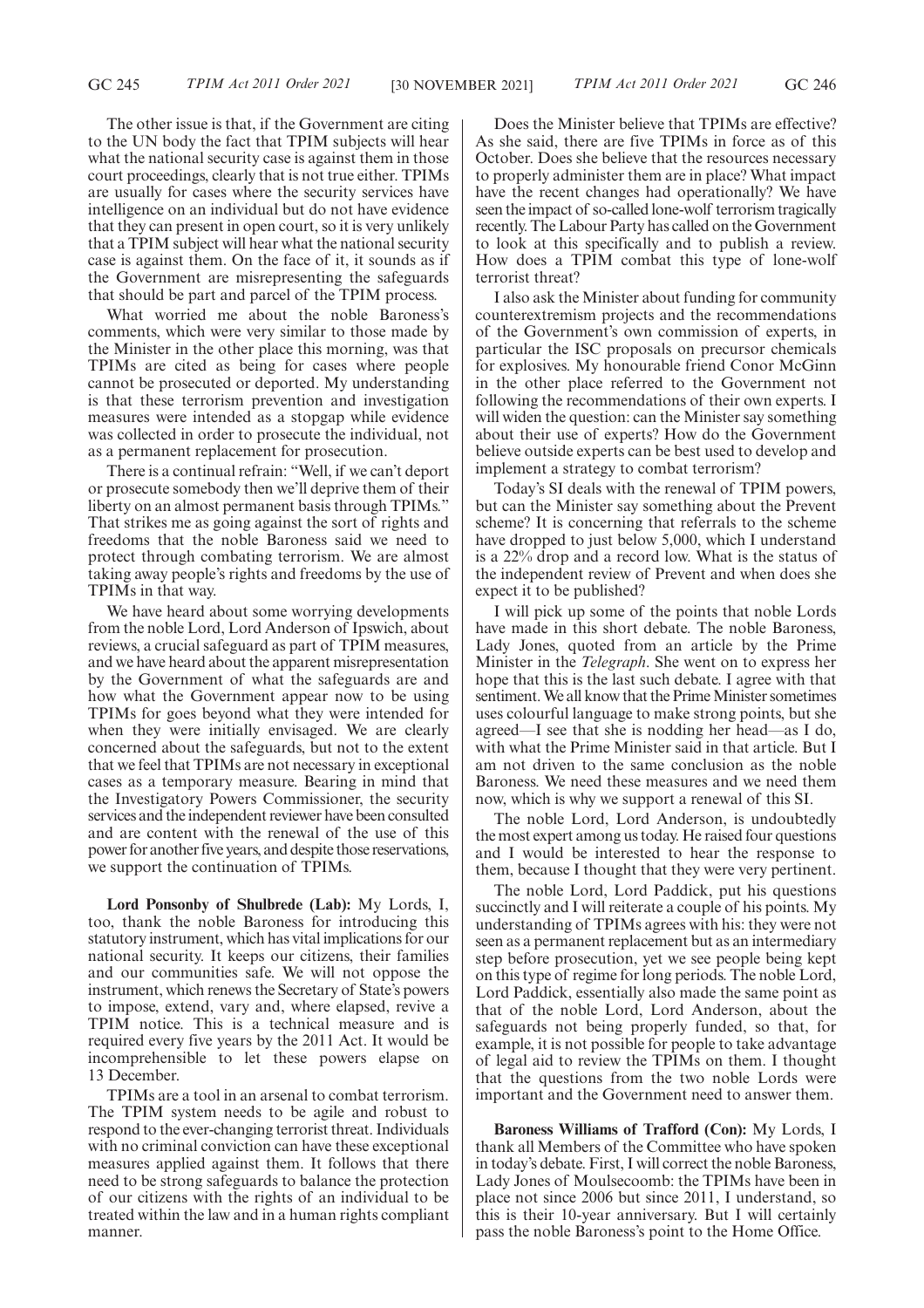The other issue is that, if the Government are citing to the UN body the fact that TPIM subjects will hear what the national security case is against them in those court proceedings, clearly that is not true either. TPIMs are usually for cases where the security services have intelligence on an individual but do not have evidence that they can present in open court, so it is very unlikely that a TPIM subject will hear what the national security case is against them. On the face of it, it sounds as if the Government are misrepresenting the safeguards that should be part and parcel of the TPIM process.

What worried me about the noble Baroness's comments, which were very similar to those made by the Minister in the other place this morning, was that TPIMs are cited as being for cases where people cannot be prosecuted or deported. My understanding is that these terrorism prevention and investigation measures were intended as a stopgap while evidence was collected in order to prosecute the individual, not as a permanent replacement for prosecution.

There is a continual refrain: "Well, if we can't deport or prosecute somebody then we'll deprive them of their liberty on an almost permanent basis through TPIMs." That strikes me as going against the sort of rights and freedoms that the noble Baroness said we need to protect through combating terrorism. We are almost taking away people's rights and freedoms by the use of TPIMs in that way.

We have heard about some worrying developments from the noble Lord, Lord Anderson of Ipswich, about reviews, a crucial safeguard as part of TPIM measures, and we have heard about the apparent misrepresentation by the Government of what the safeguards are and how what the Government appear now to be using TPIMs for goes beyond what they were intended for when they were initially envisaged. We are clearly concerned about the safeguards, but not to the extent that we feel that TPIMs are not necessary in exceptional cases as a temporary measure. Bearing in mind that the Investigatory Powers Commissioner, the security services and the independent reviewer have been consulted and are content with the renewal of the use of this power for another five years, and despite those reservations, we support the continuation of TPIMs.

**Lord Ponsonby of Shulbrede (Lab):** My Lords, I, too, thank the noble Baroness for introducing this statutory instrument, which has vital implications for our national security. It keeps our citizens, their families and our communities safe. We will not oppose the instrument, which renews the Secretary of State's powers to impose, extend, vary and, where elapsed, revive a TPIM notice. This is a technical measure and is required every five years by the 2011 Act. It would be incomprehensible to let these powers elapse on 13 December.

TPIMs are a tool in an arsenal to combat terrorism. The TPIM system needs to be agile and robust to respond to the ever-changing terrorist threat. Individuals with no criminal conviction can have these exceptional measures applied against them. It follows that there need to be strong safeguards to balance the protection of our citizens with the rights of an individual to be treated within the law and in a human rights compliant manner.

Does the Minister believe that TPIMs are effective? As she said, there are five TPIMs in force as of this October. Does she believe that the resources necessary to properly administer them are in place? What impact have the recent changes had operationally? We have seen the impact of so-called lone-wolf terrorism tragically recently. The Labour Party has called on the Government to look at this specifically and to publish a review. How does a TPIM combat this type of lone-wolf terrorist threat?

I also ask the Minister about funding for community counterextremism projects and the recommendations of the Government's own commission of experts, in particular the ISC proposals on precursor chemicals for explosives. My honourable friend Conor McGinn in the other place referred to the Government not following the recommendations of their own experts. I will widen the question: can the Minister say something about their use of experts? How do the Government believe outside experts can be best used to develop and implement a strategy to combat terrorism?

Today's SI deals with the renewal of TPIM powers, but can the Minister say something about the Prevent scheme? It is concerning that referrals to the scheme have dropped to just below 5,000, which I understand is a 22% drop and a record low. What is the status of the independent review of Prevent and when does she expect it to be published?

I will pick up some of the points that noble Lords have made in this short debate. The noble Baroness, Lady Jones, quoted from an article by the Prime Minister in the *Telegraph*. She went on to express her hope that this is the last such debate. I agree with that sentiment. We all know that the Prime Minister sometimes uses colourful language to make strong points, but she agreed—I see that she is nodding her head—as I do, with what the Prime Minister said in that article. But I am not driven to the same conclusion as the noble Baroness. We need these measures and we need them now, which is why we support a renewal of this SI.

The noble Lord, Lord Anderson, is undoubtedly the most expert among us today. He raised four questions and I would be interested to hear the response to them, because I thought that they were very pertinent.

The noble Lord, Lord Paddick, put his questions succinctly and I will reiterate a couple of his points. My understanding of TPIMs agrees with his: they were not seen as a permanent replacement but as an intermediary step before prosecution, yet we see people being kept on this type of regime for long periods. The noble Lord, Lord Paddick, essentially also made the same point as that of the noble Lord, Lord Anderson, about the safeguards not being properly funded, so that, for example, it is not possible for people to take advantage of legal aid to review the TPIMs on them. I thought that the questions from the two noble Lords were important and the Government need to answer them.

**Baroness Williams of Trafford (Con):** My Lords, I thank all Members of the Committee who have spoken in today's debate. First, I will correct the noble Baroness, Lady Jones of Moulsecoomb: the TPIMs have been in place not since 2006 but since 2011, I understand, so this is their 10-year anniversary. But I will certainly pass the noble Baroness's point to the Home Office.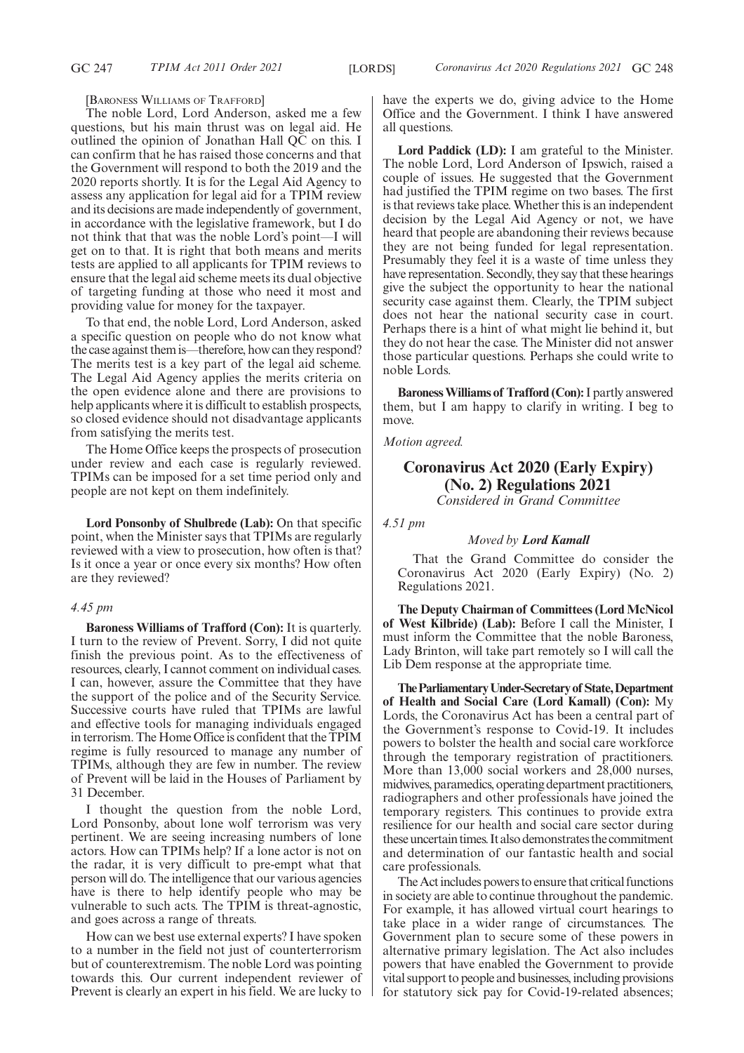[BARONESS WILLIAMS OF TRAFFORD]

The noble Lord, Lord Anderson, asked me a few questions, but his main thrust was on legal aid. He outlined the opinion of Jonathan Hall QC on this. I can confirm that he has raised those concerns and that the Government will respond to both the 2019 and the 2020 reports shortly. It is for the Legal Aid Agency to assess any application for legal aid for a TPIM review and its decisions are made independently of government, in accordance with the legislative framework, but I do not think that that was the noble Lord's point—I will get on to that. It is right that both means and merits tests are applied to all applicants for TPIM reviews to ensure that the legal aid scheme meets its dual objective of targeting funding at those who need it most and providing value for money for the taxpayer.

To that end, the noble Lord, Lord Anderson, asked a specific question on people who do not know what the case against them is—therefore, how can they respond? The merits test is a key part of the legal aid scheme. The Legal Aid Agency applies the merits criteria on the open evidence alone and there are provisions to help applicants where it is difficult to establish prospects, so closed evidence should not disadvantage applicants from satisfying the merits test.

The Home Office keeps the prospects of prosecution under review and each case is regularly reviewed. TPIMs can be imposed for a set time period only and people are not kept on them indefinitely.

**Lord Ponsonby of Shulbrede (Lab):** On that specific point, when the Minister says that TPIMs are regularly reviewed with a view to prosecution, how often is that? Is it once a year or once every six months? How often are they reviewed?

*4.45 pm*

**Baroness Williams of Trafford (Con):** It is quarterly. I turn to the review of Prevent. Sorry, I did not quite finish the previous point. As to the effectiveness of resources, clearly, I cannot comment on individual cases. I can, however, assure the Committee that they have the support of the police and of the Security Service. Successive courts have ruled that TPIMs are lawful and effective tools for managing individuals engaged in terrorism. The Home Office is confident that the TPIM regime is fully resourced to manage any number of TPIMs, although they are few in number. The review of Prevent will be laid in the Houses of Parliament by 31 December.

I thought the question from the noble Lord, Lord Ponsonby, about lone wolf terrorism was very pertinent. We are seeing increasing numbers of lone actors. How can TPIMs help? If a lone actor is not on the radar, it is very difficult to pre-empt what that person will do. The intelligence that our various agencies have is there to help identify people who may be vulnerable to such acts. The TPIM is threat-agnostic, and goes across a range of threats.

How can we best use external experts? I have spoken to a number in the field not just of counterterrorism but of counterextremism. The noble Lord was pointing towards this. Our current independent reviewer of Prevent is clearly an expert in his field. We are lucky to have the experts we do, giving advice to the Home Office and the Government. I think I have answered all questions.

**Lord Paddick (LD):** I am grateful to the Minister. The noble Lord, Lord Anderson of Ipswich, raised a couple of issues. He suggested that the Government had justified the TPIM regime on two bases. The first is that reviews take place. Whether this is an independent decision by the Legal Aid Agency or not, we have heard that people are abandoning their reviews because they are not being funded for legal representation. Presumably they feel it is a waste of time unless they have representation. Secondly, they say that these hearings give the subject the opportunity to hear the national security case against them. Clearly, the TPIM subject does not hear the national security case in court. Perhaps there is a hint of what might lie behind it, but they do not hear the case. The Minister did not answer those particular questions. Perhaps she could write to noble Lords.

**Baroness Williams of Trafford (Con):** I partly answered them, but I am happy to clarify in writing. I beg to move.

*Motion agreed.*

## Coronavirus Act 2020 (Early Expiry) (No. 2) Regulations 2021

*Considered in Grand Committee*

*4.51 pm*

*Moved by **Lord Kamall***

That the Grand Committee do consider the Coronavirus Act 2020 (Early Expiry) (No. 2) Regulations 2021.

**The Deputy Chairman of Committees (Lord McNicol of West Kilbride) (Lab):** Before I call the Minister, I must inform the Committee that the noble Baroness, Lady Brinton, will take part remotely so I will call the Lib Dem response at the appropriate time.

**The Parliamentary Under-Secretary of State, Department of Health and Social Care (Lord Kamall) (Con):** My Lords, the Coronavirus Act has been a central part of the Government's response to Covid-19. It includes powers to bolster the health and social care workforce through the temporary registration of practitioners. More than 13,000 social workers and 28,000 nurses, midwives, paramedics, operating department practitioners, radiographers and other professionals have joined the temporary registers. This continues to provide extra resilience for our health and social care sector during these uncertain times. It also demonstrates the commitment and determination of our fantastic health and social care professionals.

The Act includes powers to ensure that critical functions in society are able to continue throughout the pandemic. For example, it has allowed virtual court hearings to take place in a wider range of circumstances. The Government plan to secure some of these powers in alternative primary legislation. The Act also includes powers that have enabled the Government to provide vital support to people and businesses, including provisions for statutory sick pay for Covid-19-related absences;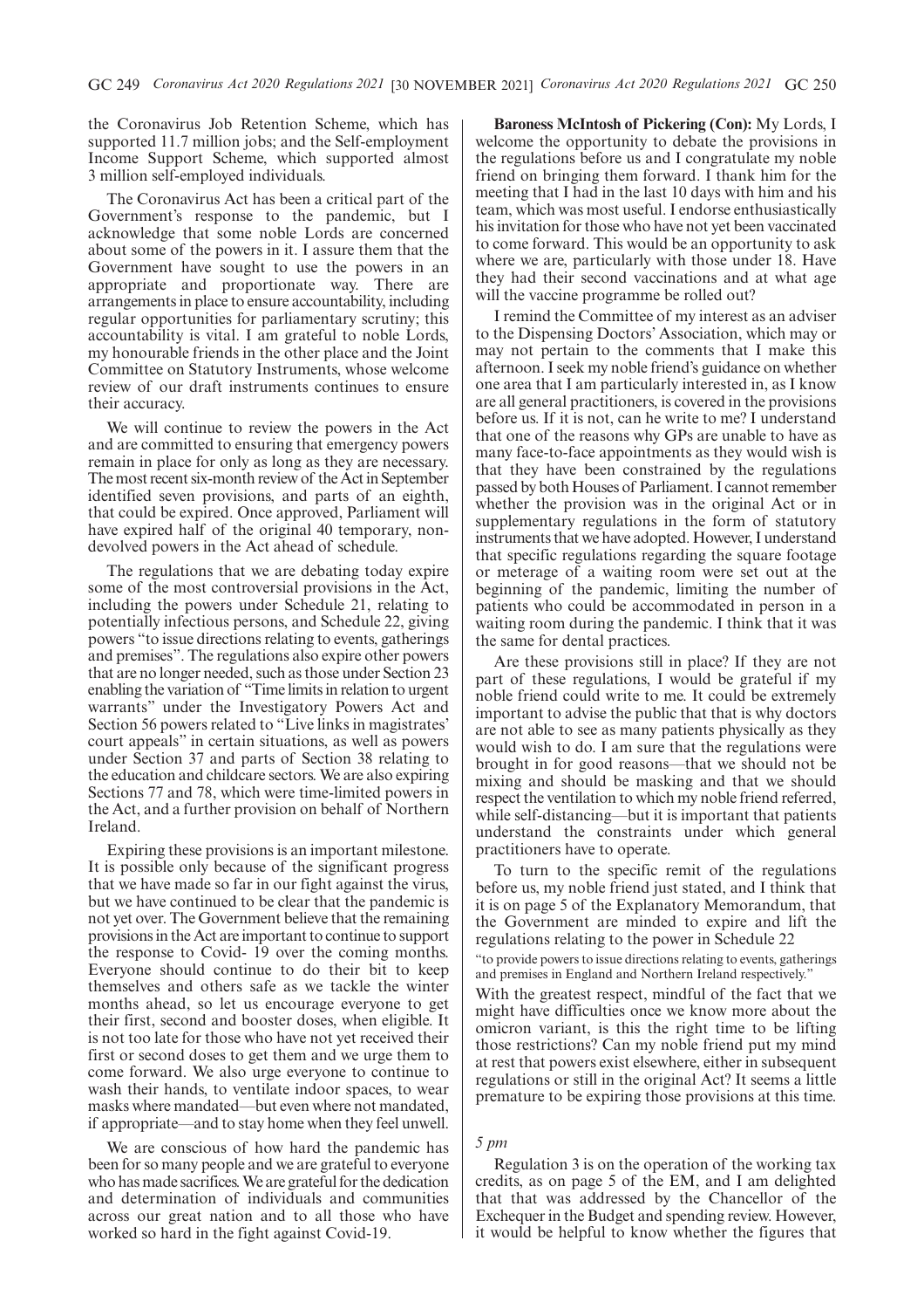the Coronavirus Job Retention Scheme, which has supported 11.7 million jobs; and the Self-employment Income Support Scheme, which supported almost 3 million self-employed individuals.

The Coronavirus Act has been a critical part of the Government's response to the pandemic, but I acknowledge that some noble Lords are concerned about some of the powers in it. I assure them that the Government have sought to use the powers in an appropriate and proportionate way. There are arrangements in place to ensure accountability, including regular opportunities for parliamentary scrutiny; this accountability is vital. I am grateful to noble Lords, my honourable friends in the other place and the Joint Committee on Statutory Instruments, whose welcome review of our draft instruments continues to ensure their accuracy.

We will continue to review the powers in the Act and are committed to ensuring that emergency powers remain in place for only as long as they are necessary. The most recent six-month review of the Act in September identified seven provisions, and parts of an eighth, that could be expired. Once approved, Parliament will have expired half of the original 40 temporary, non-devolved powers in the Act ahead of schedule.

The regulations that we are debating today expire some of the most controversial provisions in the Act, including the powers under Schedule 21, relating to potentially infectious persons, and Schedule 22, giving powers "to issue directions relating to events, gatherings and premises". The regulations also expire other powers that are no longer needed, such as those under Section 23 enabling the variation of "Time limits in relation to urgent warrants" under the Investigatory Powers Act and Section 56 powers related to "Live links in magistrates' court appeals" in certain situations, as well as powers under Section 37 and parts of Section 38 relating to the education and childcare sectors. We are also expiring Sections 77 and 78, which were time-limited powers in the Act, and a further provision on behalf of Northern Ireland.

Expiring these provisions is an important milestone. It is possible only because of the significant progress that we have made so far in our fight against the virus, but we have continued to be clear that the pandemic is not yet over. The Government believe that the remaining provisions in the Act are important to continue to support the response to Covid- 19 over the coming months. Everyone should continue to do their bit to keep themselves and others safe as we tackle the winter months ahead, so let us encourage everyone to get their first, second and booster doses, when eligible. It is not too late for those who have not yet received their first or second doses to get them and we urge them to come forward. We also urge everyone to continue to wash their hands, to ventilate indoor spaces, to wear masks where mandated—but even where not mandated, if appropriate—and to stay home when they feel unwell.

We are conscious of how hard the pandemic has been for so many people and we are grateful to everyone who has made sacrifices. We are grateful for the dedication and determination of individuals and communities across our great nation and to all those who have worked so hard in the fight against Covid-19.

**Baroness McIntosh of Pickering (Con):** My Lords, I welcome the opportunity to debate the provisions in the regulations before us and I congratulate my noble friend on bringing them forward. I thank him for the meeting that I had in the last 10 days with him and his team, which was most useful. I endorse enthusiastically his invitation for those who have not yet been vaccinated to come forward. This would be an opportunity to ask where we are, particularly with those under 18. Have they had their second vaccinations and at what age will the vaccine programme be rolled out?

I remind the Committee of my interest as an adviser to the Dispensing Doctors' Association, which may or may not pertain to the comments that I make this afternoon. I seek my noble friend's guidance on whether one area that I am particularly interested in, as I know are all general practitioners, is covered in the provisions before us. If it is not, can he write to me? I understand that one of the reasons why GPs are unable to have as many face-to-face appointments as they would wish is that they have been constrained by the regulations passed by both Houses of Parliament. I cannot remember whether the provision was in the original Act or in supplementary regulations in the form of statutory instruments that we have adopted. However, I understand that specific regulations regarding the square footage or meterage of a waiting room were set out at the beginning of the pandemic, limiting the number of patients who could be accommodated in person in a waiting room during the pandemic. I think that it was the same for dental practices.

Are these provisions still in place? If they are not part of these regulations, I would be grateful if my noble friend could write to me. It could be extremely important to advise the public that that is why doctors are not able to see as many patients physically as they would wish to do. I am sure that the regulations were brought in for good reasons—that we should not be mixing and should be masking and that we should respect the ventilation to which my noble friend referred, while self-distancing—but it is important that patients understand the constraints under which general practitioners have to operate.

To turn to the specific remit of the regulations before us, my noble friend just stated, and I think that it is on page 5 of the Explanatory Memorandum, that the Government are minded to expire and lift the regulations relating to the power in Schedule 22

"to provide powers to issue directions relating to events, gatherings and premises in England and Northern Ireland respectively."

With the greatest respect, mindful of the fact that we might have difficulties once we know more about the omicron variant, is this the right time to be lifting those restrictions? Can my noble friend put my mind at rest that powers exist elsewhere, either in subsequent regulations or still in the original Act? It seems a little premature to be expiring those provisions at this time.

*5 pm*

Regulation 3 is on the operation of the working tax credits, as on page 5 of the EM, and I am delighted that that was addressed by the Chancellor of the Exchequer in the Budget and spending review. However, it would be helpful to know whether the figures that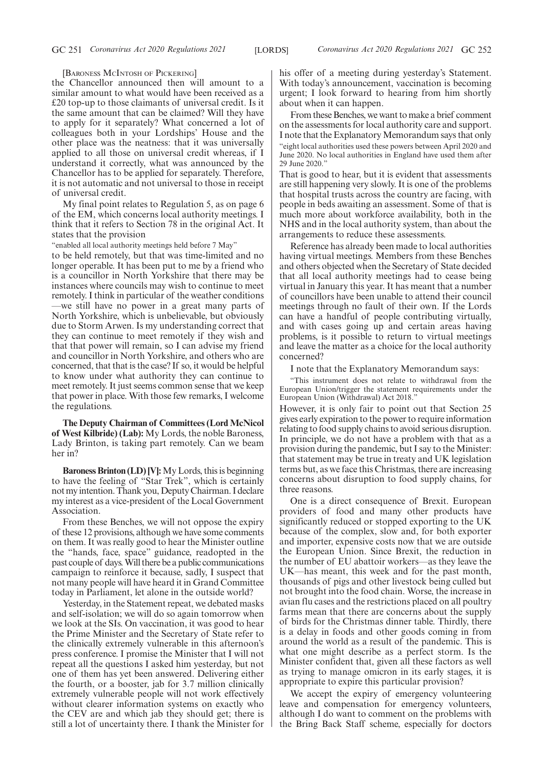[BARONESS MCINTOSH OF PICKERING]

the Chancellor announced then will amount to a similar amount to what would have been received as a £20 top-up to those claimants of universal credit. Is it the same amount that can be claimed? Will they have to apply for it separately? What concerned a lot of colleagues both in your Lordships' House and the other place was the neatness: that it was universally applied to all those on universal credit whereas, if I understand it correctly, what was announced by the Chancellor has to be applied for separately. Therefore, it is not automatic and not universal to those in receipt of universal credit.

My final point relates to Regulation 5, as on page 6 of the EM, which concerns local authority meetings. I think that it refers to Section 78 in the original Act. It states that the provision

"enabled all local authority meetings held before 7 May"

to be held remotely, but that was time-limited and no longer operable. It has been put to me by a friend who is a councillor in North Yorkshire that there may be instances where councils may wish to continue to meet remotely. I think in particular of the weather conditions —we still have no power in a great many parts of North Yorkshire, which is unbelievable, but obviously due to Storm Arwen. Is my understanding correct that they can continue to meet remotely if they wish and that that power will remain, so I can advise my friend and councillor in North Yorkshire, and others who are concerned, that that is the case? If so, it would be helpful to know under what authority they can continue to meet remotely. It just seems common sense that we keep that power in place. With those few remarks, I welcome the regulations.

**The Deputy Chairman of Committees (Lord McNicol of West Kilbride) (Lab):** My Lords, the noble Baroness, Lady Brinton, is taking part remotely. Can we beam her in?

**Baroness Brinton (LD) [V]:** My Lords, this is beginning to have the feeling of "Star Trek", which is certainly not my intention. Thank you, Deputy Chairman. I declare my interest as a vice-president of the Local Government Association.

From these Benches, we will not oppose the expiry of these 12 provisions, although we have some comments on them. It was really good to hear the Minister outline the "hands, face, space" guidance, readopted in the past couple of days. Will there be a public communications campaign to reinforce it because, sadly, I suspect that not many people will have heard it in Grand Committee today in Parliament, let alone in the outside world?

Yesterday, in the Statement repeat, we debated masks and self-isolation; we will do so again tomorrow when we look at the SIs. On vaccination, it was good to hear the Prime Minister and the Secretary of State refer to the clinically extremely vulnerable in this afternoon's press conference. I promise the Minister that I will not repeat all the questions I asked him yesterday, but not one of them has yet been answered. Delivering either the fourth, or a booster, jab for 3.7 million clinically extremely vulnerable people will not work effectively without clearer information systems on exactly who the CEV are and which jab they should get; there is still a lot of uncertainty there. I thank the Minister for his offer of a meeting during yesterday's Statement. With today's announcement, vaccination is becoming urgent; I look forward to hearing from him shortly about when it can happen.

From these Benches, we want to make a brief comment on the assessments for local authority care and support. I note that the Explanatory Memorandum says that only

"eight local authorities used these powers between April 2020 and June 2020. No local authorities in England have used them after 29 June 2020."

That is good to hear, but it is evident that assessments are still happening very slowly. It is one of the problems that hospital trusts across the country are facing, with people in beds awaiting an assessment. Some of that is much more about workforce availability, both in the NHS and in the local authority system, than about the arrangements to reduce these assessments.

Reference has already been made to local authorities having virtual meetings. Members from these Benches and others objected when the Secretary of State decided that all local authority meetings had to cease being virtual in January this year. It has meant that a number of councillors have been unable to attend their council meetings through no fault of their own. If the Lords can have a handful of people contributing virtually, and with cases going up and certain areas having problems, is it possible to return to virtual meetings and leave the matter as a choice for the local authority concerned?

I note that the Explanatory Memorandum says:

"This instrument does not relate to withdrawal from the European Union/trigger the statement requirements under the European Union (Withdrawal) Act 2018."

However, it is only fair to point out that Section 25 gives early expiration to the power to require information relating to food supply chains to avoid serious disruption. In principle, we do not have a problem with that as a provision during the pandemic, but I say to the Minister: that statement may be true in treaty and UK legislation terms but, as we face this Christmas, there are increasing concerns about disruption to food supply chains, for three reasons.

One is a direct consequence of Brexit. European providers of food and many other products have significantly reduced or stopped exporting to the UK because of the complex, slow and, for both exporter and importer, expensive costs now that we are outside the European Union. Since Brexit, the reduction in the number of EU abattoir workers—as they leave the UK—has meant, this week and for the past month, thousands of pigs and other livestock being culled but not brought into the food chain. Worse, the increase in avian flu cases and the restrictions placed on all poultry farms mean that there are concerns about the supply of birds for the Christmas dinner table. Thirdly, there is a delay in foods and other goods coming in from around the world as a result of the pandemic. This is what one might describe as a perfect storm. Is the Minister confident that, given all these factors as well as trying to manage omicron in its early stages, it is appropriate to expire this particular provision?

We accept the expiry of emergency volunteering leave and compensation for emergency volunteers, although I do want to comment on the problems with the Bring Back Staff scheme, especially for doctors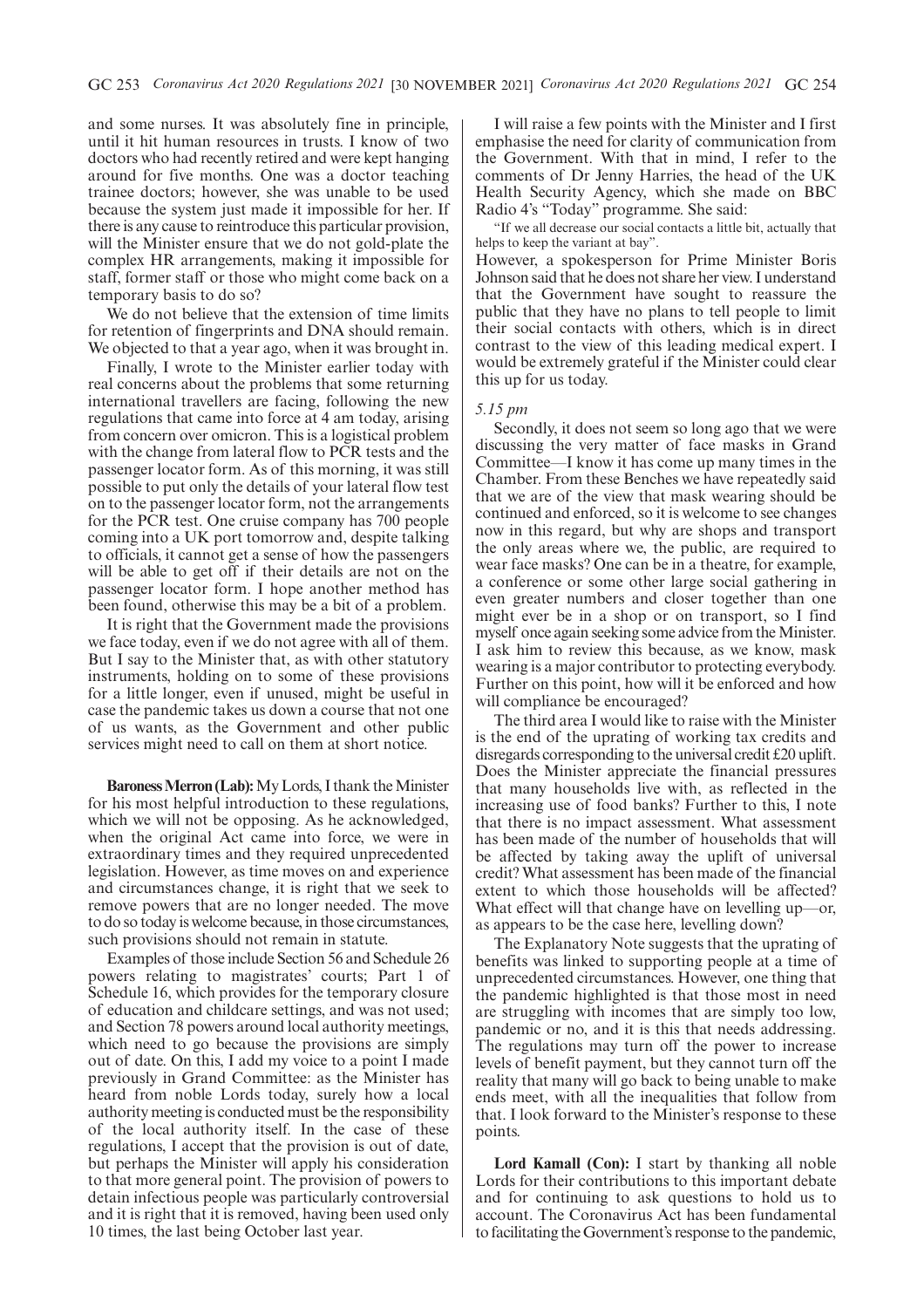and some nurses. It was absolutely fine in principle, until it hit human resources in trusts. I know of two doctors who had recently retired and were kept hanging around for five months. One was a doctor teaching trainee doctors; however, she was unable to be used because the system just made it impossible for her. If there is any cause to reintroduce this particular provision, will the Minister ensure that we do not gold-plate the complex HR arrangements, making it impossible for staff, former staff or those who might come back on a temporary basis to do so?

We do not believe that the extension of time limits for retention of fingerprints and DNA should remain. We objected to that a year ago, when it was brought in.

Finally, I wrote to the Minister earlier today with real concerns about the problems that some returning international travellers are facing, following the new regulations that came into force at 4 am today, arising from concern over omicron. This is a logistical problem with the change from lateral flow to PCR tests and the passenger locator form. As of this morning, it was still possible to put only the details of your lateral flow test on to the passenger locator form, not the arrangements for the PCR test. One cruise company has 700 people coming into a UK port tomorrow and, despite talking to officials, it cannot get a sense of how the passengers will be able to get off if their details are not on the passenger locator form. I hope another method has been found, otherwise this may be a bit of a problem.

It is right that the Government made the provisions we face today, even if we do not agree with all of them. But I say to the Minister that, as with other statutory instruments, holding on to some of these provisions for a little longer, even if unused, might be useful in case the pandemic takes us down a course that not one of us wants, as the Government and other public services might need to call on them at short notice.

**Baroness Merron (Lab):** My Lords, I thank the Minister for his most helpful introduction to these regulations, which we will not be opposing. As he acknowledged, when the original Act came into force, we were in extraordinary times and they required unprecedented legislation. However, as time moves on and experience and circumstances change, it is right that we seek to remove powers that are no longer needed. The move to do so today is welcome because, in those circumstances, such provisions should not remain in statute.

Examples of those include Section 56 and Schedule 26 powers relating to magistrates' courts; Part 1 of Schedule 16, which provides for the temporary closure of education and childcare settings, and was not used; and Section 78 powers around local authority meetings, which need to go because the provisions are simply out of date. On this, I add my voice to a point I made previously in Grand Committee: as the Minister has heard from noble Lords today, surely how a local authority meeting is conducted must be the responsibility of the local authority itself. In the case of these regulations, I accept that the provision is out of date, but perhaps the Minister will apply his consideration to that more general point. The provision of powers to detain infectious people was particularly controversial and it is right that it is removed, having been used only 10 times, the last being October last year.

I will raise a few points with the Minister and I first emphasise the need for clarity of communication from the Government. With that in mind, I refer to the comments of Dr Jenny Harries, the head of the UK Health Security Agency, which she made on BBC Radio 4's "Today" programme. She said:

"If we all decrease our social contacts a little bit, actually that helps to keep the variant at bay".

However, a spokesperson for Prime Minister Boris Johnson said that he does not share her view. I understand that the Government have sought to reassure the public that they have no plans to tell people to limit their social contacts with others, which is in direct contrast to the view of this leading medical expert. I would be extremely grateful if the Minister could clear this up for us today.

*5.15 pm*

Secondly, it does not seem so long ago that we were discussing the very matter of face masks in Grand Committee—I know it has come up many times in the Chamber. From these Benches we have repeatedly said that we are of the view that mask wearing should be continued and enforced, so it is welcome to see changes now in this regard, but why are shops and transport the only areas where we, the public, are required to wear face masks? One can be in a theatre, for example, a conference or some other large social gathering in even greater numbers and closer together than one might ever be in a shop or on transport, so I find myself once again seeking some advice from the Minister. I ask him to review this because, as we know, mask wearing is a major contributor to protecting everybody. Further on this point, how will it be enforced and how will compliance be encouraged?

The third area I would like to raise with the Minister is the end of the uprating of working tax credits and disregards corresponding to the universal credit £20 uplift. Does the Minister appreciate the financial pressures that many households live with, as reflected in the increasing use of food banks? Further to this, I note that there is no impact assessment. What assessment has been made of the number of households that will be affected by taking away the uplift of universal credit? What assessment has been made of the financial extent to which those households will be affected? What effect will that change have on levelling up—or, as appears to be the case here, levelling down?

The Explanatory Note suggests that the uprating of benefits was linked to supporting people at a time of unprecedented circumstances. However, one thing that the pandemic highlighted is that those most in need are struggling with incomes that are simply too low, pandemic or no, and it is this that needs addressing. The regulations may turn off the power to increase levels of benefit payment, but they cannot turn off the reality that many will go back to being unable to make ends meet, with all the inequalities that follow from that. I look forward to the Minister's response to these points.

**Lord Kamall (Con):** I start by thanking all noble Lords for their contributions to this important debate and for continuing to ask questions to hold us to account. The Coronavirus Act has been fundamental to facilitating the Government's response to the pandemic,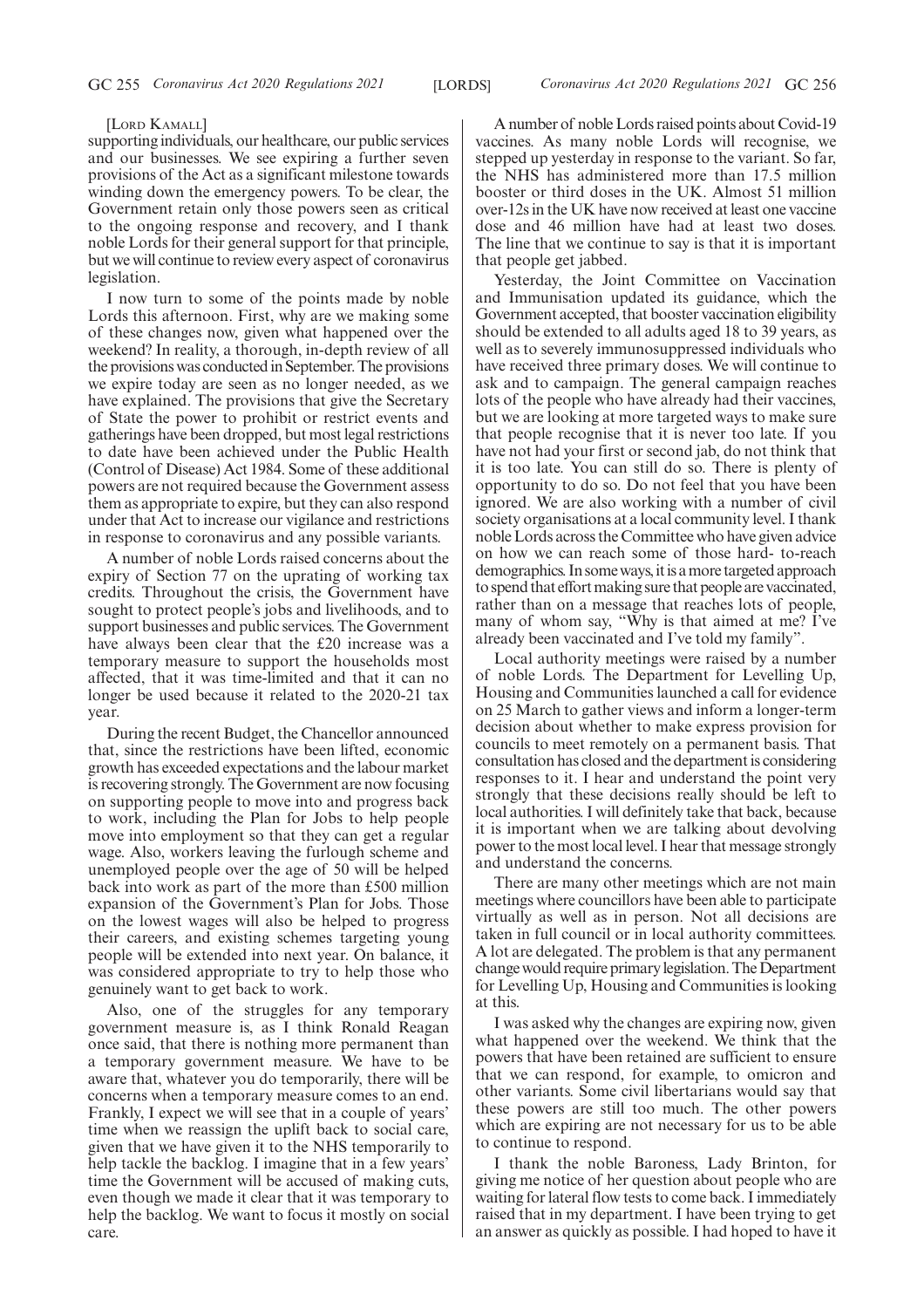[Lord Kamall]

supporting individuals, our healthcare, our public services and our businesses. We see expiring a further seven provisions of the Act as a significant milestone towards winding down the emergency powers. To be clear, the Government retain only those powers seen as critical to the ongoing response and recovery, and I thank noble Lords for their general support for that principle, but we will continue to review every aspect of coronavirus legislation.

I now turn to some of the points made by noble Lords this afternoon. First, why are we making some of these changes now, given what happened over the weekend? In reality, a thorough, in-depth review of all the provisions was conducted in September. The provisions we expire today are seen as no longer needed, as we have explained. The provisions that give the Secretary of State the power to prohibit or restrict events and gatherings have been dropped, but most legal restrictions to date have been achieved under the Public Health (Control of Disease) Act 1984. Some of these additional powers are not required because the Government assess them as appropriate to expire, but they can also respond under that Act to increase our vigilance and restrictions in response to coronavirus and any possible variants.

A number of noble Lords raised concerns about the expiry of Section 77 on the uprating of working tax credits. Throughout the crisis, the Government have sought to protect people's jobs and livelihoods, and to support businesses and public services. The Government have always been clear that the £20 increase was a temporary measure to support the households most affected, that it was time-limited and that it can no longer be used because it related to the 2020-21 tax year.

During the recent Budget, the Chancellor announced that, since the restrictions have been lifted, economic growth has exceeded expectations and the labour market is recovering strongly. The Government are now focusing on supporting people to move into and progress back to work, including the Plan for Jobs to help people move into employment so that they can get a regular wage. Also, workers leaving the furlough scheme and unemployed people over the age of 50 will be helped back into work as part of the more than £500 million expansion of the Government's Plan for Jobs. Those on the lowest wages will also be helped to progress their careers, and existing schemes targeting young people will be extended into next year. On balance, it was considered appropriate to try to help those who genuinely want to get back to work.

Also, one of the struggles for any temporary government measure is, as I think Ronald Reagan once said, that there is nothing more permanent than a temporary government measure. We have to be aware that, whatever you do temporarily, there will be concerns when a temporary measure comes to an end. Frankly, I expect we will see that in a couple of years' time when we reassign the uplift back to social care, given that we have given it to the NHS temporarily to help tackle the backlog. I imagine that in a few years' time the Government will be accused of making cuts, even though we made it clear that it was temporary to help the backlog. We want to focus it mostly on social care.

A number of noble Lords raised points about Covid-19 vaccines. As many noble Lords will recognise, we stepped up yesterday in response to the variant. So far, the NHS has administered more than 17.5 million booster or third doses in the UK. Almost 51 million over-12s in the UK have now received at least one vaccine dose and 46 million have had at least two doses. The line that we continue to say is that it is important that people get jabbed.

Yesterday, the Joint Committee on Vaccination and Immunisation updated its guidance, which the Government accepted, that booster vaccination eligibility should be extended to all adults aged 18 to 39 years, as well as to severely immunosuppressed individuals who have received three primary doses. We will continue to ask and to campaign. The general campaign reaches lots of the people who have already had their vaccines, but we are looking at more targeted ways to make sure that people recognise that it is never too late. If you have not had your first or second jab, do not think that it is too late. You can still do so. There is plenty of opportunity to do so. Do not feel that you have been ignored. We are also working with a number of civil society organisations at a local community level. I thank noble Lords across the Committee who have given advice on how we can reach some of those hard- to-reach demographics. In some ways, it is a more targeted approach to spend that effort making sure that people are vaccinated, rather than on a message that reaches lots of people, many of whom say, "Why is that aimed at me? I've already been vaccinated and I've told my family".

Local authority meetings were raised by a number of noble Lords. The Department for Levelling Up, Housing and Communities launched a call for evidence on 25 March to gather views and inform a longer-term decision about whether to make express provision for councils to meet remotely on a permanent basis. That consultation has closed and the department is considering responses to it. I hear and understand the point very strongly that these decisions really should be left to local authorities. I will definitely take that back, because it is important when we are talking about devolving power to the most local level. I hear that message strongly and understand the concerns.

There are many other meetings which are not main meetings where councillors have been able to participate virtually as well as in person. Not all decisions are taken in full council or in local authority committees. A lot are delegated. The problem is that any permanent change would require primary legislation. The Department for Levelling Up, Housing and Communities is looking at this.

I was asked why the changes are expiring now, given what happened over the weekend. We think that the powers that have been retained are sufficient to ensure that we can respond, for example, to omicron and other variants. Some civil libertarians would say that these powers are still too much. The other powers which are expiring are not necessary for us to be able to continue to respond.

I thank the noble Baroness, Lady Brinton, for giving me notice of her question about people who are waiting for lateral flow tests to come back. I immediately raised that in my department. I have been trying to get an answer as quickly as possible. I had hoped to have it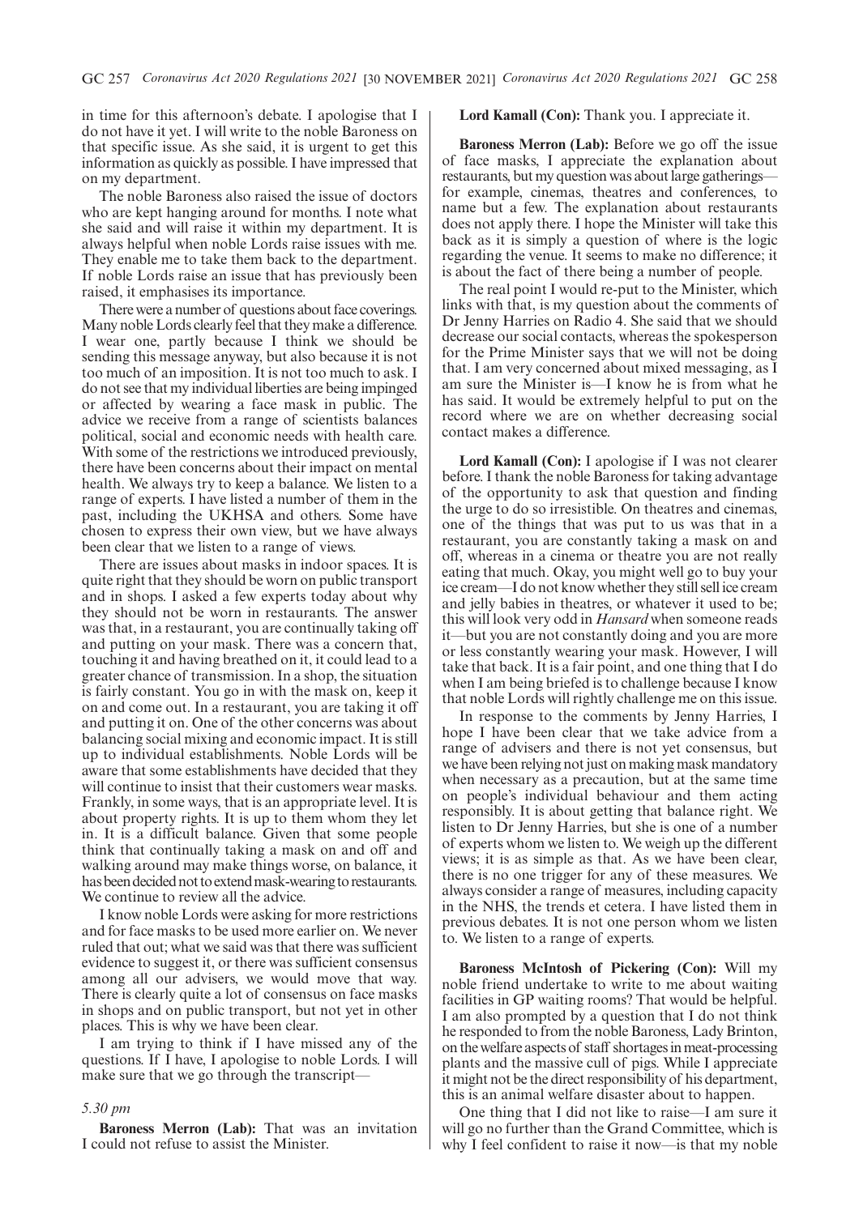in time for this afternoon's debate. I apologise that I do not have it yet. I will write to the noble Baroness on that specific issue. As she said, it is urgent to get this information as quickly as possible. I have impressed that on my department.

The noble Baroness also raised the issue of doctors who are kept hanging around for months. I note what she said and will raise it within my department. It is always helpful when noble Lords raise issues with me. They enable me to take them back to the department. If noble Lords raise an issue that has previously been raised, it emphasises its importance.

There were a number of questions about face coverings. Many noble Lords clearly feel that they make a difference. I wear one, partly because I think we should be sending this message anyway, but also because it is not too much of an imposition. It is not too much to ask. I do not see that my individual liberties are being impinged or affected by wearing a face mask in public. The advice we receive from a range of scientists balances political, social and economic needs with health care. With some of the restrictions we introduced previously, there have been concerns about their impact on mental health. We always try to keep a balance. We listen to a range of experts. I have listed a number of them in the past, including the UKHSA and others. Some have chosen to express their own view, but we have always been clear that we listen to a range of views.

There are issues about masks in indoor spaces. It is quite right that they should be worn on public transport and in shops. I asked a few experts today about why they should not be worn in restaurants. The answer was that, in a restaurant, you are continually taking off and putting on your mask. There was a concern that, touching it and having breathed on it, it could lead to a greater chance of transmission. In a shop, the situation is fairly constant. You go in with the mask on, keep it on and come out. In a restaurant, you are taking it off and putting it on. One of the other concerns was about balancing social mixing and economic impact. It is still up to individual establishments. Noble Lords will be aware that some establishments have decided that they will continue to insist that their customers wear masks. Frankly, in some ways, that is an appropriate level. It is about property rights. It is up to them whom they let in. It is a difficult balance. Given that some people think that continually taking a mask on and off and walking around may make things worse, on balance, it has been decided not to extend mask-wearing to restaurants. We continue to review all the advice.

I know noble Lords were asking for more restrictions and for face masks to be used more earlier on. We never ruled that out; what we said was that there was sufficient evidence to suggest it, or there was sufficient consensus among all our advisers, we would move that way. There is clearly quite a lot of consensus on face masks in shops and on public transport, but not yet in other places. This is why we have been clear.

I am trying to think if I have missed any of the questions. If I have, I apologise to noble Lords. I will make sure that we go through the transcript—

*5.30 pm*

**Baroness Merron (Lab):** That was an invitation I could not refuse to assist the Minister.

**Lord Kamall (Con):** Thank you. I appreciate it.

**Baroness Merron (Lab):** Before we go off the issue of face masks, I appreciate the explanation about restaurants, but my question was about large gatherings—for example, cinemas, theatres and conferences, to name but a few. The explanation about restaurants does not apply there. I hope the Minister will take this back as it is simply a question of where is the logic regarding the venue. It seems to make no difference; it is about the fact of there being a number of people.

The real point I would re-put to the Minister, which links with that, is my question about the comments of Dr Jenny Harries on Radio 4. She said that we should decrease our social contacts, whereas the spokesperson for the Prime Minister says that we will not be doing that. I am very concerned about mixed messaging, as I am sure the Minister is—I know he is from what he has said. It would be extremely helpful to put on the record where we are on whether decreasing social contact makes a difference.

**Lord Kamall (Con):** I apologise if I was not clearer before. I thank the noble Baroness for taking advantage of the opportunity to ask that question and finding the urge to do so irresistible. On theatres and cinemas, one of the things that was put to us was that in a restaurant, you are constantly taking a mask on and off, whereas in a cinema or theatre you are not really eating that much. Okay, you might well go to buy your ice cream—I do not know whether they still sell ice cream and jelly babies in theatres, or whatever it used to be; this will look very odd in *Hansard* when someone reads it—but you are not constantly doing and you are more or less constantly wearing your mask. However, I will take that back. It is a fair point, and one thing that I do when I am being briefed is to challenge because I know that noble Lords will rightly challenge me on this issue.

In response to the comments by Jenny Harries, I hope I have been clear that we take advice from a range of advisers and there is not yet consensus, but we have been relying not just on making mask mandatory when necessary as a precaution, but at the same time on people's individual behaviour and them acting responsibly. It is about getting that balance right. We listen to Dr Jenny Harries, but she is one of a number of experts whom we listen to. We weigh up the different views; it is as simple as that. As we have been clear, there is no one trigger for any of these measures. We always consider a range of measures, including capacity in the NHS, the trends et cetera. I have listed them in previous debates. It is not one person whom we listen to. We listen to a range of experts.

**Baroness McIntosh of Pickering (Con):** Will my noble friend undertake to write to me about waiting facilities in GP waiting rooms? That would be helpful. I am also prompted by a question that I do not think he responded to from the noble Baroness, Lady Brinton, on the welfare aspects of staff shortages in meat-processing plants and the massive cull of pigs. While I appreciate it might not be the direct responsibility of his department, this is an animal welfare disaster about to happen.

One thing that I did not like to raise—I am sure it will go no further than the Grand Committee, which is why I feel confident to raise it now—is that my noble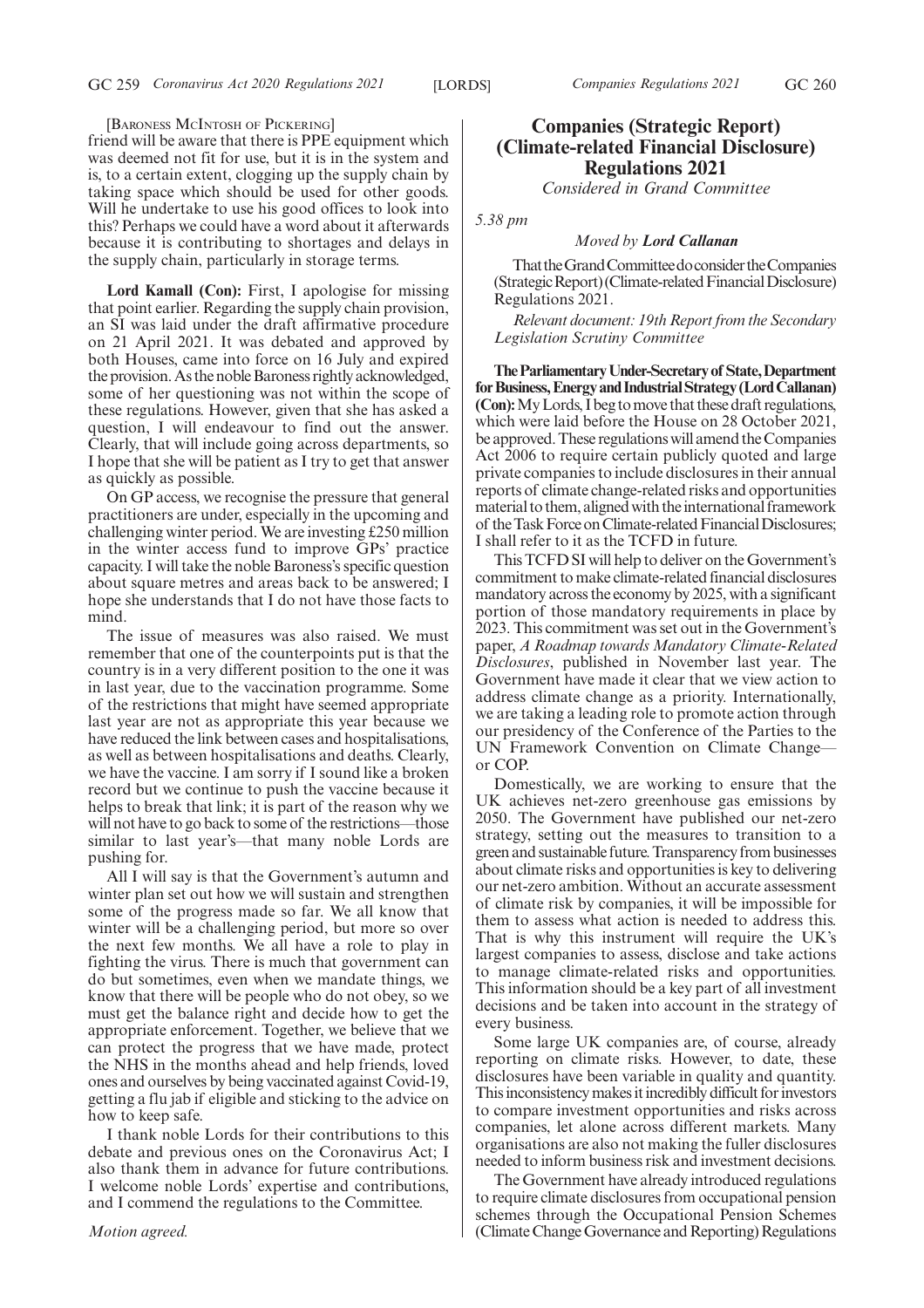[BARONESS MCINTOSH OF PICKERING]

friend will be aware that there is PPE equipment which was deemed not fit for use, but it is in the system and is, to a certain extent, clogging up the supply chain by taking space which should be used for other goods. Will he undertake to use his good offices to look into this? Perhaps we could have a word about it afterwards because it is contributing to shortages and delays in the supply chain, particularly in storage terms.

**Lord Kamall (Con):** First, I apologise for missing that point earlier. Regarding the supply chain provision, an SI was laid under the draft affirmative procedure on 21 April 2021. It was debated and approved by both Houses, came into force on 16 July and expired the provision. As the noble Baroness rightly acknowledged, some of her questioning was not within the scope of these regulations. However, given that she has asked a question, I will endeavour to find out the answer. Clearly, that will include going across departments, so I hope that she will be patient as I try to get that answer as quickly as possible.

On GP access, we recognise the pressure that general practitioners are under, especially in the upcoming and challenging winter period. We are investing £250 million in the winter access fund to improve GPs' practice capacity. I will take the noble Baroness's specific question about square metres and areas back to be answered; I hope she understands that I do not have those facts to mind.

The issue of measures was also raised. We must remember that one of the counterpoints put is that the country is in a very different position to the one it was in last year, due to the vaccination programme. Some of the restrictions that might have seemed appropriate last year are not as appropriate this year because we have reduced the link between cases and hospitalisations, as well as between hospitalisations and deaths. Clearly, we have the vaccine. I am sorry if I sound like a broken record but we continue to push the vaccine because it helps to break that link; it is part of the reason why we will not have to go back to some of the restrictions—those similar to last year's—that many noble Lords are pushing for.

All I will say is that the Government's autumn and winter plan set out how we will sustain and strengthen some of the progress made so far. We all know that winter will be a challenging period, but more so over the next few months. We all have a role to play in fighting the virus. There is much that government can do but sometimes, even when we mandate things, we know that there will be people who do not obey, so we must get the balance right and decide how to get the appropriate enforcement. Together, we believe that we can protect the progress that we have made, protect the NHS in the months ahead and help friends, loved ones and ourselves by being vaccinated against Covid-19, getting a flu jab if eligible and sticking to the advice on how to keep safe.

I thank noble Lords for their contributions to this debate and previous ones on the Coronavirus Act; I also thank them in advance for future contributions. I welcome noble Lords' expertise and contributions, and I commend the regulations to the Committee.

*Motion agreed.*

## Companies (Strategic Report) (Climate-related Financial Disclosure) Regulations 2021

*Considered in Grand Committee*

*5.38 pm*

*Moved by* ***Lord Callanan***

That the Grand Committee do consider the Companies (Strategic Report) (Climate-related Financial Disclosure) Regulations 2021.

*Relevant document: 19th Report from the Secondary Legislation Scrutiny Committee*

**The Parliamentary Under-Secretary of State, Department for Business, Energy and Industrial Strategy (Lord Callanan) (Con):** My Lords, I beg to move that these draft regulations, which were laid before the House on 28 October 2021, be approved. These regulations will amend the Companies Act 2006 to require certain publicly quoted and large private companies to include disclosures in their annual reports of climate change-related risks and opportunities material to them, aligned with the international framework of the Task Force on Climate-related Financial Disclosures; I shall refer to it as the TCFD in future.

This TCFD SI will help to deliver on the Government's commitment to make climate-related financial disclosures mandatory across the economy by 2025, with a significant portion of those mandatory requirements in place by 2023. This commitment was set out in the Government's paper, *A Roadmap towards Mandatory Climate-Related Disclosures*, published in November last year. The Government have made it clear that we view action to address climate change as a priority. Internationally, we are taking a leading role to promote action through our presidency of the Conference of the Parties to the UN Framework Convention on Climate Change—or COP.

Domestically, we are working to ensure that the UK achieves net-zero greenhouse gas emissions by 2050. The Government have published our net-zero strategy, setting out the measures to transition to a green and sustainable future. Transparency from businesses about climate risks and opportunities is key to delivering our net-zero ambition. Without an accurate assessment of climate risk by companies, it will be impossible for them to assess what action is needed to address this. That is why this instrument will require the UK's largest companies to assess, disclose and take actions to manage climate-related risks and opportunities. This information should be a key part of all investment decisions and be taken into account in the strategy of every business.

Some large UK companies are, of course, already reporting on climate risks. However, to date, these disclosures have been variable in quality and quantity. This inconsistency makes it incredibly difficult for investors to compare investment opportunities and risks across companies, let alone across different markets. Many organisations are also not making the fuller disclosures needed to inform business risk and investment decisions.

The Government have already introduced regulations to require climate disclosures from occupational pension schemes through the Occupational Pension Schemes (Climate Change Governance and Reporting) Regulations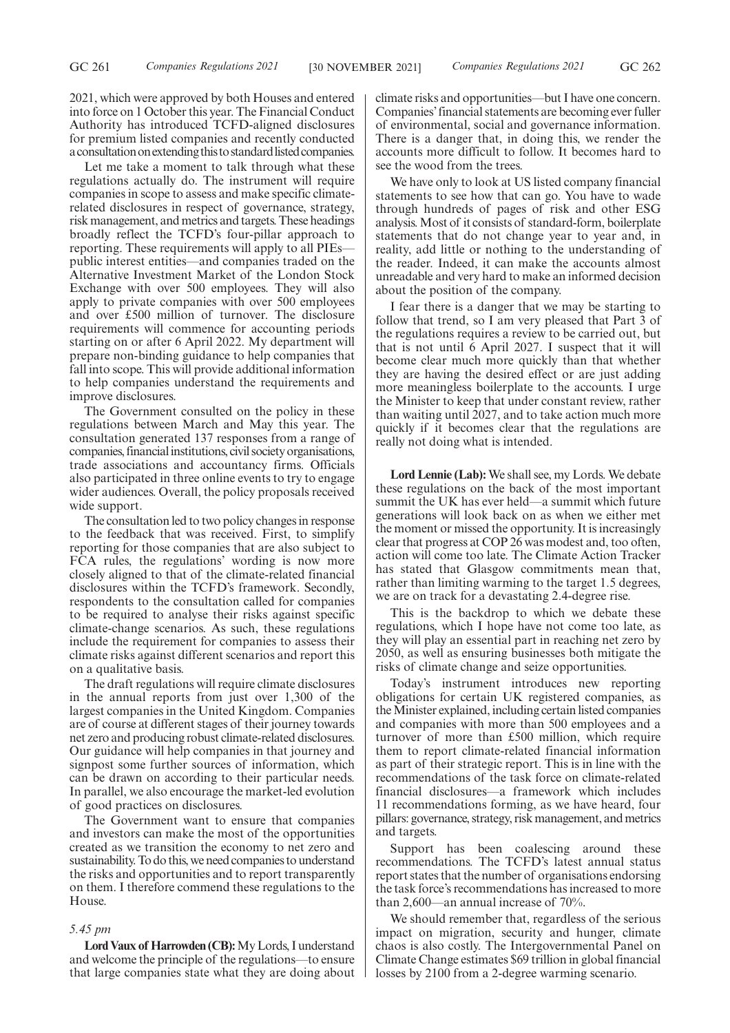2021, which were approved by both Houses and entered into force on 1 October this year. The Financial Conduct Authority has introduced TCFD-aligned disclosures for premium listed companies and recently conducted a consultation on extending this to standard listed companies.

Let me take a moment to talk through what these regulations actually do. The instrument will require companies in scope to assess and make specific climate-related disclosures in respect of governance, strategy, risk management, and metrics and targets. These headings broadly reflect the TCFD's four-pillar approach to reporting. These requirements will apply to all PIEs—public interest entities—and companies traded on the Alternative Investment Market of the London Stock Exchange with over 500 employees. They will also apply to private companies with over 500 employees and over £500 million of turnover. The disclosure requirements will commence for accounting periods starting on or after 6 April 2022. My department will prepare non-binding guidance to help companies that fall into scope. This will provide additional information to help companies understand the requirements and improve disclosures.

The Government consulted on the policy in these regulations between March and May this year. The consultation generated 137 responses from a range of companies, financial institutions, civil society organisations, trade associations and accountancy firms. Officials also participated in three online events to try to engage wider audiences. Overall, the policy proposals received wide support.

The consultation led to two policy changes in response to the feedback that was received. First, to simplify reporting for those companies that are also subject to FCA rules, the regulations' wording is now more closely aligned to that of the climate-related financial disclosures within the TCFD's framework. Secondly, respondents to the consultation called for companies to be required to analyse their risks against specific climate-change scenarios. As such, these regulations include the requirement for companies to assess their climate risks against different scenarios and report this on a qualitative basis.

The draft regulations will require climate disclosures in the annual reports from just over 1,300 of the largest companies in the United Kingdom. Companies are of course at different stages of their journey towards net zero and producing robust climate-related disclosures. Our guidance will help companies in that journey and signpost some further sources of information, which can be drawn on according to their particular needs. In parallel, we also encourage the market-led evolution of good practices on disclosures.

The Government want to ensure that companies and investors can make the most of the opportunities created as we transition the economy to net zero and sustainability. To do this, we need companies to understand the risks and opportunities and to report transparently on them. I therefore commend these regulations to the House.

*5.45 pm*

**Lord Vaux of Harrowden (CB):** My Lords, I understand and welcome the principle of the regulations—to ensure that large companies state what they are doing about climate risks and opportunities—but I have one concern. Companies' financial statements are becoming ever fuller of environmental, social and governance information. There is a danger that, in doing this, we render the accounts more difficult to follow. It becomes hard to see the wood from the trees.

We have only to look at US listed company financial statements to see how that can go. You have to wade through hundreds of pages of risk and other ESG analysis. Most of it consists of standard-form, boilerplate statements that do not change year to year and, in reality, add little or nothing to the understanding of the reader. Indeed, it can make the accounts almost unreadable and very hard to make an informed decision about the position of the company.

I fear there is a danger that we may be starting to follow that trend, so I am very pleased that Part 3 of the regulations requires a review to be carried out, but that is not until 6 April 2027. I suspect that it will become clear much more quickly than that whether they are having the desired effect or are just adding more meaningless boilerplate to the accounts. I urge the Minister to keep that under constant review, rather than waiting until 2027, and to take action much more quickly if it becomes clear that the regulations are really not doing what is intended.

**Lord Lennie (Lab):** We shall see, my Lords. We debate these regulations on the back of the most important summit the UK has ever held—a summit which future generations will look back on as when we either met the moment or missed the opportunity. It is increasingly clear that progress at COP 26 was modest and, too often, action will come too late. The Climate Action Tracker has stated that Glasgow commitments mean that, rather than limiting warming to the target 1.5 degrees, we are on track for a devastating 2.4-degree rise.

This is the backdrop to which we debate these regulations, which I hope have not come too late, as they will play an essential part in reaching net zero by 2050, as well as ensuring businesses both mitigate the risks of climate change and seize opportunities.

Today's instrument introduces new reporting obligations for certain UK registered companies, as the Minister explained, including certain listed companies and companies with more than 500 employees and a turnover of more than £500 million, which require them to report climate-related financial information as part of their strategic report. This is in line with the recommendations of the task force on climate-related financial disclosures—a framework which includes 11 recommendations forming, as we have heard, four pillars: governance, strategy, risk management, and metrics and targets.

Support has been coalescing around these recommendations. The TCFD's latest annual status report states that the number of organisations endorsing the task force's recommendations has increased to more than 2,600—an annual increase of 70%.

We should remember that, regardless of the serious impact on migration, security and hunger, climate chaos is also costly. The Intergovernmental Panel on Climate Change estimates $69 trillion in global financial losses by 2100 from a 2-degree warming scenario.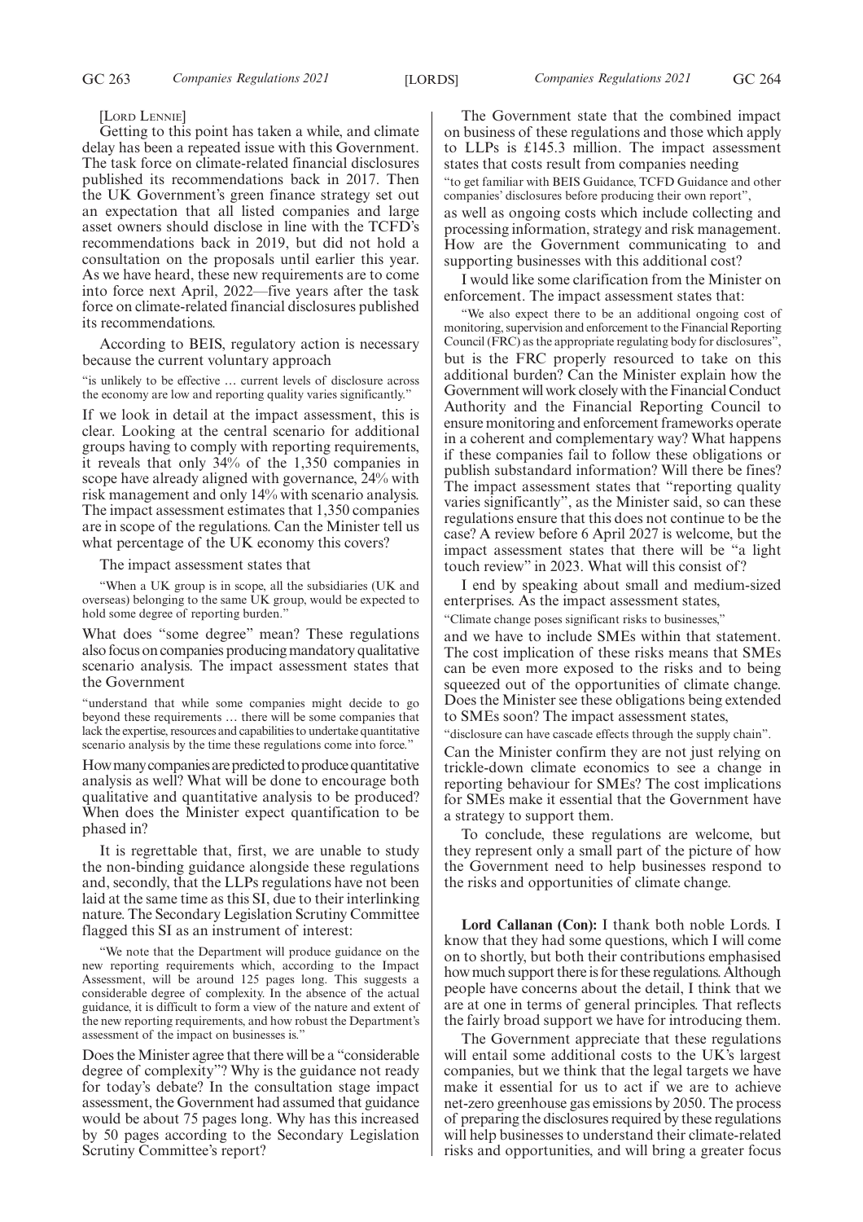[Lord Lennie]

Getting to this point has taken a while, and climate delay has been a repeated issue with this Government. The task force on climate-related financial disclosures published its recommendations back in 2017. Then the UK Government's green finance strategy set out an expectation that all listed companies and large asset owners should disclose in line with the TCFD's recommendations back in 2019, but did not hold a consultation on the proposals until earlier this year. As we have heard, these new requirements are to come into force next April, 2022—five years after the task force on climate-related financial disclosures published its recommendations.

According to BEIS, regulatory action is necessary because the current voluntary approach

"is unlikely to be effective … current levels of disclosure across the economy are low and reporting quality varies significantly."

If we look in detail at the impact assessment, this is clear. Looking at the central scenario for additional groups having to comply with reporting requirements, it reveals that only 34% of the 1,350 companies in scope have already aligned with governance, 24% with risk management and only 14% with scenario analysis. The impact assessment estimates that 1,350 companies are in scope of the regulations. Can the Minister tell us what percentage of the UK economy this covers?

The impact assessment states that

"When a UK group is in scope, all the subsidiaries (UK and overseas) belonging to the same UK group, would be expected to hold some degree of reporting burden."

What does "some degree" mean? These regulations also focus on companies producing mandatory qualitative scenario analysis. The impact assessment states that the Government

"understand that while some companies might decide to go beyond these requirements … there will be some companies that lack the expertise, resources and capabilities to undertake quantitative scenario analysis by the time these regulations come into force."

How many companies are predicted to produce quantitative analysis as well? What will be done to encourage both qualitative and quantitative analysis to be produced? When does the Minister expect quantification to be phased in?

It is regrettable that, first, we are unable to study the non-binding guidance alongside these regulations and, secondly, that the LLPs regulations have not been laid at the same time as this SI, due to their interlinking nature. The Secondary Legislation Scrutiny Committee flagged this SI as an instrument of interest:

"We note that the Department will produce guidance on the new reporting requirements which, according to the Impact Assessment, will be around 125 pages long. This suggests a considerable degree of complexity. In the absence of the actual guidance, it is difficult to form a view of the nature and extent of the new reporting requirements, and how robust the Department's assessment of the impact on businesses is."

Does the Minister agree that there will be a "considerable degree of complexity"? Why is the guidance not ready for today's debate? In the consultation stage impact assessment, the Government had assumed that guidance would be about 75 pages long. Why has this increased by 50 pages according to the Secondary Legislation Scrutiny Committee's report?

The Government state that the combined impact on business of these regulations and those which apply to LLPs is £145.3 million. The impact assessment states that costs result from companies needing

"to get familiar with BEIS Guidance, TCFD Guidance and other companies' disclosures before producing their own report",

as well as ongoing costs which include collecting and processing information, strategy and risk management. How are the Government communicating to and supporting businesses with this additional cost?

I would like some clarification from the Minister on enforcement. The impact assessment states that:

"We also expect there to be an additional ongoing cost of monitoring, supervision and enforcement to the Financial Reporting Council (FRC) as the appropriate regulating body for disclosures",

but is the FRC properly resourced to take on this additional burden? Can the Minister explain how the Government will work closely with the Financial Conduct Authority and the Financial Reporting Council to ensure monitoring and enforcement frameworks operate in a coherent and complementary way? What happens if these companies fail to follow these obligations or publish substandard information? Will there be fines? The impact assessment states that "reporting quality varies significantly", as the Minister said, so can these regulations ensure that this does not continue to be the case? A review before 6 April 2027 is welcome, but the impact assessment states that there will be "a light touch review" in 2023. What will this consist of?

I end by speaking about small and medium-sized enterprises. As the impact assessment states,

"Climate change poses significant risks to businesses,"

and we have to include SMEs within that statement. The cost implication of these risks means that SMEs can be even more exposed to the risks and to being squeezed out of the opportunities of climate change. Does the Minister see these obligations being extended to SMEs soon? The impact assessment states,

"disclosure can have cascade effects through the supply chain".

Can the Minister confirm they are not just relying on trickle-down climate economics to see a change in reporting behaviour for SMEs? The cost implications for SMEs make it essential that the Government have a strategy to support them.

To conclude, these regulations are welcome, but they represent only a small part of the picture of how the Government need to help businesses respond to the risks and opportunities of climate change.

**Lord Callanan (Con):** I thank both noble Lords. I know that they had some questions, which I will come on to shortly, but both their contributions emphasised how much support there is for these regulations. Although people have concerns about the detail, I think that we are at one in terms of general principles. That reflects the fairly broad support we have for introducing them.

The Government appreciate that these regulations will entail some additional costs to the UK's largest companies, but we think that the legal targets we have make it essential for us to act if we are to achieve net-zero greenhouse gas emissions by 2050. The process of preparing the disclosures required by these regulations will help businesses to understand their climate-related risks and opportunities, and will bring a greater focus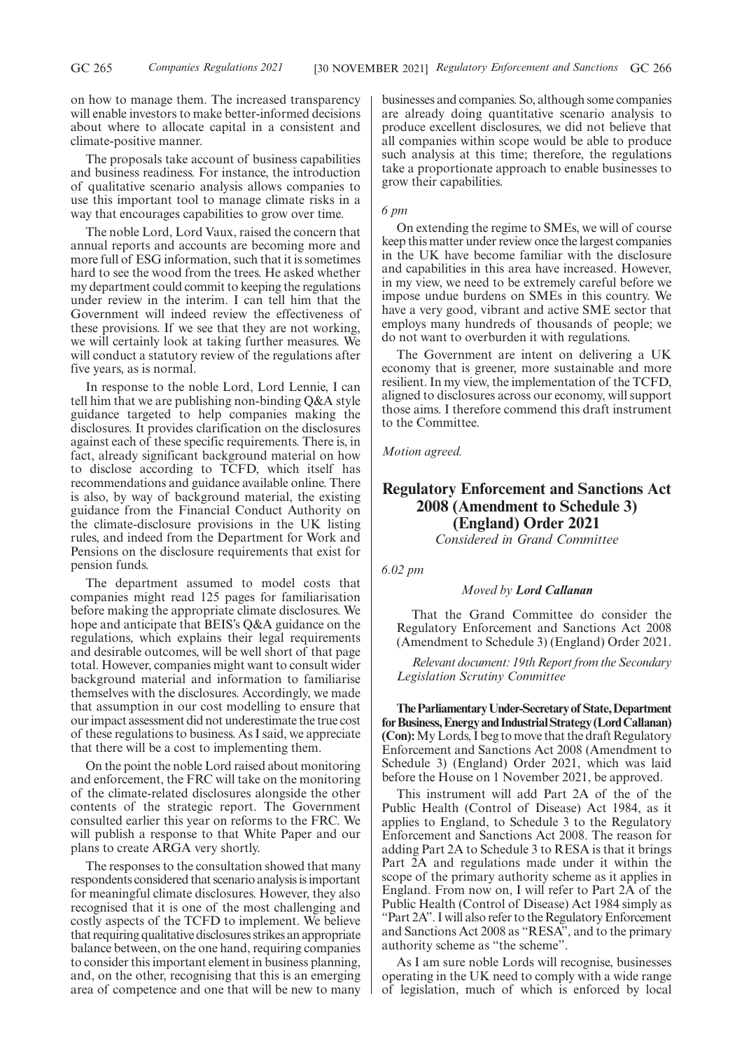on how to manage them. The increased transparency will enable investors to make better-informed decisions about where to allocate capital in a consistent and climate-positive manner.

The proposals take account of business capabilities and business readiness. For instance, the introduction of qualitative scenario analysis allows companies to use this important tool to manage climate risks in a way that encourages capabilities to grow over time.

The noble Lord, Lord Vaux, raised the concern that annual reports and accounts are becoming more and more full of ESG information, such that it is sometimes hard to see the wood from the trees. He asked whether my department could commit to keeping the regulations under review in the interim. I can tell him that the Government will indeed review the effectiveness of these provisions. If we see that they are not working, we will certainly look at taking further measures. We will conduct a statutory review of the regulations after five years, as is normal.

In response to the noble Lord, Lord Lennie, I can tell him that we are publishing non-binding Q&A style guidance targeted to help companies making the disclosures. It provides clarification on the disclosures against each of these specific requirements. There is, in fact, already significant background material on how to disclose according to TCFD, which itself has recommendations and guidance available online. There is also, by way of background material, the existing guidance from the Financial Conduct Authority on the climate-disclosure provisions in the UK listing rules, and indeed from the Department for Work and Pensions on the disclosure requirements that exist for pension funds.

The department assumed to model costs that companies might read 125 pages for familiarisation before making the appropriate climate disclosures. We hope and anticipate that BEIS's Q&A guidance on the regulations, which explains their legal requirements and desirable outcomes, will be well short of that page total. However, companies might want to consult wider background material and information to familiarise themselves with the disclosures. Accordingly, we made that assumption in our cost modelling to ensure that our impact assessment did not underestimate the true cost of these regulations to business. As I said, we appreciate that there will be a cost to implementing them.

On the point the noble Lord raised about monitoring and enforcement, the FRC will take on the monitoring of the climate-related disclosures alongside the other contents of the strategic report. The Government consulted earlier this year on reforms to the FRC. We will publish a response to that White Paper and our plans to create ARGA very shortly.

The responses to the consultation showed that many respondents considered that scenario analysis is important for meaningful climate disclosures. However, they also recognised that it is one of the most challenging and costly aspects of the TCFD to implement. We believe that requiring qualitative disclosures strikes an appropriate balance between, on the one hand, requiring companies to consider this important element in business planning, and, on the other, recognising that this is an emerging area of competence and one that will be new to many businesses and companies. So, although some companies are already doing quantitative scenario analysis to produce excellent disclosures, we did not believe that all companies within scope would be able to produce such analysis at this time; therefore, the regulations take a proportionate approach to enable businesses to grow their capabilities.

*6 pm*

On extending the regime to SMEs, we will of course keep this matter under review once the largest companies in the UK have become familiar with the disclosure and capabilities in this area have increased. However, in my view, we need to be extremely careful before we impose undue burdens on SMEs in this country. We have a very good, vibrant and active SME sector that employs many hundreds of thousands of people; we do not want to overburden it with regulations.

The Government are intent on delivering a UK economy that is greener, more sustainable and more resilient. In my view, the implementation of the TCFD, aligned to disclosures across our economy, will support those aims. I therefore commend this draft instrument to the Committee.

*Motion agreed.*

## Regulatory Enforcement and Sanctions Act 2008 (Amendment to Schedule 3) (England) Order 2021

*Considered in Grand Committee*

*6.02 pm*

*Moved by* ***Lord Callanan***

> That the Grand Committee do consider the Regulatory Enforcement and Sanctions Act 2008 (Amendment to Schedule 3) (England) Order 2021.

*Relevant document: 19th Report from the Secondary Legislation Scrutiny Committee*

**The Parliamentary Under-Secretary of State, Department for Business, Energy and Industrial Strategy (Lord Callanan) (Con):** My Lords, I beg to move that the draft Regulatory Enforcement and Sanctions Act 2008 (Amendment to Schedule 3) (England) Order 2021, which was laid before the House on 1 November 2021, be approved.

This instrument will add Part 2A of the of the Public Health (Control of Disease) Act 1984, as it applies to England, to Schedule 3 to the Regulatory Enforcement and Sanctions Act 2008. The reason for adding Part 2A to Schedule 3 to RESA is that it brings Part 2A and regulations made under it within the scope of the primary authority scheme as it applies in England. From now on, I will refer to Part 2A of the Public Health (Control of Disease) Act 1984 simply as "Part 2A". I will also refer to the Regulatory Enforcement and Sanctions Act 2008 as "RESA", and to the primary authority scheme as "the scheme".

As I am sure noble Lords will recognise, businesses operating in the UK need to comply with a wide range of legislation, much of which is enforced by local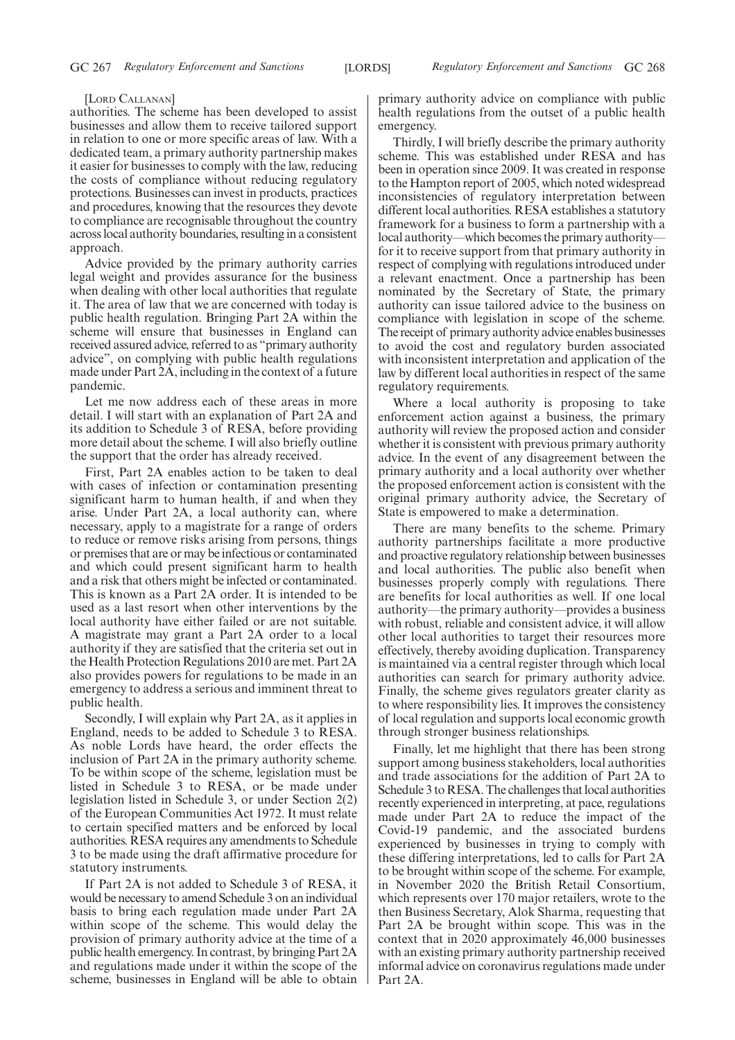[Lord Callanan]

authorities. The scheme has been developed to assist businesses and allow them to receive tailored support in relation to one or more specific areas of law. With a dedicated team, a primary authority partnership makes it easier for businesses to comply with the law, reducing the costs of compliance without reducing regulatory protections. Businesses can invest in products, practices and procedures, knowing that the resources they devote to compliance are recognisable throughout the country across local authority boundaries, resulting in a consistent approach.

Advice provided by the primary authority carries legal weight and provides assurance for the business when dealing with other local authorities that regulate it. The area of law that we are concerned with today is public health regulation. Bringing Part 2A within the scheme will ensure that businesses in England can received assured advice, referred to as "primary authority advice", on complying with public health regulations made under Part 2A, including in the context of a future pandemic.

Let me now address each of these areas in more detail. I will start with an explanation of Part 2A and its addition to Schedule 3 of RESA, before providing more detail about the scheme. I will also briefly outline the support that the order has already received.

First, Part 2A enables action to be taken to deal with cases of infection or contamination presenting significant harm to human health, if and when they arise. Under Part 2A, a local authority can, where necessary, apply to a magistrate for a range of orders to reduce or remove risks arising from persons, things or premises that are or may be infectious or contaminated and which could present significant harm to health and a risk that others might be infected or contaminated. This is known as a Part 2A order. It is intended to be used as a last resort when other interventions by the local authority have either failed or are not suitable. A magistrate may grant a Part 2A order to a local authority if they are satisfied that the criteria set out in the Health Protection Regulations 2010 are met. Part 2A also provides powers for regulations to be made in an emergency to address a serious and imminent threat to public health.

Secondly, I will explain why Part 2A, as it applies in England, needs to be added to Schedule 3 to RESA. As noble Lords have heard, the order effects the inclusion of Part 2A in the primary authority scheme. To be within scope of the scheme, legislation must be listed in Schedule 3 to RESA, or be made under legislation listed in Schedule 3, or under Section 2(2) of the European Communities Act 1972. It must relate to certain specified matters and be enforced by local authorities. RESA requires any amendments to Schedule 3 to be made using the draft affirmative procedure for statutory instruments.

If Part 2A is not added to Schedule 3 of RESA, it would be necessary to amend Schedule 3 on an individual basis to bring each regulation made under Part 2A within scope of the scheme. This would delay the provision of primary authority advice at the time of a public health emergency. In contrast, by bringing Part 2A and regulations made under it within the scope of the scheme, businesses in England will be able to obtain primary authority advice on compliance with public health regulations from the outset of a public health emergency.

Thirdly, I will briefly describe the primary authority scheme. This was established under RESA and has been in operation since 2009. It was created in response to the Hampton report of 2005, which noted widespread inconsistencies of regulatory interpretation between different local authorities. RESA establishes a statutory framework for a business to form a partnership with a local authority—which becomes the primary authority—for it to receive support from that primary authority in respect of complying with regulations introduced under a relevant enactment. Once a partnership has been nominated by the Secretary of State, the primary authority can issue tailored advice to the business on compliance with legislation in scope of the scheme. The receipt of primary authority advice enables businesses to avoid the cost and regulatory burden associated with inconsistent interpretation and application of the law by different local authorities in respect of the same regulatory requirements.

Where a local authority is proposing to take enforcement action against a business, the primary authority will review the proposed action and consider whether it is consistent with previous primary authority advice. In the event of any disagreement between the primary authority and a local authority over whether the proposed enforcement action is consistent with the original primary authority advice, the Secretary of State is empowered to make a determination.

There are many benefits to the scheme. Primary authority partnerships facilitate a more productive and proactive regulatory relationship between businesses and local authorities. The public also benefit when businesses properly comply with regulations. There are benefits for local authorities as well. If one local authority—the primary authority—provides a business with robust, reliable and consistent advice, it will allow other local authorities to target their resources more effectively, thereby avoiding duplication. Transparency is maintained via a central register through which local authorities can search for primary authority advice. Finally, the scheme gives regulators greater clarity as to where responsibility lies. It improves the consistency of local regulation and supports local economic growth through stronger business relationships.

Finally, let me highlight that there has been strong support among business stakeholders, local authorities and trade associations for the addition of Part 2A to Schedule 3 to RESA. The challenges that local authorities recently experienced in interpreting, at pace, regulations made under Part 2A to reduce the impact of the Covid-19 pandemic, and the associated burdens experienced by businesses in trying to comply with these differing interpretations, led to calls for Part 2A to be brought within scope of the scheme. For example, in November 2020 the British Retail Consortium, which represents over 170 major retailers, wrote to the then Business Secretary, Alok Sharma, requesting that Part 2A be brought within scope. This was in the context that in 2020 approximately 46,000 businesses with an existing primary authority partnership received informal advice on coronavirus regulations made under Part 2A.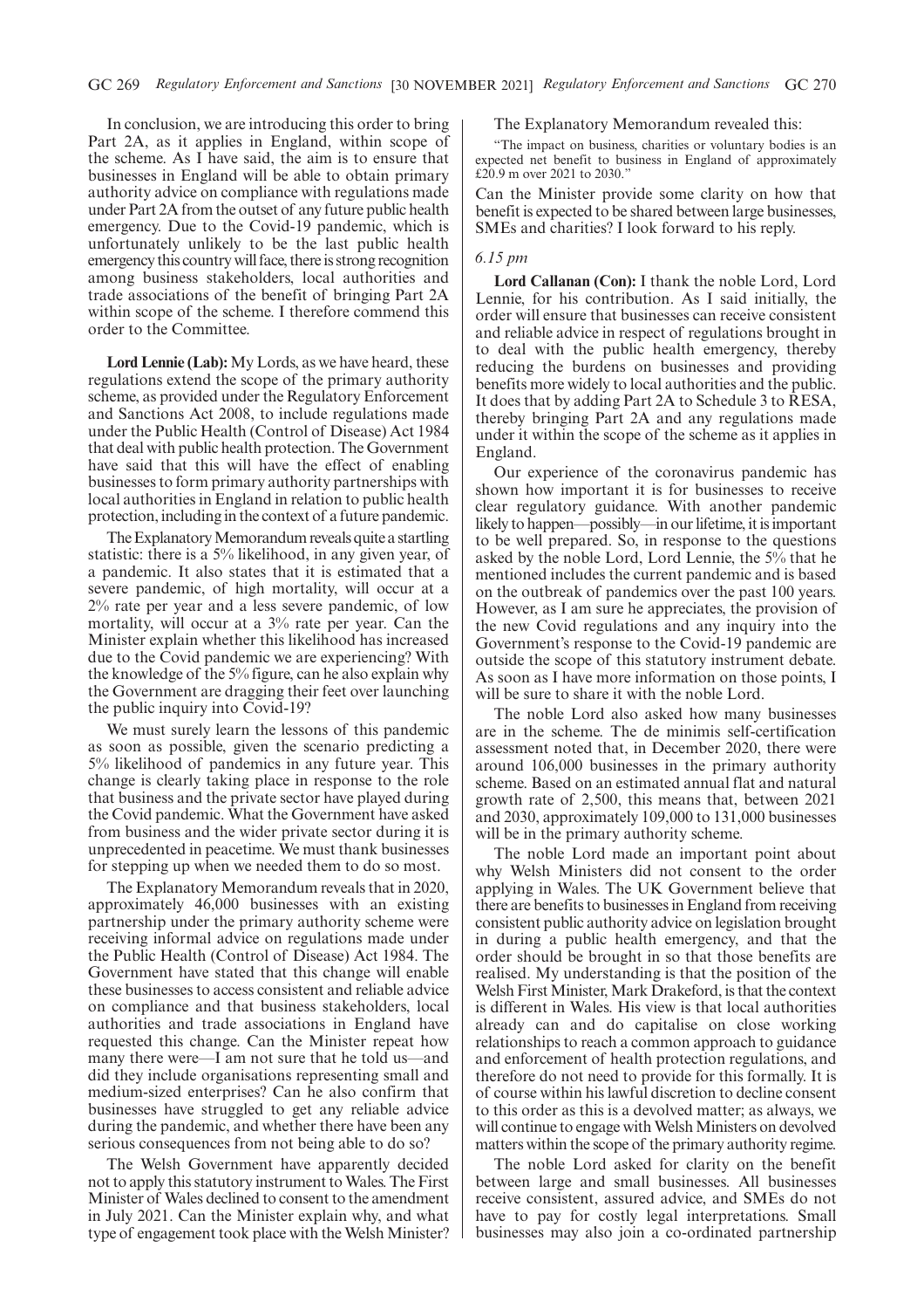In conclusion, we are introducing this order to bring Part 2A, as it applies in England, within scope of the scheme. As I have said, the aim is to ensure that businesses in England will be able to obtain primary authority advice on compliance with regulations made under Part 2A from the outset of any future public health emergency. Due to the Covid-19 pandemic, which is unfortunately unlikely to be the last public health emergency this country will face, there is strong recognition among business stakeholders, local authorities and trade associations of the benefit of bringing Part 2A within scope of the scheme. I therefore commend this order to the Committee.

**Lord Lennie (Lab):** My Lords, as we have heard, these regulations extend the scope of the primary authority scheme, as provided under the Regulatory Enforcement and Sanctions Act 2008, to include regulations made under the Public Health (Control of Disease) Act 1984 that deal with public health protection. The Government have said that this will have the effect of enabling businesses to form primary authority partnerships with local authorities in England in relation to public health protection, including in the context of a future pandemic.

The Explanatory Memorandum reveals quite a startling statistic: there is a 5% likelihood, in any given year, of a pandemic. It also states that it is estimated that a severe pandemic, of high mortality, will occur at a 2% rate per year and a less severe pandemic, of low mortality, will occur at a 3% rate per year. Can the Minister explain whether this likelihood has increased due to the Covid pandemic we are experiencing? With the knowledge of the 5% figure, can he also explain why the Government are dragging their feet over launching the public inquiry into Covid-19?

We must surely learn the lessons of this pandemic as soon as possible, given the scenario predicting a 5% likelihood of pandemics in any future year. This change is clearly taking place in response to the role that business and the private sector have played during the Covid pandemic. What the Government have asked from business and the wider private sector during it is unprecedented in peacetime. We must thank businesses for stepping up when we needed them to do so most.

The Explanatory Memorandum reveals that in 2020, approximately 46,000 businesses with an existing partnership under the primary authority scheme were receiving informal advice on regulations made under the Public Health (Control of Disease) Act 1984. The Government have stated that this change will enable these businesses to access consistent and reliable advice on compliance and that business stakeholders, local authorities and trade associations in England have requested this change. Can the Minister repeat how many there were—I am not sure that he told us—and did they include organisations representing small and medium-sized enterprises? Can he also confirm that businesses have struggled to get any reliable advice during the pandemic, and whether there have been any serious consequences from not being able to do so?

The Welsh Government have apparently decided not to apply this statutory instrument to Wales. The First Minister of Wales declined to consent to the amendment in July 2021. Can the Minister explain why, and what type of engagement took place with the Welsh Minister?

The Explanatory Memorandum revealed this:

"The impact on business, charities or voluntary bodies is an expected net benefit to business in England of approximately £20.9 m over 2021 to 2030."

Can the Minister provide some clarity on how that benefit is expected to be shared between large businesses, SMEs and charities? I look forward to his reply.

*6.15 pm*

**Lord Callanan (Con):** I thank the noble Lord, Lord Lennie, for his contribution. As I said initially, the order will ensure that businesses can receive consistent and reliable advice in respect of regulations brought in to deal with the public health emergency, thereby reducing the burdens on businesses and providing benefits more widely to local authorities and the public. It does that by adding Part 2A to Schedule 3 to RESA, thereby bringing Part 2A and any regulations made under it within the scope of the scheme as it applies in England.

Our experience of the coronavirus pandemic has shown how important it is for businesses to receive clear regulatory guidance. With another pandemic likely to happen—possibly—in our lifetime, it is important to be well prepared. So, in response to the questions asked by the noble Lord, Lord Lennie, the 5% that he mentioned includes the current pandemic and is based on the outbreak of pandemics over the past 100 years. However, as I am sure he appreciates, the provision of the new Covid regulations and any inquiry into the Government's response to the Covid-19 pandemic are outside the scope of this statutory instrument debate. As soon as I have more information on those points, I will be sure to share it with the noble Lord.

The noble Lord also asked how many businesses are in the scheme. The de minimis self-certification assessment noted that, in December 2020, there were around 106,000 businesses in the primary authority scheme. Based on an estimated annual flat and natural growth rate of 2,500, this means that, between 2021 and 2030, approximately 109,000 to 131,000 businesses will be in the primary authority scheme.

The noble Lord made an important point about why Welsh Ministers did not consent to the order applying in Wales. The UK Government believe that there are benefits to businesses in England from receiving consistent public authority advice on legislation brought in during a public health emergency, and that the order should be brought in so that those benefits are realised. My understanding is that the position of the Welsh First Minister, Mark Drakeford, is that the context is different in Wales. His view is that local authorities already can and do capitalise on close working relationships to reach a common approach to guidance and enforcement of health protection regulations, and therefore do not need to provide for this formally. It is of course within his lawful discretion to decline consent to this order as this is a devolved matter; as always, we will continue to engage with Welsh Ministers on devolved matters within the scope of the primary authority regime.

The noble Lord asked for clarity on the benefit between large and small businesses. All businesses receive consistent, assured advice, and SMEs do not have to pay for costly legal interpretations. Small businesses may also join a co-ordinated partnership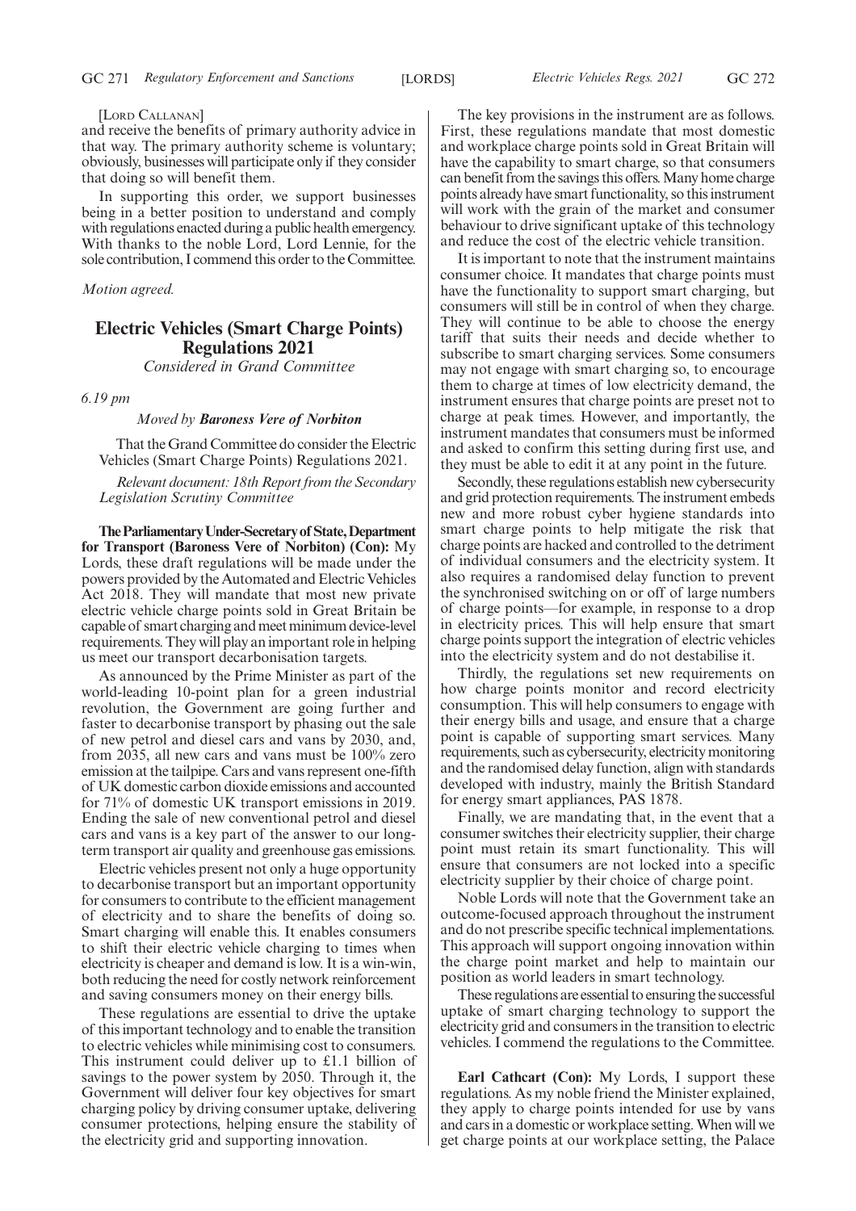[Lord Callanan]

and receive the benefits of primary authority advice in that way. The primary authority scheme is voluntary; obviously, businesses will participate only if they consider that doing so will benefit them.

In supporting this order, we support businesses being in a better position to understand and comply with regulations enacted during a public health emergency. With thanks to the noble Lord, Lord Lennie, for the sole contribution, I commend this order to the Committee.

*Motion agreed.*

## Electric Vehicles (Smart Charge Points) Regulations 2021

*Considered in Grand Committee*

*6.19 pm*

*Moved by* ***Baroness Vere of Norbiton***

That the Grand Committee do consider the Electric Vehicles (Smart Charge Points) Regulations 2021.

*Relevant document: 18th Report from the Secondary Legislation Scrutiny Committee*

**The Parliamentary Under-Secretary of State, Department for Transport (Baroness Vere of Norbiton) (Con):** My Lords, these draft regulations will be made under the powers provided by the Automated and Electric Vehicles Act 2018. They will mandate that most new private electric vehicle charge points sold in Great Britain be capable of smart charging and meet minimum device-level requirements. They will play an important role in helping us meet our transport decarbonisation targets.

As announced by the Prime Minister as part of the world-leading 10-point plan for a green industrial revolution, the Government are going further and faster to decarbonise transport by phasing out the sale of new petrol and diesel cars and vans by 2030, and, from 2035, all new cars and vans must be 100% zero emission at the tailpipe. Cars and vans represent one-fifth of UK domestic carbon dioxide emissions and accounted for 71% of domestic UK transport emissions in 2019. Ending the sale of new conventional petrol and diesel cars and vans is a key part of the answer to our long-term transport air quality and greenhouse gas emissions.

Electric vehicles present not only a huge opportunity to decarbonise transport but an important opportunity for consumers to contribute to the efficient management of electricity and to share the benefits of doing so. Smart charging will enable this. It enables consumers to shift their electric vehicle charging to times when electricity is cheaper and demand is low. It is a win-win, both reducing the need for costly network reinforcement and saving consumers money on their energy bills.

These regulations are essential to drive the uptake of this important technology and to enable the transition to electric vehicles while minimising cost to consumers. This instrument could deliver up to £1.1 billion of savings to the power system by 2050. Through it, the Government will deliver four key objectives for smart charging policy by driving consumer uptake, delivering consumer protections, helping ensure the stability of the electricity grid and supporting innovation.

The key provisions in the instrument are as follows. First, these regulations mandate that most domestic and workplace charge points sold in Great Britain will have the capability to smart charge, so that consumers can benefit from the savings this offers. Many home charge points already have smart functionality, so this instrument will work with the grain of the market and consumer behaviour to drive significant uptake of this technology and reduce the cost of the electric vehicle transition.

It is important to note that the instrument maintains consumer choice. It mandates that charge points must have the functionality to support smart charging, but consumers will still be in control of when they charge. They will continue to be able to choose the energy tariff that suits their needs and decide whether to subscribe to smart charging services. Some consumers may not engage with smart charging so, to encourage them to charge at times of low electricity demand, the instrument ensures that charge points are preset not to charge at peak times. However, and importantly, the instrument mandates that consumers must be informed and asked to confirm this setting during first use, and they must be able to edit it at any point in the future.

Secondly, these regulations establish new cybersecurity and grid protection requirements. The instrument embeds new and more robust cyber hygiene standards into smart charge points to help mitigate the risk that charge points are hacked and controlled to the detriment of individual consumers and the electricity system. It also requires a randomised delay function to prevent the synchronised switching on or off of large numbers of charge points—for example, in response to a drop in electricity prices. This will help ensure that smart charge points support the integration of electric vehicles into the electricity system and do not destabilise it.

Thirdly, the regulations set new requirements on how charge points monitor and record electricity consumption. This will help consumers to engage with their energy bills and usage, and ensure that a charge point is capable of supporting smart services. Many requirements, such as cybersecurity, electricity monitoring and the randomised delay function, align with standards developed with industry, mainly the British Standard for energy smart appliances, PAS 1878.

Finally, we are mandating that, in the event that a consumer switches their electricity supplier, their charge point must retain its smart functionality. This will ensure that consumers are not locked into a specific electricity supplier by their choice of charge point.

Noble Lords will note that the Government take an outcome-focused approach throughout the instrument and do not prescribe specific technical implementations. This approach will support ongoing innovation within the charge point market and help to maintain our position as world leaders in smart technology.

These regulations are essential to ensuring the successful uptake of smart charging technology to support the electricity grid and consumers in the transition to electric vehicles. I commend the regulations to the Committee.

**Earl Cathcart (Con):** My Lords, I support these regulations. As my noble friend the Minister explained, they apply to charge points intended for use by vans and cars in a domestic or workplace setting. When will we get charge points at our workplace setting, the Palace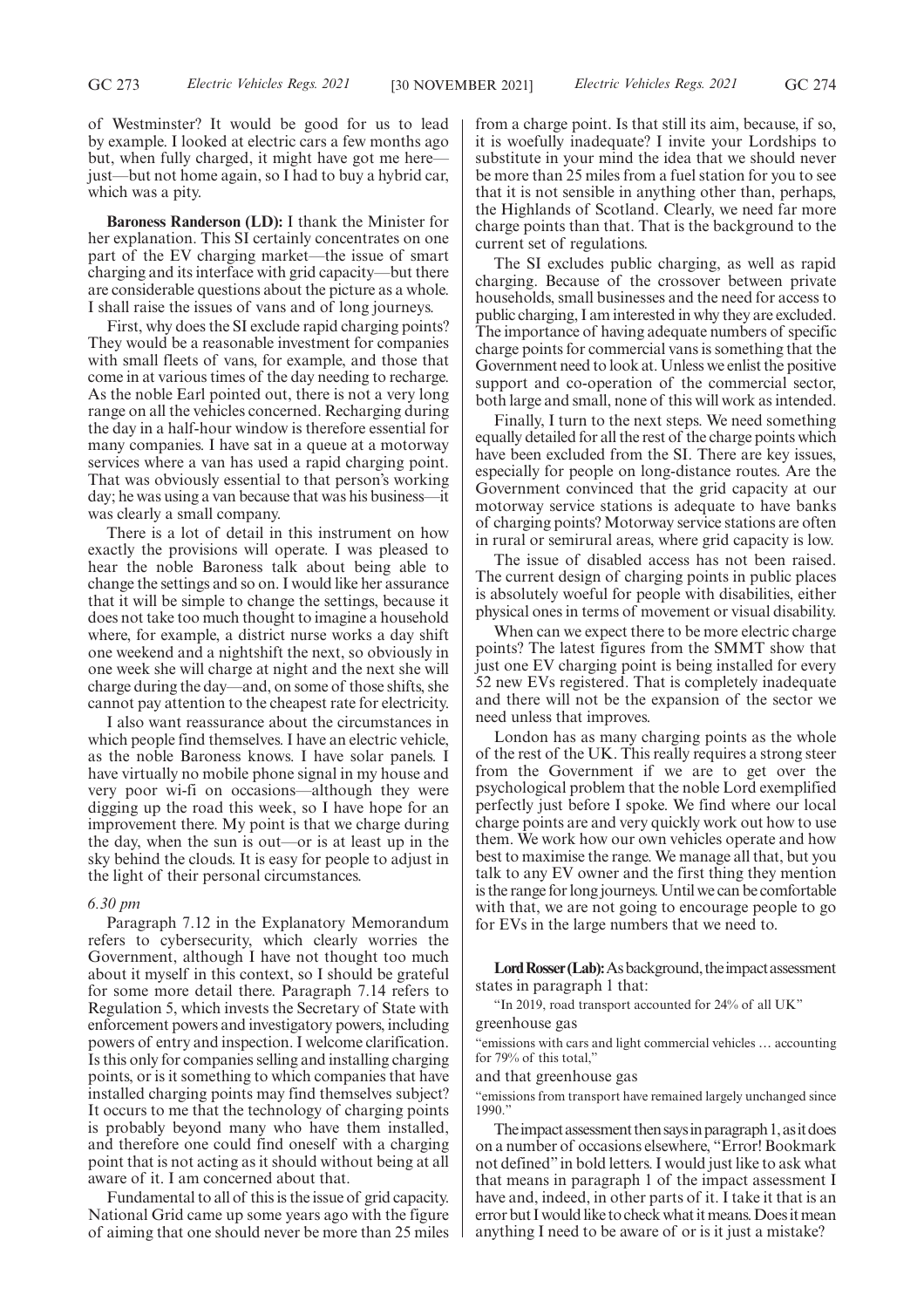of Westminster? It would be good for us to lead by example. I looked at electric cars a few months ago but, when fully charged, it might have got me here—just—but not home again, so I had to buy a hybrid car, which was a pity.

**Baroness Randerson (LD):** I thank the Minister for her explanation. This SI certainly concentrates on one part of the EV charging market—the issue of smart charging and its interface with grid capacity—but there are considerable questions about the picture as a whole. I shall raise the issues of vans and of long journeys.

First, why does the SI exclude rapid charging points? They would be a reasonable investment for companies with small fleets of vans, for example, and those that come in at various times of the day needing to recharge. As the noble Earl pointed out, there is not a very long range on all the vehicles concerned. Recharging during the day in a half-hour window is therefore essential for many companies. I have sat in a queue at a motorway services where a van has used a rapid charging point. That was obviously essential to that person's working day; he was using a van because that was his business—it was clearly a small company.

There is a lot of detail in this instrument on how exactly the provisions will operate. I was pleased to hear the noble Baroness talk about being able to change the settings and so on. I would like her assurance that it will be simple to change the settings, because it does not take too much thought to imagine a household where, for example, a district nurse works a day shift one weekend and a nightshift the next, so obviously in one week she will charge at night and the next she will charge during the day—and, on some of those shifts, she cannot pay attention to the cheapest rate for electricity.

I also want reassurance about the circumstances in which people find themselves. I have an electric vehicle, as the noble Baroness knows. I have solar panels. I have virtually no mobile phone signal in my house and very poor wi-fi on occasions—although they were digging up the road this week, so I have hope for an improvement there. My point is that we charge during the day, when the sun is out—or is at least up in the sky behind the clouds. It is easy for people to adjust in the light of their personal circumstances.

*6.30 pm*

Paragraph 7.12 in the Explanatory Memorandum refers to cybersecurity, which clearly worries the Government, although I have not thought too much about it myself in this context, so I should be grateful for some more detail there. Paragraph 7.14 refers to Regulation 5, which invests the Secretary of State with enforcement powers and investigatory powers, including powers of entry and inspection. I welcome clarification. Is this only for companies selling and installing charging points, or is it something to which companies that have installed charging points may find themselves subject? It occurs to me that the technology of charging points is probably beyond many who have them installed, and therefore one could find oneself with a charging point that is not acting as it should without being at all aware of it. I am concerned about that.

Fundamental to all of this is the issue of grid capacity. National Grid came up some years ago with the figure of aiming that one should never be more than 25 miles from a charge point. Is that still its aim, because, if so, it is woefully inadequate? I invite your Lordships to substitute in your mind the idea that we should never be more than 25 miles from a fuel station for you to see that it is not sensible in anything other than, perhaps, the Highlands of Scotland. Clearly, we need far more charge points than that. That is the background to the current set of regulations.

The SI excludes public charging, as well as rapid charging. Because of the crossover between private households, small businesses and the need for access to public charging, I am interested in why they are excluded. The importance of having adequate numbers of specific charge points for commercial vans is something that the Government need to look at. Unless we enlist the positive support and co-operation of the commercial sector, both large and small, none of this will work as intended.

Finally, I turn to the next steps. We need something equally detailed for all the rest of the charge points which have been excluded from the SI. There are key issues, especially for people on long-distance routes. Are the Government convinced that the grid capacity at our motorway service stations is adequate to have banks of charging points? Motorway service stations are often in rural or semirural areas, where grid capacity is low.

The issue of disabled access has not been raised. The current design of charging points in public places is absolutely woeful for people with disabilities, either physical ones in terms of movement or visual disability.

When can we expect there to be more electric charge points? The latest figures from the SMMT show that just one EV charging point is being installed for every 52 new EVs registered. That is completely inadequate and there will not be the expansion of the sector we need unless that improves.

London has as many charging points as the whole of the rest of the UK. This really requires a strong steer from the Government if we are to get over the psychological problem that the noble Lord exemplified perfectly just before I spoke. We find where our local charge points are and very quickly work out how to use them. We work how our own vehicles operate and how best to maximise the range. We manage all that, but you talk to any EV owner and the first thing they mention is the range for long journeys. Until we can be comfortable with that, we are not going to encourage people to go for EVs in the large numbers that we need to.

**Lord Rosser (Lab):** As background, the impact assessment states in paragraph 1 that:

"In 2019, road transport accounted for 24% of all UK"

greenhouse gas

"emissions with cars and light commercial vehicles … accounting for 79% of this total,"

and that greenhouse gas

"emissions from transport have remained largely unchanged since 1990."

The impact assessment then says in paragraph 1, as it does on a number of occasions elsewhere, "Error! Bookmark not defined" in bold letters. I would just like to ask what that means in paragraph 1 of the impact assessment I have and, indeed, in other parts of it. I take it that is an error but I would like to check what it means. Does it mean anything I need to be aware of or is it just a mistake?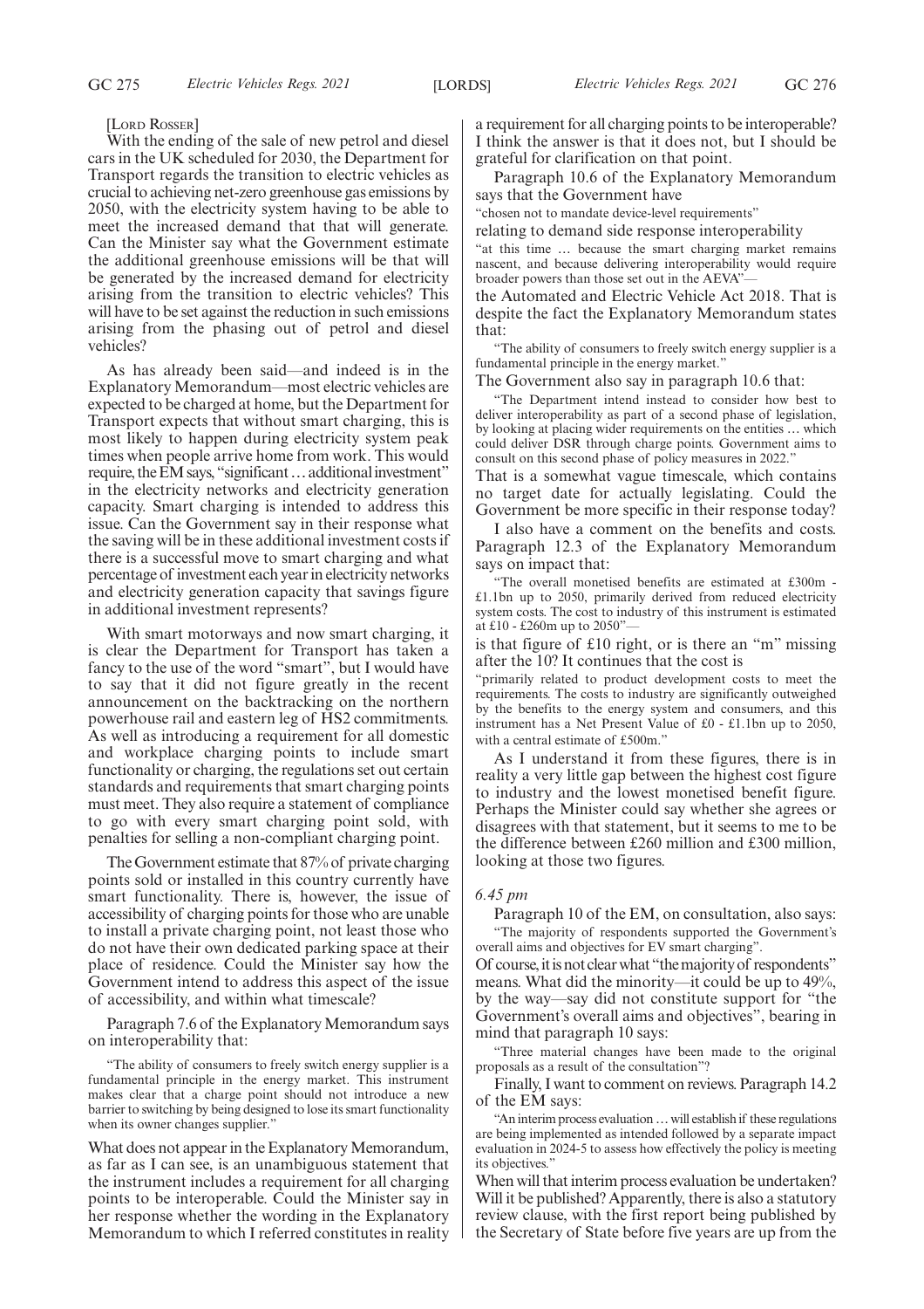[Lord Rosser]

With the ending of the sale of new petrol and diesel cars in the UK scheduled for 2030, the Department for Transport regards the transition to electric vehicles as crucial to achieving net-zero greenhouse gas emissions by 2050, with the electricity system having to be able to meet the increased demand that that will generate. Can the Minister say what the Government estimate the additional greenhouse emissions will be that will be generated by the increased demand for electricity arising from the transition to electric vehicles? This will have to be set against the reduction in such emissions arising from the phasing out of petrol and diesel vehicles?

As has already been said—and indeed is in the Explanatory Memorandum—most electric vehicles are expected to be charged at home, but the Department for Transport expects that without smart charging, this is most likely to happen during electricity system peak times when people arrive home from work. This would require, the EM says, "significant … additional investment" in the electricity networks and electricity generation capacity. Smart charging is intended to address this issue. Can the Government say in their response what the saving will be in these additional investment costs if there is a successful move to smart charging and what percentage of investment each year in electricity networks and electricity generation capacity that savings figure in additional investment represents?

With smart motorways and now smart charging, it is clear the Department for Transport has taken a fancy to the use of the word "smart", but I would have to say that it did not figure greatly in the recent announcement on the backtracking on the northern powerhouse rail and eastern leg of HS2 commitments. As well as introducing a requirement for all domestic and workplace charging points to include smart functionality or charging, the regulations set out certain standards and requirements that smart charging points must meet. They also require a statement of compliance to go with every smart charging point sold, with penalties for selling a non-compliant charging point.

The Government estimate that 87% of private charging points sold or installed in this country currently have smart functionality. There is, however, the issue of accessibility of charging points for those who are unable to install a private charging point, not least those who do not have their own dedicated parking space at their place of residence. Could the Minister say how the Government intend to address this aspect of the issue of accessibility, and within what timescale?

Paragraph 7.6 of the Explanatory Memorandum says on interoperability that:

> "The ability of consumers to freely switch energy supplier is a fundamental principle in the energy market. This instrument makes clear that a charge point should not introduce a new barrier to switching by being designed to lose its smart functionality when its owner changes supplier."

What does not appear in the Explanatory Memorandum, as far as I can see, is an unambiguous statement that the instrument includes a requirement for all charging points to be interoperable. Could the Minister say in her response whether the wording in the Explanatory Memorandum to which I referred constitutes in reality a requirement for all charging points to be interoperable? I think the answer is that it does not, but I should be grateful for clarification on that point.

Paragraph 10.6 of the Explanatory Memorandum says that the Government have

"chosen not to mandate device-level requirements"

relating to demand side response interoperability

> "at this time … because the smart charging market remains nascent, and because delivering interoperability would require broader powers than those set out in the AEVA"—

the Automated and Electric Vehicle Act 2018. That is despite the fact the Explanatory Memorandum states that:

> "The ability of consumers to freely switch energy supplier is a fundamental principle in the energy market."

The Government also say in paragraph 10.6 that:

> "The Department intend instead to consider how best to deliver interoperability as part of a second phase of legislation, by looking at placing wider requirements on the entities … which could deliver DSR through charge points. Government aims to consult on this second phase of policy measures in 2022."

That is a somewhat vague timescale, which contains no target date for actually legislating. Could the Government be more specific in their response today?

I also have a comment on the benefits and costs. Paragraph 12.3 of the Explanatory Memorandum says on impact that:

> "The overall monetised benefits are estimated at £300m - £1.1bn up to 2050, primarily derived from reduced electricity system costs. The cost to industry of this instrument is estimated at £10 - £260m up to 2050"—

is that figure of £10 right, or is there an "m" missing after the 10? It continues that the cost is

> "primarily related to product development costs to meet the requirements. The costs to industry are significantly outweighed by the benefits to the energy system and consumers, and this instrument has a Net Present Value of £0 - £1.1bn up to 2050, with a central estimate of £500m."

As I understand it from these figures, there is in reality a very little gap between the highest cost figure to industry and the lowest monetised benefit figure. Perhaps the Minister could say whether she agrees or disagrees with that statement, but it seems to me to be the difference between £260 million and £300 million, looking at those two figures.

*6.45 pm*

Paragraph 10 of the EM, on consultation, also says:

> "The majority of respondents supported the Government's overall aims and objectives for EV smart charging".

Of course, it is not clear what "the majority of respondents" means. What did the minority—it could be up to 49%, by the way—say did not constitute support for "the Government's overall aims and objectives", bearing in mind that paragraph 10 says:

> "Three material changes have been made to the original proposals as a result of the consultation"?

Finally, I want to comment on reviews. Paragraph 14.2 of the EM says:

> "An interim process evaluation … will establish if these regulations are being implemented as intended followed by a separate impact evaluation in 2024-5 to assess how effectively the policy is meeting its objectives."

When will that interim process evaluation be undertaken? Will it be published? Apparently, there is also a statutory review clause, with the first report being published by the Secretary of State before five years are up from the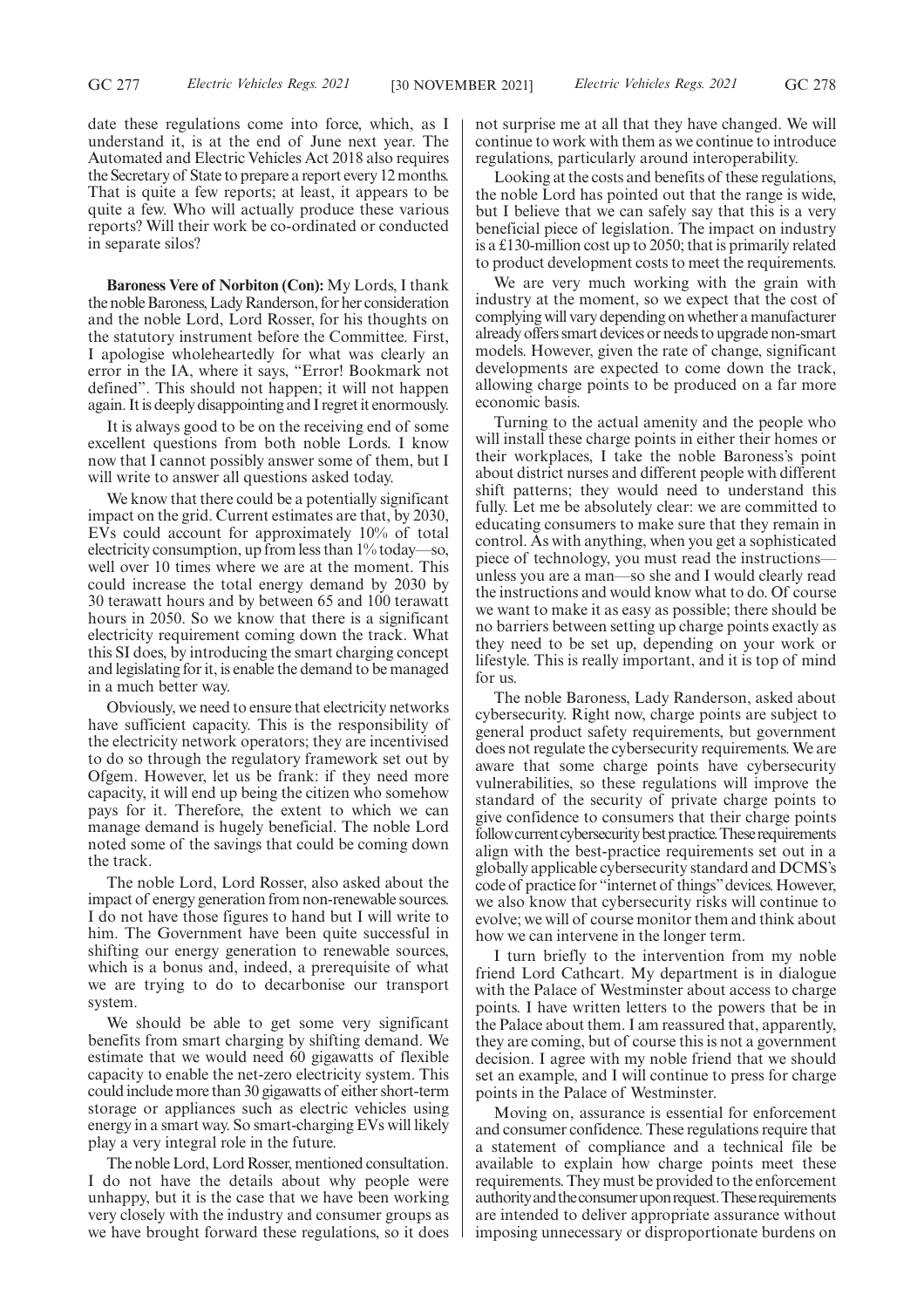date these regulations come into force, which, as I understand it, is at the end of June next year. The Automated and Electric Vehicles Act 2018 also requires the Secretary of State to prepare a report every 12 months. That is quite a few reports; at least, it appears to be quite a few. Who will actually produce these various reports? Will their work be co-ordinated or conducted in separate silos?

**Baroness Vere of Norbiton (Con):** My Lords, I thank the noble Baroness, Lady Randerson, for her consideration and the noble Lord, Lord Rosser, for his thoughts on the statutory instrument before the Committee. First, I apologise wholeheartedly for what was clearly an error in the IA, where it says, "Error! Bookmark not defined". This should not happen; it will not happen again. It is deeply disappointing and I regret it enormously.

It is always good to be on the receiving end of some excellent questions from both noble Lords. I know now that I cannot possibly answer some of them, but I will write to answer all questions asked today.

We know that there could be a potentially significant impact on the grid. Current estimates are that, by 2030, EVs could account for approximately 10% of total electricity consumption, up from less than 1% today—so, well over 10 times where we are at the moment. This could increase the total energy demand by 2030 by 30 terawatt hours and by between 65 and 100 terawatt hours in 2050. So we know that there is a significant electricity requirement coming down the track. What this SI does, by introducing the smart charging concept and legislating for it, is enable the demand to be managed in a much better way.

Obviously, we need to ensure that electricity networks have sufficient capacity. This is the responsibility of the electricity network operators; they are incentivised to do so through the regulatory framework set out by Ofgem. However, let us be frank: if they need more capacity, it will end up being the citizen who somehow pays for it. Therefore, the extent to which we can manage demand is hugely beneficial. The noble Lord noted some of the savings that could be coming down the track.

The noble Lord, Lord Rosser, also asked about the impact of energy generation from non-renewable sources. I do not have those figures to hand but I will write to him. The Government have been quite successful in shifting our energy generation to renewable sources, which is a bonus and, indeed, a prerequisite of what we are trying to do to decarbonise our transport system.

We should be able to get some very significant benefits from smart charging by shifting demand. We estimate that we would need 60 gigawatts of flexible capacity to enable the net-zero electricity system. This could include more than 30 gigawatts of either short-term storage or appliances such as electric vehicles using energy in a smart way. So smart-charging EVs will likely play a very integral role in the future.

The noble Lord, Lord Rosser, mentioned consultation. I do not have the details about why people were unhappy, but it is the case that we have been working very closely with the industry and consumer groups as we have brought forward these regulations, so it does not surprise me at all that they have changed. We will continue to work with them as we continue to introduce regulations, particularly around interoperability.

Looking at the costs and benefits of these regulations, the noble Lord has pointed out that the range is wide, but I believe that we can safely say that this is a very beneficial piece of legislation. The impact on industry is a £130-million cost up to 2050; that is primarily related to product development costs to meet the requirements.

We are very much working with the grain with industry at the moment, so we expect that the cost of complying will vary depending on whether a manufacturer already offers smart devices or needs to upgrade non-smart models. However, given the rate of change, significant developments are expected to come down the track, allowing charge points to be produced on a far more economic basis.

Turning to the actual amenity and the people who will install these charge points in either their homes or their workplaces, I take the noble Baroness's point about district nurses and different people with different shift patterns; they would need to understand this fully. Let me be absolutely clear: we are committed to educating consumers to make sure that they remain in control. As with anything, when you get a sophisticated piece of technology, you must read the instructions—unless you are a man—so she and I would clearly read the instructions and would know what to do. Of course we want to make it as easy as possible; there should be no barriers between setting up charge points exactly as they need to be set up, depending on your work or lifestyle. This is really important, and it is top of mind for us.

The noble Baroness, Lady Randerson, asked about cybersecurity. Right now, charge points are subject to general product safety requirements, but government does not regulate the cybersecurity requirements. We are aware that some charge points have cybersecurity vulnerabilities, so these regulations will improve the standard of the security of private charge points to give confidence to consumers that their charge points follow current cybersecurity best practice. These requirements align with the best-practice requirements set out in a globally applicable cybersecurity standard and DCMS's code of practice for "internet of things" devices. However, we also know that cybersecurity risks will continue to evolve; we will of course monitor them and think about how we can intervene in the longer term.

I turn briefly to the intervention from my noble friend Lord Cathcart. My department is in dialogue with the Palace of Westminster about access to charge points. I have written letters to the powers that be in the Palace about them. I am reassured that, apparently, they are coming, but of course this is not a government decision. I agree with my noble friend that we should set an example, and I will continue to press for charge points in the Palace of Westminster.

Moving on, assurance is essential for enforcement and consumer confidence. These regulations require that a statement of compliance and a technical file be available to explain how charge points meet these requirements. They must be provided to the enforcement authority and the consumer upon request. These requirements are intended to deliver appropriate assurance without imposing unnecessary or disproportionate burdens on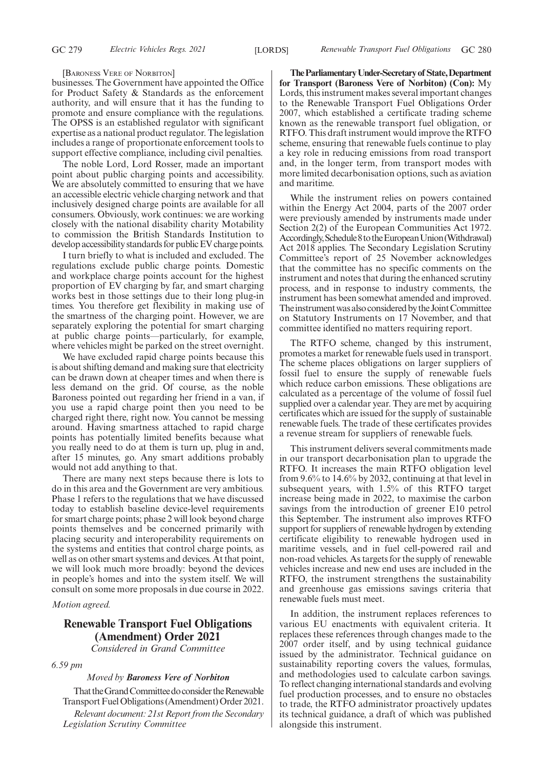[BARONESS VERE OF NORBITON]

businesses. The Government have appointed the Office for Product Safety & Standards as the enforcement authority, and will ensure that it has the funding to promote and ensure compliance with the regulations. The OPSS is an established regulator with significant expertise as a national product regulator. The legislation includes a range of proportionate enforcement tools to support effective compliance, including civil penalties.

The noble Lord, Lord Rosser, made an important point about public charging points and accessibility. We are absolutely committed to ensuring that we have an accessible electric vehicle charging network and that inclusively designed charge points are available for all consumers. Obviously, work continues: we are working closely with the national disability charity Motability to commission the British Standards Institution to develop accessibility standards for public EV charge points.

I turn briefly to what is included and excluded. The regulations exclude public charge points. Domestic and workplace charge points account for the highest proportion of EV charging by far, and smart charging works best in those settings due to their long plug-in times. You therefore get flexibility in making use of the smartness of the charging point. However, we are separately exploring the potential for smart charging at public charge points—particularly, for example, where vehicles might be parked on the street overnight.

We have excluded rapid charge points because this is about shifting demand and making sure that electricity can be drawn down at cheaper times and when there is less demand on the grid. Of course, as the noble Baroness pointed out regarding her friend in a van, if you use a rapid charge point then you need to be charged right there, right now. You cannot be messing around. Having smartness attached to rapid charge points has potentially limited benefits because what you really need to do at them is turn up, plug in and, after 15 minutes, go. Any smart additions probably would not add anything to that.

There are many next steps because there is lots to do in this area and the Government are very ambitious. Phase 1 refers to the regulations that we have discussed today to establish baseline device-level requirements for smart charge points; phase 2 will look beyond charge points themselves and be concerned primarily with placing security and interoperability requirements on the systems and entities that control charge points, as well as on other smart systems and devices. At that point, we will look much more broadly: beyond the devices in people's homes and into the system itself. We will consult on some more proposals in due course in 2022.

*Motion agreed.*

## Renewable Transport Fuel Obligations (Amendment) Order 2021

*Considered in Grand Committee*

*6.59 pm*

*Moved by* ***Baroness Vere of Norbiton***

That the Grand Committee do consider the Renewable Transport Fuel Obligations (Amendment) Order 2021.

*Relevant document: 21st Report from the Secondary Legislation Scrutiny Committee*

**The Parliamentary Under-Secretary of State, Department for Transport (Baroness Vere of Norbiton) (Con):** My Lords, this instrument makes several important changes to the Renewable Transport Fuel Obligations Order 2007, which established a certificate trading scheme known as the renewable transport fuel obligation, or RTFO. This draft instrument would improve the RTFO scheme, ensuring that renewable fuels continue to play a key role in reducing emissions from road transport and, in the longer term, from transport modes with more limited decarbonisation options, such as aviation and maritime.

While the instrument relies on powers contained within the Energy Act 2004, parts of the 2007 order were previously amended by instruments made under Section 2(2) of the European Communities Act 1972. Accordingly, Schedule 8 to the European Union (Withdrawal) Act 2018 applies. The Secondary Legislation Scrutiny Committee's report of 25 November acknowledges that the committee has no specific comments on the instrument and notes that during the enhanced scrutiny process, and in response to industry comments, the instrument has been somewhat amended and improved. The instrument was also considered by the Joint Committee on Statutory Instruments on 17 November, and that committee identified no matters requiring report.

The RTFO scheme, changed by this instrument, promotes a market for renewable fuels used in transport. The scheme places obligations on larger suppliers of fossil fuel to ensure the supply of renewable fuels which reduce carbon emissions. These obligations are calculated as a percentage of the volume of fossil fuel supplied over a calendar year. They are met by acquiring certificates which are issued for the supply of sustainable renewable fuels. The trade of these certificates provides a revenue stream for suppliers of renewable fuels.

This instrument delivers several commitments made in our transport decarbonisation plan to upgrade the RTFO. It increases the main RTFO obligation level from 9.6% to 14.6% by 2032, continuing at that level in subsequent years, with 1.5% of this RTFO target increase being made in 2022, to maximise the carbon savings from the introduction of greener E10 petrol this September. The instrument also improves RTFO support for suppliers of renewable hydrogen by extending certificate eligibility to renewable hydrogen used in maritime vessels, and in fuel cell-powered rail and non-road vehicles. As targets for the supply of renewable vehicles increase and new end uses are included in the RTFO, the instrument strengthens the sustainability and greenhouse gas emissions savings criteria that renewable fuels must meet.

In addition, the instrument replaces references to various EU enactments with equivalent criteria. It replaces these references through changes made to the 2007 order itself, and by using technical guidance issued by the administrator. Technical guidance on sustainability reporting covers the values, formulas, and methodologies used to calculate carbon savings. To reflect changing international standards and evolving fuel production processes, and to ensure no obstacles to trade, the RTFO administrator proactively updates its technical guidance, a draft of which was published alongside this instrument.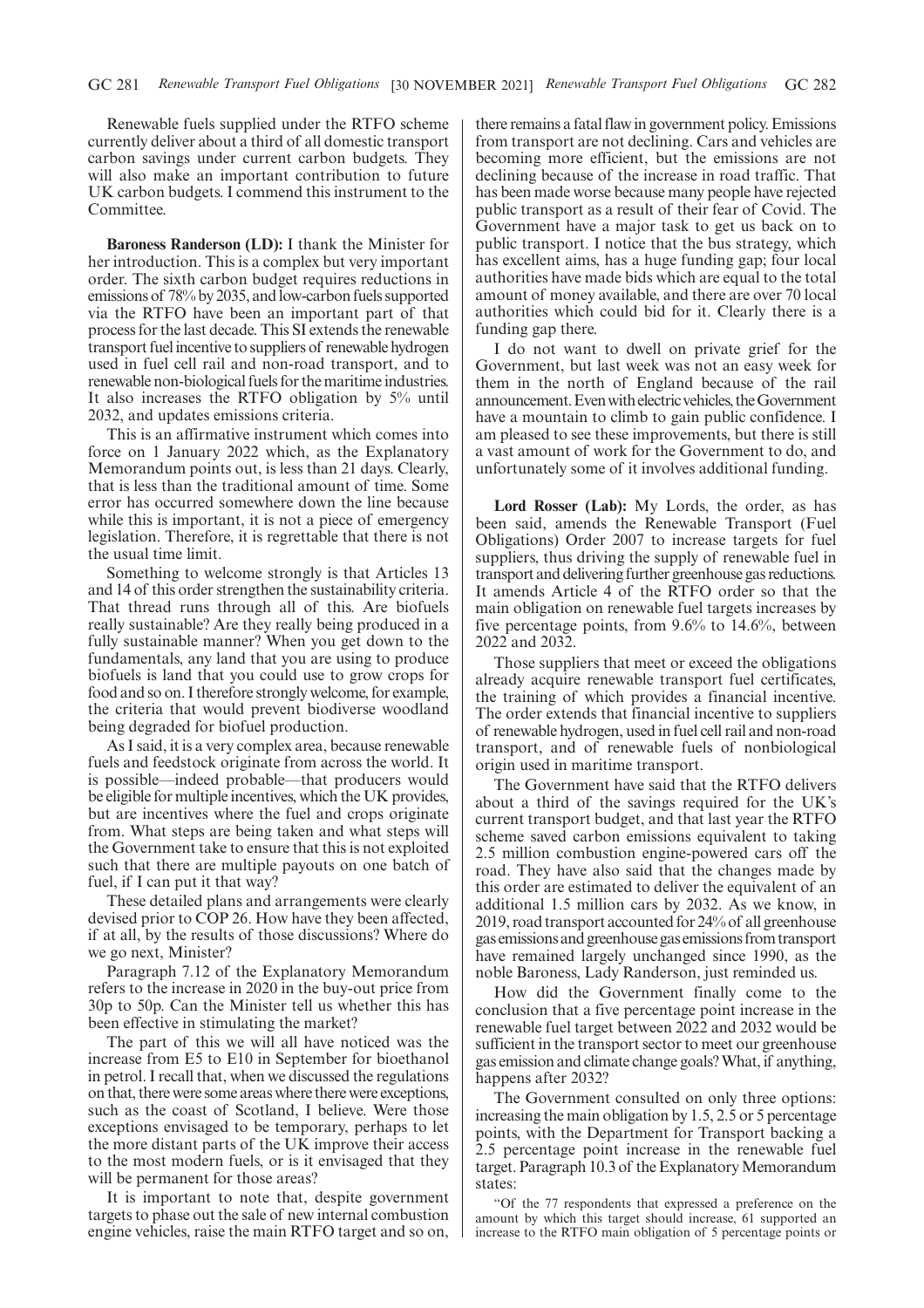Renewable fuels supplied under the RTFO scheme currently deliver about a third of all domestic transport carbon savings under current carbon budgets. They will also make an important contribution to future UK carbon budgets. I commend this instrument to the Committee.

**Baroness Randerson (LD):** I thank the Minister for her introduction. This is a complex but very important order. The sixth carbon budget requires reductions in emissions of 78% by 2035, and low-carbon fuels supported via the RTFO have been an important part of that process for the last decade. This SI extends the renewable transport fuel incentive to suppliers of renewable hydrogen used in fuel cell rail and non-road transport, and to renewable non-biological fuels for the maritime industries. It also increases the RTFO obligation by 5% until 2032, and updates emissions criteria.

This is an affirmative instrument which comes into force on 1 January 2022 which, as the Explanatory Memorandum points out, is less than 21 days. Clearly, that is less than the traditional amount of time. Some error has occurred somewhere down the line because while this is important, it is not a piece of emergency legislation. Therefore, it is regrettable that there is not the usual time limit.

Something to welcome strongly is that Articles 13 and 14 of this order strengthen the sustainability criteria. That thread runs through all of this. Are biofuels really sustainable? Are they really being produced in a fully sustainable manner? When you get down to the fundamentals, any land that you are using to produce biofuels is land that you could use to grow crops for food and so on. I therefore strongly welcome, for example, the criteria that would prevent biodiverse woodland being degraded for biofuel production.

As I said, it is a very complex area, because renewable fuels and feedstock originate from across the world. It is possible—indeed probable—that producers would be eligible for multiple incentives, which the UK provides, but are incentives where the fuel and crops originate from. What steps are being taken and what steps will the Government take to ensure that this is not exploited such that there are multiple payouts on one batch of fuel, if I can put it that way?

These detailed plans and arrangements were clearly devised prior to COP 26. How have they been affected, if at all, by the results of those discussions? Where do we go next, Minister?

Paragraph 7.12 of the Explanatory Memorandum refers to the increase in 2020 in the buy-out price from 30p to 50p. Can the Minister tell us whether this has been effective in stimulating the market?

The part of this we will all have noticed was the increase from E5 to E10 in September for bioethanol in petrol. I recall that, when we discussed the regulations on that, there were some areas where there were exceptions, such as the coast of Scotland, I believe. Were those exceptions envisaged to be temporary, perhaps to let the more distant parts of the UK improve their access to the most modern fuels, or is it envisaged that they will be permanent for those areas?

It is important to note that, despite government targets to phase out the sale of new internal combustion engine vehicles, raise the main RTFO target and so on, there remains a fatal flaw in government policy. Emissions from transport are not declining. Cars and vehicles are becoming more efficient, but the emissions are not declining because of the increase in road traffic. That has been made worse because many people have rejected public transport as a result of their fear of Covid. The Government have a major task to get us back on to public transport. I notice that the bus strategy, which has excellent aims, has a huge funding gap; four local authorities have made bids which are equal to the total amount of money available, and there are over 70 local authorities which could bid for it. Clearly there is a funding gap there.

I do not want to dwell on private grief for the Government, but last week was not an easy week for them in the north of England because of the rail announcement. Even with electric vehicles, the Government have a mountain to climb to gain public confidence. I am pleased to see these improvements, but there is still a vast amount of work for the Government to do, and unfortunately some of it involves additional funding.

**Lord Rosser (Lab):** My Lords, the order, as has been said, amends the Renewable Transport (Fuel Obligations) Order 2007 to increase targets for fuel suppliers, thus driving the supply of renewable fuel in transport and delivering further greenhouse gas reductions. It amends Article 4 of the RTFO order so that the main obligation on renewable fuel targets increases by five percentage points, from 9.6% to 14.6%, between 2022 and 2032.

Those suppliers that meet or exceed the obligations already acquire renewable transport fuel certificates, the training of which provides a financial incentive. The order extends that financial incentive to suppliers of renewable hydrogen, used in fuel cell rail and non-road transport, and of renewable fuels of nonbiological origin used in maritime transport.

The Government have said that the RTFO delivers about a third of the savings required for the UK's current transport budget, and that last year the RTFO scheme saved carbon emissions equivalent to taking 2.5 million combustion engine-powered cars off the road. They have also said that the changes made by this order are estimated to deliver the equivalent of an additional 1.5 million cars by 2032. As we know, in 2019, road transport accounted for 24% of all greenhouse gas emissions and greenhouse gas emissions from transport have remained largely unchanged since 1990, as the noble Baroness, Lady Randerson, just reminded us.

How did the Government finally come to the conclusion that a five percentage point increase in the renewable fuel target between 2022 and 2032 would be sufficient in the transport sector to meet our greenhouse gas emission and climate change goals? What, if anything, happens after 2032?

The Government consulted on only three options: increasing the main obligation by 1.5, 2.5 or 5 percentage points, with the Department for Transport backing a 2.5 percentage point increase in the renewable fuel target. Paragraph 10.3 of the Explanatory Memorandum states:

"Of the 77 respondents that expressed a preference on the amount by which this target should increase, 61 supported an increase to the RTFO main obligation of 5 percentage points or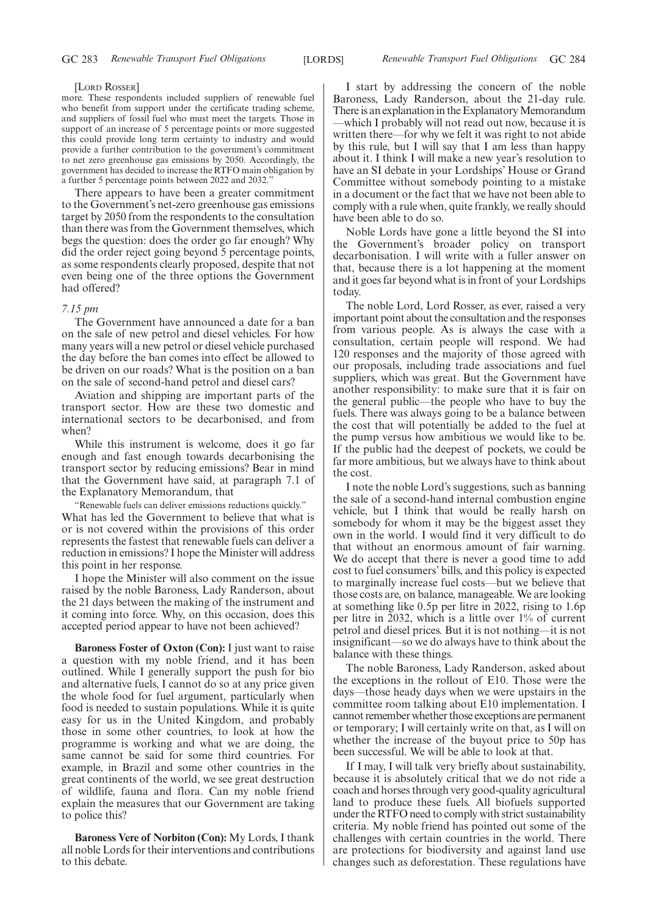[Lord Rosser]

more. These respondents included suppliers of renewable fuel who benefit from support under the certificate trading scheme, and suppliers of fossil fuel who must meet the targets. Those in support of an increase of 5 percentage points or more suggested this could provide long term certainty to industry and would provide a further contribution to the government's commitment to net zero greenhouse gas emissions by 2050. Accordingly, the government has decided to increase the RTFO main obligation by a further 5 percentage points between 2022 and 2032."

There appears to have been a greater commitment to the Government's net-zero greenhouse gas emissions target by 2050 from the respondents to the consultation than there was from the Government themselves, which begs the question: does the order go far enough? Why did the order reject going beyond 5 percentage points, as some respondents clearly proposed, despite that not even being one of the three options the Government had offered?

*7.15 pm*

The Government have announced a date for a ban on the sale of new petrol and diesel vehicles. For how many years will a new petrol or diesel vehicle purchased the day before the ban comes into effect be allowed to be driven on our roads? What is the position on a ban on the sale of second-hand petrol and diesel cars?

Aviation and shipping are important parts of the transport sector. How are these two domestic and international sectors to be decarbonised, and from when?

While this instrument is welcome, does it go far enough and fast enough towards decarbonising the transport sector by reducing emissions? Bear in mind that the Government have said, at paragraph 7.1 of the Explanatory Memorandum, that

"Renewable fuels can deliver emissions reductions quickly."

What has led the Government to believe that what is or is not covered within the provisions of this order represents the fastest that renewable fuels can deliver a reduction in emissions? I hope the Minister will address this point in her response.

I hope the Minister will also comment on the issue raised by the noble Baroness, Lady Randerson, about the 21 days between the making of the instrument and it coming into force. Why, on this occasion, does this accepted period appear to have not been achieved?

**Baroness Foster of Oxton (Con):** I just want to raise a question with my noble friend, and it has been outlined. While I generally support the push for bio and alternative fuels, I cannot do so at any price given the whole food for fuel argument, particularly when food is needed to sustain populations. While it is quite easy for us in the United Kingdom, and probably those in some other countries, to look at how the programme is working and what we are doing, the same cannot be said for some third countries. For example, in Brazil and some other countries in the great continents of the world, we see great destruction of wildlife, fauna and flora. Can my noble friend explain the measures that our Government are taking to police this?

**Baroness Vere of Norbiton (Con):** My Lords, I thank all noble Lords for their interventions and contributions to this debate.

I start by addressing the concern of the noble Baroness, Lady Randerson, about the 21-day rule. There is an explanation in the Explanatory Memorandum —which I probably will not read out now, because it is written there—for why we felt it was right to not abide by this rule, but I will say that I am less than happy about it. I think I will make a new year's resolution to have an SI debate in your Lordships' House or Grand Committee without somebody pointing to a mistake in a document or the fact that we have not been able to comply with a rule when, quite frankly, we really should have been able to do so.

Noble Lords have gone a little beyond the SI into the Government's broader policy on transport decarbonisation. I will write with a fuller answer on that, because there is a lot happening at the moment and it goes far beyond what is in front of your Lordships today.

The noble Lord, Lord Rosser, as ever, raised a very important point about the consultation and the responses from various people. As is always the case with a consultation, certain people will respond. We had 120 responses and the majority of those agreed with our proposals, including trade associations and fuel suppliers, which was great. But the Government have another responsibility: to make sure that it is fair on the general public—the people who have to buy the fuels. There was always going to be a balance between the cost that will potentially be added to the fuel at the pump versus how ambitious we would like to be. If the public had the deepest of pockets, we could be far more ambitious, but we always have to think about the cost.

I note the noble Lord's suggestions, such as banning the sale of a second-hand internal combustion engine vehicle, but I think that would be really harsh on somebody for whom it may be the biggest asset they own in the world. I would find it very difficult to do that without an enormous amount of fair warning. We do accept that there is never a good time to add cost to fuel consumers' bills, and this policy is expected to marginally increase fuel costs—but we believe that those costs are, on balance, manageable. We are looking at something like 0.5p per litre in 2022, rising to 1.6p per litre in 2032, which is a little over 1% of current petrol and diesel prices. But it is not nothing—it is not insignificant—so we do always have to think about the balance with these things.

The noble Baroness, Lady Randerson, asked about the exceptions in the rollout of E10. Those were the days—those heady days when we were upstairs in the committee room talking about E10 implementation. I cannot remember whether those exceptions are permanent or temporary; I will certainly write on that, as I will on whether the increase of the buyout price to 50p has been successful. We will be able to look at that.

If I may, I will talk very briefly about sustainability, because it is absolutely critical that we do not ride a coach and horses through very good-quality agricultural land to produce these fuels. All biofuels supported under the RTFO need to comply with strict sustainability criteria. My noble friend has pointed out some of the challenges with certain countries in the world. There are protections for biodiversity and against land use changes such as deforestation. These regulations have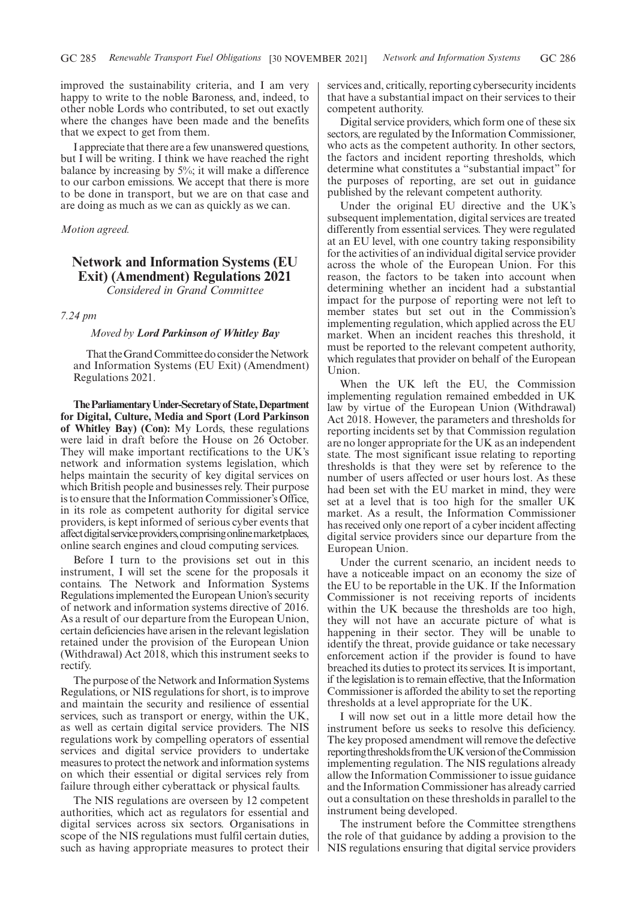improved the sustainability criteria, and I am very happy to write to the noble Baroness, and, indeed, to other noble Lords who contributed, to set out exactly where the changes have been made and the benefits that we expect to get from them.

I appreciate that there are a few unanswered questions, but I will be writing. I think we have reached the right balance by increasing by 5%; it will make a difference to our carbon emissions. We accept that there is more to be done in transport, but we are on that case and are doing as much as we can as quickly as we can.

*Motion agreed.*

## Network and Information Systems (EU Exit) (Amendment) Regulations 2021

*Considered in Grand Committee*

*7.24 pm*

*Moved by* ***Lord Parkinson of Whitley Bay***

That the Grand Committee do consider the Network and Information Systems (EU Exit) (Amendment) Regulations 2021.

**The Parliamentary Under-Secretary of State, Department for Digital, Culture, Media and Sport (Lord Parkinson of Whitley Bay) (Con):** My Lords, these regulations were laid in draft before the House on 26 October. They will make important rectifications to the UK's network and information systems legislation, which helps maintain the security of key digital services on which British people and businesses rely. Their purpose is to ensure that the Information Commissioner's Office, in its role as competent authority for digital service providers, is kept informed of serious cyber events that affect digital service providers, comprising online marketplaces, online search engines and cloud computing services.

Before I turn to the provisions set out in this instrument, I will set the scene for the proposals it contains. The Network and Information Systems Regulations implemented the European Union's security of network and information systems directive of 2016. As a result of our departure from the European Union, certain deficiencies have arisen in the relevant legislation retained under the provision of the European Union (Withdrawal) Act 2018, which this instrument seeks to rectify.

The purpose of the Network and Information Systems Regulations, or NIS regulations for short, is to improve and maintain the security and resilience of essential services, such as transport or energy, within the UK, as well as certain digital service providers. The NIS regulations work by compelling operators of essential services and digital service providers to undertake measures to protect the network and information systems on which their essential or digital services rely from failure through either cyberattack or physical faults.

The NIS regulations are overseen by 12 competent authorities, which act as regulators for essential and digital services across six sectors. Organisations in scope of the NIS regulations must fulfil certain duties, such as having appropriate measures to protect their services and, critically, reporting cybersecurity incidents that have a substantial impact on their services to their competent authority.

Digital service providers, which form one of these six sectors, are regulated by the Information Commissioner, who acts as the competent authority. In other sectors, the factors and incident reporting thresholds, which determine what constitutes a "substantial impact" for the purposes of reporting, are set out in guidance published by the relevant competent authority.

Under the original EU directive and the UK's subsequent implementation, digital services are treated differently from essential services. They were regulated at an EU level, with one country taking responsibility for the activities of an individual digital service provider across the whole of the European Union. For this reason, the factors to be taken into account when determining whether an incident had a substantial impact for the purpose of reporting were not left to member states but set out in the Commission's implementing regulation, which applied across the EU market. When an incident reaches this threshold, it must be reported to the relevant competent authority, which regulates that provider on behalf of the European Union.

When the UK left the EU, the Commission implementing regulation remained embedded in UK law by virtue of the European Union (Withdrawal) Act 2018. However, the parameters and thresholds for reporting incidents set by that Commission regulation are no longer appropriate for the UK as an independent state. The most significant issue relating to reporting thresholds is that they were set by reference to the number of users affected or user hours lost. As these had been set with the EU market in mind, they were set at a level that is too high for the smaller UK market. As a result, the Information Commissioner has received only one report of a cyber incident affecting digital service providers since our departure from the European Union.

Under the current scenario, an incident needs to have a noticeable impact on an economy the size of the EU to be reportable in the UK. If the Information Commissioner is not receiving reports of incidents within the UK because the thresholds are too high, they will not have an accurate picture of what is happening in their sector. They will be unable to identify the threat, provide guidance or take necessary enforcement action if the provider is found to have breached its duties to protect its services. It is important, if the legislation is to remain effective, that the Information Commissioner is afforded the ability to set the reporting thresholds at a level appropriate for the UK.

I will now set out in a little more detail how the instrument before us seeks to resolve this deficiency. The key proposed amendment will remove the defective reporting thresholds from the UK version of the Commission implementing regulation. The NIS regulations already allow the Information Commissioner to issue guidance and the Information Commissioner has already carried out a consultation on these thresholds in parallel to the instrument being developed.

The instrument before the Committee strengthens the role of that guidance by adding a provision to the NIS regulations ensuring that digital service providers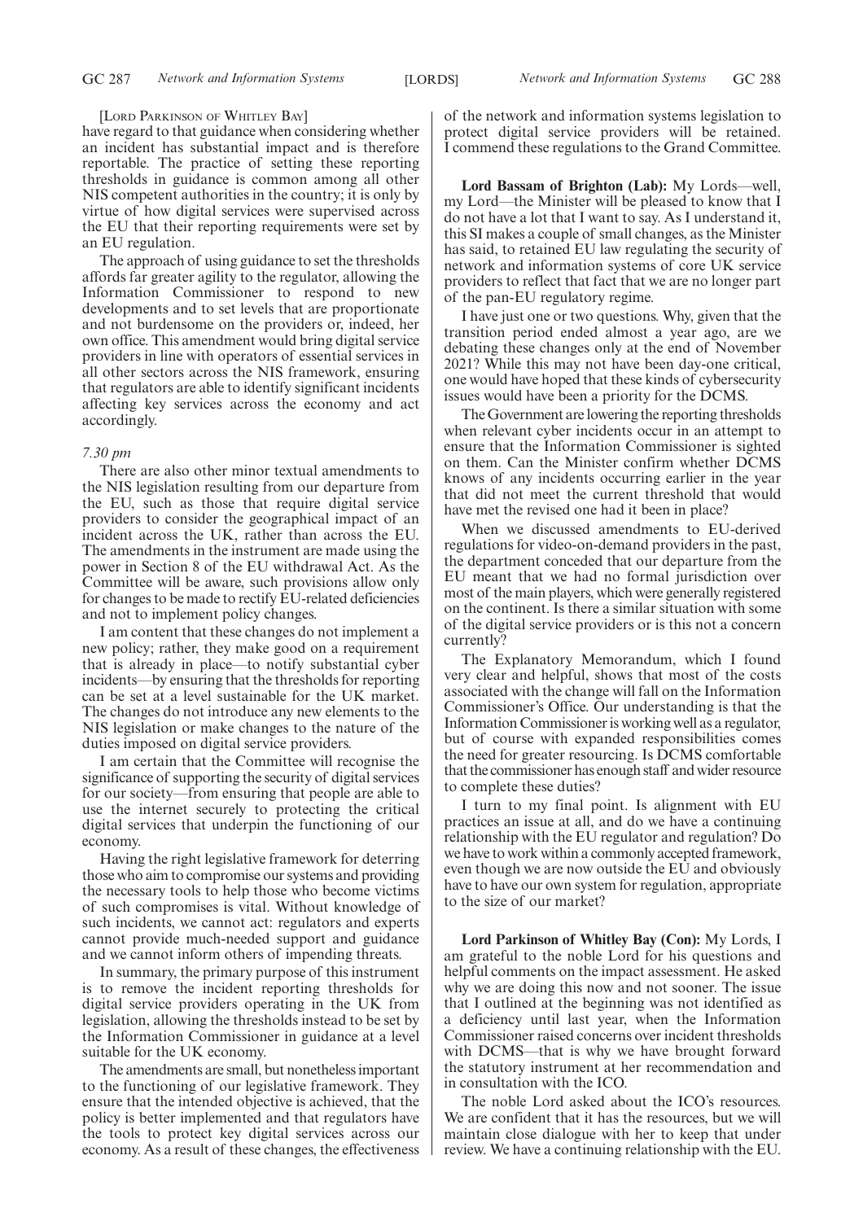[Lord Parkinson of Whitley Bay]

have regard to that guidance when considering whether an incident has substantial impact and is therefore reportable. The practice of setting these reporting thresholds in guidance is common among all other NIS competent authorities in the country; it is only by virtue of how digital services were supervised across the EU that their reporting requirements were set by an EU regulation.

The approach of using guidance to set the thresholds affords far greater agility to the regulator, allowing the Information Commissioner to respond to new developments and to set levels that are proportionate and not burdensome on the providers or, indeed, her own office. This amendment would bring digital service providers in line with operators of essential services in all other sectors across the NIS framework, ensuring that regulators are able to identify significant incidents affecting key services across the economy and act accordingly.

*7.30 pm*

There are also other minor textual amendments to the NIS legislation resulting from our departure from the EU, such as those that require digital service providers to consider the geographical impact of an incident across the UK, rather than across the EU. The amendments in the instrument are made using the power in Section 8 of the EU withdrawal Act. As the Committee will be aware, such provisions allow only for changes to be made to rectify EU-related deficiencies and not to implement policy changes.

I am content that these changes do not implement a new policy; rather, they make good on a requirement that is already in place—to notify substantial cyber incidents—by ensuring that the thresholds for reporting can be set at a level sustainable for the UK market. The changes do not introduce any new elements to the NIS legislation or make changes to the nature of the duties imposed on digital service providers.

I am certain that the Committee will recognise the significance of supporting the security of digital services for our society—from ensuring that people are able to use the internet securely to protecting the critical digital services that underpin the functioning of our economy.

Having the right legislative framework for deterring those who aim to compromise our systems and providing the necessary tools to help those who become victims of such compromises is vital. Without knowledge of such incidents, we cannot act: regulators and experts cannot provide much-needed support and guidance and we cannot inform others of impending threats.

In summary, the primary purpose of this instrument is to remove the incident reporting thresholds for digital service providers operating in the UK from legislation, allowing the thresholds instead to be set by the Information Commissioner in guidance at a level suitable for the UK economy.

The amendments are small, but nonetheless important to the functioning of our legislative framework. They ensure that the intended objective is achieved, that the policy is better implemented and that regulators have the tools to protect key digital services across our economy. As a result of these changes, the effectiveness of the network and information systems legislation to protect digital service providers will be retained. I commend these regulations to the Grand Committee.

**Lord Bassam of Brighton (Lab):** My Lords—well, my Lord—the Minister will be pleased to know that I do not have a lot that I want to say. As I understand it, this SI makes a couple of small changes, as the Minister has said, to retained EU law regulating the security of network and information systems of core UK service providers to reflect that fact that we are no longer part of the pan-EU regulatory regime.

I have just one or two questions. Why, given that the transition period ended almost a year ago, are we debating these changes only at the end of November 2021? While this may not have been day-one critical, one would have hoped that these kinds of cybersecurity issues would have been a priority for the DCMS.

The Government are lowering the reporting thresholds when relevant cyber incidents occur in an attempt to ensure that the Information Commissioner is sighted on them. Can the Minister confirm whether DCMS knows of any incidents occurring earlier in the year that did not meet the current threshold that would have met the revised one had it been in place?

When we discussed amendments to EU-derived regulations for video-on-demand providers in the past, the department conceded that our departure from the EU meant that we had no formal jurisdiction over most of the main players, which were generally registered on the continent. Is there a similar situation with some of the digital service providers or is this not a concern currently?

The Explanatory Memorandum, which I found very clear and helpful, shows that most of the costs associated with the change will fall on the Information Commissioner's Office. Our understanding is that the Information Commissioner is working well as a regulator, but of course with expanded responsibilities comes the need for greater resourcing. Is DCMS comfortable that the commissioner has enough staff and wider resource to complete these duties?

I turn to my final point. Is alignment with EU practices an issue at all, and do we have a continuing relationship with the EU regulator and regulation? Do we have to work within a commonly accepted framework, even though we are now outside the EU and obviously have to have our own system for regulation, appropriate to the size of our market?

**Lord Parkinson of Whitley Bay (Con):** My Lords, I am grateful to the noble Lord for his questions and helpful comments on the impact assessment. He asked why we are doing this now and not sooner. The issue that I outlined at the beginning was not identified as a deficiency until last year, when the Information Commissioner raised concerns over incident thresholds with DCMS—that is why we have brought forward the statutory instrument at her recommendation and in consultation with the ICO.

The noble Lord asked about the ICO's resources. We are confident that it has the resources, but we will maintain close dialogue with her to keep that under review. We have a continuing relationship with the EU.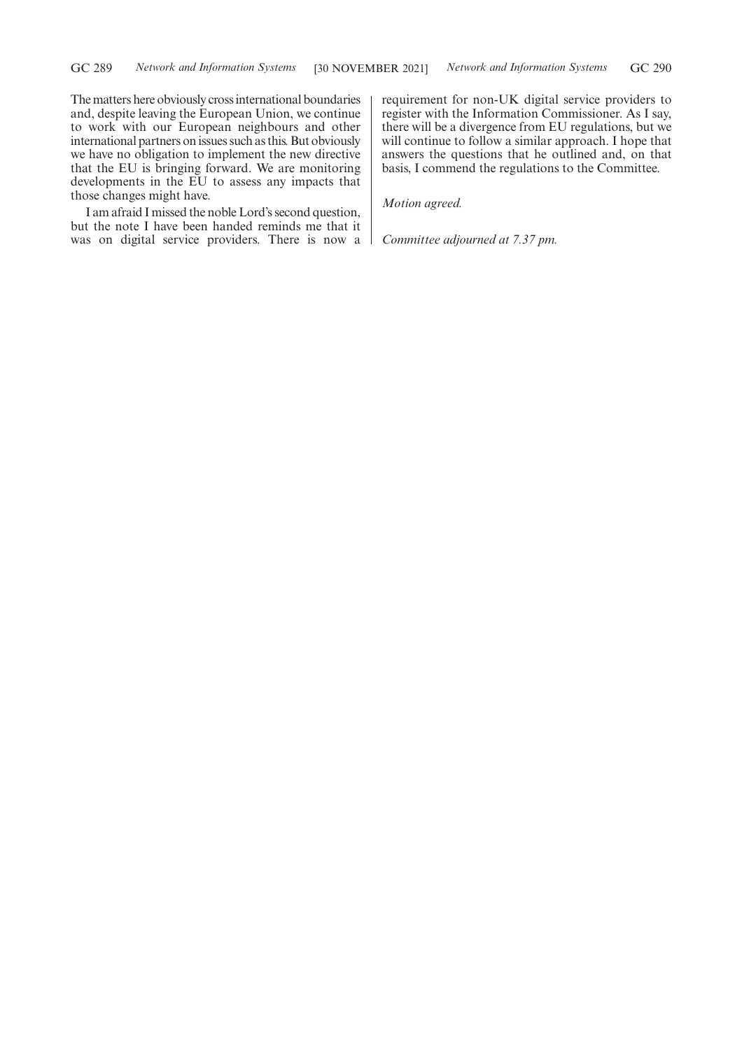The matters here obviously cross international boundaries and, despite leaving the European Union, we continue to work with our European neighbours and other international partners on issues such as this. But obviously we have no obligation to implement the new directive that the EU is bringing forward. We are monitoring developments in the EU to assess any impacts that those changes might have.

I am afraid I missed the noble Lord's second question, but the note I have been handed reminds me that it was on digital service providers. There is now a requirement for non-UK digital service providers to register with the Information Commissioner. As I say, there will be a divergence from EU regulations, but we will continue to follow a similar approach. I hope that answers the questions that he outlined and, on that basis, I commend the regulations to the Committee.

*Motion agreed.*

*Committee adjourned at 7.37 pm.*